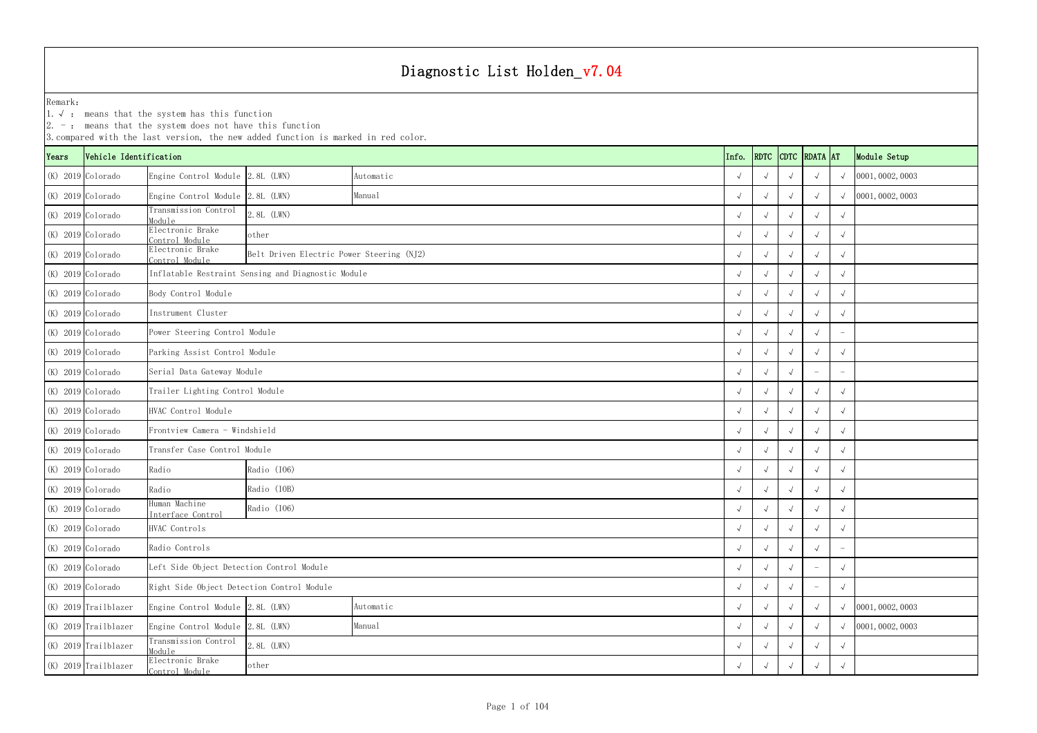# Diagnostic List Holden_v7.04

Remark:
1. √ : means that the system has this function
2. - : means that the system does not have this function
3. compared with the last version, the new added function is marked in red color.

| Years | Vehicle Identification | | | | Info. | RDTC | CDTC | RDATA | AT | Module Setup |
|---|---|---|---|---|---|---|---|---|---|---|
| (K) 2019 | Colorado | Engine Control Module | 2.8L (LWN) | Automatic | √ | √ | √ | √ | √ | 0001,0002,0003 |
| (K) 2019 | Colorado | Engine Control Module | 2.8L (LWN) | Manual | √ | √ | √ | √ | √ | 0001,0002,0003 |
| (K) 2019 | Colorado | Transmission Control Module | 2.8L (LWN) | | √ | √ | √ | √ | √ | |
| (K) 2019 | Colorado | Electronic Brake Control Module | other | | √ | √ | √ | √ | √ | |
| (K) 2019 | Colorado | Electronic Brake Control Module | Belt Driven Electric Power Steering (NJ2) | | √ | √ | √ | √ | √ | |
| (K) 2019 | Colorado | Inflatable Restraint Sensing and Diagnostic Module | | | √ | √ | √ | √ | √ | |
| (K) 2019 | Colorado | Body Control Module | | | √ | √ | √ | √ | √ | |
| (K) 2019 | Colorado | Instrument Cluster | | | √ | √ | √ | √ | √ | |
| (K) 2019 | Colorado | Power Steering Control Module | | | √ | √ | √ | √ | - | |
| (K) 2019 | Colorado | Parking Assist Control Module | | | √ | √ | √ | √ | √ | |
| (K) 2019 | Colorado | Serial Data Gateway Module | | | √ | √ | √ | - | - | |
| (K) 2019 | Colorado | Trailer Lighting Control Module | | | √ | √ | √ | √ | √ | |
| (K) 2019 | Colorado | HVAC Control Module | | | √ | √ | √ | √ | √ | |
| (K) 2019 | Colorado | Frontview Camera - Windshield | | | √ | √ | √ | √ | √ | |
| (K) 2019 | Colorado | Transfer Case Control Module | | | √ | √ | √ | √ | √ | |
| (K) 2019 | Colorado | Radio | Radio (IO6) | | √ | √ | √ | √ | √ | |
| (K) 2019 | Colorado | Radio | Radio (IOB) | | √ | √ | √ | √ | √ | |
| (K) 2019 | Colorado | Human Machine Interface Control | Radio (IO6) | | √ | √ | √ | √ | √ | |
| (K) 2019 | Colorado | HVAC Controls | | | √ | √ | √ | √ | √ | |
| (K) 2019 | Colorado | Radio Controls | | | √ | √ | √ | √ | - | |
| (K) 2019 | Colorado | Left Side Object Detection Control Module | | | √ | √ | √ | - | √ | |
| (K) 2019 | Colorado | Right Side Object Detection Control Module | | | √ | √ | √ | - | √ | |
| (K) 2019 | Trailblazer | Engine Control Module | 2.8L (LWN) | Automatic | √ | √ | √ | √ | √ | 0001,0002,0003 |
| (K) 2019 | Trailblazer | Engine Control Module | 2.8L (LWN) | Manual | √ | √ | √ | √ | √ | 0001,0002,0003 |
| (K) 2019 | Trailblazer | Transmission Control Module | 2.8L (LWN) | | √ | √ | √ | √ | √ | |
| (K) 2019 | Trailblazer | Electronic Brake Control Module | other | | √ | √ | √ | √ | √ | |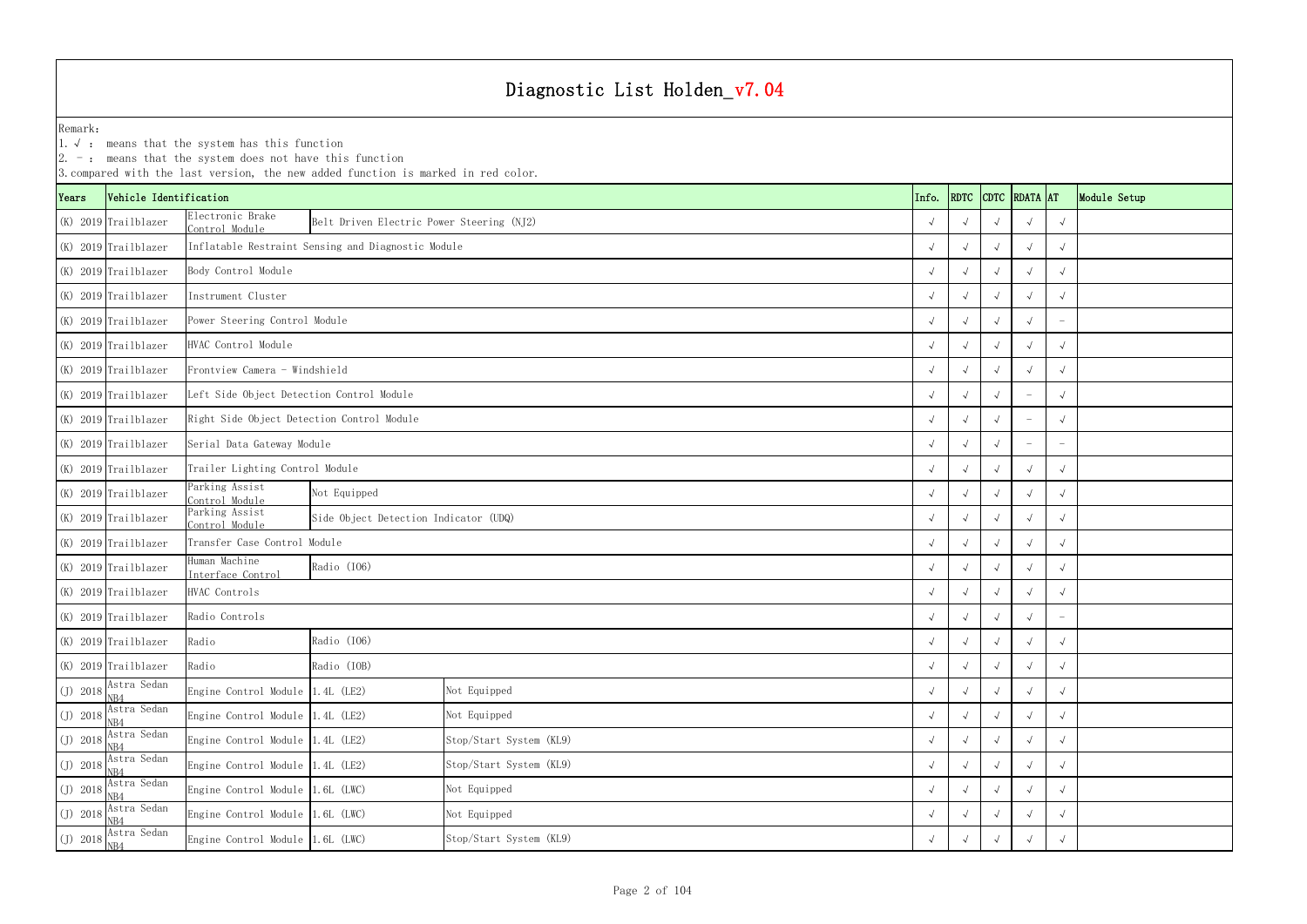# Diagnostic List Holden_v7.04

Remark:
1. √ : means that the system has this function
2. － : means that the system does not have this function
3. compared with the last version, the new added function is marked in red color.

| Years | Vehicle Identification | | | | Info. | RDTC | CDTC | RDATA | AT | Module Setup |
|---|---|---|---|---|---|---|---|---|---|---|
| (K) 2019 | Trailblazer | Electronic Brake Control Module | Belt Driven Electric Power Steering (NJ2) | | √ | √ | √ | √ | √ | |
| (K) 2019 | Trailblazer | Inflatable Restraint Sensing and Diagnostic Module | | | √ | √ | √ | √ | √ | |
| (K) 2019 | Trailblazer | Body Control Module | | | √ | √ | √ | √ | √ | |
| (K) 2019 | Trailblazer | Instrument Cluster | | | √ | √ | √ | √ | √ | |
| (K) 2019 | Trailblazer | Power Steering Control Module | | | √ | √ | √ | √ | － | |
| (K) 2019 | Trailblazer | HVAC Control Module | | | √ | √ | √ | √ | √ | |
| (K) 2019 | Trailblazer | Frontview Camera - Windshield | | | √ | √ | √ | √ | √ | |
| (K) 2019 | Trailblazer | Left Side Object Detection Control Module | | | √ | √ | √ | － | √ | |
| (K) 2019 | Trailblazer | Right Side Object Detection Control Module | | | √ | √ | √ | － | √ | |
| (K) 2019 | Trailblazer | Serial Data Gateway Module | | | √ | √ | √ | － | － | |
| (K) 2019 | Trailblazer | Trailer Lighting Control Module | | | √ | √ | √ | √ | √ | |
| (K) 2019 | Trailblazer | Parking Assist Control Module | Not Equipped | | √ | √ | √ | √ | √ | |
| (K) 2019 | Trailblazer | Parking Assist Control Module | Side Object Detection Indicator (UDQ) | | √ | √ | √ | √ | √ | |
| (K) 2019 | Trailblazer | Transfer Case Control Module | | | √ | √ | √ | √ | √ | |
| (K) 2019 | Trailblazer | Human Machine Interface Control | Radio (IO6) | | √ | √ | √ | √ | √ | |
| (K) 2019 | Trailblazer | HVAC Controls | | | √ | √ | √ | √ | √ | |
| (K) 2019 | Trailblazer | Radio Controls | | | √ | √ | √ | √ | － | |
| (K) 2019 | Trailblazer | Radio | Radio (IO6) | | √ | √ | √ | √ | √ | |
| (K) 2019 | Trailblazer | Radio | Radio (IOB) | | √ | √ | √ | √ | √ | |
| (J) 2018 | Astra Sedan NB4 | Engine Control Module | 1.4L (LE2) | Not Equipped | √ | √ | √ | √ | √ | |
| (J) 2018 | Astra Sedan NB4 | Engine Control Module | 1.4L (LE2) | Not Equipped | √ | √ | √ | √ | √ | |
| (J) 2018 | Astra Sedan NB4 | Engine Control Module | 1.4L (LE2) | Stop/Start System (KL9) | √ | √ | √ | √ | √ | |
| (J) 2018 | Astra Sedan NB4 | Engine Control Module | 1.4L (LE2) | Stop/Start System (KL9) | √ | √ | √ | √ | √ | |
| (J) 2018 | Astra Sedan NB4 | Engine Control Module | 1.6L (LWC) | Not Equipped | √ | √ | √ | √ | √ | |
| (J) 2018 | Astra Sedan NB4 | Engine Control Module | 1.6L (LWC) | Not Equipped | √ | √ | √ | √ | √ | |
| (J) 2018 | Astra Sedan NB4 | Engine Control Module | 1.6L (LWC) | Stop/Start System (KL9) | √ | √ | √ | √ | √ | |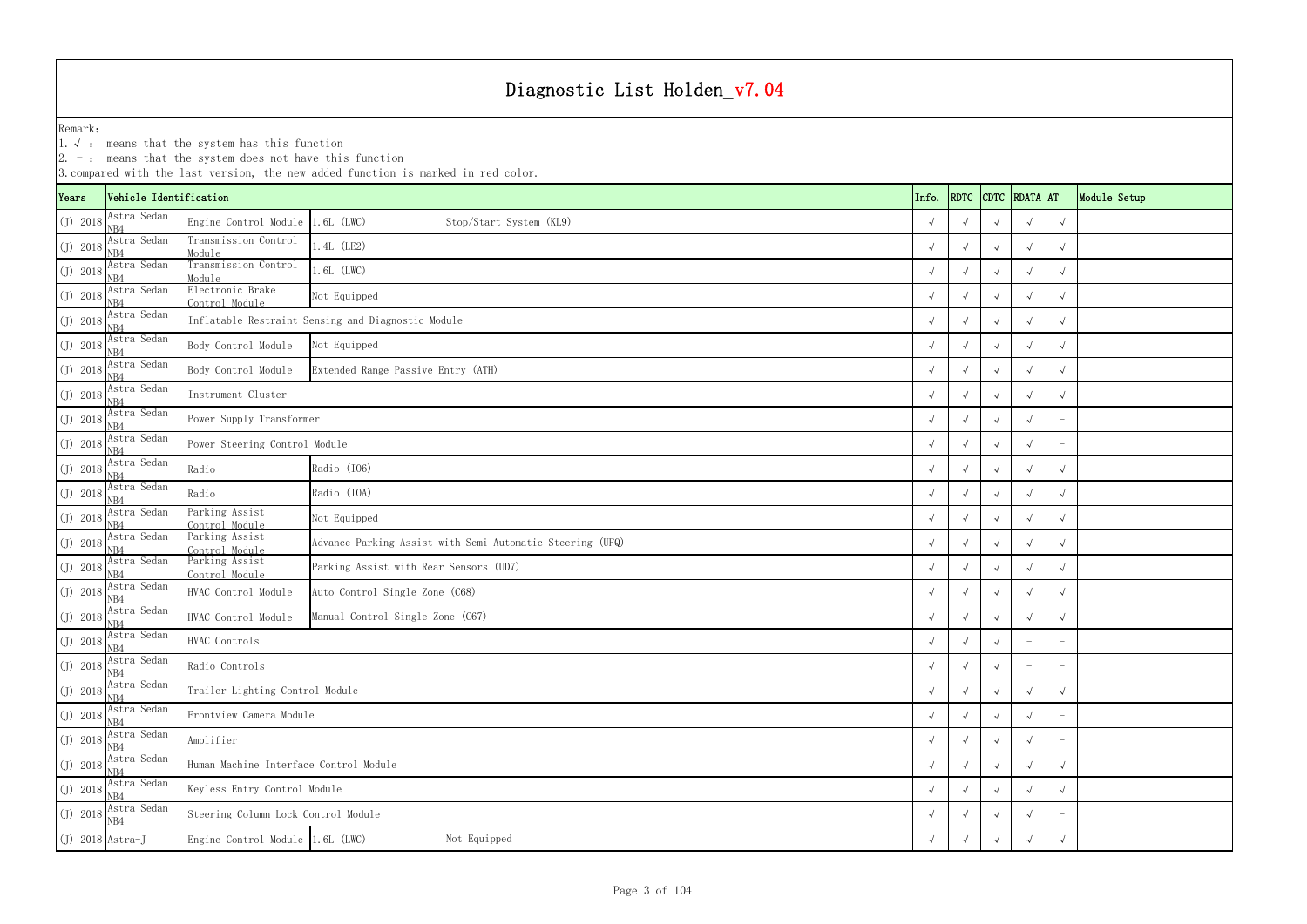# Diagnostic List Holden_v7.04

Remark:
1. √ : means that the system has this function
2. － : means that the system does not have this function
3. compared with the last version, the new added function is marked in red color.

| Years | Vehicle Identification | | | | Info. | RDTC | CDTC | RDATA | AT | Module Setup |
|---|---|---|---|---|---|---|---|---|---|---|
| (J) 2018 | Astra Sedan NB4 | Engine Control Module | 1.6L (LWC) | Stop/Start System (KL9) | √ | √ | √ | √ | √ | |
| (J) 2018 | Astra Sedan NB4 | Transmission Control Module | 1.4L (LE2) | | √ | √ | √ | √ | √ | |
| (J) 2018 | Astra Sedan NB4 | Transmission Control Module | 1.6L (LWC) | | √ | √ | √ | √ | √ | |
| (J) 2018 | Astra Sedan NB4 | Electronic Brake Control Module | Not Equipped | | √ | √ | √ | √ | √ | |
| (J) 2018 | Astra Sedan NB4 | Inflatable Restraint Sensing and Diagnostic Module | | | √ | √ | √ | √ | √ | |
| (J) 2018 | Astra Sedan NB4 | Body Control Module | Not Equipped | | √ | √ | √ | √ | √ | |
| (J) 2018 | Astra Sedan NB4 | Body Control Module | Extended Range Passive Entry (ATH) | | √ | √ | √ | √ | √ | |
| (J) 2018 | Astra Sedan NB4 | Instrument Cluster | | | √ | √ | √ | √ | √ | |
| (J) 2018 | Astra Sedan NB4 | Power Supply Transformer | | | √ | √ | √ | √ | － | |
| (J) 2018 | Astra Sedan NB4 | Power Steering Control Module | | | √ | √ | √ | √ | － | |
| (J) 2018 | Astra Sedan NB4 | Radio | Radio (IO6) | | √ | √ | √ | √ | √ | |
| (J) 2018 | Astra Sedan NB4 | Radio | Radio (IOA) | | √ | √ | √ | √ | √ | |
| (J) 2018 | Astra Sedan NB4 | Parking Assist Control Module | Not Equipped | | √ | √ | √ | √ | √ | |
| (J) 2018 | Astra Sedan NB4 | Parking Assist Control Module | Advance Parking Assist with Semi Automatic Steering (UFQ) | | √ | √ | √ | √ | √ | |
| (J) 2018 | Astra Sedan NB4 | Parking Assist Control Module | Parking Assist with Rear Sensors (UD7) | | √ | √ | √ | √ | √ | |
| (J) 2018 | Astra Sedan NB4 | HVAC Control Module | Auto Control Single Zone (C68) | | √ | √ | √ | √ | √ | |
| (J) 2018 | Astra Sedan NB4 | HVAC Control Module | Manual Control Single Zone (C67) | | √ | √ | √ | √ | √ | |
| (J) 2018 | Astra Sedan NB4 | HVAC Controls | | | √ | √ | √ | － | － | |
| (J) 2018 | Astra Sedan NB4 | Radio Controls | | | √ | √ | √ | － | － | |
| (J) 2018 | Astra Sedan NB4 | Trailer Lighting Control Module | | | √ | √ | √ | √ | √ | |
| (J) 2018 | Astra Sedan NB4 | Frontview Camera Module | | | √ | √ | √ | √ | － | |
| (J) 2018 | Astra Sedan NB4 | Amplifier | | | √ | √ | √ | √ | － | |
| (J) 2018 | Astra Sedan NB4 | Human Machine Interface Control Module | | | √ | √ | √ | √ | √ | |
| (J) 2018 | Astra Sedan NB4 | Keyless Entry Control Module | | | √ | √ | √ | √ | √ | |
| (J) 2018 | Astra Sedan NB4 | Steering Column Lock Control Module | | | √ | √ | √ | √ | － | |
| (J) 2018 | Astra-J | Engine Control Module | 1.6L (LWC) | Not Equipped | √ | √ | √ | √ | √ | |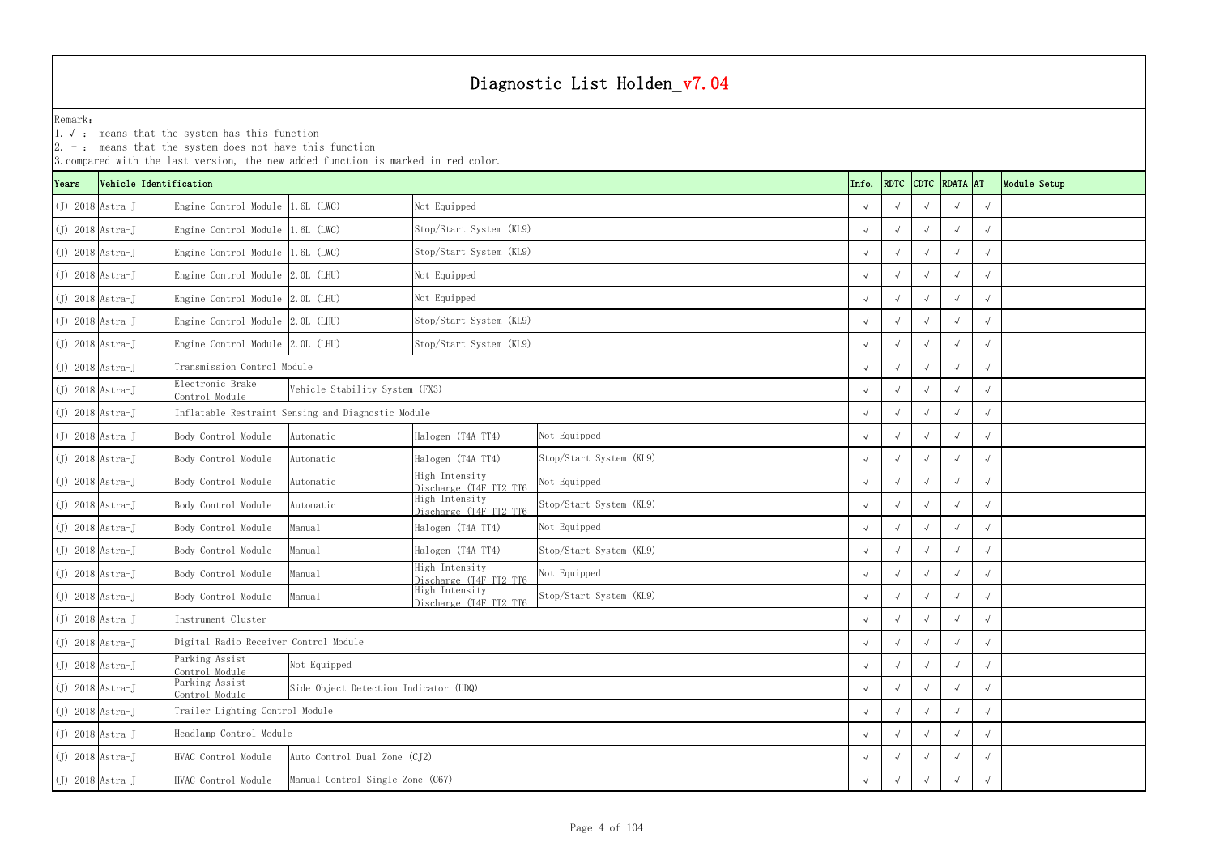# Diagnostic List Holden_v7.04

Remark:
1. √ : means that the system has this function
2. - : means that the system does not have this function
3. compared with the last version, the new added function is marked in red color.

| Years | Vehicle Identification | | | | | Info. | RDTC | CDTC | RDATA | AT | Module Setup |
|---|---|---|---|---|---|---|---|---|---|---|---|
| (J) 2018 | Astra-J | Engine Control Module | 1.6L (LWC) | Not Equipped | | √ | √ | √ | √ | √ | |
| (J) 2018 | Astra-J | Engine Control Module | 1.6L (LWC) | Stop/Start System (KL9) | | √ | √ | √ | √ | √ | |
| (J) 2018 | Astra-J | Engine Control Module | 1.6L (LWC) | Stop/Start System (KL9) | | √ | √ | √ | √ | √ | |
| (J) 2018 | Astra-J | Engine Control Module | 2.0L (LHU) | Not Equipped | | √ | √ | √ | √ | √ | |
| (J) 2018 | Astra-J | Engine Control Module | 2.0L (LHU) | Not Equipped | | √ | √ | √ | √ | √ | |
| (J) 2018 | Astra-J | Engine Control Module | 2.0L (LHU) | Stop/Start System (KL9) | | √ | √ | √ | √ | √ | |
| (J) 2018 | Astra-J | Engine Control Module | 2.0L (LHU) | Stop/Start System (KL9) | | √ | √ | √ | √ | √ | |
| (J) 2018 | Astra-J | Transmission Control Module | | | | √ | √ | √ | √ | √ | |
| (J) 2018 | Astra-J | Electronic Brake Control Module | Vehicle Stability System (FX3) | | | √ | √ | √ | √ | √ | |
| (J) 2018 | Astra-J | Inflatable Restraint Sensing and Diagnostic Module | | | | √ | √ | √ | √ | √ | |
| (J) 2018 | Astra-J | Body Control Module | Automatic | Halogen (T4A TT4) | Not Equipped | √ | √ | √ | √ | √ | |
| (J) 2018 | Astra-J | Body Control Module | Automatic | Halogen (T4A TT4) | Stop/Start System (KL9) | √ | √ | √ | √ | √ | |
| (J) 2018 | Astra-J | Body Control Module | Automatic | High Intensity Discharge (T4F TT2 TT6 | Not Equipped | √ | √ | √ | √ | √ | |
| (J) 2018 | Astra-J | Body Control Module | Automatic | High Intensity Discharge (T4F TT2 TT6 | Stop/Start System (KL9) | √ | √ | √ | √ | √ | |
| (J) 2018 | Astra-J | Body Control Module | Manual | Halogen (T4A TT4) | Not Equipped | √ | √ | √ | √ | √ | |
| (J) 2018 | Astra-J | Body Control Module | Manual | Halogen (T4A TT4) | Stop/Start System (KL9) | √ | √ | √ | √ | √ | |
| (J) 2018 | Astra-J | Body Control Module | Manual | High Intensity Discharge (T4F TT2 TT6 | Not Equipped | √ | √ | √ | √ | √ | |
| (J) 2018 | Astra-J | Body Control Module | Manual | High Intensity Discharge (T4F TT2 TT6 | Stop/Start System (KL9) | √ | √ | √ | √ | √ | |
| (J) 2018 | Astra-J | Instrument Cluster | | | | √ | √ | √ | √ | √ | |
| (J) 2018 | Astra-J | Digital Radio Receiver Control Module | | | | √ | √ | √ | √ | √ | |
| (J) 2018 | Astra-J | Parking Assist Control Module | Not Equipped | | | √ | √ | √ | √ | √ | |
| (J) 2018 | Astra-J | Parking Assist Control Module | Side Object Detection Indicator (UDQ) | | | √ | √ | √ | √ | √ | |
| (J) 2018 | Astra-J | Trailer Lighting Control Module | | | | √ | √ | √ | √ | √ | |
| (J) 2018 | Astra-J | Headlamp Control Module | | | | √ | √ | √ | √ | √ | |
| (J) 2018 | Astra-J | HVAC Control Module | Auto Control Dual Zone (CJ2) | | | √ | √ | √ | √ | √ | |
| (J) 2018 | Astra-J | HVAC Control Module | Manual Control Single Zone (C67) | | | √ | √ | √ | √ | √ | |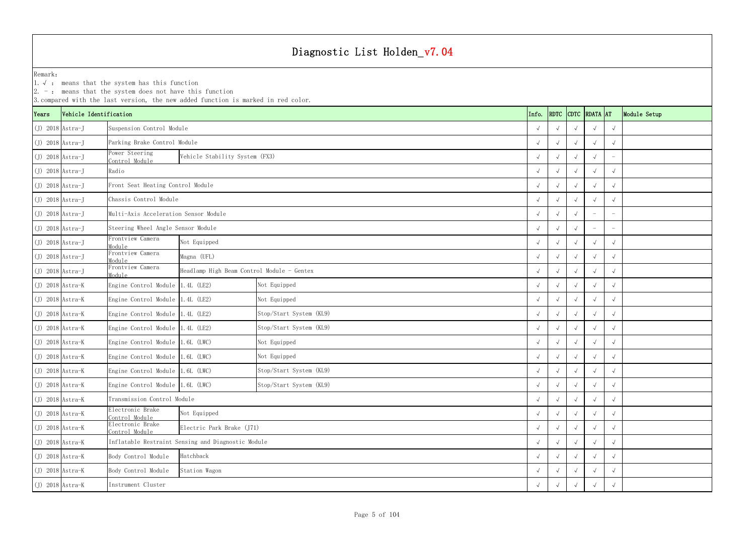# Diagnostic List Holden_v7.04

Remark:

1. √ : means that the system has this function
2. － : means that the system does not have this function
3. compared with the last version, the new added function is marked in red color.

| Years | Vehicle Identification | | | | Info. | RDTC | CDTC | RDATA | AT | Module Setup |
|---|---|---|---|---|---|---|---|---|---|---|
| (J) 2018 | Astra-J | Suspension Control Module | | | √ | √ | √ | √ | √ | |
| (J) 2018 | Astra-J | Parking Brake Control Module | | | √ | √ | √ | √ | √ | |
| (J) 2018 | Astra-J | Power Steering Control Module | Vehicle Stability System (FX3) | | √ | √ | √ | √ | － | |
| (J) 2018 | Astra-J | Radio | | | √ | √ | √ | √ | √ | |
| (J) 2018 | Astra-J | Front Seat Heating Control Module | | | √ | √ | √ | √ | √ | |
| (J) 2018 | Astra-J | Chassis Control Module | | | √ | √ | √ | √ | √ | |
| (J) 2018 | Astra-J | Multi-Axis Acceleration Sensor Module | | | √ | √ | √ | － | － | |
| (J) 2018 | Astra-J | Steering Wheel Angle Sensor Module | | | √ | √ | √ | － | － | |
| (J) 2018 | Astra-J | Frontview Camera Module | Not Equipped | | √ | √ | √ | √ | √ | |
| (J) 2018 | Astra-J | Frontview Camera Module | Magna (UFL) | | √ | √ | √ | √ | √ | |
| (J) 2018 | Astra-J | Frontview Camera Module | Headlamp High Beam Control Module - Gentex | | √ | √ | √ | √ | √ | |
| (J) 2018 | Astra-K | Engine Control Module | 1.4L (LE2) | Not Equipped | √ | √ | √ | √ | √ | |
| (J) 2018 | Astra-K | Engine Control Module | 1.4L (LE2) | Not Equipped | √ | √ | √ | √ | √ | |
| (J) 2018 | Astra-K | Engine Control Module | 1.4L (LE2) | Stop/Start System (KL9) | √ | √ | √ | √ | √ | |
| (J) 2018 | Astra-K | Engine Control Module | 1.4L (LE2) | Stop/Start System (KL9) | √ | √ | √ | √ | √ | |
| (J) 2018 | Astra-K | Engine Control Module | 1.6L (LWC) | Not Equipped | √ | √ | √ | √ | √ | |
| (J) 2018 | Astra-K | Engine Control Module | 1.6L (LWC) | Not Equipped | √ | √ | √ | √ | √ | |
| (J) 2018 | Astra-K | Engine Control Module | 1.6L (LWC) | Stop/Start System (KL9) | √ | √ | √ | √ | √ | |
| (J) 2018 | Astra-K | Engine Control Module | 1.6L (LWC) | Stop/Start System (KL9) | √ | √ | √ | √ | √ | |
| (J) 2018 | Astra-K | Transmission Control Module | | | √ | √ | √ | √ | √ | |
| (J) 2018 | Astra-K | Electronic Brake Control Module | Not Equipped | | √ | √ | √ | √ | √ | |
| (J) 2018 | Astra-K | Electronic Brake Control Module | Electric Park Brake (J71) | | √ | √ | √ | √ | √ | |
| (J) 2018 | Astra-K | Inflatable Restraint Sensing and Diagnostic Module | | | √ | √ | √ | √ | √ | |
| (J) 2018 | Astra-K | Body Control Module | Hatchback | | √ | √ | √ | √ | √ | |
| (J) 2018 | Astra-K | Body Control Module | Station Wagon | | √ | √ | √ | √ | √ | |
| (J) 2018 | Astra-K | Instrument Cluster | | | √ | √ | √ | √ | √ | |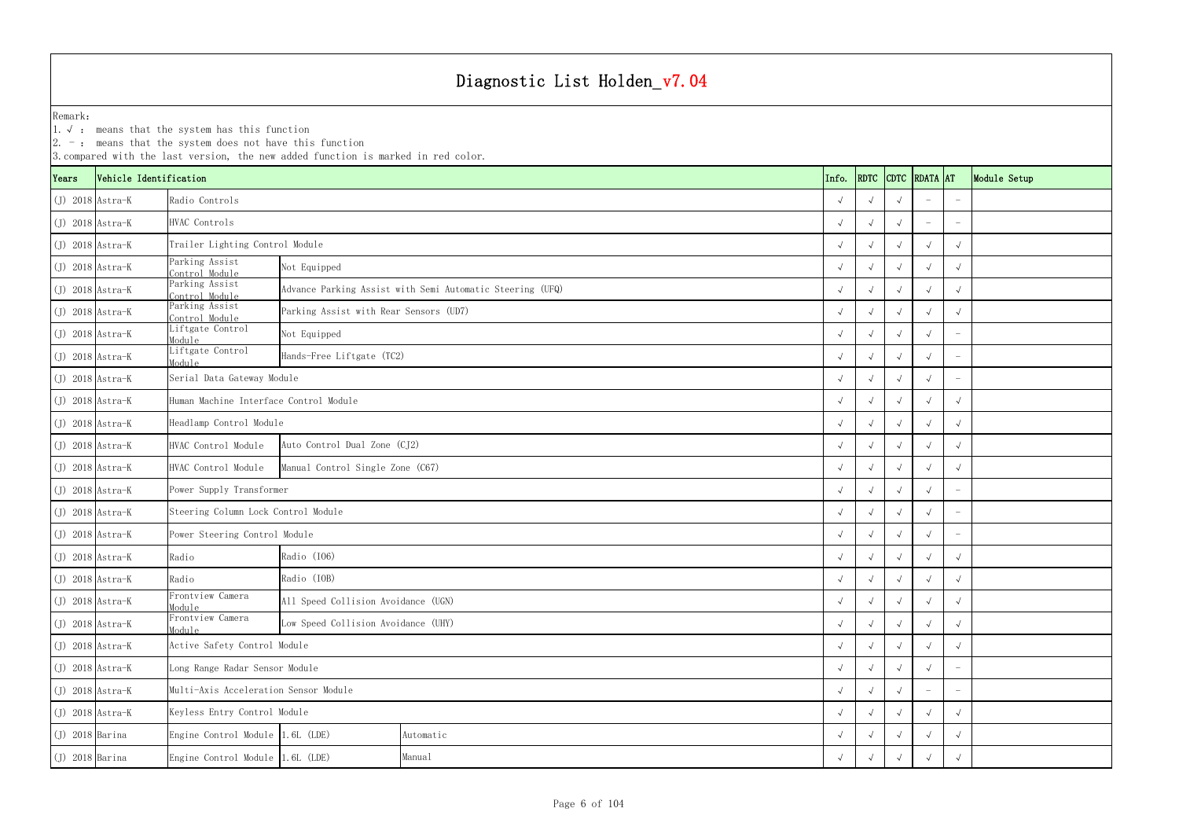# Diagnostic List Holden_v7.04

Remark:
1. √ : means that the system has this function
2. - : means that the system does not have this function
3. compared with the last version, the new added function is marked in red color.

| Years | Vehicle Identification | | | | Info. | RDTC | CDTC | RDATA | AT | Module Setup |
|---|---|---|---|---|---|---|---|---|---|---|
| (J) 2018 | Astra-K | Radio Controls | | | √ | √ | √ | - | - | |
| (J) 2018 | Astra-K | HVAC Controls | | | √ | √ | √ | - | - | |
| (J) 2018 | Astra-K | Trailer Lighting Control Module | | | √ | √ | √ | √ | √ | |
| (J) 2018 | Astra-K | Parking Assist Control Module | Not Equipped | | √ | √ | √ | √ | √ | |
| (J) 2018 | Astra-K | Parking Assist Control Module | Advance Parking Assist with Semi Automatic Steering (UFQ) | | √ | √ | √ | √ | √ | |
| (J) 2018 | Astra-K | Parking Assist Control Module | Parking Assist with Rear Sensors (UD7) | | √ | √ | √ | √ | √ | |
| (J) 2018 | Astra-K | Liftgate Control Module | Not Equipped | | √ | √ | √ | √ | - | |
| (J) 2018 | Astra-K | Liftgate Control Module | Hands-Free Liftgate (TC2) | | √ | √ | √ | √ | - | |
| (J) 2018 | Astra-K | Serial Data Gateway Module | | | √ | √ | √ | √ | - | |
| (J) 2018 | Astra-K | Human Machine Interface Control Module | | | √ | √ | √ | √ | √ | |
| (J) 2018 | Astra-K | Headlamp Control Module | | | √ | √ | √ | √ | √ | |
| (J) 2018 | Astra-K | HVAC Control Module | Auto Control Dual Zone (CJ2) | | √ | √ | √ | √ | √ | |
| (J) 2018 | Astra-K | HVAC Control Module | Manual Control Single Zone (C67) | | √ | √ | √ | √ | √ | |
| (J) 2018 | Astra-K | Power Supply Transformer | | | √ | √ | √ | √ | - | |
| (J) 2018 | Astra-K | Steering Column Lock Control Module | | | √ | √ | √ | √ | - | |
| (J) 2018 | Astra-K | Power Steering Control Module | | | √ | √ | √ | √ | - | |
| (J) 2018 | Astra-K | Radio | Radio (IO6) | | √ | √ | √ | √ | √ | |
| (J) 2018 | Astra-K | Radio | Radio (IOB) | | √ | √ | √ | √ | √ | |
| (J) 2018 | Astra-K | Frontview Camera Module | All Speed Collision Avoidance (UGN) | | √ | √ | √ | √ | √ | |
| (J) 2018 | Astra-K | Frontview Camera Module | Low Speed Collision Avoidance (UHY) | | √ | √ | √ | √ | √ | |
| (J) 2018 | Astra-K | Active Safety Control Module | | | √ | √ | √ | √ | √ | |
| (J) 2018 | Astra-K | Long Range Radar Sensor Module | | | √ | √ | √ | √ | - | |
| (J) 2018 | Astra-K | Multi-Axis Acceleration Sensor Module | | | √ | √ | √ | - | - | |
| (J) 2018 | Astra-K | Keyless Entry Control Module | | | √ | √ | √ | √ | √ | |
| (J) 2018 | Barina | Engine Control Module | 1.6L (LDE) | Automatic | √ | √ | √ | √ | √ | |
| (J) 2018 | Barina | Engine Control Module | 1.6L (LDE) | Manual | √ | √ | √ | √ | √ | |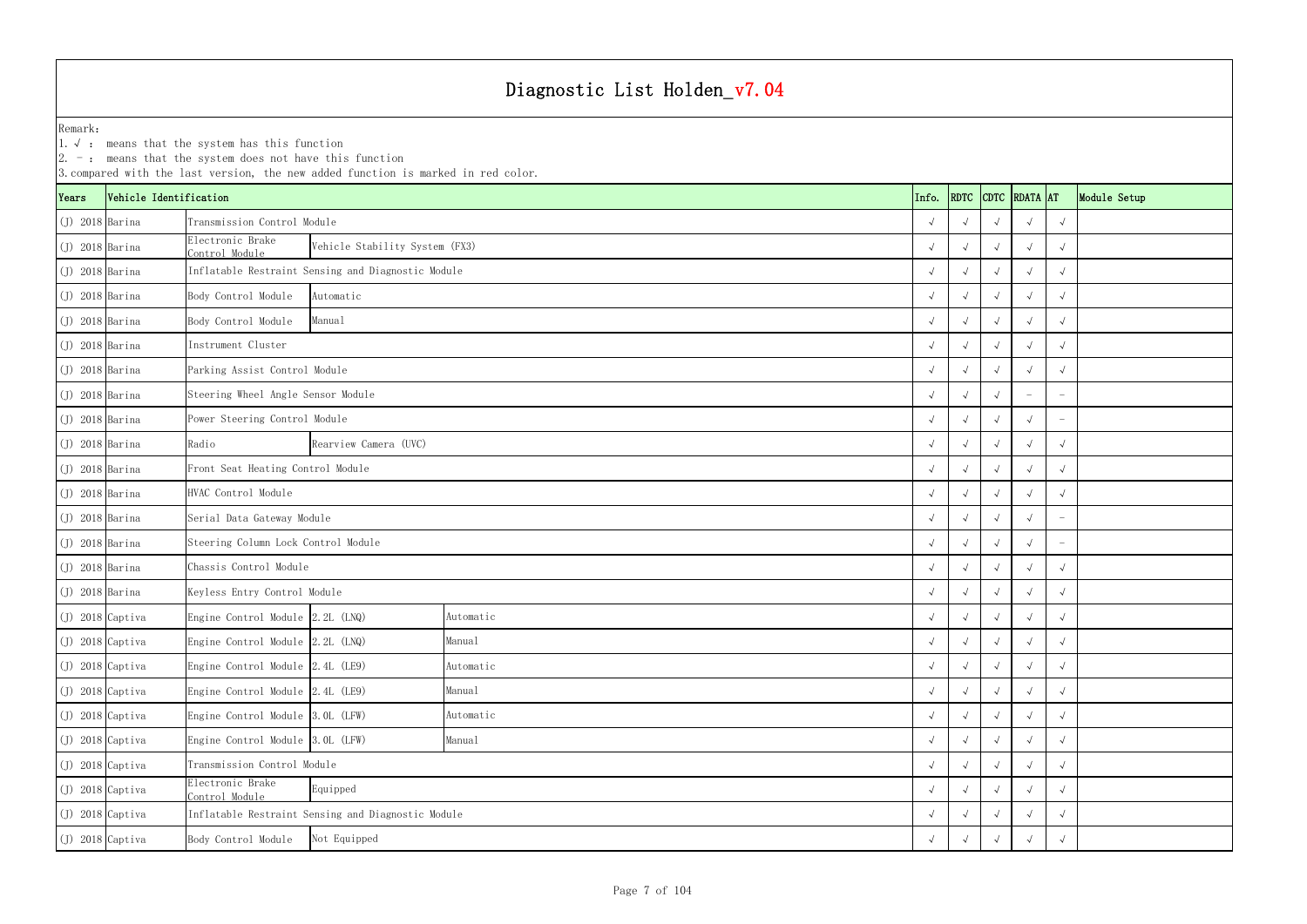# Diagnostic List Holden_v7.04

Remark:
1. √ : means that the system has this function
2. - : means that the system does not have this function
3. compared with the last version, the new added function is marked in red color.

| Years | Vehicle Identification | | | | Info. | RDTC | CDTC | RDATA | AT | Module Setup |
|---|---|---|---|---|---|---|---|---|---|---|
| (J) 2018 | Barina | Transmission Control Module | | | √ | √ | √ | √ | √ | |
| (J) 2018 | Barina | Electronic Brake Control Module | Vehicle Stability System (FX3) | | √ | √ | √ | √ | √ | |
| (J) 2018 | Barina | Inflatable Restraint Sensing and Diagnostic Module | | | √ | √ | √ | √ | √ | |
| (J) 2018 | Barina | Body Control Module | Automatic | | √ | √ | √ | √ | √ | |
| (J) 2018 | Barina | Body Control Module | Manual | | √ | √ | √ | √ | √ | |
| (J) 2018 | Barina | Instrument Cluster | | | √ | √ | √ | √ | √ | |
| (J) 2018 | Barina | Parking Assist Control Module | | | √ | √ | √ | √ | √ | |
| (J) 2018 | Barina | Steering Wheel Angle Sensor Module | | | √ | √ | √ | - | - | |
| (J) 2018 | Barina | Power Steering Control Module | | | √ | √ | √ | √ | - | |
| (J) 2018 | Barina | Radio | Rearview Camera (UVC) | | √ | √ | √ | √ | √ | |
| (J) 2018 | Barina | Front Seat Heating Control Module | | | √ | √ | √ | √ | √ | |
| (J) 2018 | Barina | HVAC Control Module | | | √ | √ | √ | √ | √ | |
| (J) 2018 | Barina | Serial Data Gateway Module | | | √ | √ | √ | √ | - | |
| (J) 2018 | Barina | Steering Column Lock Control Module | | | √ | √ | √ | √ | - | |
| (J) 2018 | Barina | Chassis Control Module | | | √ | √ | √ | √ | √ | |
| (J) 2018 | Barina | Keyless Entry Control Module | | | √ | √ | √ | √ | √ | |
| (J) 2018 | Captiva | Engine Control Module | 2.2L (LNQ) | Automatic | √ | √ | √ | √ | √ | |
| (J) 2018 | Captiva | Engine Control Module | 2.2L (LNQ) | Manual | √ | √ | √ | √ | √ | |
| (J) 2018 | Captiva | Engine Control Module | 2.4L (LE9) | Automatic | √ | √ | √ | √ | √ | |
| (J) 2018 | Captiva | Engine Control Module | 2.4L (LE9) | Manual | √ | √ | √ | √ | √ | |
| (J) 2018 | Captiva | Engine Control Module | 3.0L (LFW) | Automatic | √ | √ | √ | √ | √ | |
| (J) 2018 | Captiva | Engine Control Module | 3.0L (LFW) | Manual | √ | √ | √ | √ | √ | |
| (J) 2018 | Captiva | Transmission Control Module | | | √ | √ | √ | √ | √ | |
| (J) 2018 | Captiva | Electronic Brake Control Module | Equipped | | √ | √ | √ | √ | √ | |
| (J) 2018 | Captiva | Inflatable Restraint Sensing and Diagnostic Module | | | √ | √ | √ | √ | √ | |
| (J) 2018 | Captiva | Body Control Module | Not Equipped | | √ | √ | √ | √ | √ | |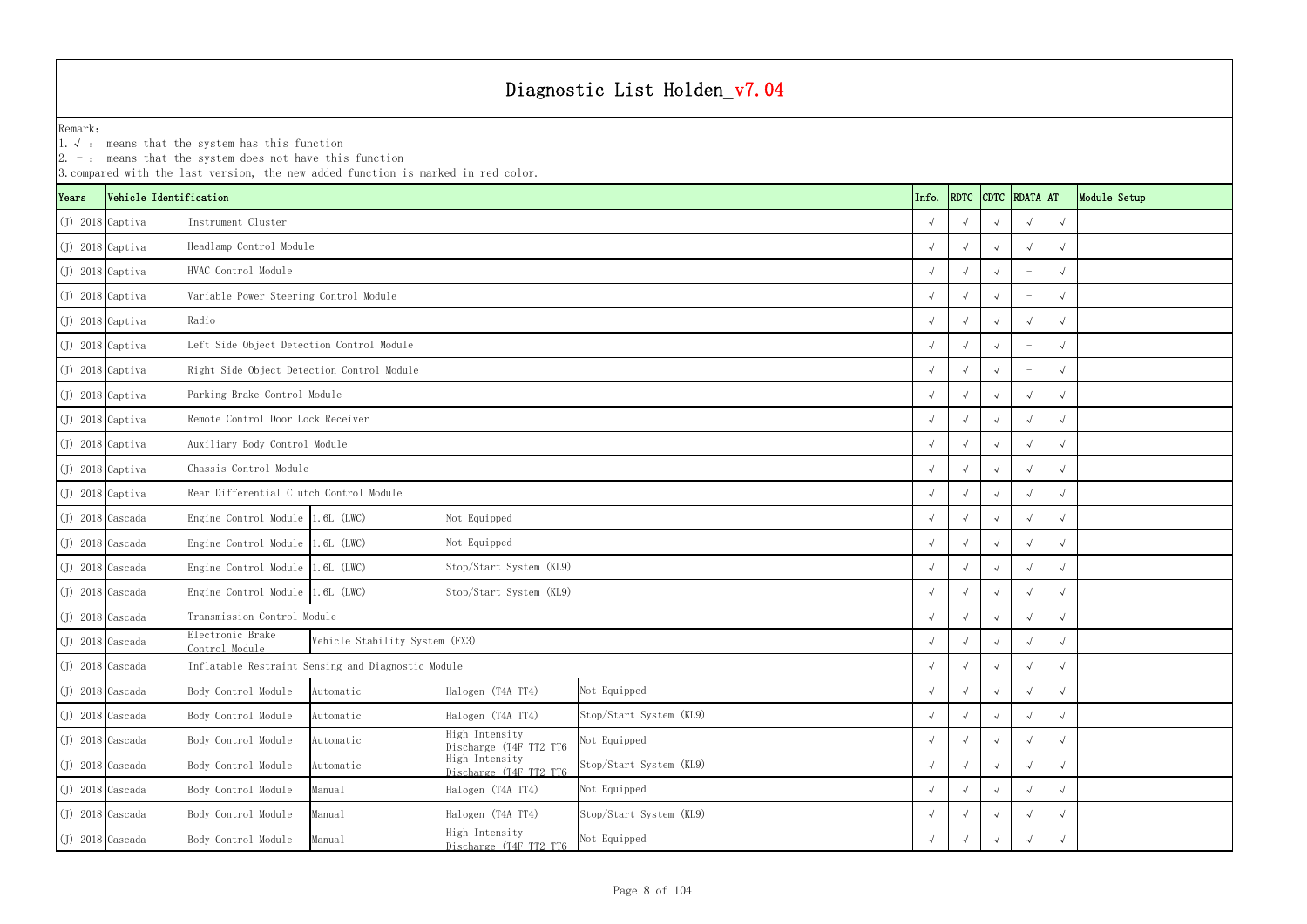# Diagnostic List Holden_v7.04

Remark:
1. √ : means that the system has this function
2. - : means that the system does not have this function
3. compared with the last version, the new added function is marked in red color.

| Years | Vehicle Identification | | | | | Info. | RDTC | CDTC | RDATA | AT | Module Setup |
|---|---|---|---|---|---|---|---|---|---|---|---|
| (J) 2018 | Captiva | Instrument Cluster | | | | √ | √ | √ | √ | √ | |
| (J) 2018 | Captiva | Headlamp Control Module | | | | √ | √ | √ | √ | √ | |
| (J) 2018 | Captiva | HVAC Control Module | | | | √ | √ | √ | - | √ | |
| (J) 2018 | Captiva | Variable Power Steering Control Module | | | | √ | √ | √ | - | √ | |
| (J) 2018 | Captiva | Radio | | | | √ | √ | √ | √ | √ | |
| (J) 2018 | Captiva | Left Side Object Detection Control Module | | | | √ | √ | √ | - | √ | |
| (J) 2018 | Captiva | Right Side Object Detection Control Module | | | | √ | √ | √ | - | √ | |
| (J) 2018 | Captiva | Parking Brake Control Module | | | | √ | √ | √ | √ | √ | |
| (J) 2018 | Captiva | Remote Control Door Lock Receiver | | | | √ | √ | √ | √ | √ | |
| (J) 2018 | Captiva | Auxiliary Body Control Module | | | | √ | √ | √ | √ | √ | |
| (J) 2018 | Captiva | Chassis Control Module | | | | √ | √ | √ | √ | √ | |
| (J) 2018 | Captiva | Rear Differential Clutch Control Module | | | | √ | √ | √ | √ | √ | |
| (J) 2018 | Cascada | Engine Control Module | 1.6L (LWC) | Not Equipped | | √ | √ | √ | √ | √ | |
| (J) 2018 | Cascada | Engine Control Module | 1.6L (LWC) | Not Equipped | | √ | √ | √ | √ | √ | |
| (J) 2018 | Cascada | Engine Control Module | 1.6L (LWC) | Stop/Start System (KL9) | | √ | √ | √ | √ | √ | |
| (J) 2018 | Cascada | Engine Control Module | 1.6L (LWC) | Stop/Start System (KL9) | | √ | √ | √ | √ | √ | |
| (J) 2018 | Cascada | Transmission Control Module | | | | √ | √ | √ | √ | √ | |
| (J) 2018 | Cascada | Electronic Brake Control Module | Vehicle Stability System (FX3) | | | √ | √ | √ | √ | √ | |
| (J) 2018 | Cascada | Inflatable Restraint Sensing and Diagnostic Module | | | | √ | √ | √ | √ | √ | |
| (J) 2018 | Cascada | Body Control Module | Automatic | Halogen (T4A TT4) | Not Equipped | √ | √ | √ | √ | √ | |
| (J) 2018 | Cascada | Body Control Module | Automatic | Halogen (T4A TT4) | Stop/Start System (KL9) | √ | √ | √ | √ | √ | |
| (J) 2018 | Cascada | Body Control Module | Automatic | High Intensity Discharge (T4F TT2 TT6 | Not Equipped | √ | √ | √ | √ | √ | |
| (J) 2018 | Cascada | Body Control Module | Automatic | High Intensity Discharge (T4F TT2 TT6 | Stop/Start System (KL9) | √ | √ | √ | √ | √ | |
| (J) 2018 | Cascada | Body Control Module | Manual | Halogen (T4A TT4) | Not Equipped | √ | √ | √ | √ | √ | |
| (J) 2018 | Cascada | Body Control Module | Manual | Halogen (T4A TT4) | Stop/Start System (KL9) | √ | √ | √ | √ | √ | |
| (J) 2018 | Cascada | Body Control Module | Manual | High Intensity Discharge (T4F TT2 TT6 | Not Equipped | √ | √ | √ | √ | √ | |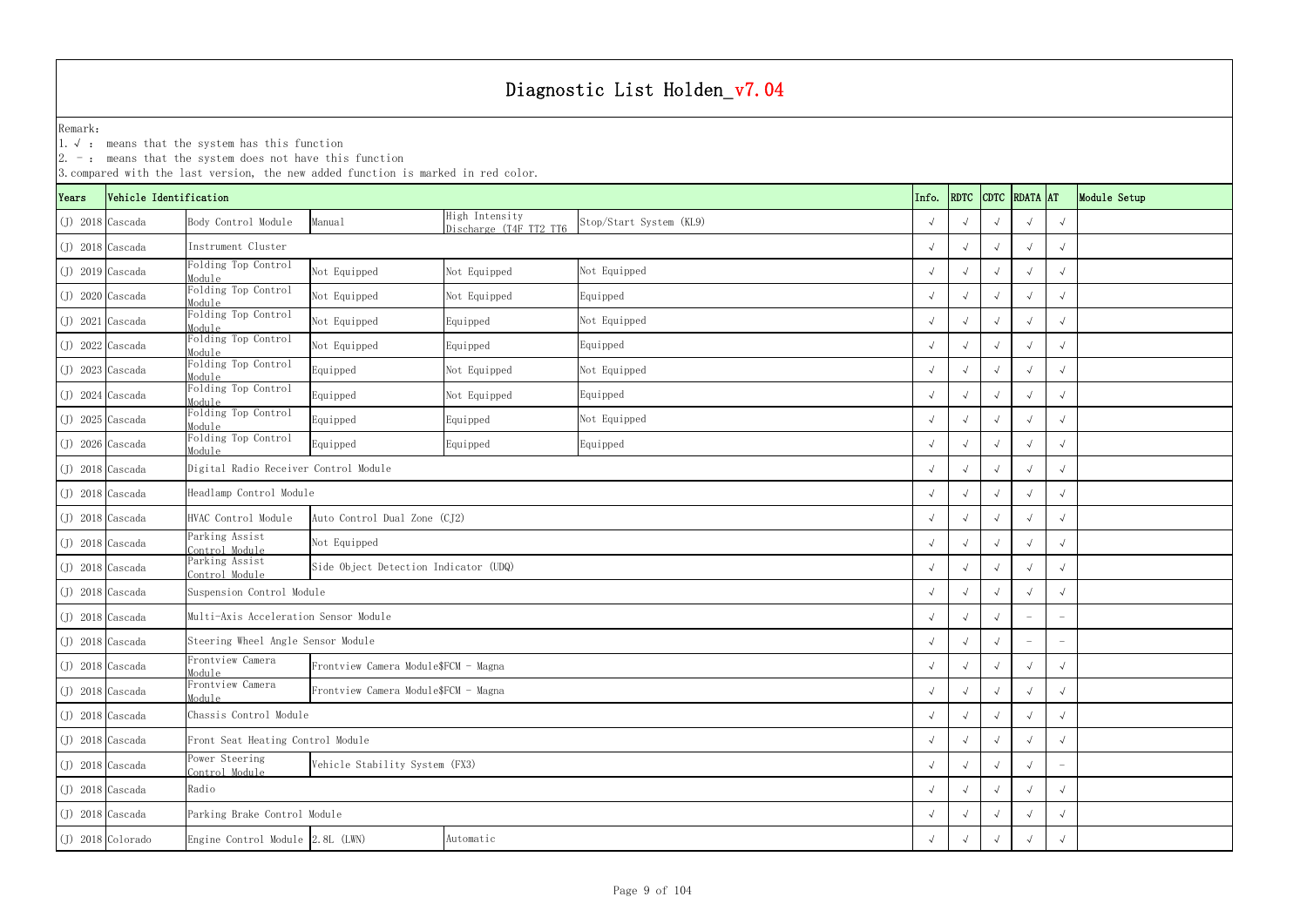# Diagnostic List Holden_v7.04

Remark:
1. √ : means that the system has this function
2. － : means that the system does not have this function
3. compared with the last version, the new added function is marked in red color.

| Years | Vehicle Identification | | | | | Info. | RDTC | CDTC | RDATA | AT | Module Setup |
|---|---|---|---|---|---|---|---|---|---|---|---|
| (J) 2018 | Cascada | Body Control Module | Manual | High Intensity Discharge (T4F TT2 TT6 | Stop/Start System (KL9) | √ | √ | √ | √ | √ | |
| (J) 2018 | Cascada | Instrument Cluster | | | | √ | √ | √ | √ | √ | |
| (J) 2019 | Cascada | Folding Top Control Module | Not Equipped | Not Equipped | Not Equipped | √ | √ | √ | √ | √ | |
| (J) 2020 | Cascada | Folding Top Control Module | Not Equipped | Not Equipped | Equipped | √ | √ | √ | √ | √ | |
| (J) 2021 | Cascada | Folding Top Control Module | Not Equipped | Equipped | Not Equipped | √ | √ | √ | √ | √ | |
| (J) 2022 | Cascada | Folding Top Control Module | Not Equipped | Equipped | Equipped | √ | √ | √ | √ | √ | |
| (J) 2023 | Cascada | Folding Top Control Module | Equipped | Not Equipped | Not Equipped | √ | √ | √ | √ | √ | |
| (J) 2024 | Cascada | Folding Top Control Module | Equipped | Not Equipped | Equipped | √ | √ | √ | √ | √ | |
| (J) 2025 | Cascada | Folding Top Control Module | Equipped | Equipped | Not Equipped | √ | √ | √ | √ | √ | |
| (J) 2026 | Cascada | Folding Top Control Module | Equipped | Equipped | Equipped | √ | √ | √ | √ | √ | |
| (J) 2018 | Cascada | Digital Radio Receiver Control Module | | | | √ | √ | √ | √ | √ | |
| (J) 2018 | Cascada | Headlamp Control Module | | | | √ | √ | √ | √ | √ | |
| (J) 2018 | Cascada | HVAC Control Module | Auto Control Dual Zone (CJ2) | | | √ | √ | √ | √ | √ | |
| (J) 2018 | Cascada | Parking Assist Control Module | Not Equipped | | | √ | √ | √ | √ | √ | |
| (J) 2018 | Cascada | Parking Assist Control Module | Side Object Detection Indicator (UDQ) | | | √ | √ | √ | √ | √ | |
| (J) 2018 | Cascada | Suspension Control Module | | | | √ | √ | √ | √ | √ | |
| (J) 2018 | Cascada | Multi-Axis Acceleration Sensor Module | | | | √ | √ | √ | － | － | |
| (J) 2018 | Cascada | Steering Wheel Angle Sensor Module | | | | √ | √ | √ | － | － | |
| (J) 2018 | Cascada | Frontview Camera Module | Frontview Camera Module$FCM - Magna | | | √ | √ | √ | √ | √ | |
| (J) 2018 | Cascada | Frontview Camera Module | Frontview Camera Module$FCM - Magna | | | √ | √ | √ | √ | √ | |
| (J) 2018 | Cascada | Chassis Control Module | | | | √ | √ | √ | √ | √ | |
| (J) 2018 | Cascada | Front Seat Heating Control Module | | | | √ | √ | √ | √ | √ | |
| (J) 2018 | Cascada | Power Steering Control Module | Vehicle Stability System (FX3) | | | √ | √ | √ | √ | － | |
| (J) 2018 | Cascada | Radio | | | | √ | √ | √ | √ | √ | |
| (J) 2018 | Cascada | Parking Brake Control Module | | | | √ | √ | √ | √ | √ | |
| (J) 2018 | Colorado | Engine Control Module | 2.8L (LWN) | Automatic | | √ | √ | √ | √ | √ | |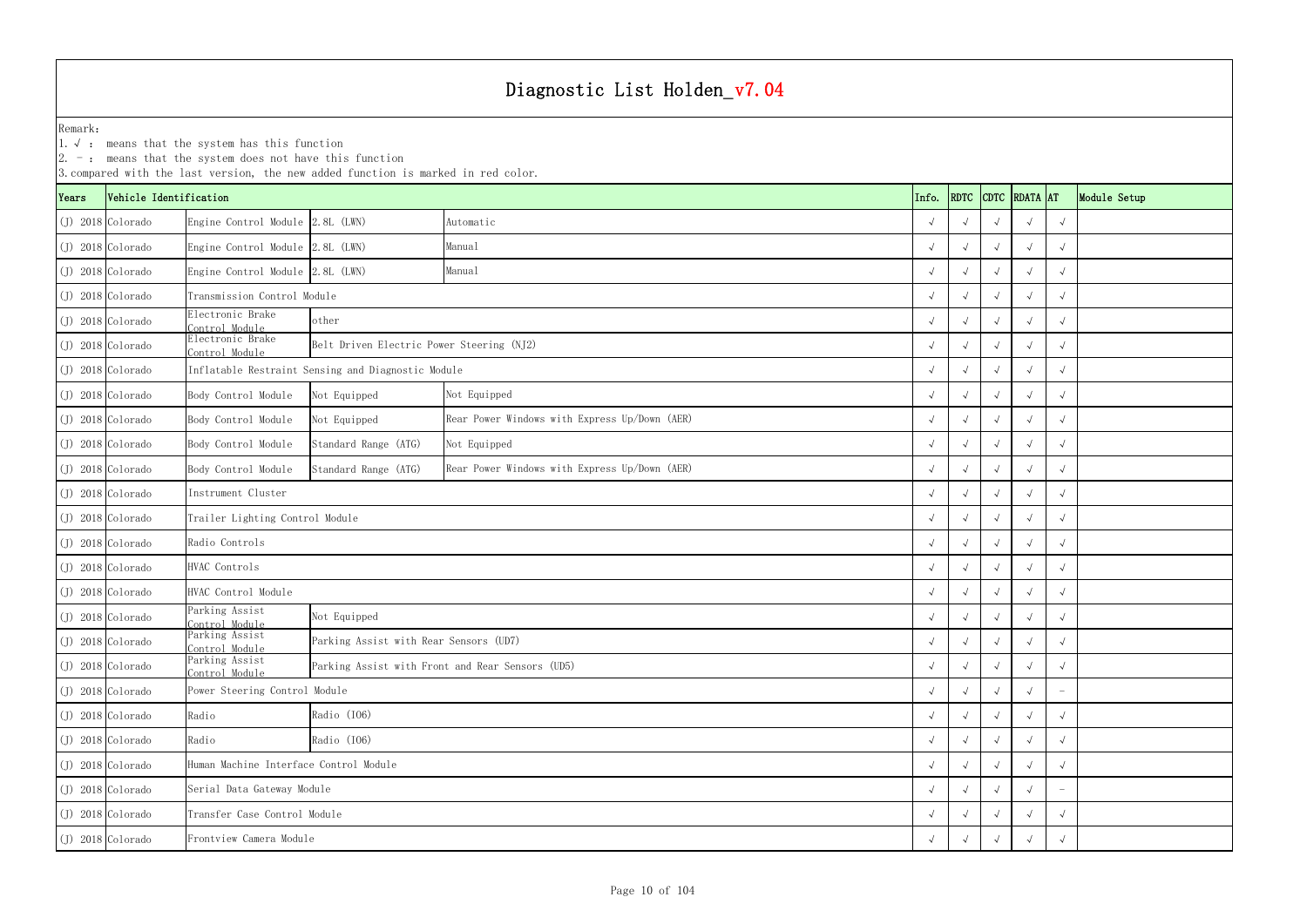# Diagnostic List Holden_v7.04

Remark:
1. √ : means that the system has this function
2. - : means that the system does not have this function
3. compared with the last version, the new added function is marked in red color.

| Years | Vehicle Identification | | | | Info. | RDTC | CDTC | RDATA | AT | Module Setup |
|---|---|---|---|---|---|---|---|---|---|---|
| (J) 2018 | Colorado | Engine Control Module | 2.8L (LWN) | Automatic | √ | √ | √ | √ | √ | |
| (J) 2018 | Colorado | Engine Control Module | 2.8L (LWN) | Manual | √ | √ | √ | √ | √ | |
| (J) 2018 | Colorado | Engine Control Module | 2.8L (LWN) | Manual | √ | √ | √ | √ | √ | |
| (J) 2018 | Colorado | Transmission Control Module | | | √ | √ | √ | √ | √ | |
| (J) 2018 | Colorado | Electronic Brake Control Module | other | | √ | √ | √ | √ | √ | |
| (J) 2018 | Colorado | Electronic Brake Control Module | Belt Driven Electric Power Steering (NJ2) | | √ | √ | √ | √ | √ | |
| (J) 2018 | Colorado | Inflatable Restraint Sensing and Diagnostic Module | | | √ | √ | √ | √ | √ | |
| (J) 2018 | Colorado | Body Control Module | Not Equipped | Not Equipped | √ | √ | √ | √ | √ | |
| (J) 2018 | Colorado | Body Control Module | Not Equipped | Rear Power Windows with Express Up/Down (AER) | √ | √ | √ | √ | √ | |
| (J) 2018 | Colorado | Body Control Module | Standard Range (ATG) | Not Equipped | √ | √ | √ | √ | √ | |
| (J) 2018 | Colorado | Body Control Module | Standard Range (ATG) | Rear Power Windows with Express Up/Down (AER) | √ | √ | √ | √ | √ | |
| (J) 2018 | Colorado | Instrument Cluster | | | √ | √ | √ | √ | √ | |
| (J) 2018 | Colorado | Trailer Lighting Control Module | | | √ | √ | √ | √ | √ | |
| (J) 2018 | Colorado | Radio Controls | | | √ | √ | √ | √ | √ | |
| (J) 2018 | Colorado | HVAC Controls | | | √ | √ | √ | √ | √ | |
| (J) 2018 | Colorado | HVAC Control Module | | | √ | √ | √ | √ | √ | |
| (J) 2018 | Colorado | Parking Assist Control Module | Not Equipped | | √ | √ | √ | √ | √ | |
| (J) 2018 | Colorado | Parking Assist Control Module | Parking Assist with Rear Sensors (UD7) | | √ | √ | √ | √ | √ | |
| (J) 2018 | Colorado | Parking Assist Control Module | Parking Assist with Front and Rear Sensors (UD5) | | √ | √ | √ | √ | √ | |
| (J) 2018 | Colorado | Power Steering Control Module | | | √ | √ | √ | √ | - | |
| (J) 2018 | Colorado | Radio | Radio (IO6) | | √ | √ | √ | √ | √ | |
| (J) 2018 | Colorado | Radio | Radio (IO6) | | √ | √ | √ | √ | √ | |
| (J) 2018 | Colorado | Human Machine Interface Control Module | | | √ | √ | √ | √ | √ | |
| (J) 2018 | Colorado | Serial Data Gateway Module | | | √ | √ | √ | √ | - | |
| (J) 2018 | Colorado | Transfer Case Control Module | | | √ | √ | √ | √ | √ | |
| (J) 2018 | Colorado | Frontview Camera Module | | | √ | √ | √ | √ | √ | |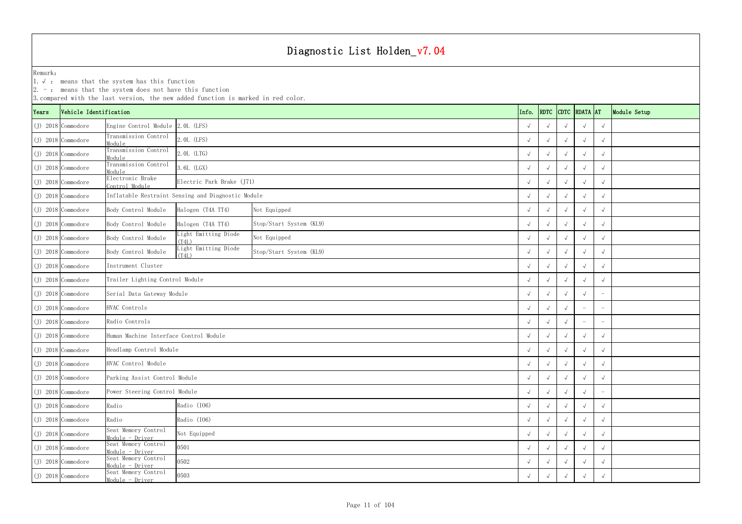# Diagnostic List Holden_v7.04

Remark:
1. √ : means that the system has this function
2. － : means that the system does not have this function
3. compared with the last version, the new added function is marked in red color.

| Years | Vehicle Identification | | | | Info. | RDTC | CDTC | RDATA | AT | Module Setup |
|---|---|---|---|---|---|---|---|---|---|---|
| (J) 2018 | Commodore | Engine Control Module | 2.0L (LFS) | | √ | √ | √ | √ | √ | |
| (J) 2018 | Commodore | Transmission Control Module | 2.0L (LFS) | | √ | √ | √ | √ | √ | |
| (J) 2018 | Commodore | Transmission Control Module | 2.0L (LTG) | | √ | √ | √ | √ | √ | |
| (J) 2018 | Commodore | Transmission Control Module | 3.6L (LGX) | | √ | √ | √ | √ | √ | |
| (J) 2018 | Commodore | Electronic Brake Control Module | Electric Park Brake (J71) | | √ | √ | √ | √ | √ | |
| (J) 2018 | Commodore | Inflatable Restraint Sensing and Diagnostic Module | | | √ | √ | √ | √ | √ | |
| (J) 2018 | Commodore | Body Control Module | Halogen (T4A TT4) | Not Equipped | √ | √ | √ | √ | √ | |
| (J) 2018 | Commodore | Body Control Module | Halogen (T4A TT4) | Stop/Start System (KL9) | √ | √ | √ | √ | √ | |
| (J) 2018 | Commodore | Body Control Module | Light Emitting Diode (T4L) | Not Equipped | √ | √ | √ | √ | √ | |
| (J) 2018 | Commodore | Body Control Module | Light Emitting Diode (T4L) | Stop/Start System (KL9) | √ | √ | √ | √ | √ | |
| (J) 2018 | Commodore | Instrument Cluster | | | √ | √ | √ | √ | √ | |
| (J) 2018 | Commodore | Trailer Lighting Control Module | | | √ | √ | √ | √ | √ | |
| (J) 2018 | Commodore | Serial Data Gateway Module | | | √ | √ | √ | √ | － | |
| (J) 2018 | Commodore | HVAC Controls | | | √ | √ | √ | － | － | |
| (J) 2018 | Commodore | Radio Controls | | | √ | √ | √ | － | － | |
| (J) 2018 | Commodore | Human Machine Interface Control Module | | | √ | √ | √ | √ | √ | |
| (J) 2018 | Commodore | Headlamp Control Module | | | √ | √ | √ | √ | √ | |
| (J) 2018 | Commodore | HVAC Control Module | | | √ | √ | √ | √ | √ | |
| (J) 2018 | Commodore | Parking Assist Control Module | | | √ | √ | √ | √ | √ | |
| (J) 2018 | Commodore | Power Steering Control Module | | | √ | √ | √ | √ | － | |
| (J) 2018 | Commodore | Radio | Radio (IO6) | | √ | √ | √ | √ | √ | |
| (J) 2018 | Commodore | Radio | Radio (IO6) | | √ | √ | √ | √ | √ | |
| (J) 2018 | Commodore | Seat Memory Control Module - Driver | Not Equipped | | √ | √ | √ | √ | √ | |
| (J) 2018 | Commodore | Seat Memory Control Module - Driver | 0501 | | √ | √ | √ | √ | √ | |
| (J) 2018 | Commodore | Seat Memory Control Module - Driver | 0502 | | √ | √ | √ | √ | √ | |
| (J) 2018 | Commodore | Seat Memory Control Module - Driver | 0503 | | √ | √ | √ | √ | √ | |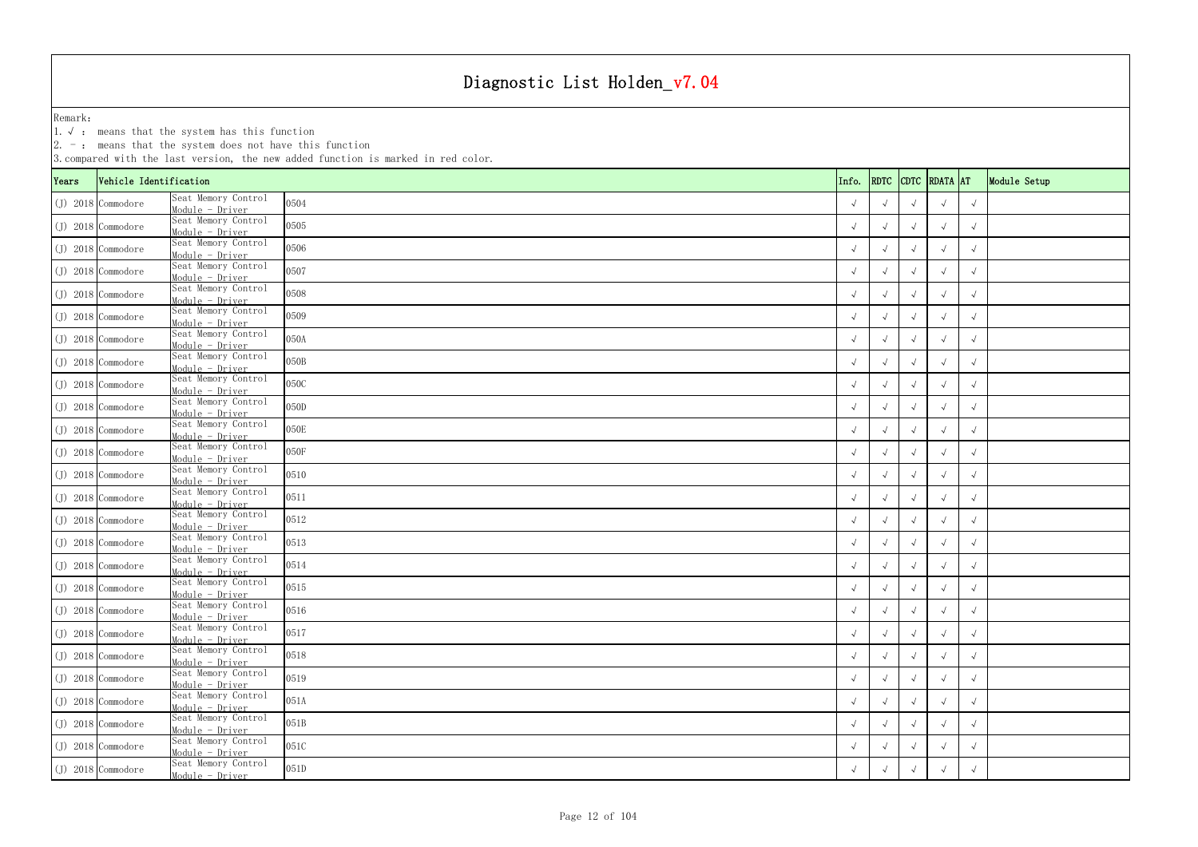# Diagnostic List Holden_v7.04

Remark:
1. √ : means that the system has this function
2. - : means that the system does not have this function
3. compared with the last version, the new added function is marked in red color.

| Years | Vehicle Identification | | | Info. | RDTC | CDTC | RDATA | AT | Module Setup |
|---|---|---|---|---|---|---|---|---|---|
| (J) 2018 | Commodore | Seat Memory Control Module - Driver | 0504 | √ | √ | √ | √ | √ | |
| (J) 2018 | Commodore | Seat Memory Control Module - Driver | 0505 | √ | √ | √ | √ | √ | |
| (J) 2018 | Commodore | Seat Memory Control Module - Driver | 0506 | √ | √ | √ | √ | √ | |
| (J) 2018 | Commodore | Seat Memory Control Module - Driver | 0507 | √ | √ | √ | √ | √ | |
| (J) 2018 | Commodore | Seat Memory Control Module - Driver | 0508 | √ | √ | √ | √ | √ | |
| (J) 2018 | Commodore | Seat Memory Control Module - Driver | 0509 | √ | √ | √ | √ | √ | |
| (J) 2018 | Commodore | Seat Memory Control Module - Driver | 050A | √ | √ | √ | √ | √ | |
| (J) 2018 | Commodore | Seat Memory Control Module - Driver | 050B | √ | √ | √ | √ | √ | |
| (J) 2018 | Commodore | Seat Memory Control Module - Driver | 050C | √ | √ | √ | √ | √ | |
| (J) 2018 | Commodore | Seat Memory Control Module - Driver | 050D | √ | √ | √ | √ | √ | |
| (J) 2018 | Commodore | Seat Memory Control Module - Driver | 050E | √ | √ | √ | √ | √ | |
| (J) 2018 | Commodore | Seat Memory Control Module - Driver | 050F | √ | √ | √ | √ | √ | |
| (J) 2018 | Commodore | Seat Memory Control Module - Driver | 0510 | √ | √ | √ | √ | √ | |
| (J) 2018 | Commodore | Seat Memory Control Module - Driver | 0511 | √ | √ | √ | √ | √ | |
| (J) 2018 | Commodore | Seat Memory Control Module - Driver | 0512 | √ | √ | √ | √ | √ | |
| (J) 2018 | Commodore | Seat Memory Control Module - Driver | 0513 | √ | √ | √ | √ | √ | |
| (J) 2018 | Commodore | Seat Memory Control Module - Driver | 0514 | √ | √ | √ | √ | √ | |
| (J) 2018 | Commodore | Seat Memory Control Module - Driver | 0515 | √ | √ | √ | √ | √ | |
| (J) 2018 | Commodore | Seat Memory Control Module - Driver | 0516 | √ | √ | √ | √ | √ | |
| (J) 2018 | Commodore | Seat Memory Control Module - Driver | 0517 | √ | √ | √ | √ | √ | |
| (J) 2018 | Commodore | Seat Memory Control Module - Driver | 0518 | √ | √ | √ | √ | √ | |
| (J) 2018 | Commodore | Seat Memory Control Module - Driver | 0519 | √ | √ | √ | √ | √ | |
| (J) 2018 | Commodore | Seat Memory Control Module - Driver | 051A | √ | √ | √ | √ | √ | |
| (J) 2018 | Commodore | Seat Memory Control Module - Driver | 051B | √ | √ | √ | √ | √ | |
| (J) 2018 | Commodore | Seat Memory Control Module - Driver | 051C | √ | √ | √ | √ | √ | |
| (J) 2018 | Commodore | Seat Memory Control Module - Driver | 051D | √ | √ | √ | √ | √ | |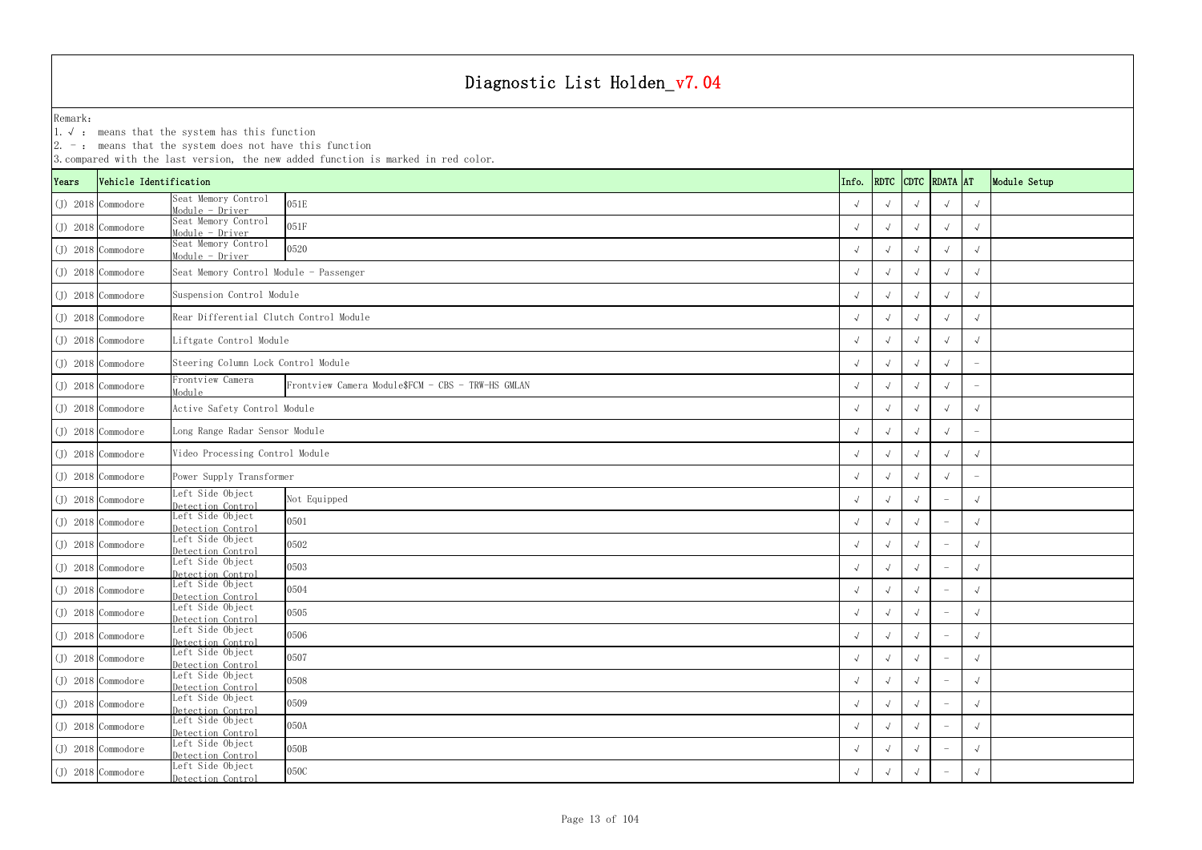# Diagnostic List Holden_v7.04

Remark:
1. √ : means that the system has this function
2. - : means that the system does not have this function
3. compared with the last version, the new added function is marked in red color.

| Years | Vehicle Identification | | | Info. | RDTC | CDTC | RDATA | AT | Module Setup |
|---|---|---|---|---|---|---|---|---|---|
| (J) 2018 | Commodore | Seat Memory Control Module - Driver | 051E | √ | √ | √ | √ | √ | |
| (J) 2018 | Commodore | Seat Memory Control Module - Driver | 051F | √ | √ | √ | √ | √ | |
| (J) 2018 | Commodore | Seat Memory Control Module - Driver | 0520 | √ | √ | √ | √ | √ | |
| (J) 2018 | Commodore | Seat Memory Control Module - Passenger | | √ | √ | √ | √ | √ | |
| (J) 2018 | Commodore | Suspension Control Module | | √ | √ | √ | √ | √ | |
| (J) 2018 | Commodore | Rear Differential Clutch Control Module | | √ | √ | √ | √ | √ | |
| (J) 2018 | Commodore | Liftgate Control Module | | √ | √ | √ | √ | √ | |
| (J) 2018 | Commodore | Steering Column Lock Control Module | | √ | √ | √ | √ | - | |
| (J) 2018 | Commodore | Frontview Camera Module | Frontview Camera Module$FCM - CBS - TRW-HS GMLAN | √ | √ | √ | √ | - | |
| (J) 2018 | Commodore | Active Safety Control Module | | √ | √ | √ | √ | √ | |
| (J) 2018 | Commodore | Long Range Radar Sensor Module | | √ | √ | √ | √ | - | |
| (J) 2018 | Commodore | Video Processing Control Module | | √ | √ | √ | √ | √ | |
| (J) 2018 | Commodore | Power Supply Transformer | | √ | √ | √ | √ | - | |
| (J) 2018 | Commodore | Left Side Object Detection Control | Not Equipped | √ | √ | √ | - | √ | |
| (J) 2018 | Commodore | Left Side Object Detection Control | 0501 | √ | √ | √ | - | √ | |
| (J) 2018 | Commodore | Left Side Object Detection Control | 0502 | √ | √ | √ | - | √ | |
| (J) 2018 | Commodore | Left Side Object Detection Control | 0503 | √ | √ | √ | - | √ | |
| (J) 2018 | Commodore | Left Side Object Detection Control | 0504 | √ | √ | √ | - | √ | |
| (J) 2018 | Commodore | Left Side Object Detection Control | 0505 | √ | √ | √ | - | √ | |
| (J) 2018 | Commodore | Left Side Object Detection Control | 0506 | √ | √ | √ | - | √ | |
| (J) 2018 | Commodore | Left Side Object Detection Control | 0507 | √ | √ | √ | - | √ | |
| (J) 2018 | Commodore | Left Side Object Detection Control | 0508 | √ | √ | √ | - | √ | |
| (J) 2018 | Commodore | Left Side Object Detection Control | 0509 | √ | √ | √ | - | √ | |
| (J) 2018 | Commodore | Left Side Object Detection Control | 050A | √ | √ | √ | - | √ | |
| (J) 2018 | Commodore | Left Side Object Detection Control | 050B | √ | √ | √ | - | √ | |
| (J) 2018 | Commodore | Left Side Object Detection Control | 050C | √ | √ | √ | - | √ | |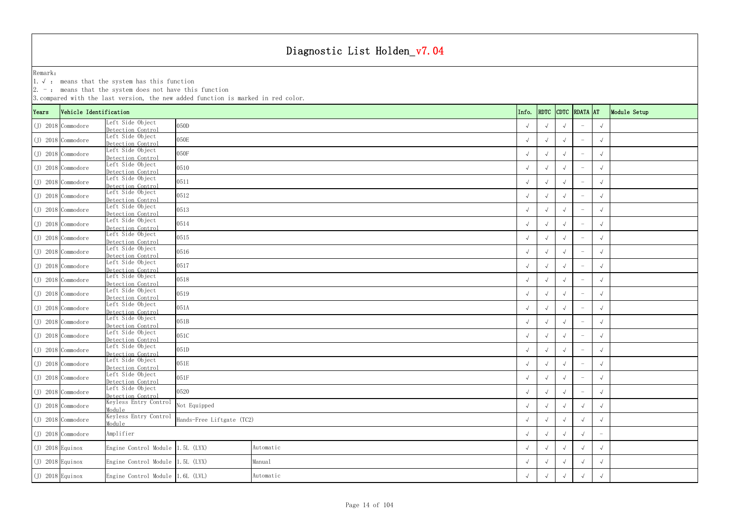# Diagnostic List Holden_v7.04

Remark:
1. √ : means that the system has this function
2. - : means that the system does not have this function
3. compared with the last version, the new added function is marked in red color.

| Years | Vehicle Identification | | | | Info. | RDTC | CDTC | RDATA | AT | Module Setup |
|---|---|---|---|---|---|---|---|---|---|---|
| (J) 2018 | Commodore | Left Side Object Detection Control | 050D | | √ | √ | √ | - | √ | |
| (J) 2018 | Commodore | Left Side Object Detection Control | 050E | | √ | √ | √ | - | √ | |
| (J) 2018 | Commodore | Left Side Object Detection Control | 050F | | √ | √ | √ | - | √ | |
| (J) 2018 | Commodore | Left Side Object Detection Control | 0510 | | √ | √ | √ | - | √ | |
| (J) 2018 | Commodore | Left Side Object Detection Control | 0511 | | √ | √ | √ | - | √ | |
| (J) 2018 | Commodore | Left Side Object Detection Control | 0512 | | √ | √ | √ | - | √ | |
| (J) 2018 | Commodore | Left Side Object Detection Control | 0513 | | √ | √ | √ | - | √ | |
| (J) 2018 | Commodore | Left Side Object Detection Control | 0514 | | √ | √ | √ | - | √ | |
| (J) 2018 | Commodore | Left Side Object Detection Control | 0515 | | √ | √ | √ | - | √ | |
| (J) 2018 | Commodore | Left Side Object Detection Control | 0516 | | √ | √ | √ | - | √ | |
| (J) 2018 | Commodore | Left Side Object Detection Control | 0517 | | √ | √ | √ | - | √ | |
| (J) 2018 | Commodore | Left Side Object Detection Control | 0518 | | √ | √ | √ | - | √ | |
| (J) 2018 | Commodore | Left Side Object Detection Control | 0519 | | √ | √ | √ | - | √ | |
| (J) 2018 | Commodore | Left Side Object Detection Control | 051A | | √ | √ | √ | - | √ | |
| (J) 2018 | Commodore | Left Side Object Detection Control | 051B | | √ | √ | √ | - | √ | |
| (J) 2018 | Commodore | Left Side Object Detection Control | 051C | | √ | √ | √ | - | √ | |
| (J) 2018 | Commodore | Left Side Object Detection Control | 051D | | √ | √ | √ | - | √ | |
| (J) 2018 | Commodore | Left Side Object Detection Control | 051E | | √ | √ | √ | - | √ | |
| (J) 2018 | Commodore | Left Side Object Detection Control | 051F | | √ | √ | √ | - | √ | |
| (J) 2018 | Commodore | Left Side Object Detection Control | 0520 | | √ | √ | √ | - | √ | |
| (J) 2018 | Commodore | Keyless Entry Control Module | Not Equipped | | √ | √ | √ | √ | √ | |
| (J) 2018 | Commodore | Keyless Entry Control Module | Hands-Free Liftgate (TC2) | | √ | √ | √ | √ | √ | |
| (J) 2018 | Commodore | Amplifier | | | √ | √ | √ | √ | - | |
| (J) 2018 | Equinox | Engine Control Module | 1.5L (LYX) | Automatic | √ | √ | √ | √ | √ | |
| (J) 2018 | Equinox | Engine Control Module | 1.5L (LYX) | Manual | √ | √ | √ | √ | √ | |
| (J) 2018 | Equinox | Engine Control Module | 1.6L (LVL) | Automatic | √ | √ | √ | √ | √ | |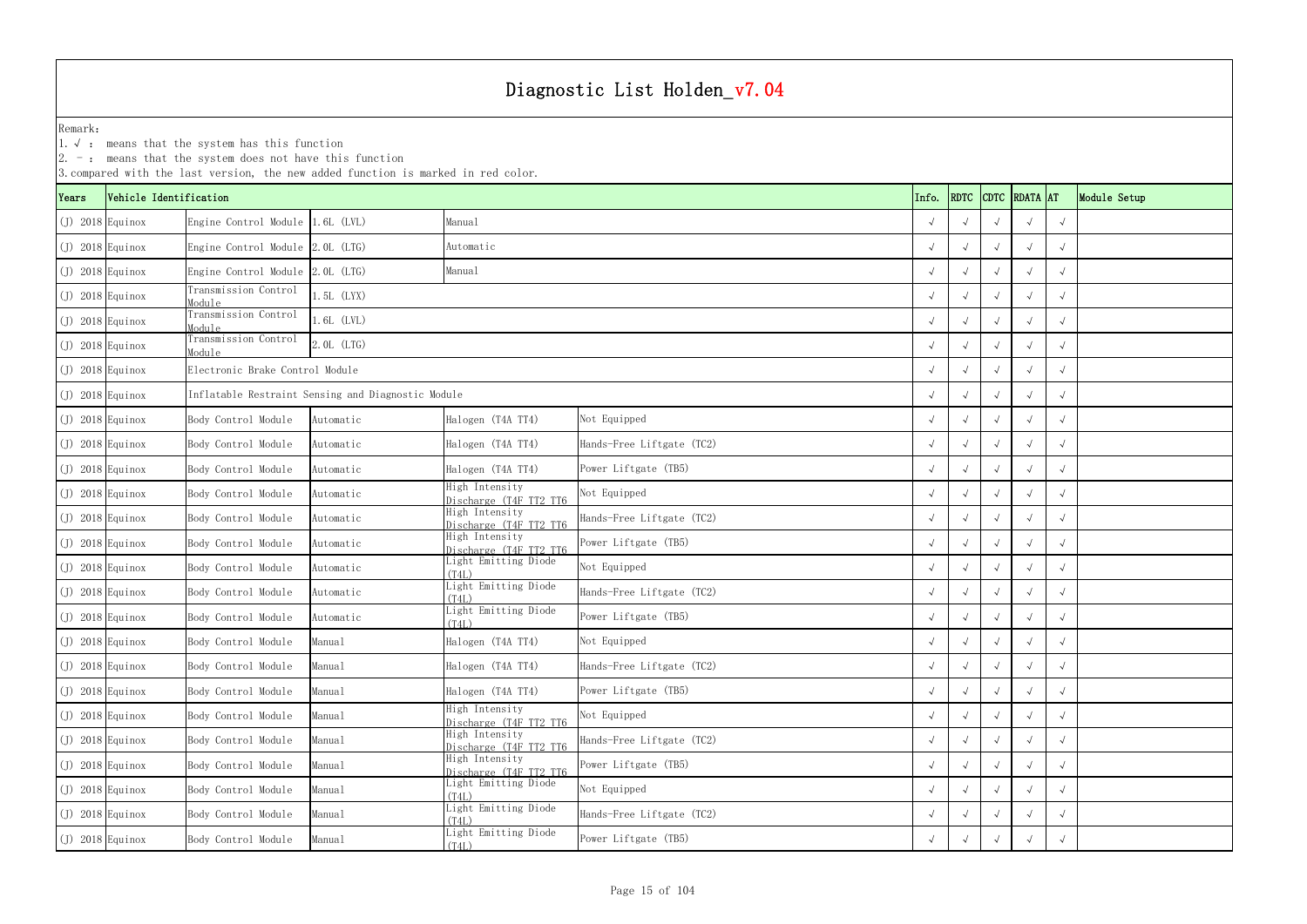# Diagnostic List Holden_v7.04

Remark:
1. √ : means that the system has this function
2. - : means that the system does not have this function
3. compared with the last version, the new added function is marked in red color.

| Years | Vehicle Identification | | | | | Info. | RDTC | CDTC | RDATA | AT | Module Setup |
|---|---|---|---|---|---|---|---|---|---|---|---|
| (J) 2018 | Equinox | Engine Control Module | 1.6L (LVL) | Manual | | √ | √ | √ | √ | √ | |
| (J) 2018 | Equinox | Engine Control Module | 2.0L (LTG) | Automatic | | √ | √ | √ | √ | √ | |
| (J) 2018 | Equinox | Engine Control Module | 2.0L (LTG) | Manual | | √ | √ | √ | √ | √ | |
| (J) 2018 | Equinox | Transmission Control Module | 1.5L (LYX) | | | √ | √ | √ | √ | √ | |
| (J) 2018 | Equinox | Transmission Control Module | 1.6L (LVL) | | | √ | √ | √ | √ | √ | |
| (J) 2018 | Equinox | Transmission Control Module | 2.0L (LTG) | | | √ | √ | √ | √ | √ | |
| (J) 2018 | Equinox | Electronic Brake Control Module | | | | √ | √ | √ | √ | √ | |
| (J) 2018 | Equinox | Inflatable Restraint Sensing and Diagnostic Module | | | | √ | √ | √ | √ | √ | |
| (J) 2018 | Equinox | Body Control Module | Automatic | Halogen (T4A TT4) | Not Equipped | √ | √ | √ | √ | √ | |
| (J) 2018 | Equinox | Body Control Module | Automatic | Halogen (T4A TT4) | Hands-Free Liftgate (TC2) | √ | √ | √ | √ | √ | |
| (J) 2018 | Equinox | Body Control Module | Automatic | Halogen (T4A TT4) | Power Liftgate (TB5) | √ | √ | √ | √ | √ | |
| (J) 2018 | Equinox | Body Control Module | Automatic | High Intensity Discharge (T4F TT2 TT6 | Not Equipped | √ | √ | √ | √ | √ | |
| (J) 2018 | Equinox | Body Control Module | Automatic | High Intensity Discharge (T4F TT2 TT6 | Hands-Free Liftgate (TC2) | √ | √ | √ | √ | √ | |
| (J) 2018 | Equinox | Body Control Module | Automatic | High Intensity Discharge (T4F TT2 TT6 | Power Liftgate (TB5) | √ | √ | √ | √ | √ | |
| (J) 2018 | Equinox | Body Control Module | Automatic | Light Emitting Diode (T4L) | Not Equipped | √ | √ | √ | √ | √ | |
| (J) 2018 | Equinox | Body Control Module | Automatic | Light Emitting Diode (T4L) | Hands-Free Liftgate (TC2) | √ | √ | √ | √ | √ | |
| (J) 2018 | Equinox | Body Control Module | Automatic | Light Emitting Diode (T4L) | Power Liftgate (TB5) | √ | √ | √ | √ | √ | |
| (J) 2018 | Equinox | Body Control Module | Manual | Halogen (T4A TT4) | Not Equipped | √ | √ | √ | √ | √ | |
| (J) 2018 | Equinox | Body Control Module | Manual | Halogen (T4A TT4) | Hands-Free Liftgate (TC2) | √ | √ | √ | √ | √ | |
| (J) 2018 | Equinox | Body Control Module | Manual | Halogen (T4A TT4) | Power Liftgate (TB5) | √ | √ | √ | √ | √ | |
| (J) 2018 | Equinox | Body Control Module | Manual | High Intensity Discharge (T4F TT2 TT6 | Not Equipped | √ | √ | √ | √ | √ | |
| (J) 2018 | Equinox | Body Control Module | Manual | High Intensity Discharge (T4F TT2 TT6 | Hands-Free Liftgate (TC2) | √ | √ | √ | √ | √ | |
| (J) 2018 | Equinox | Body Control Module | Manual | High Intensity Discharge (T4F TT2 TT6 | Power Liftgate (TB5) | √ | √ | √ | √ | √ | |
| (J) 2018 | Equinox | Body Control Module | Manual | Light Emitting Diode (T4L) | Not Equipped | √ | √ | √ | √ | √ | |
| (J) 2018 | Equinox | Body Control Module | Manual | Light Emitting Diode (T4L) | Hands-Free Liftgate (TC2) | √ | √ | √ | √ | √ | |
| (J) 2018 | Equinox | Body Control Module | Manual | Light Emitting Diode (T4L) | Power Liftgate (TB5) | √ | √ | √ | √ | √ | |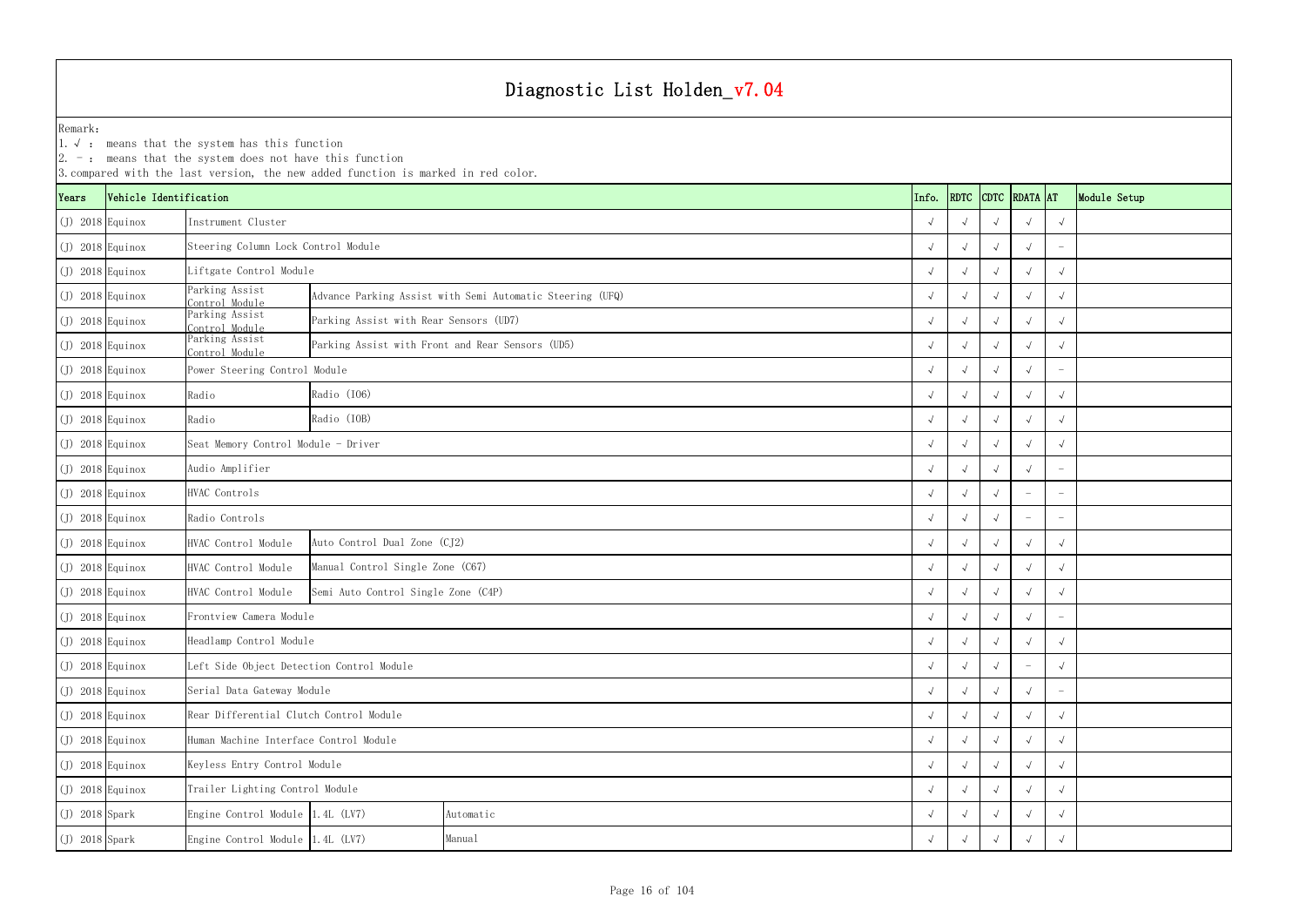# Diagnostic List Holden_v7.04

Remark:
1. √ : means that the system has this function
2. - : means that the system does not have this function
3. compared with the last version, the new added function is marked in red color.

| Years | Vehicle Identification | | | | Info. | RDTC | CDTC | RDATA | AT | Module Setup |
|---|---|---|---|---|---|---|---|---|---|---|
| (J) 2018 | Equinox | Instrument Cluster | | | √ | √ | √ | √ | √ | |
| (J) 2018 | Equinox | Steering Column Lock Control Module | | | √ | √ | √ | √ | - | |
| (J) 2018 | Equinox | Liftgate Control Module | | | √ | √ | √ | √ | √ | |
| (J) 2018 | Equinox | Parking Assist Control Module | Advance Parking Assist with Semi Automatic Steering (UFQ) | | √ | √ | √ | √ | √ | |
| (J) 2018 | Equinox | Parking Assist Control Module | Parking Assist with Rear Sensors (UD7) | | √ | √ | √ | √ | √ | |
| (J) 2018 | Equinox | Parking Assist Control Module | Parking Assist with Front and Rear Sensors (UD5) | | √ | √ | √ | √ | √ | |
| (J) 2018 | Equinox | Power Steering Control Module | | | √ | √ | √ | √ | - | |
| (J) 2018 | Equinox | Radio | Radio (IO6) | | √ | √ | √ | √ | √ | |
| (J) 2018 | Equinox | Radio | Radio (IOB) | | √ | √ | √ | √ | √ | |
| (J) 2018 | Equinox | Seat Memory Control Module - Driver | | | √ | √ | √ | √ | √ | |
| (J) 2018 | Equinox | Audio Amplifier | | | √ | √ | √ | √ | - | |
| (J) 2018 | Equinox | HVAC Controls | | | √ | √ | √ | - | - | |
| (J) 2018 | Equinox | Radio Controls | | | √ | √ | √ | - | - | |
| (J) 2018 | Equinox | HVAC Control Module | Auto Control Dual Zone (CJ2) | | √ | √ | √ | √ | √ | |
| (J) 2018 | Equinox | HVAC Control Module | Manual Control Single Zone (C67) | | √ | √ | √ | √ | √ | |
| (J) 2018 | Equinox | HVAC Control Module | Semi Auto Control Single Zone (C4P) | | √ | √ | √ | √ | √ | |
| (J) 2018 | Equinox | Frontview Camera Module | | | √ | √ | √ | √ | - | |
| (J) 2018 | Equinox | Headlamp Control Module | | | √ | √ | √ | √ | √ | |
| (J) 2018 | Equinox | Left Side Object Detection Control Module | | | √ | √ | √ | - | √ | |
| (J) 2018 | Equinox | Serial Data Gateway Module | | | √ | √ | √ | √ | - | |
| (J) 2018 | Equinox | Rear Differential Clutch Control Module | | | √ | √ | √ | √ | √ | |
| (J) 2018 | Equinox | Human Machine Interface Control Module | | | √ | √ | √ | √ | √ | |
| (J) 2018 | Equinox | Keyless Entry Control Module | | | √ | √ | √ | √ | √ | |
| (J) 2018 | Equinox | Trailer Lighting Control Module | | | √ | √ | √ | √ | √ | |
| (J) 2018 | Spark | Engine Control Module | 1.4L (LV7) | Automatic | √ | √ | √ | √ | √ | |
| (J) 2018 | Spark | Engine Control Module | 1.4L (LV7) | Manual | √ | √ | √ | √ | √ | |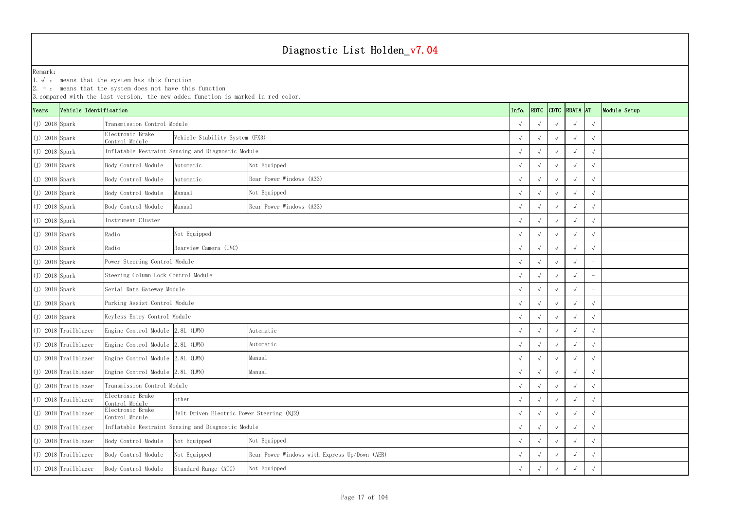# Diagnostic List Holden_v7.04

Remark:
1. √ : means that the system has this function
2. - : means that the system does not have this function
3. compared with the last version, the new added function is marked in red color.

| Years | Vehicle Identification | | | | Info. | RDTC | CDTC | RDATA | AT | Module Setup |
|---|---|---|---|---|---|---|---|---|---|---|
| (J) 2018 | Spark | Transmission Control Module | | | √ | √ | √ | √ | √ | |
| (J) 2018 | Spark | Electronic Brake Control Module | Vehicle Stability System (FX3) | | √ | √ | √ | √ | √ | |
| (J) 2018 | Spark | Inflatable Restraint Sensing and Diagnostic Module | | | √ | √ | √ | √ | √ | |
| (J) 2018 | Spark | Body Control Module | Automatic | Not Equipped | √ | √ | √ | √ | √ | |
| (J) 2018 | Spark | Body Control Module | Automatic | Rear Power Windows (A33) | √ | √ | √ | √ | √ | |
| (J) 2018 | Spark | Body Control Module | Manual | Not Equipped | √ | √ | √ | √ | √ | |
| (J) 2018 | Spark | Body Control Module | Manual | Rear Power Windows (A33) | √ | √ | √ | √ | √ | |
| (J) 2018 | Spark | Instrument Cluster | | | √ | √ | √ | √ | √ | |
| (J) 2018 | Spark | Radio | Not Equipped | | √ | √ | √ | √ | √ | |
| (J) 2018 | Spark | Radio | Rearview Camera (UVC) | | √ | √ | √ | √ | √ | |
| (J) 2018 | Spark | Power Steering Control Module | | | √ | √ | √ | √ | - | |
| (J) 2018 | Spark | Steering Column Lock Control Module | | | √ | √ | √ | √ | - | |
| (J) 2018 | Spark | Serial Data Gateway Module | | | √ | √ | √ | √ | - | |
| (J) 2018 | Spark | Parking Assist Control Module | | | √ | √ | √ | √ | √ | |
| (J) 2018 | Spark | Keyless Entry Control Module | | | √ | √ | √ | √ | √ | |
| (J) 2018 | Trailblazer | Engine Control Module | 2.8L (LWN) | Automatic | √ | √ | √ | √ | √ | |
| (J) 2018 | Trailblazer | Engine Control Module | 2.8L (LWN) | Automatic | √ | √ | √ | √ | √ | |
| (J) 2018 | Trailblazer | Engine Control Module | 2.8L (LWN) | Manual | √ | √ | √ | √ | √ | |
| (J) 2018 | Trailblazer | Engine Control Module | 2.8L (LWN) | Manual | √ | √ | √ | √ | √ | |
| (J) 2018 | Trailblazer | Transmission Control Module | | | √ | √ | √ | √ | √ | |
| (J) 2018 | Trailblazer | Electronic Brake Control Module | other | | √ | √ | √ | √ | √ | |
| (J) 2018 | Trailblazer | Electronic Brake Control Module | Belt Driven Electric Power Steering (NJ2) | | √ | √ | √ | √ | √ | |
| (J) 2018 | Trailblazer | Inflatable Restraint Sensing and Diagnostic Module | | | √ | √ | √ | √ | √ | |
| (J) 2018 | Trailblazer | Body Control Module | Not Equipped | Not Equipped | √ | √ | √ | √ | √ | |
| (J) 2018 | Trailblazer | Body Control Module | Not Equipped | Rear Power Windows with Express Up/Down (AER) | √ | √ | √ | √ | √ | |
| (J) 2018 | Trailblazer | Body Control Module | Standard Range (ATG) | Not Equipped | √ | √ | √ | √ | √ | |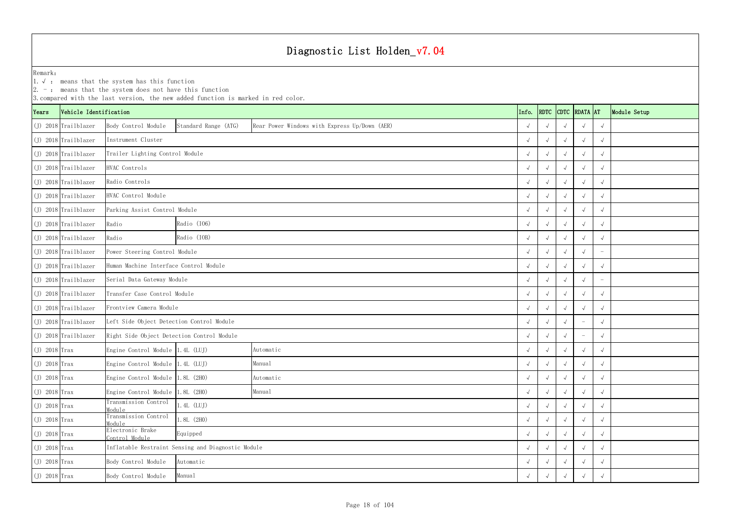# Diagnostic List Holden_v7.04

Remark:
1. √ : means that the system has this function
2. － : means that the system does not have this function
3. compared with the last version, the new added function is marked in red color.

| Years | Vehicle Identification | | | | Info. | RDTC | CDTC | RDATA | AT | Module Setup |
|---|---|---|---|---|---|---|---|---|---|---|
| (J) 2018 | Trailblazer | Body Control Module | Standard Range (ATG) | Rear Power Windows with Express Up/Down (AER) | √ | √ | √ | √ | √ | |
| (J) 2018 | Trailblazer | Instrument Cluster | | | √ | √ | √ | √ | √ | |
| (J) 2018 | Trailblazer | Trailer Lighting Control Module | | | √ | √ | √ | √ | √ | |
| (J) 2018 | Trailblazer | HVAC Controls | | | √ | √ | √ | √ | √ | |
| (J) 2018 | Trailblazer | Radio Controls | | | √ | √ | √ | √ | √ | |
| (J) 2018 | Trailblazer | HVAC Control Module | | | √ | √ | √ | √ | √ | |
| (J) 2018 | Trailblazer | Parking Assist Control Module | | | √ | √ | √ | √ | √ | |
| (J) 2018 | Trailblazer | Radio | Radio (IO6) | | √ | √ | √ | √ | √ | |
| (J) 2018 | Trailblazer | Radio | Radio (IOB) | | √ | √ | √ | √ | √ | |
| (J) 2018 | Trailblazer | Power Steering Control Module | | | √ | √ | √ | √ | － | |
| (J) 2018 | Trailblazer | Human Machine Interface Control Module | | | √ | √ | √ | √ | √ | |
| (J) 2018 | Trailblazer | Serial Data Gateway Module | | | √ | √ | √ | √ | － | |
| (J) 2018 | Trailblazer | Transfer Case Control Module | | | √ | √ | √ | √ | √ | |
| (J) 2018 | Trailblazer | Frontview Camera Module | | | √ | √ | √ | √ | √ | |
| (J) 2018 | Trailblazer | Left Side Object Detection Control Module | | | √ | √ | √ | － | √ | |
| (J) 2018 | Trailblazer | Right Side Object Detection Control Module | | | √ | √ | √ | － | √ | |
| (J) 2018 | Trax | Engine Control Module | 1.4L (LUJ) | Automatic | √ | √ | √ | √ | √ | |
| (J) 2018 | Trax | Engine Control Module | 1.4L (LUJ) | Manual | √ | √ | √ | √ | √ | |
| (J) 2018 | Trax | Engine Control Module | 1.8L (2H0) | Automatic | √ | √ | √ | √ | √ | |
| (J) 2018 | Trax | Engine Control Module | 1.8L (2H0) | Manual | √ | √ | √ | √ | √ | |
| (J) 2018 | Trax | Transmission Control Module | 1.4L (LUJ) | | √ | √ | √ | √ | √ | |
| (J) 2018 | Trax | Transmission Control Module | 1.8L (2H0) | | √ | √ | √ | √ | √ | |
| (J) 2018 | Trax | Electronic Brake Control Module | Equipped | | √ | √ | √ | √ | √ | |
| (J) 2018 | Trax | Inflatable Restraint Sensing and Diagnostic Module | | | √ | √ | √ | √ | √ | |
| (J) 2018 | Trax | Body Control Module | Automatic | | √ | √ | √ | √ | √ | |
| (J) 2018 | Trax | Body Control Module | Manual | | √ | √ | √ | √ | √ | |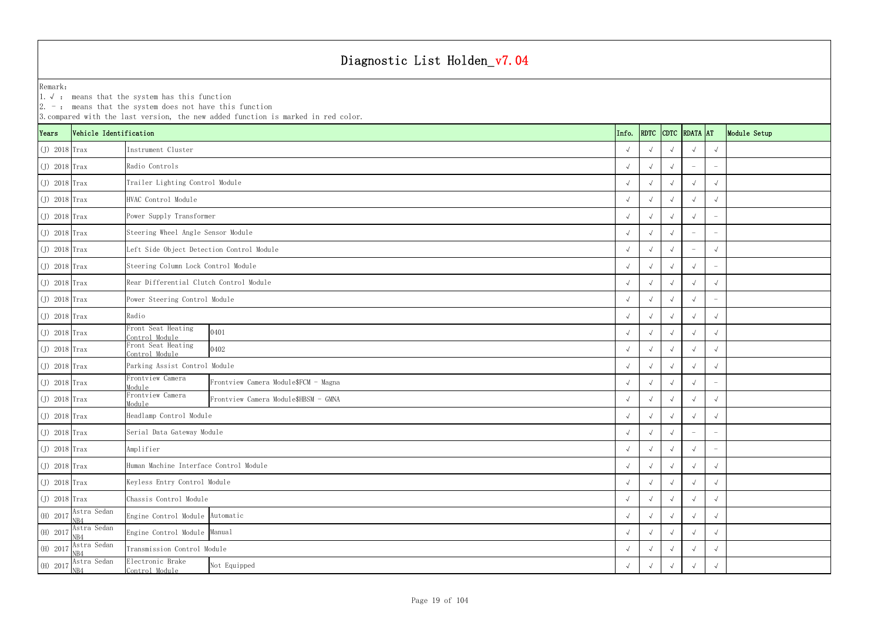# Diagnostic List Holden_v7.04

Remark:
1. √ : means that the system has this function
2. － : means that the system does not have this function
3. compared with the last version, the new added function is marked in red color.

| Years | Vehicle Identification | | | Info. | RDTC | CDTC | RDATA | AT | Module Setup |
|---|---|---|---|---|---|---|---|---|---|
| (J) 2018 | Trax | Instrument Cluster | | √ | √ | √ | √ | √ | |
| (J) 2018 | Trax | Radio Controls | | √ | √ | √ | － | － | |
| (J) 2018 | Trax | Trailer Lighting Control Module | | √ | √ | √ | √ | √ | |
| (J) 2018 | Trax | HVAC Control Module | | √ | √ | √ | √ | √ | |
| (J) 2018 | Trax | Power Supply Transformer | | √ | √ | √ | √ | － | |
| (J) 2018 | Trax | Steering Wheel Angle Sensor Module | | √ | √ | √ | － | － | |
| (J) 2018 | Trax | Left Side Object Detection Control Module | | √ | √ | √ | － | √ | |
| (J) 2018 | Trax | Steering Column Lock Control Module | | √ | √ | √ | √ | － | |
| (J) 2018 | Trax | Rear Differential Clutch Control Module | | √ | √ | √ | √ | √ | |
| (J) 2018 | Trax | Power Steering Control Module | | √ | √ | √ | √ | － | |
| (J) 2018 | Trax | Radio | | √ | √ | √ | √ | √ | |
| (J) 2018 | Trax | Front Seat Heating Control Module | 0401 | √ | √ | √ | √ | √ | |
| (J) 2018 | Trax | Front Seat Heating Control Module | 0402 | √ | √ | √ | √ | √ | |
| (J) 2018 | Trax | Parking Assist Control Module | | √ | √ | √ | √ | √ | |
| (J) 2018 | Trax | Frontview Camera Module | Frontview Camera Module$FCM - Magna | √ | √ | √ | √ | － | |
| (J) 2018 | Trax | Frontview Camera Module | Frontview Camera Module$HBSM - GMNA | √ | √ | √ | √ | √ | |
| (J) 2018 | Trax | Headlamp Control Module | | √ | √ | √ | √ | √ | |
| (J) 2018 | Trax | Serial Data Gateway Module | | √ | √ | √ | － | － | |
| (J) 2018 | Trax | Amplifier | | √ | √ | √ | √ | － | |
| (J) 2018 | Trax | Human Machine Interface Control Module | | √ | √ | √ | √ | √ | |
| (J) 2018 | Trax | Keyless Entry Control Module | | √ | √ | √ | √ | √ | |
| (J) 2018 | Trax | Chassis Control Module | | √ | √ | √ | √ | √ | |
| (H) 2017 | Astra Sedan NB4 | Engine Control Module | Automatic | √ | √ | √ | √ | √ | |
| (H) 2017 | Astra Sedan NB4 | Engine Control Module | Manual | √ | √ | √ | √ | √ | |
| (H) 2017 | Astra Sedan NB4 | Transmission Control Module | | √ | √ | √ | √ | √ | |
| (H) 2017 | Astra Sedan NB4 | Electronic Brake Control Module | Not Equipped | √ | √ | √ | √ | √ | |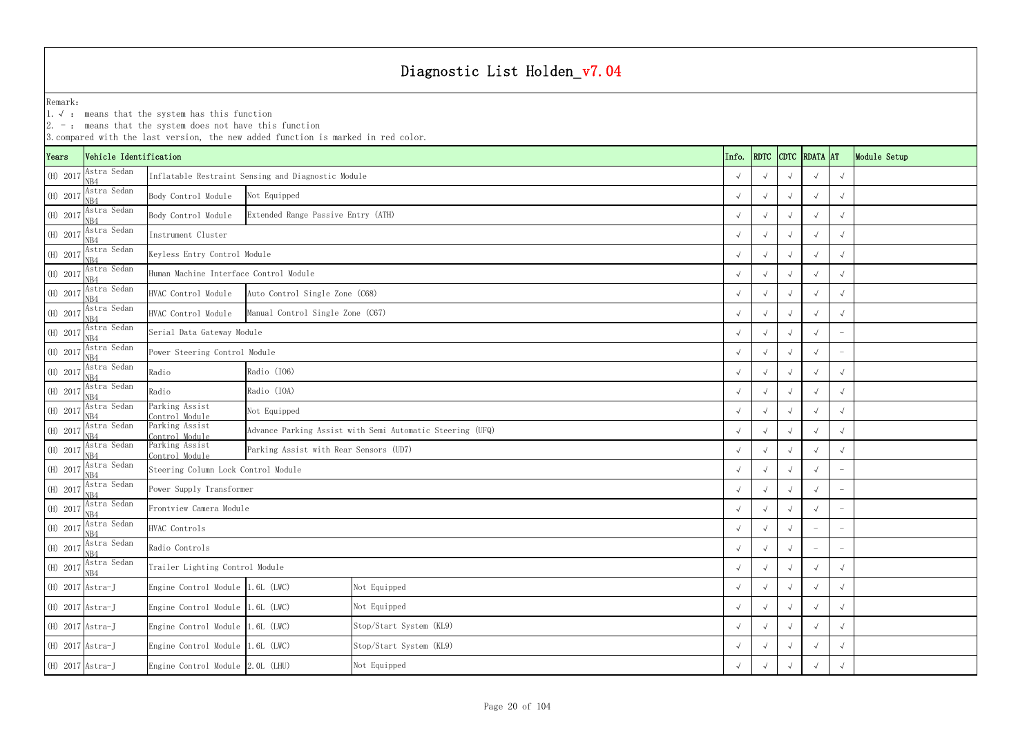# Diagnostic List Holden_v7.04

Remark:
1. √ : means that the system has this function
2. - : means that the system does not have this function
3. compared with the last version, the new added function is marked in red color.

| Years | Vehicle Identification | | | | Info. | RDTC | CDTC | RDATA | AT | Module Setup |
|---|---|---|---|---|---|---|---|---|---|---|
| (H) 2017 | Astra Sedan NB4 | Inflatable Restraint Sensing and Diagnostic Module | | | √ | √ | √ | √ | √ | |
| (H) 2017 | Astra Sedan NB4 | Body Control Module | Not Equipped | | √ | √ | √ | √ | √ | |
| (H) 2017 | Astra Sedan NB4 | Body Control Module | Extended Range Passive Entry (ATH) | | √ | √ | √ | √ | √ | |
| (H) 2017 | Astra Sedan NB4 | Instrument Cluster | | | √ | √ | √ | √ | √ | |
| (H) 2017 | Astra Sedan NB4 | Keyless Entry Control Module | | | √ | √ | √ | √ | √ | |
| (H) 2017 | Astra Sedan NB4 | Human Machine Interface Control Module | | | √ | √ | √ | √ | √ | |
| (H) 2017 | Astra Sedan NB4 | HVAC Control Module | Auto Control Single Zone (C68) | | √ | √ | √ | √ | √ | |
| (H) 2017 | Astra Sedan NB4 | HVAC Control Module | Manual Control Single Zone (C67) | | √ | √ | √ | √ | √ | |
| (H) 2017 | Astra Sedan NB4 | Serial Data Gateway Module | | | √ | √ | √ | √ | - | |
| (H) 2017 | Astra Sedan NB4 | Power Steering Control Module | | | √ | √ | √ | √ | - | |
| (H) 2017 | Astra Sedan NB4 | Radio | Radio (IO6) | | √ | √ | √ | √ | √ | |
| (H) 2017 | Astra Sedan NB4 | Radio | Radio (IOA) | | √ | √ | √ | √ | √ | |
| (H) 2017 | Astra Sedan NB4 | Parking Assist Control Module | Not Equipped | | √ | √ | √ | √ | √ | |
| (H) 2017 | Astra Sedan NB4 | Parking Assist Control Module | Advance Parking Assist with Semi Automatic Steering (UFQ) | | √ | √ | √ | √ | √ | |
| (H) 2017 | Astra Sedan NB4 | Parking Assist Control Module | Parking Assist with Rear Sensors (UD7) | | √ | √ | √ | √ | √ | |
| (H) 2017 | Astra Sedan NB4 | Steering Column Lock Control Module | | | √ | √ | √ | √ | - | |
| (H) 2017 | Astra Sedan NB4 | Power Supply Transformer | | | √ | √ | √ | √ | - | |
| (H) 2017 | Astra Sedan NB4 | Frontview Camera Module | | | √ | √ | √ | √ | - | |
| (H) 2017 | Astra Sedan NB4 | HVAC Controls | | | √ | √ | √ | - | - | |
| (H) 2017 | Astra Sedan NB4 | Radio Controls | | | √ | √ | √ | - | - | |
| (H) 2017 | Astra Sedan NB4 | Trailer Lighting Control Module | | | √ | √ | √ | √ | √ | |
| (H) 2017 | Astra-J | Engine Control Module | 1.6L (LWC) | Not Equipped | √ | √ | √ | √ | √ | |
| (H) 2017 | Astra-J | Engine Control Module | 1.6L (LWC) | Not Equipped | √ | √ | √ | √ | √ | |
| (H) 2017 | Astra-J | Engine Control Module | 1.6L (LWC) | Stop/Start System (KL9) | √ | √ | √ | √ | √ | |
| (H) 2017 | Astra-J | Engine Control Module | 1.6L (LWC) | Stop/Start System (KL9) | √ | √ | √ | √ | √ | |
| (H) 2017 | Astra-J | Engine Control Module | 2.0L (LHU) | Not Equipped | √ | √ | √ | √ | √ | |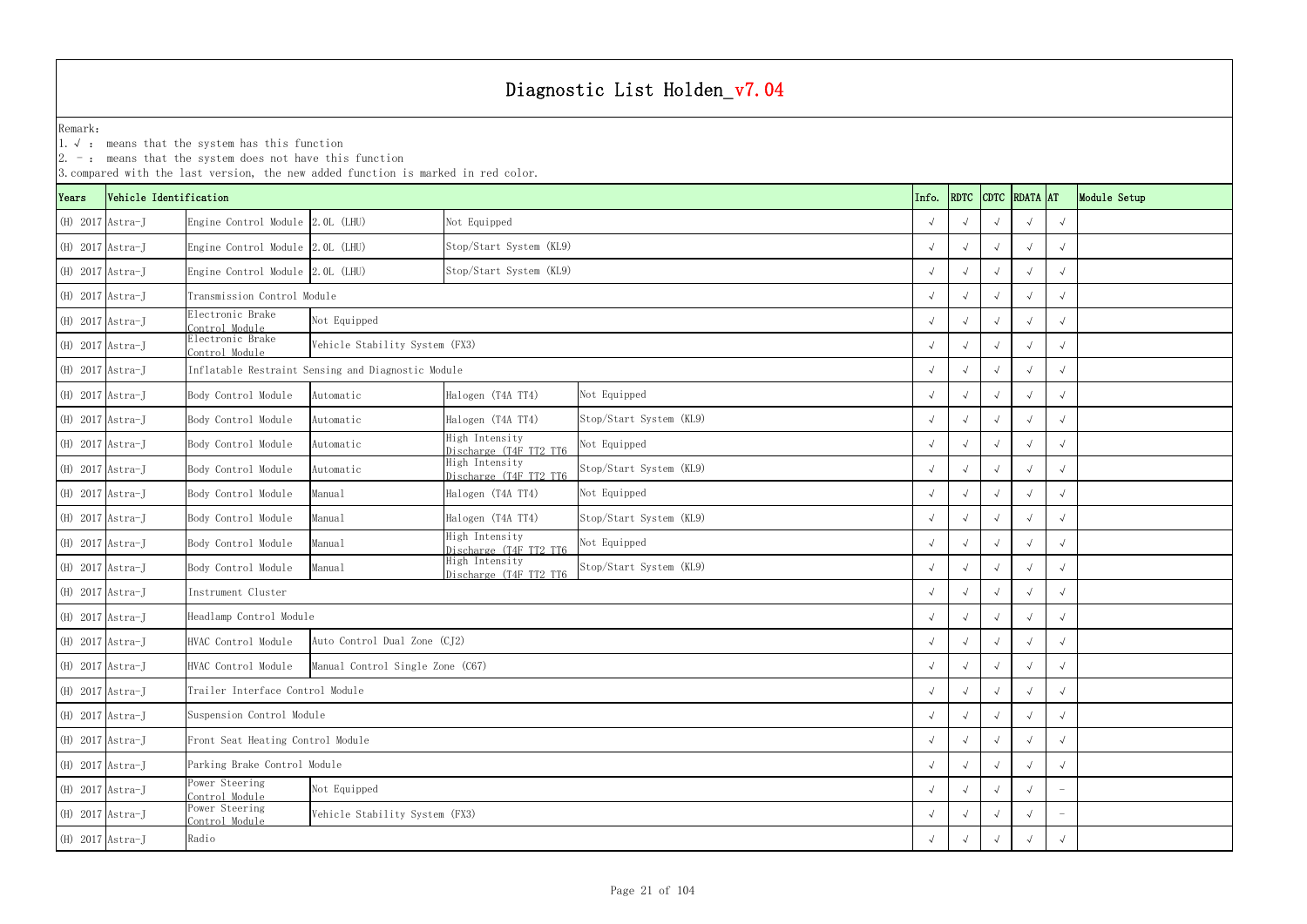# Diagnostic List Holden_v7.04

Remark:
1. √ : means that the system has this function
2. - : means that the system does not have this function
3. compared with the last version, the new added function is marked in red color.

| Years | Vehicle Identification | | | | | Info. | RDTC | CDTC | RDATA | AT | Module Setup |
|---|---|---|---|---|---|---|---|---|---|---|---|
| (H) 2017 | Astra-J | Engine Control Module | 2.0L (LHU) | Not Equipped | | √ | √ | √ | √ | √ | |
| (H) 2017 | Astra-J | Engine Control Module | 2.0L (LHU) | Stop/Start System (KL9) | | √ | √ | √ | √ | √ | |
| (H) 2017 | Astra-J | Engine Control Module | 2.0L (LHU) | Stop/Start System (KL9) | | √ | √ | √ | √ | √ | |
| (H) 2017 | Astra-J | Transmission Control Module | | | | √ | √ | √ | √ | √ | |
| (H) 2017 | Astra-J | Electronic Brake Control Module | Not Equipped | | | √ | √ | √ | √ | √ | |
| (H) 2017 | Astra-J | Electronic Brake Control Module | Vehicle Stability System (FX3) | | | √ | √ | √ | √ | √ | |
| (H) 2017 | Astra-J | Inflatable Restraint Sensing and Diagnostic Module | | | | √ | √ | √ | √ | √ | |
| (H) 2017 | Astra-J | Body Control Module | Automatic | Halogen (T4A TT4) | Not Equipped | √ | √ | √ | √ | √ | |
| (H) 2017 | Astra-J | Body Control Module | Automatic | Halogen (T4A TT4) | Stop/Start System (KL9) | √ | √ | √ | √ | √ | |
| (H) 2017 | Astra-J | Body Control Module | Automatic | High Intensity Discharge (T4F TT2 TT6 | Not Equipped | √ | √ | √ | √ | √ | |
| (H) 2017 | Astra-J | Body Control Module | Automatic | High Intensity Discharge (T4F TT2 TT6 | Stop/Start System (KL9) | √ | √ | √ | √ | √ | |
| (H) 2017 | Astra-J | Body Control Module | Manual | Halogen (T4A TT4) | Not Equipped | √ | √ | √ | √ | √ | |
| (H) 2017 | Astra-J | Body Control Module | Manual | Halogen (T4A TT4) | Stop/Start System (KL9) | √ | √ | √ | √ | √ | |
| (H) 2017 | Astra-J | Body Control Module | Manual | High Intensity Discharge (T4F TT2 TT6 | Not Equipped | √ | √ | √ | √ | √ | |
| (H) 2017 | Astra-J | Body Control Module | Manual | High Intensity Discharge (T4F TT2 TT6 | Stop/Start System (KL9) | √ | √ | √ | √ | √ | |
| (H) 2017 | Astra-J | Instrument Cluster | | | | √ | √ | √ | √ | √ | |
| (H) 2017 | Astra-J | Headlamp Control Module | | | | √ | √ | √ | √ | √ | |
| (H) 2017 | Astra-J | HVAC Control Module | Auto Control Dual Zone (CJ2) | | | √ | √ | √ | √ | √ | |
| (H) 2017 | Astra-J | HVAC Control Module | Manual Control Single Zone (C67) | | | √ | √ | √ | √ | √ | |
| (H) 2017 | Astra-J | Trailer Interface Control Module | | | | √ | √ | √ | √ | √ | |
| (H) 2017 | Astra-J | Suspension Control Module | | | | √ | √ | √ | √ | √ | |
| (H) 2017 | Astra-J | Front Seat Heating Control Module | | | | √ | √ | √ | √ | √ | |
| (H) 2017 | Astra-J | Parking Brake Control Module | | | | √ | √ | √ | √ | √ | |
| (H) 2017 | Astra-J | Power Steering Control Module | Not Equipped | | | √ | √ | √ | √ | - | |
| (H) 2017 | Astra-J | Power Steering Control Module | Vehicle Stability System (FX3) | | | √ | √ | √ | √ | - | |
| (H) 2017 | Astra-J | Radio | | | | √ | √ | √ | √ | √ | |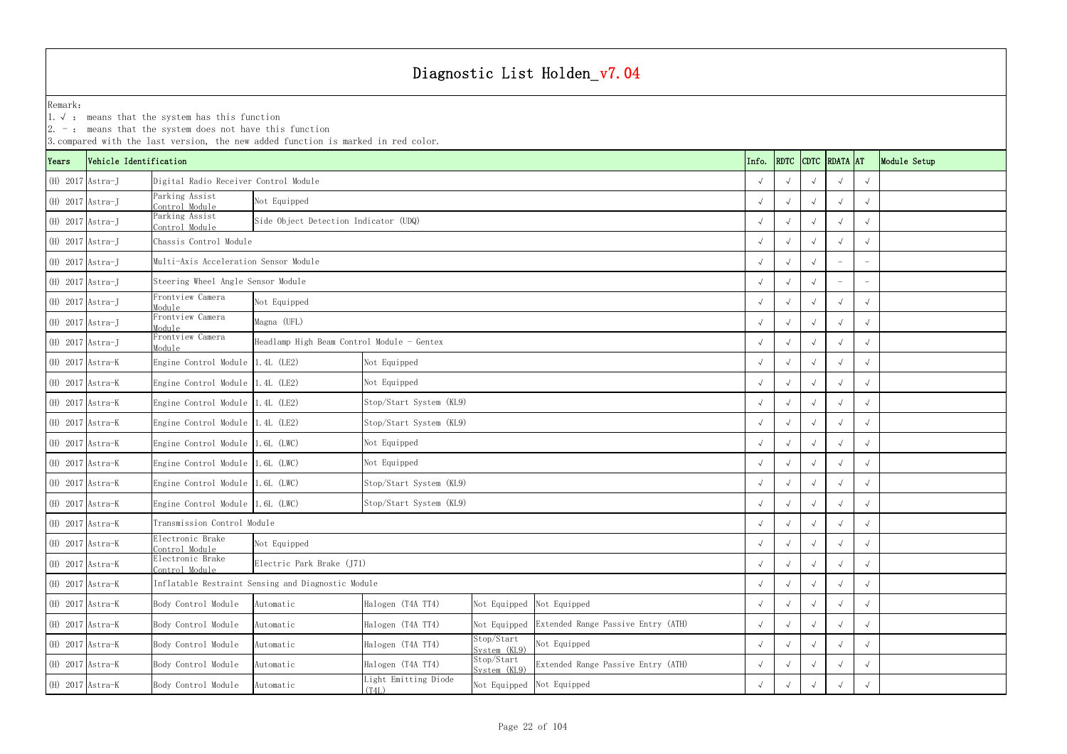# Diagnostic List Holden_v7.04

Remark:
1. √ : means that the system has this function
2. - : means that the system does not have this function
3. compared with the last version, the new added function is marked in red color.

| Years | Vehicle Identification | | | | | | Info. | RDTC | CDTC | RDATA | AT | Module Setup |
|---|---|---|---|---|---|---|---|---|---|---|---|---|
| (H) 2017 | Astra-J | Digital Radio Receiver Control Module | | | | | √ | √ | √ | √ | √ | |
| (H) 2017 | Astra-J | Parking Assist Control Module | Not Equipped | | | | √ | √ | √ | √ | √ | |
| (H) 2017 | Astra-J | Parking Assist Control Module | Side Object Detection Indicator (UDQ) | | | | √ | √ | √ | √ | √ | |
| (H) 2017 | Astra-J | Chassis Control Module | | | | | √ | √ | √ | √ | √ | |
| (H) 2017 | Astra-J | Multi-Axis Acceleration Sensor Module | | | | | √ | √ | √ | - | - | |
| (H) 2017 | Astra-J | Steering Wheel Angle Sensor Module | | | | | √ | √ | √ | - | - | |
| (H) 2017 | Astra-J | Frontview Camera Module | Not Equipped | | | | √ | √ | √ | √ | √ | |
| (H) 2017 | Astra-J | Frontview Camera Module | Magna (UFL) | | | | √ | √ | √ | √ | √ | |
| (H) 2017 | Astra-J | Frontview Camera Module | Headlamp High Beam Control Module - Gentex | | | | √ | √ | √ | √ | √ | |
| (H) 2017 | Astra-K | Engine Control Module | 1.4L (LE2) | Not Equipped | | | √ | √ | √ | √ | √ | |
| (H) 2017 | Astra-K | Engine Control Module | 1.4L (LE2) | Not Equipped | | | √ | √ | √ | √ | √ | |
| (H) 2017 | Astra-K | Engine Control Module | 1.4L (LE2) | Stop/Start System (KL9) | | | √ | √ | √ | √ | √ | |
| (H) 2017 | Astra-K | Engine Control Module | 1.4L (LE2) | Stop/Start System (KL9) | | | √ | √ | √ | √ | √ | |
| (H) 2017 | Astra-K | Engine Control Module | 1.6L (LWC) | Not Equipped | | | √ | √ | √ | √ | √ | |
| (H) 2017 | Astra-K | Engine Control Module | 1.6L (LWC) | Not Equipped | | | √ | √ | √ | √ | √ | |
| (H) 2017 | Astra-K | Engine Control Module | 1.6L (LWC) | Stop/Start System (KL9) | | | √ | √ | √ | √ | √ | |
| (H) 2017 | Astra-K | Engine Control Module | 1.6L (LWC) | Stop/Start System (KL9) | | | √ | √ | √ | √ | √ | |
| (H) 2017 | Astra-K | Transmission Control Module | | | | | √ | √ | √ | √ | √ | |
| (H) 2017 | Astra-K | Electronic Brake Control Module | Not Equipped | | | | √ | √ | √ | √ | √ | |
| (H) 2017 | Astra-K | Electronic Brake Control Module | Electric Park Brake (J71) | | | | √ | √ | √ | √ | √ | |
| (H) 2017 | Astra-K | Inflatable Restraint Sensing and Diagnostic Module | | | | | √ | √ | √ | √ | √ | |
| (H) 2017 | Astra-K | Body Control Module | Automatic | Halogen (T4A TT4) | Not Equipped | Not Equipped | √ | √ | √ | √ | √ | |
| (H) 2017 | Astra-K | Body Control Module | Automatic | Halogen (T4A TT4) | Not Equipped | Extended Range Passive Entry (ATH) | √ | √ | √ | √ | √ | |
| (H) 2017 | Astra-K | Body Control Module | Automatic | Halogen (T4A TT4) | Stop/Start System (KL9) | Not Equipped | √ | √ | √ | √ | √ | |
| (H) 2017 | Astra-K | Body Control Module | Automatic | Halogen (T4A TT4) | Stop/Start System (KL9) | Extended Range Passive Entry (ATH) | √ | √ | √ | √ | √ | |
| (H) 2017 | Astra-K | Body Control Module | Automatic | Light Emitting Diode (T4L) | Not Equipped | Not Equipped | √ | √ | √ | √ | √ | |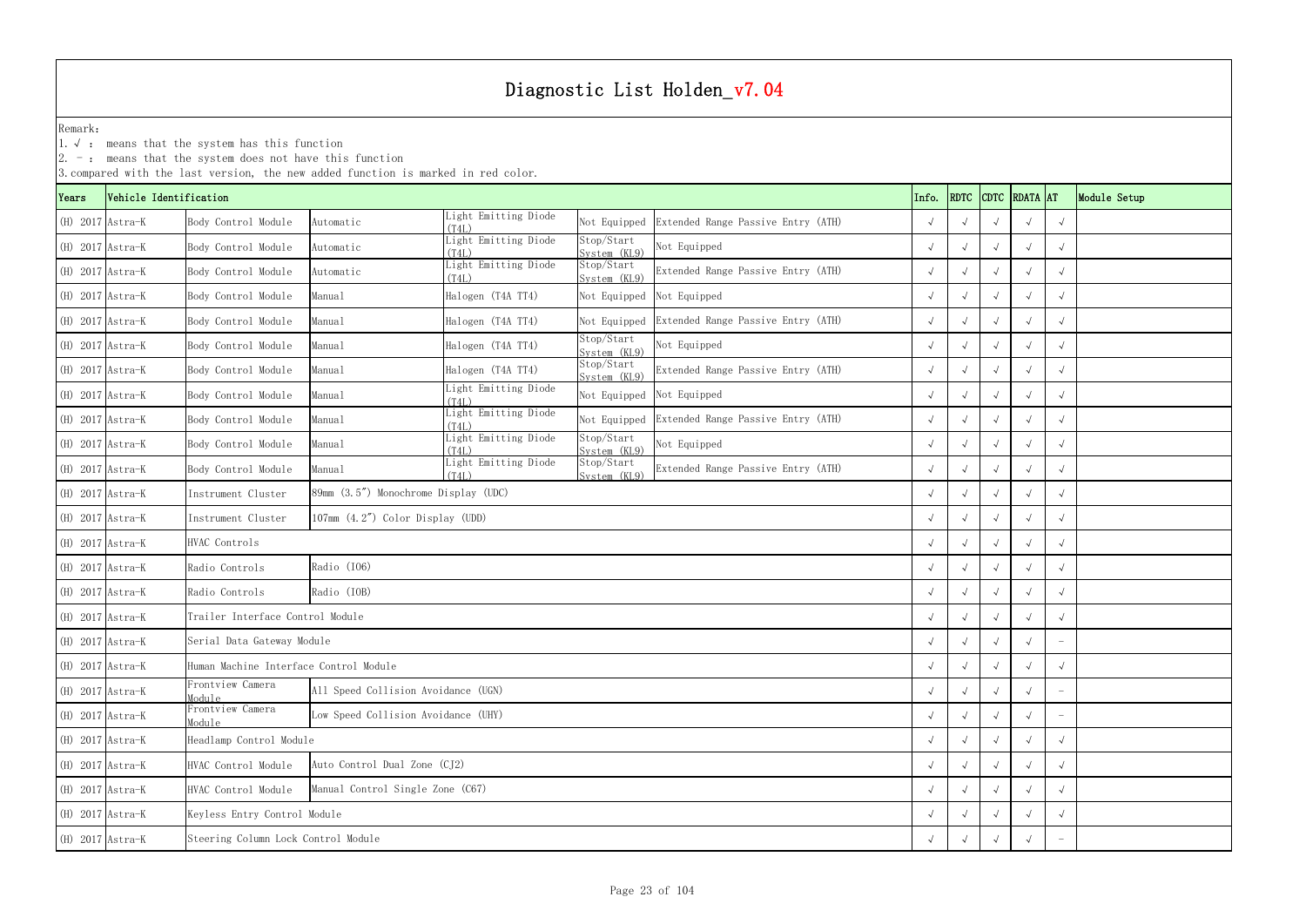# Diagnostic List Holden_v7.04

Remark:
1. √ : means that the system has this function
2. - : means that the system does not have this function
3. compared with the last version, the new added function is marked in red color.

| Years | Vehicle Identification | | | | | | Info. | RDTC | CDTC | RDATA | AT | Module Setup |
|---|---|---|---|---|---|---|---|---|---|---|---|---|
| (H) 2017 | Astra-K | Body Control Module | Automatic | Light Emitting Diode (T4L) | Not Equipped | Extended Range Passive Entry (ATH) | √ | √ | √ | √ | √ | |
| (H) 2017 | Astra-K | Body Control Module | Automatic | Light Emitting Diode (T4L) | Stop/Start System (KL9) | Not Equipped | √ | √ | √ | √ | √ | |
| (H) 2017 | Astra-K | Body Control Module | Automatic | Light Emitting Diode (T4L) | Stop/Start System (KL9) | Extended Range Passive Entry (ATH) | √ | √ | √ | √ | √ | |
| (H) 2017 | Astra-K | Body Control Module | Manual | Halogen (T4A TT4) | Not Equipped | Not Equipped | √ | √ | √ | √ | √ | |
| (H) 2017 | Astra-K | Body Control Module | Manual | Halogen (T4A TT4) | Not Equipped | Extended Range Passive Entry (ATH) | √ | √ | √ | √ | √ | |
| (H) 2017 | Astra-K | Body Control Module | Manual | Halogen (T4A TT4) | Stop/Start System (KL9) | Not Equipped | √ | √ | √ | √ | √ | |
| (H) 2017 | Astra-K | Body Control Module | Manual | Halogen (T4A TT4) | Stop/Start System (KL9) | Extended Range Passive Entry (ATH) | √ | √ | √ | √ | √ | |
| (H) 2017 | Astra-K | Body Control Module | Manual | Light Emitting Diode (T4L) | Not Equipped | Not Equipped | √ | √ | √ | √ | √ | |
| (H) 2017 | Astra-K | Body Control Module | Manual | Light Emitting Diode (T4L) | Not Equipped | Extended Range Passive Entry (ATH) | √ | √ | √ | √ | √ | |
| (H) 2017 | Astra-K | Body Control Module | Manual | Light Emitting Diode (T4L) | Stop/Start System (KL9) | Not Equipped | √ | √ | √ | √ | √ | |
| (H) 2017 | Astra-K | Body Control Module | Manual | Light Emitting Diode (T4L) | Stop/Start System (KL9) | Extended Range Passive Entry (ATH) | √ | √ | √ | √ | √ | |
| (H) 2017 | Astra-K | Instrument Cluster | 89mm (3.5") Monochrome Display (UDC) | | | | √ | √ | √ | √ | √ | |
| (H) 2017 | Astra-K | Instrument Cluster | 107mm (4.2") Color Display (UDD) | | | | √ | √ | √ | √ | √ | |
| (H) 2017 | Astra-K | HVAC Controls | | | | | √ | √ | √ | √ | √ | |
| (H) 2017 | Astra-K | Radio Controls | Radio (IO6) | | | | √ | √ | √ | √ | √ | |
| (H) 2017 | Astra-K | Radio Controls | Radio (IOB) | | | | √ | √ | √ | √ | √ | |
| (H) 2017 | Astra-K | Trailer Interface Control Module | | | | | √ | √ | √ | √ | √ | |
| (H) 2017 | Astra-K | Serial Data Gateway Module | | | | | √ | √ | √ | √ | - | |
| (H) 2017 | Astra-K | Human Machine Interface Control Module | | | | | √ | √ | √ | √ | √ | |
| (H) 2017 | Astra-K | Frontview Camera Module | All Speed Collision Avoidance (UGN) | | | | √ | √ | √ | √ | - | |
| (H) 2017 | Astra-K | Frontview Camera Module | Low Speed Collision Avoidance (UHY) | | | | √ | √ | √ | √ | - | |
| (H) 2017 | Astra-K | Headlamp Control Module | | | | | √ | √ | √ | √ | √ | |
| (H) 2017 | Astra-K | HVAC Control Module | Auto Control Dual Zone (CJ2) | | | | √ | √ | √ | √ | √ | |
| (H) 2017 | Astra-K | HVAC Control Module | Manual Control Single Zone (C67) | | | | √ | √ | √ | √ | √ | |
| (H) 2017 | Astra-K | Keyless Entry Control Module | | | | | √ | √ | √ | √ | √ | |
| (H) 2017 | Astra-K | Steering Column Lock Control Module | | | | | √ | √ | √ | √ | - | |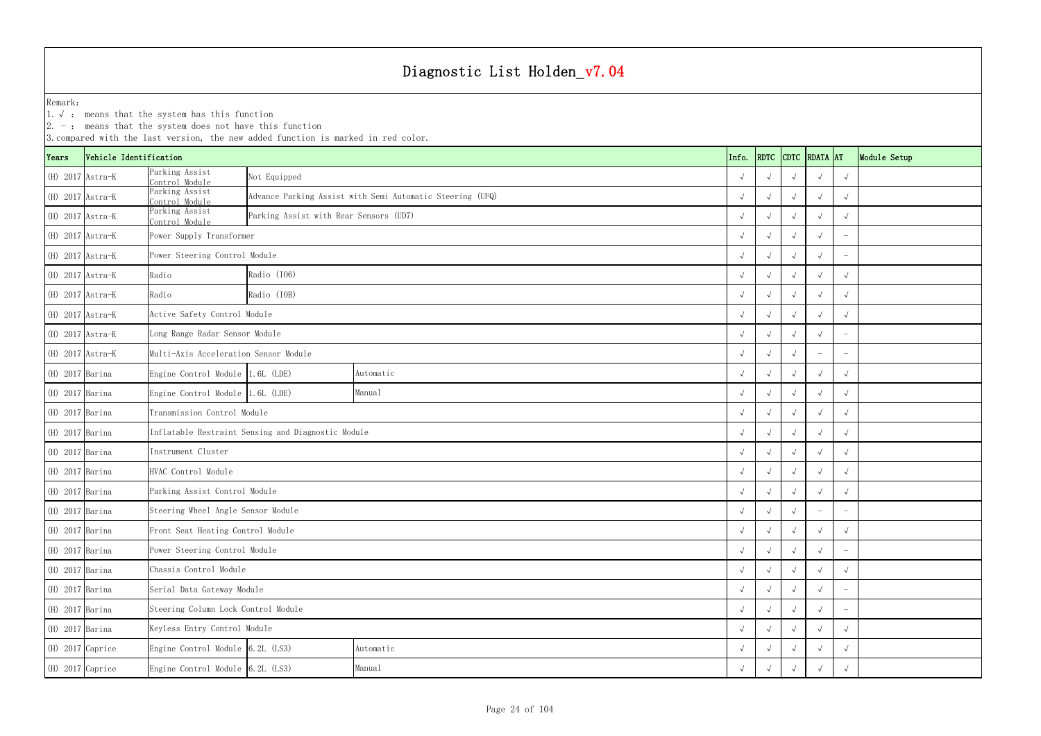# Diagnostic List Holden_v7.04

Remark:

1. √ : means that the system has this function
2. - : means that the system does not have this function
3. compared with the last version, the new added function is marked in red color.

| Years | Vehicle Identification | | | | Info. | RDTC | CDTC | RDATA | AT | Module Setup |
|---|---|---|---|---|---|---|---|---|---|---|
| (H) 2017 | Astra-K | Parking Assist Control Module | Not Equipped | | √ | √ | √ | √ | √ | |
| (H) 2017 | Astra-K | Parking Assist Control Module | Advance Parking Assist with Semi Automatic Steering (UFQ) | | √ | √ | √ | √ | √ | |
| (H) 2017 | Astra-K | Parking Assist Control Module | Parking Assist with Rear Sensors (UD7) | | √ | √ | √ | √ | √ | |
| (H) 2017 | Astra-K | Power Supply Transformer | | | √ | √ | √ | √ | - | |
| (H) 2017 | Astra-K | Power Steering Control Module | | | √ | √ | √ | √ | - | |
| (H) 2017 | Astra-K | Radio | Radio (IO6) | | √ | √ | √ | √ | √ | |
| (H) 2017 | Astra-K | Radio | Radio (IOB) | | √ | √ | √ | √ | √ | |
| (H) 2017 | Astra-K | Active Safety Control Module | | | √ | √ | √ | √ | √ | |
| (H) 2017 | Astra-K | Long Range Radar Sensor Module | | | √ | √ | √ | √ | - | |
| (H) 2017 | Astra-K | Multi-Axis Acceleration Sensor Module | | | √ | √ | √ | - | - | |
| (H) 2017 | Barina | Engine Control Module | 1.6L (LDE) | Automatic | √ | √ | √ | √ | √ | |
| (H) 2017 | Barina | Engine Control Module | 1.6L (LDE) | Manual | √ | √ | √ | √ | √ | |
| (H) 2017 | Barina | Transmission Control Module | | | √ | √ | √ | √ | √ | |
| (H) 2017 | Barina | Inflatable Restraint Sensing and Diagnostic Module | | | √ | √ | √ | √ | √ | |
| (H) 2017 | Barina | Instrument Cluster | | | √ | √ | √ | √ | √ | |
| (H) 2017 | Barina | HVAC Control Module | | | √ | √ | √ | √ | √ | |
| (H) 2017 | Barina | Parking Assist Control Module | | | √ | √ | √ | √ | √ | |
| (H) 2017 | Barina | Steering Wheel Angle Sensor Module | | | √ | √ | √ | - | - | |
| (H) 2017 | Barina | Front Seat Heating Control Module | | | √ | √ | √ | √ | √ | |
| (H) 2017 | Barina | Power Steering Control Module | | | √ | √ | √ | √ | - | |
| (H) 2017 | Barina | Chassis Control Module | | | √ | √ | √ | √ | √ | |
| (H) 2017 | Barina | Serial Data Gateway Module | | | √ | √ | √ | √ | - | |
| (H) 2017 | Barina | Steering Column Lock Control Module | | | √ | √ | √ | √ | - | |
| (H) 2017 | Barina | Keyless Entry Control Module | | | √ | √ | √ | √ | √ | |
| (H) 2017 | Caprice | Engine Control Module | 6.2L (LS3) | Automatic | √ | √ | √ | √ | √ | |
| (H) 2017 | Caprice | Engine Control Module | 6.2L (LS3) | Manual | √ | √ | √ | √ | √ | |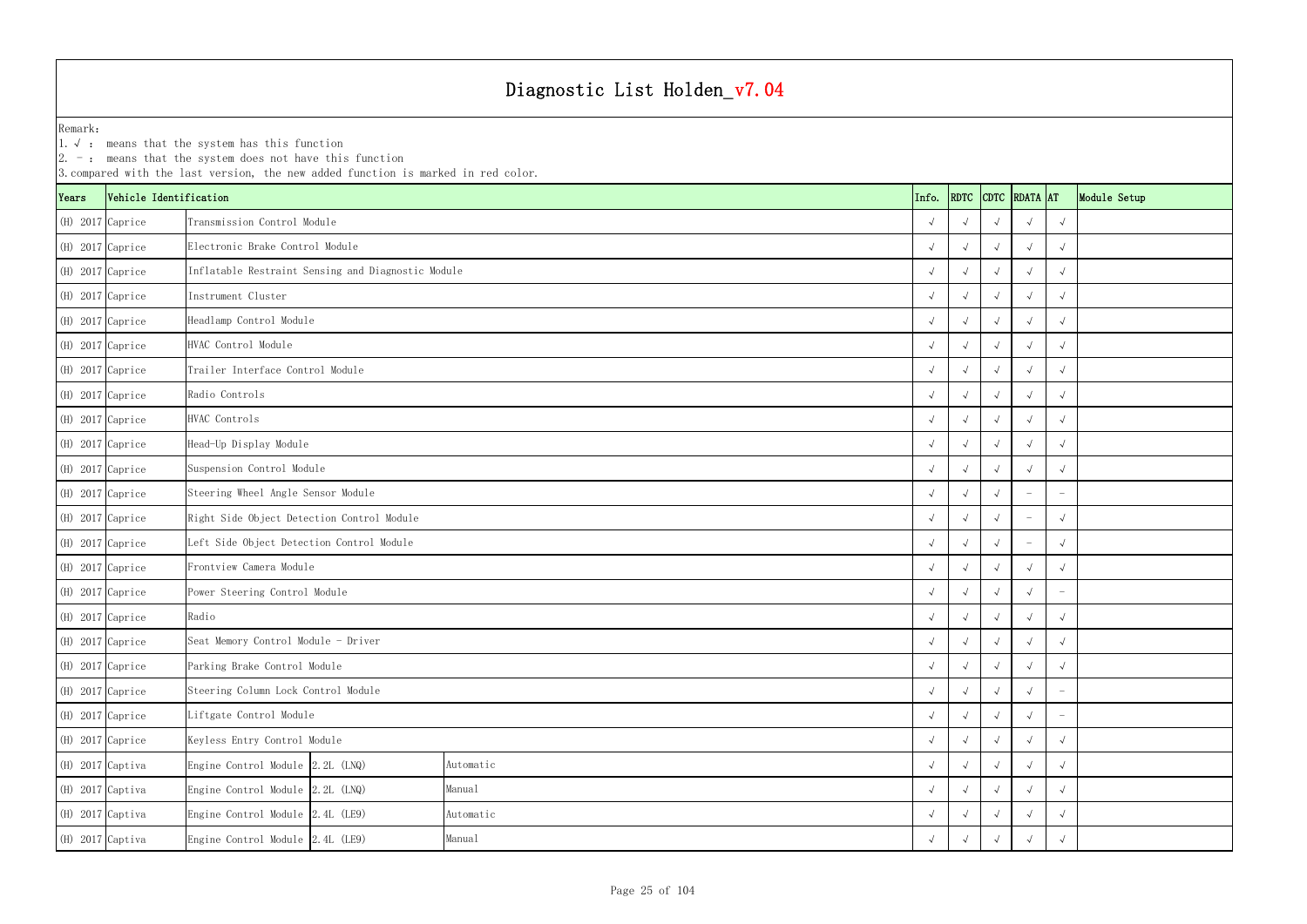# Diagnostic List Holden_v7.04

Remark:
1. √ : means that the system has this function
2. － : means that the system does not have this function
3. compared with the last version, the new added function is marked in red color.

| Years | Vehicle Identification | | | | Info. | RDTC | CDTC | RDATA | AT | Module Setup |
|---|---|---|---|---|---|---|---|---|---|---|
| (H) 2017 | Caprice | Transmission Control Module | | | √ | √ | √ | √ | √ | |
| (H) 2017 | Caprice | Electronic Brake Control Module | | | √ | √ | √ | √ | √ | |
| (H) 2017 | Caprice | Inflatable Restraint Sensing and Diagnostic Module | | | √ | √ | √ | √ | √ | |
| (H) 2017 | Caprice | Instrument Cluster | | | √ | √ | √ | √ | √ | |
| (H) 2017 | Caprice | Headlamp Control Module | | | √ | √ | √ | √ | √ | |
| (H) 2017 | Caprice | HVAC Control Module | | | √ | √ | √ | √ | √ | |
| (H) 2017 | Caprice | Trailer Interface Control Module | | | √ | √ | √ | √ | √ | |
| (H) 2017 | Caprice | Radio Controls | | | √ | √ | √ | √ | √ | |
| (H) 2017 | Caprice | HVAC Controls | | | √ | √ | √ | √ | √ | |
| (H) 2017 | Caprice | Head-Up Display Module | | | √ | √ | √ | √ | √ | |
| (H) 2017 | Caprice | Suspension Control Module | | | √ | √ | √ | √ | √ | |
| (H) 2017 | Caprice | Steering Wheel Angle Sensor Module | | | √ | √ | √ | － | － | |
| (H) 2017 | Caprice | Right Side Object Detection Control Module | | | √ | √ | √ | － | √ | |
| (H) 2017 | Caprice | Left Side Object Detection Control Module | | | √ | √ | √ | － | √ | |
| (H) 2017 | Caprice | Frontview Camera Module | | | √ | √ | √ | √ | √ | |
| (H) 2017 | Caprice | Power Steering Control Module | | | √ | √ | √ | √ | － | |
| (H) 2017 | Caprice | Radio | | | √ | √ | √ | √ | √ | |
| (H) 2017 | Caprice | Seat Memory Control Module - Driver | | | √ | √ | √ | √ | √ | |
| (H) 2017 | Caprice | Parking Brake Control Module | | | √ | √ | √ | √ | √ | |
| (H) 2017 | Caprice | Steering Column Lock Control Module | | | √ | √ | √ | √ | － | |
| (H) 2017 | Caprice | Liftgate Control Module | | | √ | √ | √ | √ | － | |
| (H) 2017 | Caprice | Keyless Entry Control Module | | | √ | √ | √ | √ | √ | |
| (H) 2017 | Captiva | Engine Control Module | 2.2L (LNQ) | Automatic | √ | √ | √ | √ | √ | |
| (H) 2017 | Captiva | Engine Control Module | 2.2L (LNQ) | Manual | √ | √ | √ | √ | √ | |
| (H) 2017 | Captiva | Engine Control Module | 2.4L (LE9) | Automatic | √ | √ | √ | √ | √ | |
| (H) 2017 | Captiva | Engine Control Module | 2.4L (LE9) | Manual | √ | √ | √ | √ | √ | |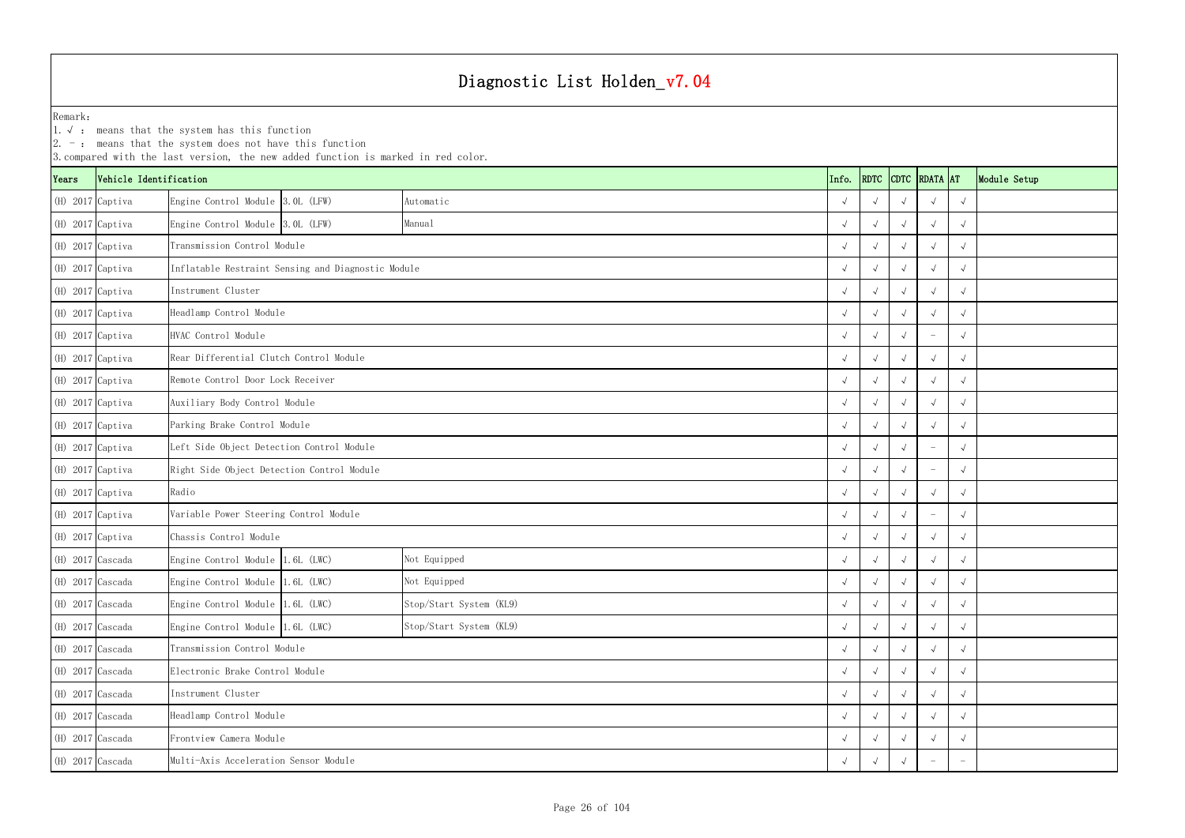# Diagnostic List Holden_v7.04

Remark:

1. √ : means that the system has this function
2. － : means that the system does not have this function
3. compared with the last version, the new added function is marked in red color.

| Years | Vehicle Identification | | | | Info. | RDTC | CDTC | RDATA | AT | Module Setup |
|---|---|---|---|---|---|---|---|---|---|---|
| (H) 2017 | Captiva | Engine Control Module | 3.0L (LFW) | Automatic | √ | √ | √ | √ | √ | |
| (H) 2017 | Captiva | Engine Control Module | 3.0L (LFW) | Manual | √ | √ | √ | √ | √ | |
| (H) 2017 | Captiva | Transmission Control Module | | | √ | √ | √ | √ | √ | |
| (H) 2017 | Captiva | Inflatable Restraint Sensing and Diagnostic Module | | | √ | √ | √ | √ | √ | |
| (H) 2017 | Captiva | Instrument Cluster | | | √ | √ | √ | √ | √ | |
| (H) 2017 | Captiva | Headlamp Control Module | | | √ | √ | √ | √ | √ | |
| (H) 2017 | Captiva | HVAC Control Module | | | √ | √ | √ | － | √ | |
| (H) 2017 | Captiva | Rear Differential Clutch Control Module | | | √ | √ | √ | √ | √ | |
| (H) 2017 | Captiva | Remote Control Door Lock Receiver | | | √ | √ | √ | √ | √ | |
| (H) 2017 | Captiva | Auxiliary Body Control Module | | | √ | √ | √ | √ | √ | |
| (H) 2017 | Captiva | Parking Brake Control Module | | | √ | √ | √ | √ | √ | |
| (H) 2017 | Captiva | Left Side Object Detection Control Module | | | √ | √ | √ | － | √ | |
| (H) 2017 | Captiva | Right Side Object Detection Control Module | | | √ | √ | √ | － | √ | |
| (H) 2017 | Captiva | Radio | | | √ | √ | √ | √ | √ | |
| (H) 2017 | Captiva | Variable Power Steering Control Module | | | √ | √ | √ | － | √ | |
| (H) 2017 | Captiva | Chassis Control Module | | | √ | √ | √ | √ | √ | |
| (H) 2017 | Cascada | Engine Control Module | 1.6L (LWC) | Not Equipped | √ | √ | √ | √ | √ | |
| (H) 2017 | Cascada | Engine Control Module | 1.6L (LWC) | Not Equipped | √ | √ | √ | √ | √ | |
| (H) 2017 | Cascada | Engine Control Module | 1.6L (LWC) | Stop/Start System (KL9) | √ | √ | √ | √ | √ | |
| (H) 2017 | Cascada | Engine Control Module | 1.6L (LWC) | Stop/Start System (KL9) | √ | √ | √ | √ | √ | |
| (H) 2017 | Cascada | Transmission Control Module | | | √ | √ | √ | √ | √ | |
| (H) 2017 | Cascada | Electronic Brake Control Module | | | √ | √ | √ | √ | √ | |
| (H) 2017 | Cascada | Instrument Cluster | | | √ | √ | √ | √ | √ | |
| (H) 2017 | Cascada | Headlamp Control Module | | | √ | √ | √ | √ | √ | |
| (H) 2017 | Cascada | Frontview Camera Module | | | √ | √ | √ | √ | √ | |
| (H) 2017 | Cascada | Multi-Axis Acceleration Sensor Module | | | √ | √ | √ | － | － | |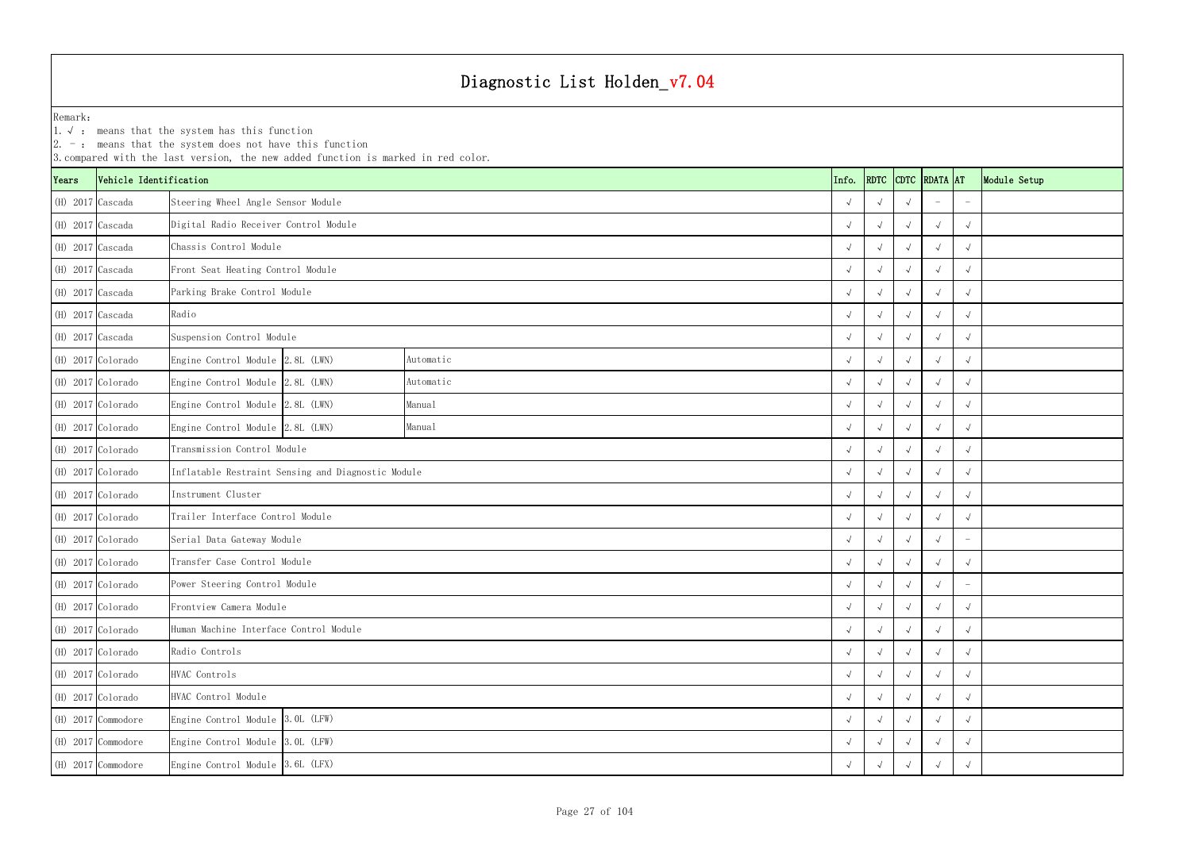# Diagnostic List Holden_v7.04

Remark:
1. √ : means that the system has this function
2. - : means that the system does not have this function
3. compared with the last version, the new added function is marked in red color.

| Years | Vehicle Identification | | | | Info. | RDTC | CDTC | RDATA | AT | Module Setup |
|---|---|---|---|---|---|---|---|---|---|---|
| (H) 2017 | Cascada | Steering Wheel Angle Sensor Module | | | √ | √ | √ | - | - | |
| (H) 2017 | Cascada | Digital Radio Receiver Control Module | | | √ | √ | √ | √ | √ | |
| (H) 2017 | Cascada | Chassis Control Module | | | √ | √ | √ | √ | √ | |
| (H) 2017 | Cascada | Front Seat Heating Control Module | | | √ | √ | √ | √ | √ | |
| (H) 2017 | Cascada | Parking Brake Control Module | | | √ | √ | √ | √ | √ | |
| (H) 2017 | Cascada | Radio | | | √ | √ | √ | √ | √ | |
| (H) 2017 | Cascada | Suspension Control Module | | | √ | √ | √ | √ | √ | |
| (H) 2017 | Colorado | Engine Control Module | 2.8L (LWN) | Automatic | √ | √ | √ | √ | √ | |
| (H) 2017 | Colorado | Engine Control Module | 2.8L (LWN) | Automatic | √ | √ | √ | √ | √ | |
| (H) 2017 | Colorado | Engine Control Module | 2.8L (LWN) | Manual | √ | √ | √ | √ | √ | |
| (H) 2017 | Colorado | Engine Control Module | 2.8L (LWN) | Manual | √ | √ | √ | √ | √ | |
| (H) 2017 | Colorado | Transmission Control Module | | | √ | √ | √ | √ | √ | |
| (H) 2017 | Colorado | Inflatable Restraint Sensing and Diagnostic Module | | | √ | √ | √ | √ | √ | |
| (H) 2017 | Colorado | Instrument Cluster | | | √ | √ | √ | √ | √ | |
| (H) 2017 | Colorado | Trailer Interface Control Module | | | √ | √ | √ | √ | √ | |
| (H) 2017 | Colorado | Serial Data Gateway Module | | | √ | √ | √ | √ | - | |
| (H) 2017 | Colorado | Transfer Case Control Module | | | √ | √ | √ | √ | √ | |
| (H) 2017 | Colorado | Power Steering Control Module | | | √ | √ | √ | √ | - | |
| (H) 2017 | Colorado | Frontview Camera Module | | | √ | √ | √ | √ | √ | |
| (H) 2017 | Colorado | Human Machine Interface Control Module | | | √ | √ | √ | √ | √ | |
| (H) 2017 | Colorado | Radio Controls | | | √ | √ | √ | √ | √ | |
| (H) 2017 | Colorado | HVAC Controls | | | √ | √ | √ | √ | √ | |
| (H) 2017 | Colorado | HVAC Control Module | | | √ | √ | √ | √ | √ | |
| (H) 2017 | Commodore | Engine Control Module | 3.0L (LFW) | | √ | √ | √ | √ | √ | |
| (H) 2017 | Commodore | Engine Control Module | 3.0L (LFW) | | √ | √ | √ | √ | √ | |
| (H) 2017 | Commodore | Engine Control Module | 3.6L (LFX) | | √ | √ | √ | √ | √ | |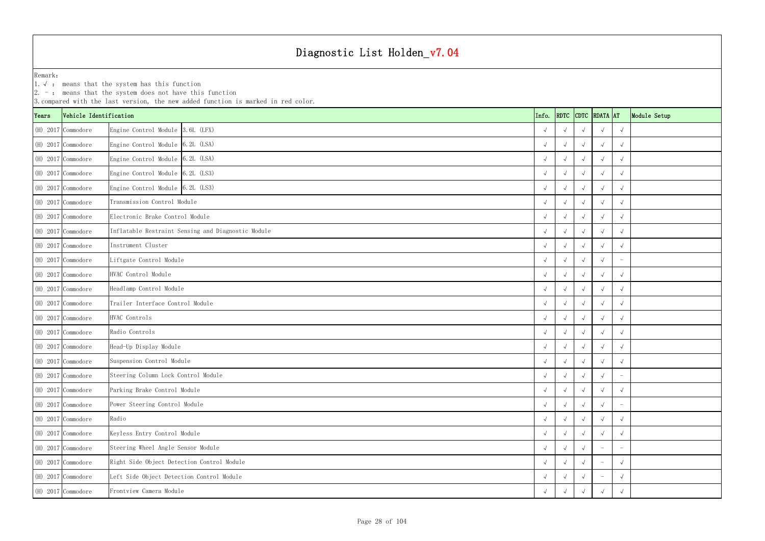# Diagnostic List Holden_v7.04

Remark:
1. √ : means that the system has this function
2. - : means that the system does not have this function
3. compared with the last version, the new added function is marked in red color.

| Years | Vehicle Identification | | | Info. | RDTC | CDTC | RDATA | AT | Module Setup |
|---|---|---|---|---|---|---|---|---|---|
| (H) 2017 | Commodore | Engine Control Module | 3.6L (LFX) | √ | √ | √ | √ | √ | |
| (H) 2017 | Commodore | Engine Control Module | 6.2L (LSA) | √ | √ | √ | √ | √ | |
| (H) 2017 | Commodore | Engine Control Module | 6.2L (LSA) | √ | √ | √ | √ | √ | |
| (H) 2017 | Commodore | Engine Control Module | 6.2L (LS3) | √ | √ | √ | √ | √ | |
| (H) 2017 | Commodore | Engine Control Module | 6.2L (LS3) | √ | √ | √ | √ | √ | |
| (H) 2017 | Commodore | Transmission Control Module | | √ | √ | √ | √ | √ | |
| (H) 2017 | Commodore | Electronic Brake Control Module | | √ | √ | √ | √ | √ | |
| (H) 2017 | Commodore | Inflatable Restraint Sensing and Diagnostic Module | | √ | √ | √ | √ | √ | |
| (H) 2017 | Commodore | Instrument Cluster | | √ | √ | √ | √ | √ | |
| (H) 2017 | Commodore | Liftgate Control Module | | √ | √ | √ | √ | - | |
| (H) 2017 | Commodore | HVAC Control Module | | √ | √ | √ | √ | √ | |
| (H) 2017 | Commodore | Headlamp Control Module | | √ | √ | √ | √ | √ | |
| (H) 2017 | Commodore | Trailer Interface Control Module | | √ | √ | √ | √ | √ | |
| (H) 2017 | Commodore | HVAC Controls | | √ | √ | √ | √ | √ | |
| (H) 2017 | Commodore | Radio Controls | | √ | √ | √ | √ | √ | |
| (H) 2017 | Commodore | Head-Up Display Module | | √ | √ | √ | √ | √ | |
| (H) 2017 | Commodore | Suspension Control Module | | √ | √ | √ | √ | √ | |
| (H) 2017 | Commodore | Steering Column Lock Control Module | | √ | √ | √ | √ | - | |
| (H) 2017 | Commodore | Parking Brake Control Module | | √ | √ | √ | √ | √ | |
| (H) 2017 | Commodore | Power Steering Control Module | | √ | √ | √ | √ | - | |
| (H) 2017 | Commodore | Radio | | √ | √ | √ | √ | √ | |
| (H) 2017 | Commodore | Keyless Entry Control Module | | √ | √ | √ | √ | √ | |
| (H) 2017 | Commodore | Steering Wheel Angle Sensor Module | | √ | √ | √ | - | - | |
| (H) 2017 | Commodore | Right Side Object Detection Control Module | | √ | √ | √ | - | √ | |
| (H) 2017 | Commodore | Left Side Object Detection Control Module | | √ | √ | √ | - | √ | |
| (H) 2017 | Commodore | Frontview Camera Module | | √ | √ | √ | √ | √ | |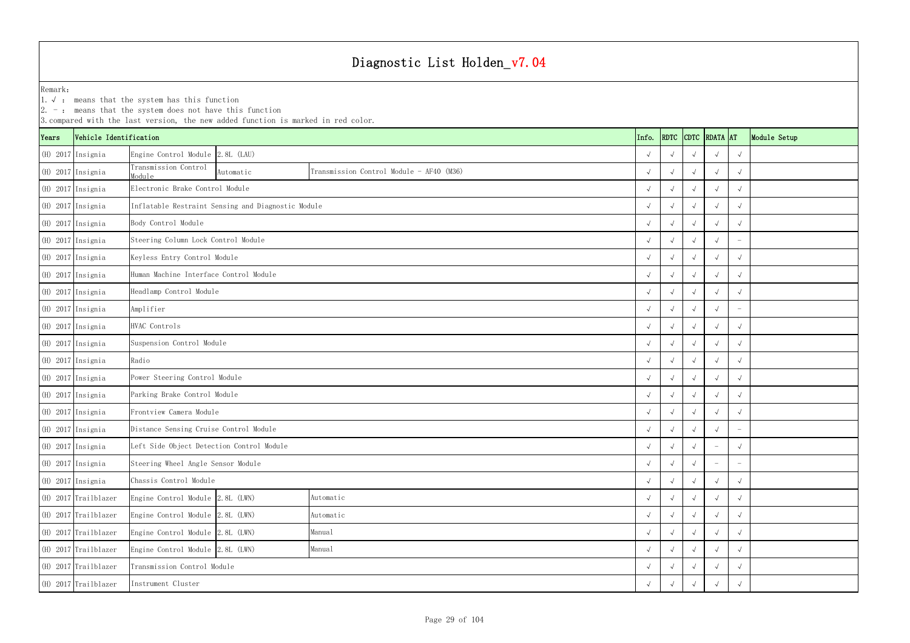# Diagnostic List Holden_v7.04

Remark:
1. √ : means that the system has this function
2. - : means that the system does not have this function
3. compared with the last version, the new added function is marked in red color.

| Years | Vehicle Identification | | | | Info. | RDTC | CDTC | RDATA | AT | Module Setup |
|---|---|---|---|---|---|---|---|---|---|---|
| (H) 2017 | Insignia | Engine Control Module | 2.8L (LAU) | | √ | √ | √ | √ | √ | |
| (H) 2017 | Insignia | Transmission Control Module | Automatic | Transmission Control Module - AF40 (M36) | √ | √ | √ | √ | √ | |
| (H) 2017 | Insignia | Electronic Brake Control Module | | | √ | √ | √ | √ | √ | |
| (H) 2017 | Insignia | Inflatable Restraint Sensing and Diagnostic Module | | | √ | √ | √ | √ | √ | |
| (H) 2017 | Insignia | Body Control Module | | | √ | √ | √ | √ | √ | |
| (H) 2017 | Insignia | Steering Column Lock Control Module | | | √ | √ | √ | √ | - | |
| (H) 2017 | Insignia | Keyless Entry Control Module | | | √ | √ | √ | √ | √ | |
| (H) 2017 | Insignia | Human Machine Interface Control Module | | | √ | √ | √ | √ | √ | |
| (H) 2017 | Insignia | Headlamp Control Module | | | √ | √ | √ | √ | √ | |
| (H) 2017 | Insignia | Amplifier | | | √ | √ | √ | √ | - | |
| (H) 2017 | Insignia | HVAC Controls | | | √ | √ | √ | √ | √ | |
| (H) 2017 | Insignia | Suspension Control Module | | | √ | √ | √ | √ | √ | |
| (H) 2017 | Insignia | Radio | | | √ | √ | √ | √ | √ | |
| (H) 2017 | Insignia | Power Steering Control Module | | | √ | √ | √ | √ | √ | |
| (H) 2017 | Insignia | Parking Brake Control Module | | | √ | √ | √ | √ | √ | |
| (H) 2017 | Insignia | Frontview Camera Module | | | √ | √ | √ | √ | √ | |
| (H) 2017 | Insignia | Distance Sensing Cruise Control Module | | | √ | √ | √ | √ | - | |
| (H) 2017 | Insignia | Left Side Object Detection Control Module | | | √ | √ | √ | - | √ | |
| (H) 2017 | Insignia | Steering Wheel Angle Sensor Module | | | √ | √ | √ | - | - | |
| (H) 2017 | Insignia | Chassis Control Module | | | √ | √ | √ | √ | √ | |
| (H) 2017 | Trailblazer | Engine Control Module | 2.8L (LWN) | Automatic | √ | √ | √ | √ | √ | |
| (H) 2017 | Trailblazer | Engine Control Module | 2.8L (LWN) | Automatic | √ | √ | √ | √ | √ | |
| (H) 2017 | Trailblazer | Engine Control Module | 2.8L (LWN) | Manual | √ | √ | √ | √ | √ | |
| (H) 2017 | Trailblazer | Engine Control Module | 2.8L (LWN) | Manual | √ | √ | √ | √ | √ | |
| (H) 2017 | Trailblazer | Transmission Control Module | | | √ | √ | √ | √ | √ | |
| (H) 2017 | Trailblazer | Instrument Cluster | | | √ | √ | √ | √ | √ | |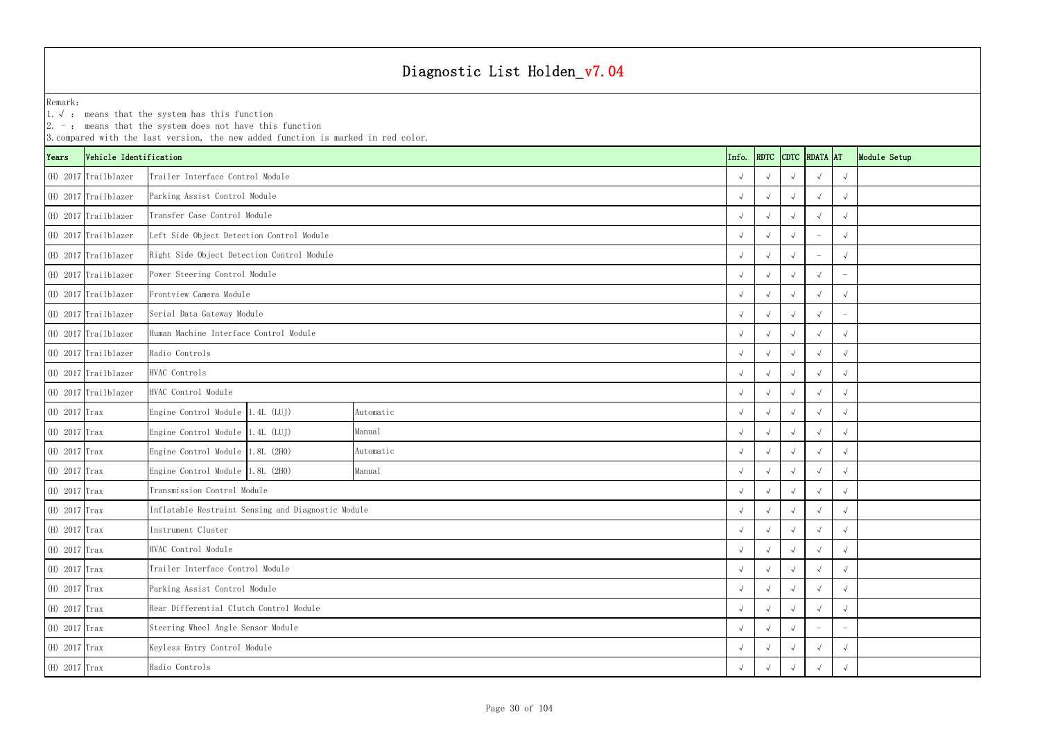# Diagnostic List Holden_v7.04

Remark:
1. √ : means that the system has this function
2. － : means that the system does not have this function
3. compared with the last version, the new added function is marked in red color.

| Years | Vehicle Identification | | | | Info. | RDTC | CDTC | RDATA | AT | Module Setup |
|---|---|---|---|---|---|---|---|---|---|---|
| (H) 2017 | Trailblazer | Trailer Interface Control Module | | | √ | √ | √ | √ | √ | |
| (H) 2017 | Trailblazer | Parking Assist Control Module | | | √ | √ | √ | √ | √ | |
| (H) 2017 | Trailblazer | Transfer Case Control Module | | | √ | √ | √ | √ | √ | |
| (H) 2017 | Trailblazer | Left Side Object Detection Control Module | | | √ | √ | √ | － | √ | |
| (H) 2017 | Trailblazer | Right Side Object Detection Control Module | | | √ | √ | √ | － | √ | |
| (H) 2017 | Trailblazer | Power Steering Control Module | | | √ | √ | √ | √ | － | |
| (H) 2017 | Trailblazer | Frontview Camera Module | | | √ | √ | √ | √ | √ | |
| (H) 2017 | Trailblazer | Serial Data Gateway Module | | | √ | √ | √ | √ | － | |
| (H) 2017 | Trailblazer | Human Machine Interface Control Module | | | √ | √ | √ | √ | √ | |
| (H) 2017 | Trailblazer | Radio Controls | | | √ | √ | √ | √ | √ | |
| (H) 2017 | Trailblazer | HVAC Controls | | | √ | √ | √ | √ | √ | |
| (H) 2017 | Trailblazer | HVAC Control Module | | | √ | √ | √ | √ | √ | |
| (H) 2017 | Trax | Engine Control Module | 1.4L (LUJ) | Automatic | √ | √ | √ | √ | √ | |
| (H) 2017 | Trax | Engine Control Module | 1.4L (LUJ) | Manual | √ | √ | √ | √ | √ | |
| (H) 2017 | Trax | Engine Control Module | 1.8L (2H0) | Automatic | √ | √ | √ | √ | √ | |
| (H) 2017 | Trax | Engine Control Module | 1.8L (2H0) | Manual | √ | √ | √ | √ | √ | |
| (H) 2017 | Trax | Transmission Control Module | | | √ | √ | √ | √ | √ | |
| (H) 2017 | Trax | Inflatable Restraint Sensing and Diagnostic Module | | | √ | √ | √ | √ | √ | |
| (H) 2017 | Trax | Instrument Cluster | | | √ | √ | √ | √ | √ | |
| (H) 2017 | Trax | HVAC Control Module | | | √ | √ | √ | √ | √ | |
| (H) 2017 | Trax | Trailer Interface Control Module | | | √ | √ | √ | √ | √ | |
| (H) 2017 | Trax | Parking Assist Control Module | | | √ | √ | √ | √ | √ | |
| (H) 2017 | Trax | Rear Differential Clutch Control Module | | | √ | √ | √ | √ | √ | |
| (H) 2017 | Trax | Steering Wheel Angle Sensor Module | | | √ | √ | √ | － | － | |
| (H) 2017 | Trax | Keyless Entry Control Module | | | √ | √ | √ | √ | √ | |
| (H) 2017 | Trax | Radio Controls | | | √ | √ | √ | √ | √ | |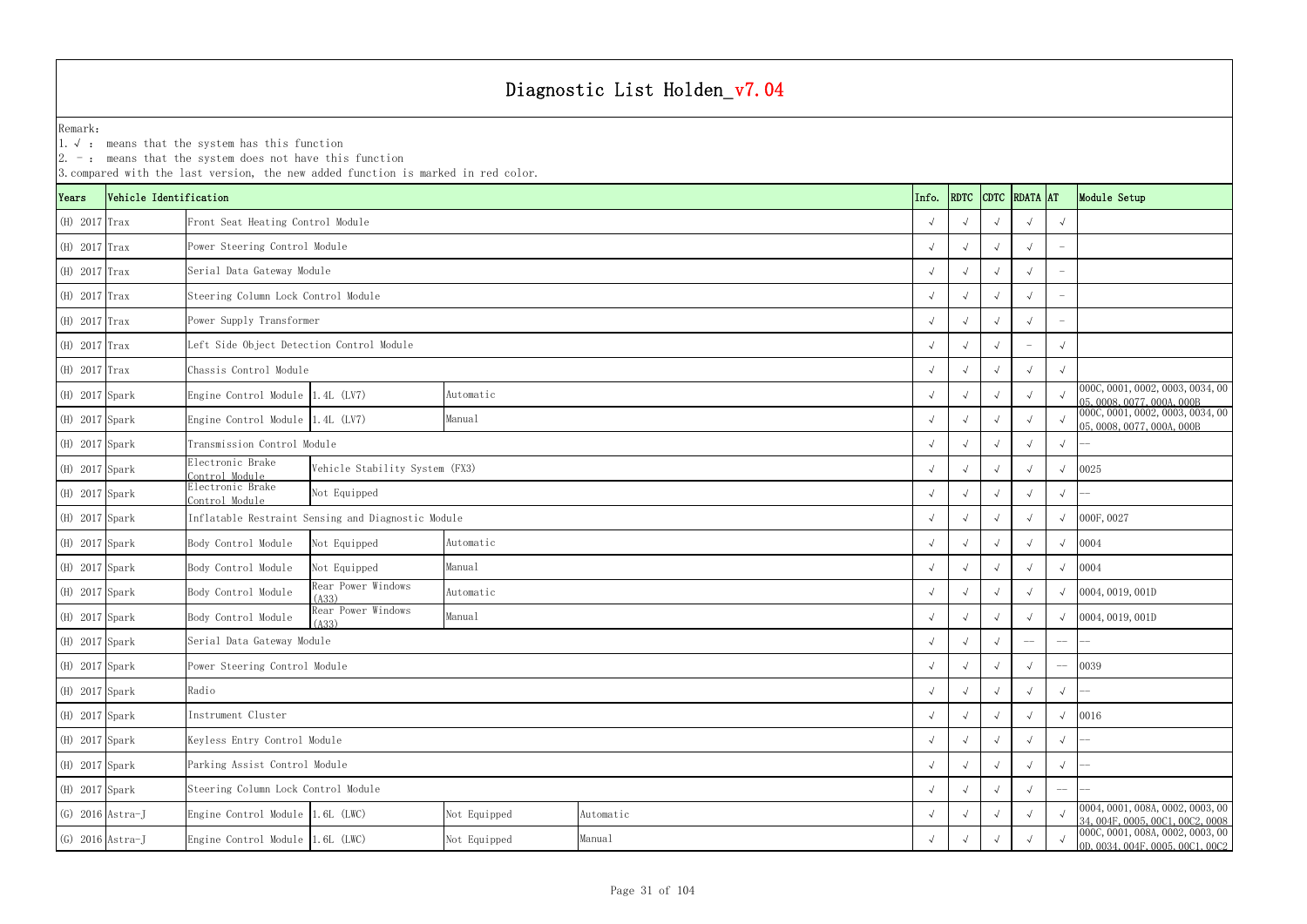# Diagnostic List Holden_v7.04

Remark:
1. √ : means that the system has this function
2. - : means that the system does not have this function
3. compared with the last version, the new added function is marked in red color.

| Years | Vehicle Identification | | | | | Info. | RDTC | CDTC | RDATA | AT | Module Setup |
|---|---|---|---|---|---|---|---|---|---|---|---|
| (H) 2017 | Trax | Front Seat Heating Control Module | | | | √ | √ | √ | √ | √ | |
| (H) 2017 | Trax | Power Steering Control Module | | | | √ | √ | √ | √ | - | |
| (H) 2017 | Trax | Serial Data Gateway Module | | | | √ | √ | √ | √ | - | |
| (H) 2017 | Trax | Steering Column Lock Control Module | | | | √ | √ | √ | √ | - | |
| (H) 2017 | Trax | Power Supply Transformer | | | | √ | √ | √ | √ | - | |
| (H) 2017 | Trax | Left Side Object Detection Control Module | | | | √ | √ | √ | - | √ | |
| (H) 2017 | Trax | Chassis Control Module | | | | √ | √ | √ | √ | √ | |
| (H) 2017 | Spark | Engine Control Module | 1.4L (LV7) | Automatic | | √ | √ | √ | √ | √ | 000C, 0001, 0002, 0003, 0034, 0005, 0008, 0077, 000A, 000B |
| (H) 2017 | Spark | Engine Control Module | 1.4L (LV7) | Manual | | √ | √ | √ | √ | √ | 000C, 0001, 0002, 0003, 0034, 0005, 0008, 0077, 000A, 000B |
| (H) 2017 | Spark | Transmission Control Module | | | | √ | √ | √ | √ | √ | -- |
| (H) 2017 | Spark | Electronic Brake Control Module | Vehicle Stability System (FX3) | | | √ | √ | √ | √ | √ | 0025 |
| (H) 2017 | Spark | Electronic Brake Control Module | Not Equipped | | | √ | √ | √ | √ | √ | -- |
| (H) 2017 | Spark | Inflatable Restraint Sensing and Diagnostic Module | | | | √ | √ | √ | √ | √ | 000F, 0027 |
| (H) 2017 | Spark | Body Control Module | Not Equipped | Automatic | | √ | √ | √ | √ | √ | 0004 |
| (H) 2017 | Spark | Body Control Module | Not Equipped | Manual | | √ | √ | √ | √ | √ | 0004 |
| (H) 2017 | Spark | Body Control Module | Rear Power Windows (A33) | Automatic | | √ | √ | √ | √ | √ | 0004, 0019, 001D |
| (H) 2017 | Spark | Body Control Module | Rear Power Windows (A33) | Manual | | √ | √ | √ | √ | √ | 0004, 0019, 001D |
| (H) 2017 | Spark | Serial Data Gateway Module | | | | √ | √ | √ | -- | -- | -- |
| (H) 2017 | Spark | Power Steering Control Module | | | | √ | √ | √ | √ | -- | 0039 |
| (H) 2017 | Spark | Radio | | | | √ | √ | √ | √ | √ | -- |
| (H) 2017 | Spark | Instrument Cluster | | | | √ | √ | √ | √ | √ | 0016 |
| (H) 2017 | Spark | Keyless Entry Control Module | | | | √ | √ | √ | √ | √ | -- |
| (H) 2017 | Spark | Parking Assist Control Module | | | | √ | √ | √ | √ | √ | -- |
| (H) 2017 | Spark | Steering Column Lock Control Module | | | | √ | √ | √ | √ | -- | -- |
| (G) 2016 | Astra-J | Engine Control Module | 1.6L (LWC) | Not Equipped | Automatic | √ | √ | √ | √ | √ | 0004, 0001, 008A, 0002, 0003, 0034, 004F, 0005, 00C1, 00C2, 0008 |
| (G) 2016 | Astra-J | Engine Control Module | 1.6L (LWC) | Not Equipped | Manual | √ | √ | √ | √ | √ | 000C, 0001, 008A, 0002, 0003, 000D, 0034, 004F, 0005, 00C1, 00C2 |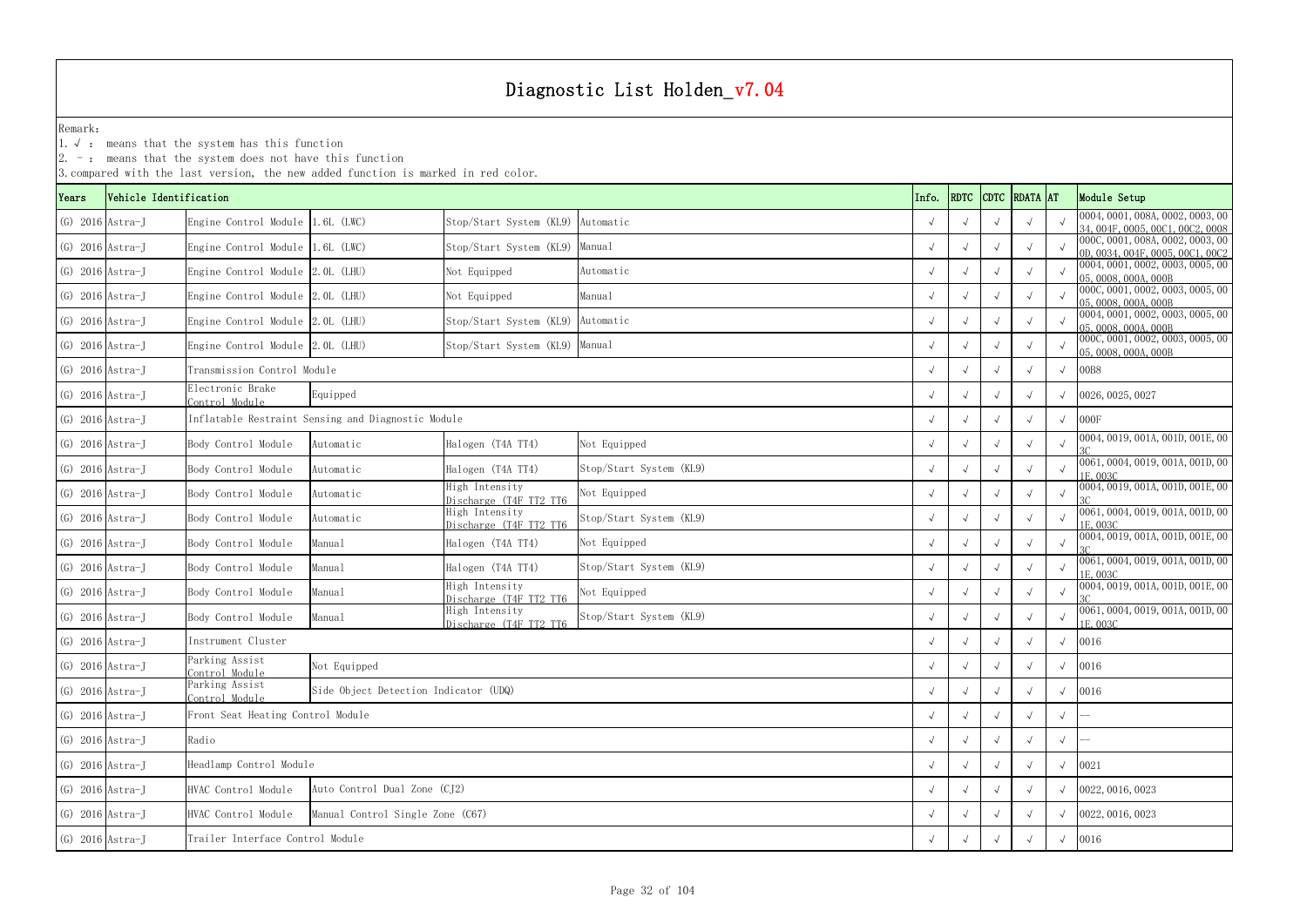# Diagnostic List Holden_v7.04

Remark:

1. √ : means that the system has this function
2. - : means that the system does not have this function
3. compared with the last version, the new added function is marked in red color.

| Years | Vehicle Identification | | | | | Info. | RDTC | CDTC | RDATA | AT | Module Setup |
|---|---|---|---|---|---|---|---|---|---|---|---|
| (G) 2016 | Astra-J | Engine Control Module | 1.6L (LWC) | Stop/Start System (KL9) | Automatic | √ | √ | √ | √ | √ | 0004, 0001, 008A, 0002, 0003, 0034, 004F, 0005, 00C1, 00C2, 0008 |
| (G) 2016 | Astra-J | Engine Control Module | 1.6L (LWC) | Stop/Start System (KL9) | Manual | √ | √ | √ | √ | √ | 000C, 0001, 008A, 0002, 0003, 000D, 0034, 004F, 0005, 00C1, 00C2 |
| (G) 2016 | Astra-J | Engine Control Module | 2.0L (LHU) | Not Equipped | Automatic | √ | √ | √ | √ | √ | 0004, 0001, 0002, 0003, 0005, 0005, 0008, 000A, 000B |
| (G) 2016 | Astra-J | Engine Control Module | 2.0L (LHU) | Not Equipped | Manual | √ | √ | √ | √ | √ | 000C, 0001, 0002, 0003, 0005, 0005, 0008, 000A, 000B |
| (G) 2016 | Astra-J | Engine Control Module | 2.0L (LHU) | Stop/Start System (KL9) | Automatic | √ | √ | √ | √ | √ | 0004, 0001, 0002, 0003, 0005, 0005, 0008, 000A, 000B |
| (G) 2016 | Astra-J | Engine Control Module | 2.0L (LHU) | Stop/Start System (KL9) | Manual | √ | √ | √ | √ | √ | 000C, 0001, 0002, 0003, 0005, 0005, 0008, 000A, 000B |
| (G) 2016 | Astra-J | Transmission Control Module | | | | √ | √ | √ | √ | √ | 00B8 |
| (G) 2016 | Astra-J | Electronic Brake Control Module | Equipped | | | √ | √ | √ | √ | √ | 0026, 0025, 0027 |
| (G) 2016 | Astra-J | Inflatable Restraint Sensing and Diagnostic Module | | | | √ | √ | √ | √ | √ | 000F |
| (G) 2016 | Astra-J | Body Control Module | Automatic | Halogen (T4A TT4) | Not Equipped | √ | √ | √ | √ | √ | 0004, 0019, 001A, 001D, 001E, 003C |
| (G) 2016 | Astra-J | Body Control Module | Automatic | Halogen (T4A TT4) | Stop/Start System (KL9) | √ | √ | √ | √ | √ | 0061, 0004, 0019, 001A, 001D, 001E, 003C |
| (G) 2016 | Astra-J | Body Control Module | Automatic | High Intensity Discharge (T4F TT2 TT6 | Not Equipped | √ | √ | √ | √ | √ | 0004, 0019, 001A, 001D, 001E, 003C |
| (G) 2016 | Astra-J | Body Control Module | Automatic | High Intensity Discharge (T4F TT2 TT6 | Stop/Start System (KL9) | √ | √ | √ | √ | √ | 0061, 0004, 0019, 001A, 001D, 001E, 003C |
| (G) 2016 | Astra-J | Body Control Module | Manual | Halogen (T4A TT4) | Not Equipped | √ | √ | √ | √ | √ | 0004, 0019, 001A, 001D, 001E, 003C |
| (G) 2016 | Astra-J | Body Control Module | Manual | Halogen (T4A TT4) | Stop/Start System (KL9) | √ | √ | √ | √ | √ | 0061, 0004, 0019, 001A, 001D, 001E, 003C |
| (G) 2016 | Astra-J | Body Control Module | Manual | High Intensity Discharge (T4F TT2 TT6 | Not Equipped | √ | √ | √ | √ | √ | 0004, 0019, 001A, 001D, 001E, 003C |
| (G) 2016 | Astra-J | Body Control Module | Manual | High Intensity Discharge (T4F TT2 TT6 | Stop/Start System (KL9) | √ | √ | √ | √ | √ | 0061, 0004, 0019, 001A, 001D, 001E, 003C |
| (G) 2016 | Astra-J | Instrument Cluster | | | | √ | √ | √ | √ | √ | 0016 |
| (G) 2016 | Astra-J | Parking Assist Control Module | Not Equipped | | | √ | √ | √ | √ | √ | 0016 |
| (G) 2016 | Astra-J | Parking Assist Control Module | Side Object Detection Indicator (UDQ) | | | √ | √ | √ | √ | √ | 0016 |
| (G) 2016 | Astra-J | Front Seat Heating Control Module | | | | √ | √ | √ | √ | √ | -- |
| (G) 2016 | Astra-J | Radio | | | | √ | √ | √ | √ | √ | -- |
| (G) 2016 | Astra-J | Headlamp Control Module | | | | √ | √ | √ | √ | √ | 0021 |
| (G) 2016 | Astra-J | HVAC Control Module | Auto Control Dual Zone (CJ2) | | | √ | √ | √ | √ | √ | 0022, 0016, 0023 |
| (G) 2016 | Astra-J | HVAC Control Module | Manual Control Single Zone (C67) | | | √ | √ | √ | √ | √ | 0022, 0016, 0023 |
| (G) 2016 | Astra-J | Trailer Interface Control Module | | | | √ | √ | √ | √ | √ | 0016 |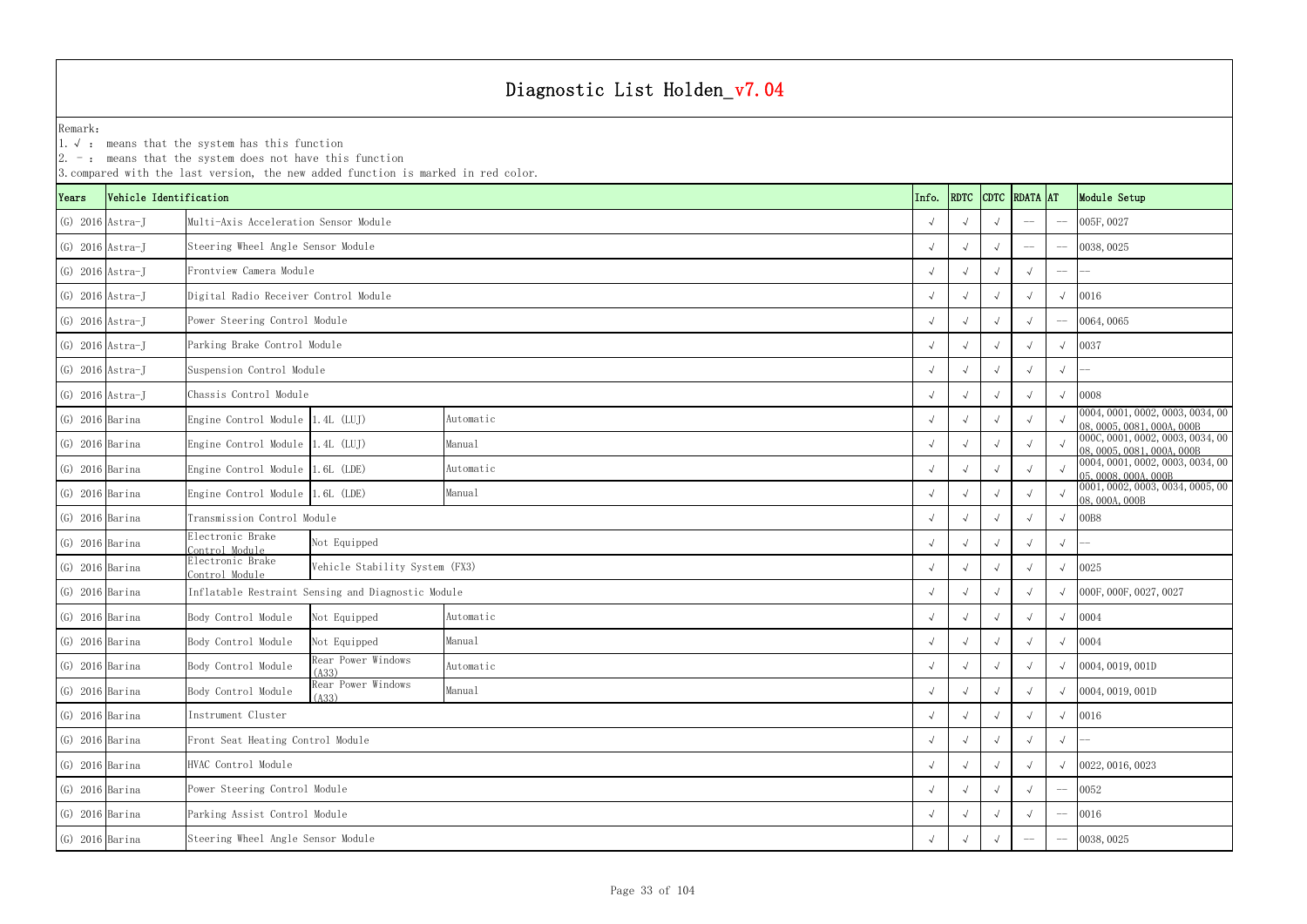# Diagnostic List Holden_v7.04

Remark:
1. √ : means that the system has this function
2. - : means that the system does not have this function
3. compared with the last version, the new added function is marked in red color.

| Years | Vehicle Identification | | | | Info. | RDTC | CDTC | RDATA | AT | Module Setup |
|---|---|---|---|---|---|---|---|---|---|---|
| (G) 2016 | Astra-J | Multi-Axis Acceleration Sensor Module | | | √ | √ | √ | -- | -- | 005F, 0027 |
| (G) 2016 | Astra-J | Steering Wheel Angle Sensor Module | | | √ | √ | √ | -- | -- | 0038, 0025 |
| (G) 2016 | Astra-J | Frontview Camera Module | | | √ | √ | √ | √ | -- | -- |
| (G) 2016 | Astra-J | Digital Radio Receiver Control Module | | | √ | √ | √ | √ | √ | 0016 |
| (G) 2016 | Astra-J | Power Steering Control Module | | | √ | √ | √ | √ | -- | 0064, 0065 |
| (G) 2016 | Astra-J | Parking Brake Control Module | | | √ | √ | √ | √ | √ | 0037 |
| (G) 2016 | Astra-J | Suspension Control Module | | | √ | √ | √ | √ | √ | -- |
| (G) 2016 | Astra-J | Chassis Control Module | | | √ | √ | √ | √ | √ | 0008 |
| (G) 2016 | Barina | Engine Control Module | 1.4L (LUJ) | Automatic | √ | √ | √ | √ | √ | 0004, 0001, 0002, 0003, 0034, 0008, 0005, 0081, 000A, 000B |
| (G) 2016 | Barina | Engine Control Module | 1.4L (LUJ) | Manual | √ | √ | √ | √ | √ | 000C, 0001, 0002, 0003, 0034, 0008, 0005, 0081, 000A, 000B |
| (G) 2016 | Barina | Engine Control Module | 1.6L (LDE) | Automatic | √ | √ | √ | √ | √ | 0004, 0001, 0002, 0003, 0034, 0005, 0008, 000A, 000B |
| (G) 2016 | Barina | Engine Control Module | 1.6L (LDE) | Manual | √ | √ | √ | √ | √ | 0001, 0002, 0003, 0034, 0005, 0008, 000A, 000B |
| (G) 2016 | Barina | Transmission Control Module | | | √ | √ | √ | √ | √ | 00B8 |
| (G) 2016 | Barina | Electronic Brake Control Module | Not Equipped | | √ | √ | √ | √ | √ | -- |
| (G) 2016 | Barina | Electronic Brake Control Module | Vehicle Stability System (FX3) | | √ | √ | √ | √ | √ | 0025 |
| (G) 2016 | Barina | Inflatable Restraint Sensing and Diagnostic Module | | | √ | √ | √ | √ | √ | 000F, 000F, 0027, 0027 |
| (G) 2016 | Barina | Body Control Module | Not Equipped | Automatic | √ | √ | √ | √ | √ | 0004 |
| (G) 2016 | Barina | Body Control Module | Not Equipped | Manual | √ | √ | √ | √ | √ | 0004 |
| (G) 2016 | Barina | Body Control Module | Rear Power Windows (A33) | Automatic | √ | √ | √ | √ | √ | 0004, 0019, 001D |
| (G) 2016 | Barina | Body Control Module | Rear Power Windows (A33) | Manual | √ | √ | √ | √ | √ | 0004, 0019, 001D |
| (G) 2016 | Barina | Instrument Cluster | | | √ | √ | √ | √ | √ | 0016 |
| (G) 2016 | Barina | Front Seat Heating Control Module | | | √ | √ | √ | √ | √ | -- |
| (G) 2016 | Barina | HVAC Control Module | | | √ | √ | √ | √ | √ | 0022, 0016, 0023 |
| (G) 2016 | Barina | Power Steering Control Module | | | √ | √ | √ | √ | -- | 0052 |
| (G) 2016 | Barina | Parking Assist Control Module | | | √ | √ | √ | √ | -- | 0016 |
| (G) 2016 | Barina | Steering Wheel Angle Sensor Module | | | √ | √ | √ | -- | -- | 0038, 0025 |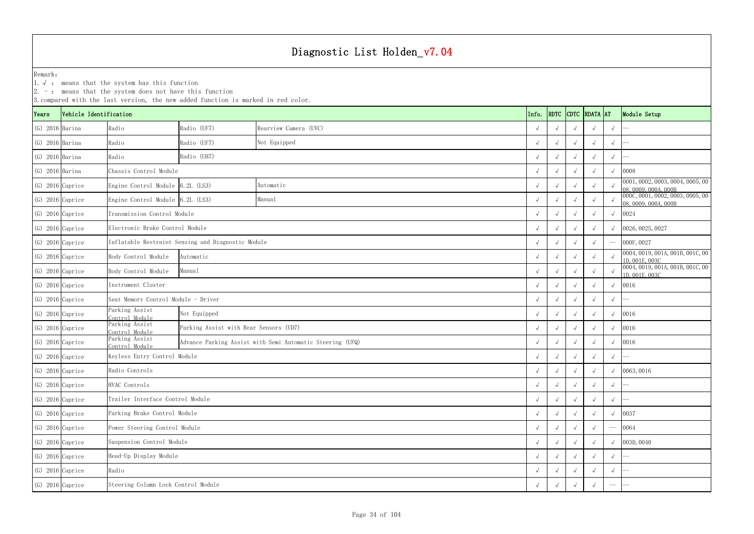# Diagnostic List Holden_v7.04

Remark:
1. √ : means that the system has this function
2. - : means that the system does not have this function
3. compared with the last version, the new added function is marked in red color.

| Years | Vehicle Identification | | | | Info. | RDTC | CDTC | RDATA | AT | Module Setup |
|---|---|---|---|---|---|---|---|---|---|---|
| (G) 2016 | Barina | Radio | Radio (UF7) | Rearview Camera (UVC) | √ | √ | √ | √ | √ | -- |
| (G) 2016 | Barina | Radio | Radio (UF7) | Not Equipped | √ | √ | √ | √ | √ | -- |
| (G) 2016 | Barina | Radio | Radio (UH7) | | √ | √ | √ | √ | √ | -- |
| (G) 2016 | Barina | Chassis Control Module | | | √ | √ | √ | √ | √ | 0008 |
| (G) 2016 | Caprice | Engine Control Module | 6.2L (LS3) | Automatic | √ | √ | √ | √ | √ | 0001, 0002, 0003, 0004, 0005, 0008, 0009, 000A, 000B |
| (G) 2016 | Caprice | Engine Control Module | 6.2L (LS3) | Manual | √ | √ | √ | √ | √ | 000C, 0001, 0002, 0003, 0005, 0008, 0009, 000A, 000B |
| (G) 2016 | Caprice | Transmission Control Module | | | √ | √ | √ | √ | √ | 0024 |
| (G) 2016 | Caprice | Electronic Brake Control Module | | | √ | √ | √ | √ | √ | 0026, 0025, 0027 |
| (G) 2016 | Caprice | Inflatable Restraint Sensing and Diagnostic Module | | | √ | √ | √ | √ | -- | 000F, 0027 |
| (G) 2016 | Caprice | Body Control Module | Automatic | | √ | √ | √ | √ | √ | 0004, 0019, 001A, 001B, 001C, 001D, 001E, 003C |
| (G) 2016 | Caprice | Body Control Module | Manual | | √ | √ | √ | √ | √ | 0004, 0019, 001A, 001B, 001C, 001D, 001E, 003C |
| (G) 2016 | Caprice | Instrument Cluster | | | √ | √ | √ | √ | √ | 0016 |
| (G) 2016 | Caprice | Seat Memory Control Module - Driver | | | √ | √ | √ | √ | √ | -- |
| (G) 2016 | Caprice | Parking Assist Control Module | Not Equipped | | √ | √ | √ | √ | √ | 0016 |
| (G) 2016 | Caprice | Parking Assist Control Module | Parking Assist with Rear Sensors (UD7) | | √ | √ | √ | √ | √ | 0016 |
| (G) 2016 | Caprice | Parking Assist Control Module | Advance Parking Assist with Semi Automatic Steering (UFQ) | | √ | √ | √ | √ | √ | 0016 |
| (G) 2016 | Caprice | Keyless Entry Control Module | | | √ | √ | √ | √ | √ | -- |
| (G) 2016 | Caprice | Radio Controls | | | √ | √ | √ | √ | √ | 0063, 0016 |
| (G) 2016 | Caprice | HVAC Controls | | | √ | √ | √ | √ | √ | -- |
| (G) 2016 | Caprice | Trailer Interface Control Module | | | √ | √ | √ | √ | √ | -- |
| (G) 2016 | Caprice | Parking Brake Control Module | | | √ | √ | √ | √ | √ | 0037 |
| (G) 2016 | Caprice | Power Steering Control Module | | | √ | √ | √ | √ | -- | 0064 |
| (G) 2016 | Caprice | Suspension Control Module | | | √ | √ | √ | √ | √ | 003D, 0040 |
| (G) 2016 | Caprice | Head-Up Display Module | | | √ | √ | √ | √ | √ | -- |
| (G) 2016 | Caprice | Radio | | | √ | √ | √ | √ | √ | -- |
| (G) 2016 | Caprice | Steering Column Lock Control Module | | | √ | √ | √ | √ | -- | -- |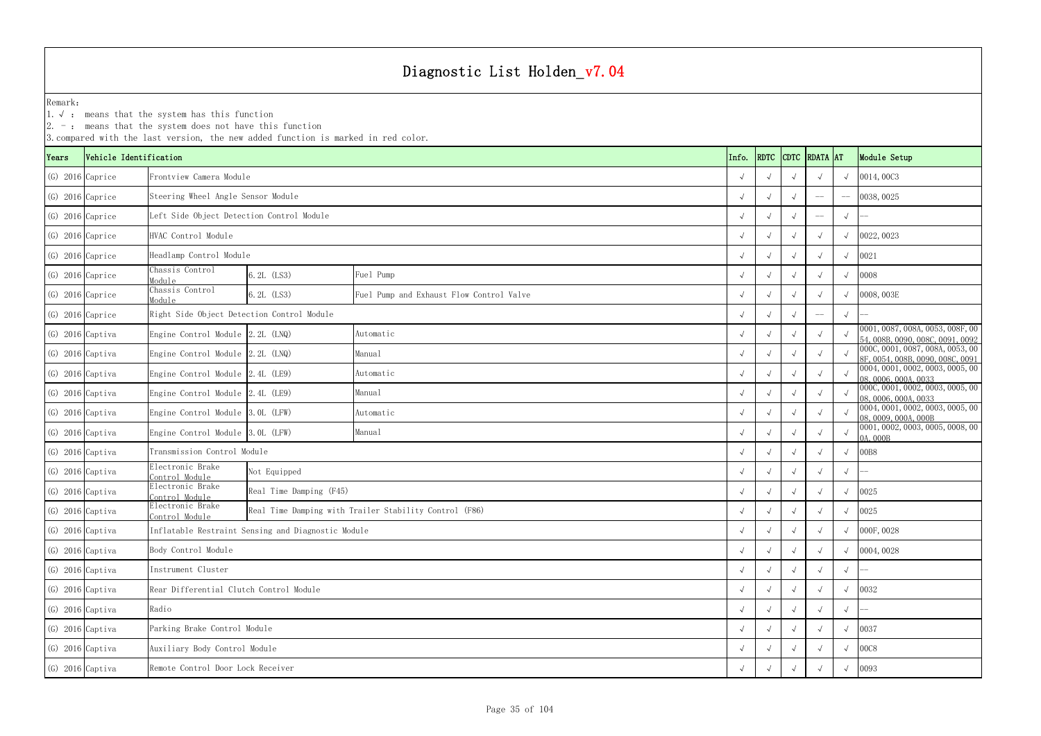# Diagnostic List Holden_v7.04

Remark:
1. √ : means that the system has this function
2. － : means that the system does not have this function
3. compared with the last version, the new added function is marked in red color.

| Years | Vehicle Identification | | | | Info. | RDTC | CDTC | RDATA | AT | Module Setup |
|---|---|---|---|---|---|---|---|---|---|---|
| (G) 2016 | Caprice | Frontview Camera Module | | | √ | √ | √ | √ | √ | 0014, 00C3 |
| (G) 2016 | Caprice | Steering Wheel Angle Sensor Module | | | √ | √ | √ | — | — | 0038, 0025 |
| (G) 2016 | Caprice | Left Side Object Detection Control Module | | | √ | √ | √ | — | √ | — |
| (G) 2016 | Caprice | HVAC Control Module | | | √ | √ | √ | √ | √ | 0022, 0023 |
| (G) 2016 | Caprice | Headlamp Control Module | | | √ | √ | √ | √ | √ | 0021 |
| (G) 2016 | Caprice | Chassis Control Module | 6.2L (LS3) | Fuel Pump | √ | √ | √ | √ | √ | 0008 |
| (G) 2016 | Caprice | Chassis Control Module | 6.2L (LS3) | Fuel Pump and Exhaust Flow Control Valve | √ | √ | √ | √ | √ | 0008, 003E |
| (G) 2016 | Caprice | Right Side Object Detection Control Module | | | √ | √ | √ | — | √ | — |
| (G) 2016 | Captiva | Engine Control Module | 2.2L (LNQ) | Automatic | √ | √ | √ | √ | √ | 0001, 0087, 008A, 0053, 008F, 0054, 008B, 0090, 008C, 0091, 0092 |
| (G) 2016 | Captiva | Engine Control Module | 2.2L (LNQ) | Manual | √ | √ | √ | √ | √ | 000C, 0001, 0087, 008A, 0053, 008F, 0054, 008B, 0090, 008C, 0091 |
| (G) 2016 | Captiva | Engine Control Module | 2.4L (LE9) | Automatic | √ | √ | √ | √ | √ | 0004, 0001, 0002, 0003, 0005, 0008, 0006, 000A, 0033 |
| (G) 2016 | Captiva | Engine Control Module | 2.4L (LE9) | Manual | √ | √ | √ | √ | √ | 000C, 0001, 0002, 0003, 0005, 0008, 0006, 000A, 0033 |
| (G) 2016 | Captiva | Engine Control Module | 3.0L (LFW) | Automatic | √ | √ | √ | √ | √ | 0004, 0001, 0002, 0003, 0005, 0008, 0009, 000A, 000B |
| (G) 2016 | Captiva | Engine Control Module | 3.0L (LFW) | Manual | √ | √ | √ | √ | √ | 0001, 0002, 0003, 0005, 0008, 000A, 000B |
| (G) 2016 | Captiva | Transmission Control Module | | | √ | √ | √ | √ | √ | 00B8 |
| (G) 2016 | Captiva | Electronic Brake Control Module | Not Equipped | | √ | √ | √ | √ | √ | — |
| (G) 2016 | Captiva | Electronic Brake Control Module | Real Time Damping (F45) | | √ | √ | √ | √ | √ | 0025 |
| (G) 2016 | Captiva | Electronic Brake Control Module | Real Time Damping with Trailer Stability Control (F86) | | √ | √ | √ | √ | √ | 0025 |
| (G) 2016 | Captiva | Inflatable Restraint Sensing and Diagnostic Module | | | √ | √ | √ | √ | √ | 000F, 0028 |
| (G) 2016 | Captiva | Body Control Module | | | √ | √ | √ | √ | √ | 0004, 0028 |
| (G) 2016 | Captiva | Instrument Cluster | | | √ | √ | √ | √ | √ | — |
| (G) 2016 | Captiva | Rear Differential Clutch Control Module | | | √ | √ | √ | √ | √ | 0032 |
| (G) 2016 | Captiva | Radio | | | √ | √ | √ | √ | √ | — |
| (G) 2016 | Captiva | Parking Brake Control Module | | | √ | √ | √ | √ | √ | 0037 |
| (G) 2016 | Captiva | Auxiliary Body Control Module | | | √ | √ | √ | √ | √ | 00C8 |
| (G) 2016 | Captiva | Remote Control Door Lock Receiver | | | √ | √ | √ | √ | √ | 0093 |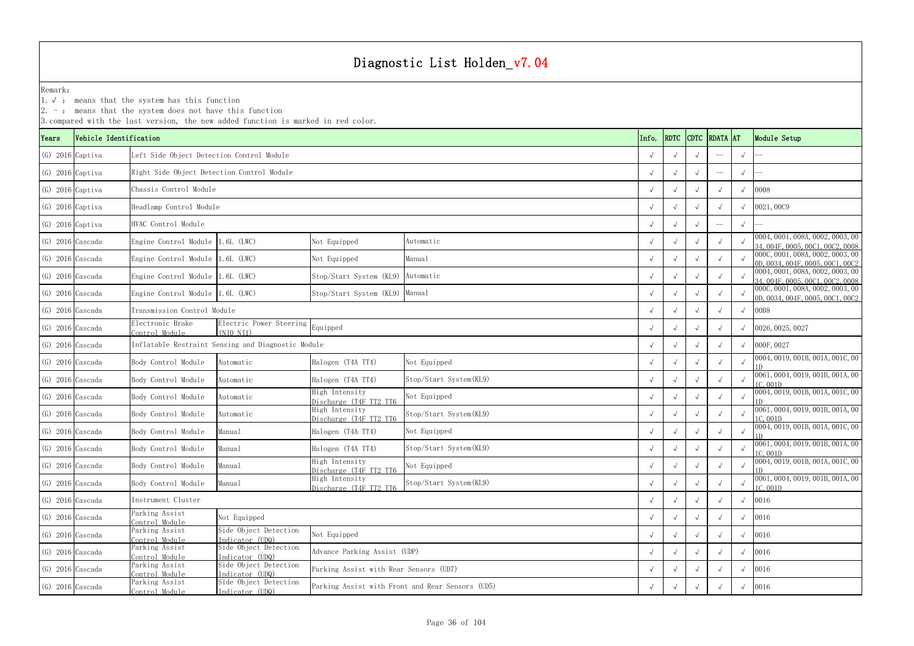# Diagnostic List Holden_v7.04

Remark:

1. √ : means that the system has this function
2. － : means that the system does not have this function
3. compared with the last version, the new added function is marked in red color.

| Years | Vehicle Identification | | | | | Info. | RDTC | CDTC | RDATA | AT | Module Setup |
|---|---|---|---|---|---|---|---|---|---|---|---|
| (G) 2016 | Captiva | Left Side Object Detection Control Module | | | | √ | √ | √ | -- | √ | -- |
| (G) 2016 | Captiva | Right Side Object Detection Control Module | | | | √ | √ | √ | -- | √ | -- |
| (G) 2016 | Captiva | Chassis Control Module | | | | √ | √ | √ | √ | √ | 0008 |
| (G) 2016 | Captiva | Headlamp Control Module | | | | √ | √ | √ | √ | √ | 0021, 00C9 |
| (G) 2016 | Captiva | HVAC Control Module | | | | √ | √ | √ | -- | √ | -- |
| (G) 2016 | Cascada | Engine Control Module | 1.6L (LWC) | Not Equipped | Automatic | √ | √ | √ | √ | √ | 0004, 0001, 008A, 0002, 0003, 0034, 004F, 0005, 00C1, 00C2, 0008 |
| (G) 2016 | Cascada | Engine Control Module | 1.6L (LWC) | Not Equipped | Manual | √ | √ | √ | √ | √ | 000C, 0001, 008A, 0002, 0003, 000D, 0034, 004F, 0005, 00C1, 00C2 |
| (G) 2016 | Cascada | Engine Control Module | 1.6L (LWC) | Stop/Start System (KL9) | Automatic | √ | √ | √ | √ | √ | 0004, 0001, 008A, 0002, 0003, 0034, 004F, 0005, 00C1, 00C2, 0008 |
| (G) 2016 | Cascada | Engine Control Module | 1.6L (LWC) | Stop/Start System (KL9) | Manual | √ | √ | √ | √ | √ | 000C, 0001, 008A, 0002, 0003, 000D, 0034, 004F, 0005, 00C1, 00C2 |
| (G) 2016 | Cascada | Transmission Control Module | | | | √ | √ | √ | √ | √ | 00B8 |
| (G) 2016 | Cascada | Electronic Brake Control Module | Electric Power Steering (NJO NJ1) | Equipped | | √ | √ | √ | √ | √ | 0026, 0025, 0027 |
| (G) 2016 | Cascada | Inflatable Restraint Sensing and Diagnostic Module | | | | √ | √ | √ | √ | √ | 000F, 0027 |
| (G) 2016 | Cascada | Body Control Module | Automatic | Halogen (T4A TT4) | Not Equipped | √ | √ | √ | √ | √ | 0004, 0019, 001B, 001A, 001C, 001D |
| (G) 2016 | Cascada | Body Control Module | Automatic | Halogen (T4A TT4) | Stop/Start System(KL9) | √ | √ | √ | √ | √ | 0061, 0004, 0019, 001B, 001A, 001C, 001D |
| (G) 2016 | Cascada | Body Control Module | Automatic | High Intensity Discharge (T4F TT2 TT6 | Not Equipped | √ | √ | √ | √ | √ | 0004, 0019, 001B, 001A, 001C, 001D |
| (G) 2016 | Cascada | Body Control Module | Automatic | High Intensity Discharge (T4F TT2 TT6 | Stop/Start System(KL9) | √ | √ | √ | √ | √ | 0061, 0004, 0019, 001B, 001A, 001C, 001D |
| (G) 2016 | Cascada | Body Control Module | Manual | Halogen (T4A TT4) | Not Equipped | √ | √ | √ | √ | √ | 0004, 0019, 001B, 001A, 001C, 001D |
| (G) 2016 | Cascada | Body Control Module | Manual | Halogen (T4A TT4) | Stop/Start System(KL9) | √ | √ | √ | √ | √ | 0061, 0004, 0019, 001B, 001A, 001C, 001D |
| (G) 2016 | Cascada | Body Control Module | Manual | High Intensity Discharge (T4F TT2 TT6 | Not Equipped | √ | √ | √ | √ | √ | 0004, 0019, 001B, 001A, 001C, 001D |
| (G) 2016 | Cascada | Body Control Module | Manual | High Intensity Discharge (T4F TT2 TT6 | Stop/Start System(KL9) | √ | √ | √ | √ | √ | 0061, 0004, 0019, 001B, 001A, 001C, 001D |
| (G) 2016 | Cascada | Instrument Cluster | | | | √ | √ | √ | √ | √ | 0016 |
| (G) 2016 | Cascada | Parking Assist Control Module | Not Equipped | | | √ | √ | √ | √ | √ | 0016 |
| (G) 2016 | Cascada | Parking Assist Control Module | Side Object Detection Indicator (UDQ) | Not Equipped | | √ | √ | √ | √ | √ | 0016 |
| (G) 2016 | Cascada | Parking Assist Control Module | Side Object Detection Indicator (UDQ) | Advance Parking Assist (UDP) | | √ | √ | √ | √ | √ | 0016 |
| (G) 2016 | Cascada | Parking Assist Control Module | Side Object Detection Indicator (UDQ) | Parking Assist with Rear Sensors (UD7) | | √ | √ | √ | √ | √ | 0016 |
| (G) 2016 | Cascada | Parking Assist Control Module | Side Object Detection Indicator (UDQ) | Parking Assist with Front and Rear Sensors (UD5) | | √ | √ | √ | √ | √ | 0016 |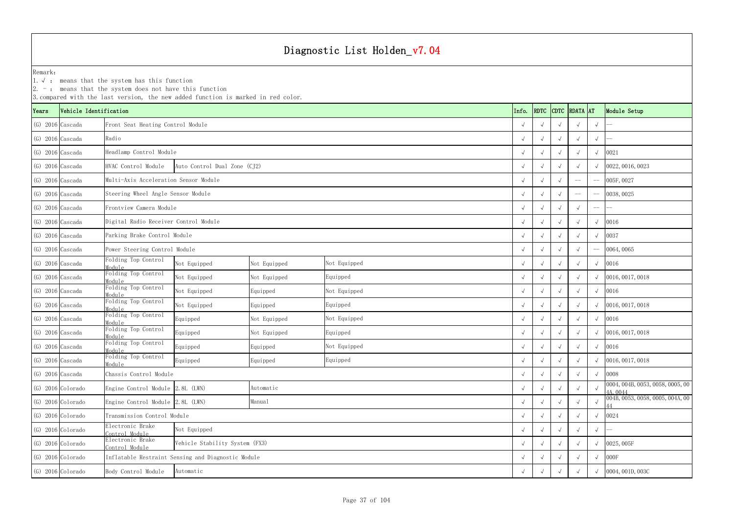# Diagnostic List Holden_v7.04

Remark:
1. √ : means that the system has this function
2. - : means that the system does not have this function
3. compared with the last version, the new added function is marked in red color.

| Years | Vehicle Identification | | | | | Info. | RDTC | CDTC | RDATA | AT | Module Setup |
|---|---|---|---|---|---|---|---|---|---|---|---|
| (G) 2016 | Cascada | Front Seat Heating Control Module | | | | √ | √ | √ | √ | √ | -- |
| (G) 2016 | Cascada | Radio | | | | √ | √ | √ | √ | √ | -- |
| (G) 2016 | Cascada | Headlamp Control Module | | | | √ | √ | √ | √ | √ | 0021 |
| (G) 2016 | Cascada | HVAC Control Module | Auto Control Dual Zone (CJ2) | | | √ | √ | √ | √ | √ | 0022, 0016, 0023 |
| (G) 2016 | Cascada | Multi-Axis Acceleration Sensor Module | | | | √ | √ | √ | -- | -- | 005F, 0027 |
| (G) 2016 | Cascada | Steering Wheel Angle Sensor Module | | | | √ | √ | √ | -- | -- | 0038, 0025 |
| (G) 2016 | Cascada | Frontview Camera Module | | | | √ | √ | √ | √ | -- | -- |
| (G) 2016 | Cascada | Digital Radio Receiver Control Module | | | | √ | √ | √ | √ | √ | 0016 |
| (G) 2016 | Cascada | Parking Brake Control Module | | | | √ | √ | √ | √ | √ | 0037 |
| (G) 2016 | Cascada | Power Steering Control Module | | | | √ | √ | √ | √ | -- | 0064, 0065 |
| (G) 2016 | Cascada | Folding Top Control Module | Not Equipped | Not Equipped | Not Equipped | √ | √ | √ | √ | √ | 0016 |
| (G) 2016 | Cascada | Folding Top Control Module | Not Equipped | Not Equipped | Equipped | √ | √ | √ | √ | √ | 0016, 0017, 0018 |
| (G) 2016 | Cascada | Folding Top Control Module | Not Equipped | Equipped | Not Equipped | √ | √ | √ | √ | √ | 0016 |
| (G) 2016 | Cascada | Folding Top Control Module | Not Equipped | Equipped | Equipped | √ | √ | √ | √ | √ | 0016, 0017, 0018 |
| (G) 2016 | Cascada | Folding Top Control Module | Equipped | Not Equipped | Not Equipped | √ | √ | √ | √ | √ | 0016 |
| (G) 2016 | Cascada | Folding Top Control Module | Equipped | Not Equipped | Equipped | √ | √ | √ | √ | √ | 0016, 0017, 0018 |
| (G) 2016 | Cascada | Folding Top Control Module | Equipped | Equipped | Not Equipped | √ | √ | √ | √ | √ | 0016 |
| (G) 2016 | Cascada | Folding Top Control Module | Equipped | Equipped | Equipped | √ | √ | √ | √ | √ | 0016, 0017, 0018 |
| (G) 2016 | Cascada | Chassis Control Module | | | | √ | √ | √ | √ | √ | 0008 |
| (G) 2016 | Colorado | Engine Control Module | 2.8L (LWN) | Automatic | | √ | √ | √ | √ | √ | 0004, 004B, 0053, 0058, 0005, 004A, 0044 |
| (G) 2016 | Colorado | Engine Control Module | 2.8L (LWN) | Manual | | √ | √ | √ | √ | √ | 004B, 0053, 0058, 0005, 004A, 0044 |
| (G) 2016 | Colorado | Transmission Control Module | | | | √ | √ | √ | √ | √ | 0024 |
| (G) 2016 | Colorado | Electronic Brake Control Module | Not Equipped | | | √ | √ | √ | √ | √ | -- |
| (G) 2016 | Colorado | Electronic Brake Control Module | Vehicle Stability System (FX3) | | | √ | √ | √ | √ | √ | 0025, 005F |
| (G) 2016 | Colorado | Inflatable Restraint Sensing and Diagnostic Module | | | | √ | √ | √ | √ | √ | 000F |
| (G) 2016 | Colorado | Body Control Module | Automatic | | | √ | √ | √ | √ | √ | 0004, 001D, 003C |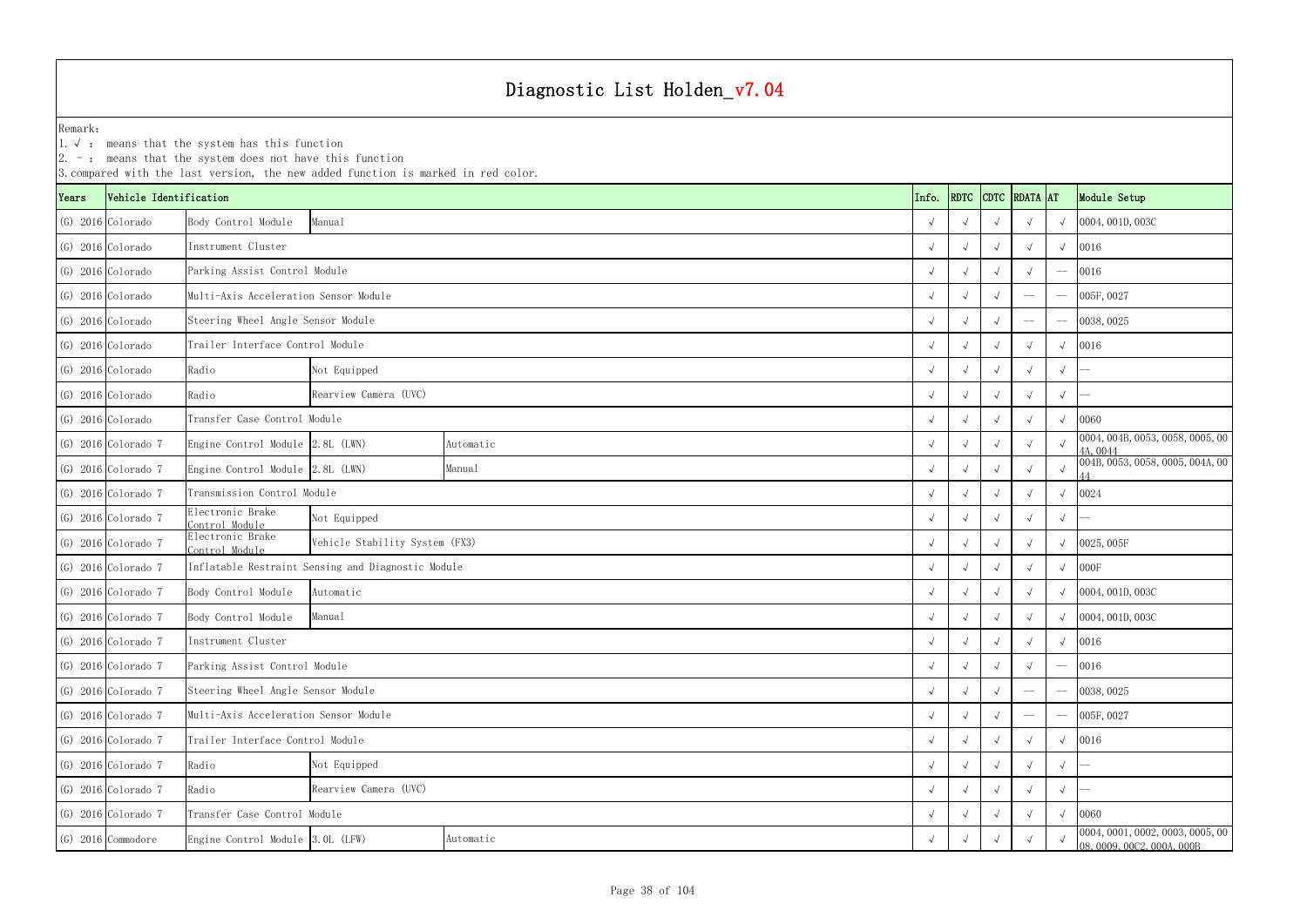# Diagnostic List Holden_v7.04

Remark:
1. √ : means that the system has this function
2. - : means that the system does not have this function
3. compared with the last version, the new added function is marked in red color.

| Years | Vehicle Identification | | | | Info. | RDTC | CDTC | RDATA | AT | Module Setup |
|---|---|---|---|---|---|---|---|---|---|---|
| (G) 2016 | Colorado | Body Control Module | Manual | | √ | √ | √ | √ | √ | 0004, 001D, 003C |
| (G) 2016 | Colorado | Instrument Cluster | | | √ | √ | √ | √ | √ | 0016 |
| (G) 2016 | Colorado | Parking Assist Control Module | | | √ | √ | √ | √ | -- | 0016 |
| (G) 2016 | Colorado | Multi-Axis Acceleration Sensor Module | | | √ | √ | √ | -- | -- | 005F, 0027 |
| (G) 2016 | Colorado | Steering Wheel Angle Sensor Module | | | √ | √ | √ | -- | -- | 0038, 0025 |
| (G) 2016 | Colorado | Trailer Interface Control Module | | | √ | √ | √ | √ | √ | 0016 |
| (G) 2016 | Colorado | Radio | Not Equipped | | √ | √ | √ | √ | √ | -- |
| (G) 2016 | Colorado | Radio | Rearview Camera (UVC) | | √ | √ | √ | √ | √ | -- |
| (G) 2016 | Colorado | Transfer Case Control Module | | | √ | √ | √ | √ | √ | 0060 |
| (G) 2016 | Colorado 7 | Engine Control Module | 2.8L (LWN) | Automatic | √ | √ | √ | √ | √ | 0004, 004B, 0053, 0058, 0005, 004A, 0044 |
| (G) 2016 | Colorado 7 | Engine Control Module | 2.8L (LWN) | Manual | √ | √ | √ | √ | √ | 004B, 0053, 0058, 0005, 004A, 0044 |
| (G) 2016 | Colorado 7 | Transmission Control Module | | | √ | √ | √ | √ | √ | 0024 |
| (G) 2016 | Colorado 7 | Electronic Brake Control Module | Not Equipped | | √ | √ | √ | √ | √ | -- |
| (G) 2016 | Colorado 7 | Electronic Brake Control Module | Vehicle Stability System (FX3) | | √ | √ | √ | √ | √ | 0025, 005F |
| (G) 2016 | Colorado 7 | Inflatable Restraint Sensing and Diagnostic Module | | | √ | √ | √ | √ | √ | 000F |
| (G) 2016 | Colorado 7 | Body Control Module | Automatic | | √ | √ | √ | √ | √ | 0004, 001D, 003C |
| (G) 2016 | Colorado 7 | Body Control Module | Manual | | √ | √ | √ | √ | √ | 0004, 001D, 003C |
| (G) 2016 | Colorado 7 | Instrument Cluster | | | √ | √ | √ | √ | √ | 0016 |
| (G) 2016 | Colorado 7 | Parking Assist Control Module | | | √ | √ | √ | √ | -- | 0016 |
| (G) 2016 | Colorado 7 | Steering Wheel Angle Sensor Module | | | √ | √ | √ | -- | -- | 0038, 0025 |
| (G) 2016 | Colorado 7 | Multi-Axis Acceleration Sensor Module | | | √ | √ | √ | -- | -- | 005F, 0027 |
| (G) 2016 | Colorado 7 | Trailer Interface Control Module | | | √ | √ | √ | √ | √ | 0016 |
| (G) 2016 | Colorado 7 | Radio | Not Equipped | | √ | √ | √ | √ | √ | -- |
| (G) 2016 | Colorado 7 | Radio | Rearview Camera (UVC) | | √ | √ | √ | √ | √ | -- |
| (G) 2016 | Colorado 7 | Transfer Case Control Module | | | √ | √ | √ | √ | √ | 0060 |
| (G) 2016 | Commodore | Engine Control Module | 3.0L (LFW) | Automatic | √ | √ | √ | √ | √ | 0004, 0001, 0002, 0003, 0005, 0008, 0009, 00C2, 000A, 000B |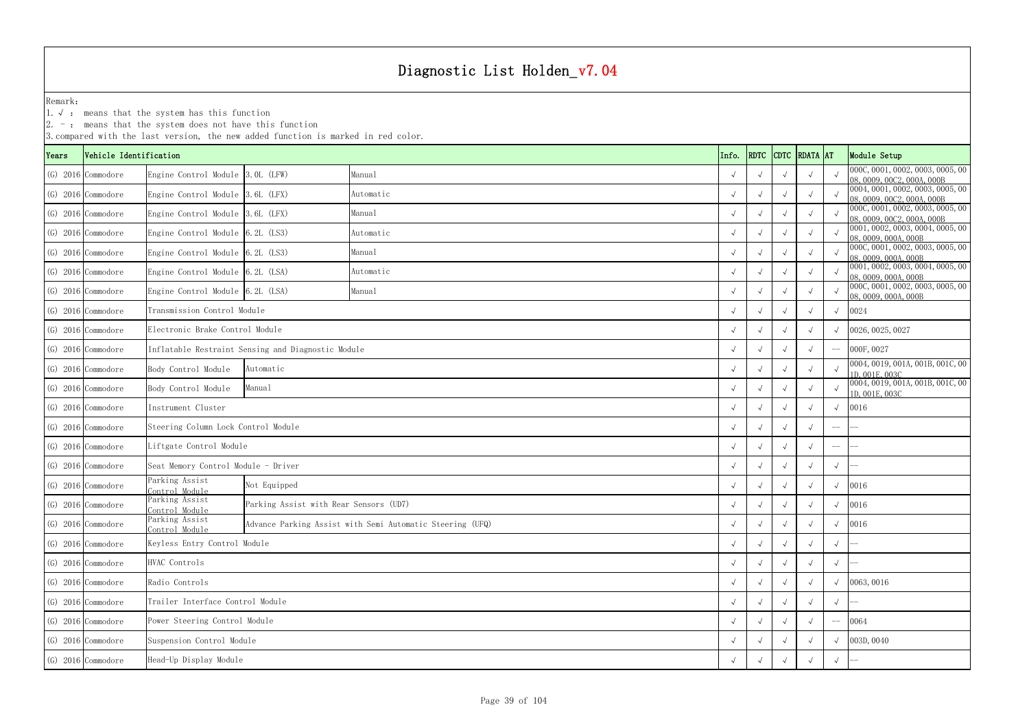# Diagnostic List Holden_v7.04

Remark:

1. √ : means that the system has this function
2. － : means that the system does not have this function
3. compared with the last version, the new added function is marked in red color.

| Years | Vehicle Identification | | | | Info. | RDTC | CDTC | RDATA | AT | Module Setup |
|---|---|---|---|---|---|---|---|---|---|---|
| (G) 2016 | Commodore | Engine Control Module | 3.0L (LFW) | Manual | √ | √ | √ | √ | √ | 000C, 0001, 0002, 0003, 0005, 0008, 0009, 00C2, 000A, 000B |
| (G) 2016 | Commodore | Engine Control Module | 3.6L (LFX) | Automatic | √ | √ | √ | √ | √ | 0004, 0001, 0002, 0003, 0005, 0008, 0009, 00C2, 000A, 000B |
| (G) 2016 | Commodore | Engine Control Module | 3.6L (LFX) | Manual | √ | √ | √ | √ | √ | 000C, 0001, 0002, 0003, 0005, 0008, 0009, 00C2, 000A, 000B |
| (G) 2016 | Commodore | Engine Control Module | 6.2L (LS3) | Automatic | √ | √ | √ | √ | √ | 0001, 0002, 0003, 0004, 0005, 0008, 0009, 000A, 000B |
| (G) 2016 | Commodore | Engine Control Module | 6.2L (LS3) | Manual | √ | √ | √ | √ | √ | 000C, 0001, 0002, 0003, 0005, 0008, 0009, 000A, 000B |
| (G) 2016 | Commodore | Engine Control Module | 6.2L (LSA) | Automatic | √ | √ | √ | √ | √ | 0001, 0002, 0003, 0004, 0005, 0008, 0009, 000A, 000B |
| (G) 2016 | Commodore | Engine Control Module | 6.2L (LSA) | Manual | √ | √ | √ | √ | √ | 000C, 0001, 0002, 0003, 0005, 0008, 0009, 000A, 000B |
| (G) 2016 | Commodore | Transmission Control Module | | | √ | √ | √ | √ | √ | 0024 |
| (G) 2016 | Commodore | Electronic Brake Control Module | | | √ | √ | √ | √ | √ | 0026, 0025, 0027 |
| (G) 2016 | Commodore | Inflatable Restraint Sensing and Diagnostic Module | | | √ | √ | √ | √ | -- | 000F, 0027 |
| (G) 2016 | Commodore | Body Control Module | Automatic | | √ | √ | √ | √ | √ | 0004, 0019, 001A, 001B, 001C, 001D, 001E, 003C |
| (G) 2016 | Commodore | Body Control Module | Manual | | √ | √ | √ | √ | √ | 0004, 0019, 001A, 001B, 001C, 001D, 001E, 003C |
| (G) 2016 | Commodore | Instrument Cluster | | | √ | √ | √ | √ | √ | 0016 |
| (G) 2016 | Commodore | Steering Column Lock Control Module | | | √ | √ | √ | √ | -- | -- |
| (G) 2016 | Commodore | Liftgate Control Module | | | √ | √ | √ | √ | -- | -- |
| (G) 2016 | Commodore | Seat Memory Control Module - Driver | | | √ | √ | √ | √ | √ | -- |
| (G) 2016 | Commodore | Parking Assist Control Module | Not Equipped | | √ | √ | √ | √ | √ | 0016 |
| (G) 2016 | Commodore | Parking Assist Control Module | Parking Assist with Rear Sensors (UD7) | | √ | √ | √ | √ | √ | 0016 |
| (G) 2016 | Commodore | Parking Assist Control Module | Advance Parking Assist with Semi Automatic Steering (UFQ) | | √ | √ | √ | √ | √ | 0016 |
| (G) 2016 | Commodore | Keyless Entry Control Module | | | √ | √ | √ | √ | √ | -- |
| (G) 2016 | Commodore | HVAC Controls | | | √ | √ | √ | √ | √ | -- |
| (G) 2016 | Commodore | Radio Controls | | | √ | √ | √ | √ | √ | 0063, 0016 |
| (G) 2016 | Commodore | Trailer Interface Control Module | | | √ | √ | √ | √ | √ | -- |
| (G) 2016 | Commodore | Power Steering Control Module | | | √ | √ | √ | √ | -- | 0064 |
| (G) 2016 | Commodore | Suspension Control Module | | | √ | √ | √ | √ | √ | 003D, 0040 |
| (G) 2016 | Commodore | Head-Up Display Module | | | √ | √ | √ | √ | √ | -- |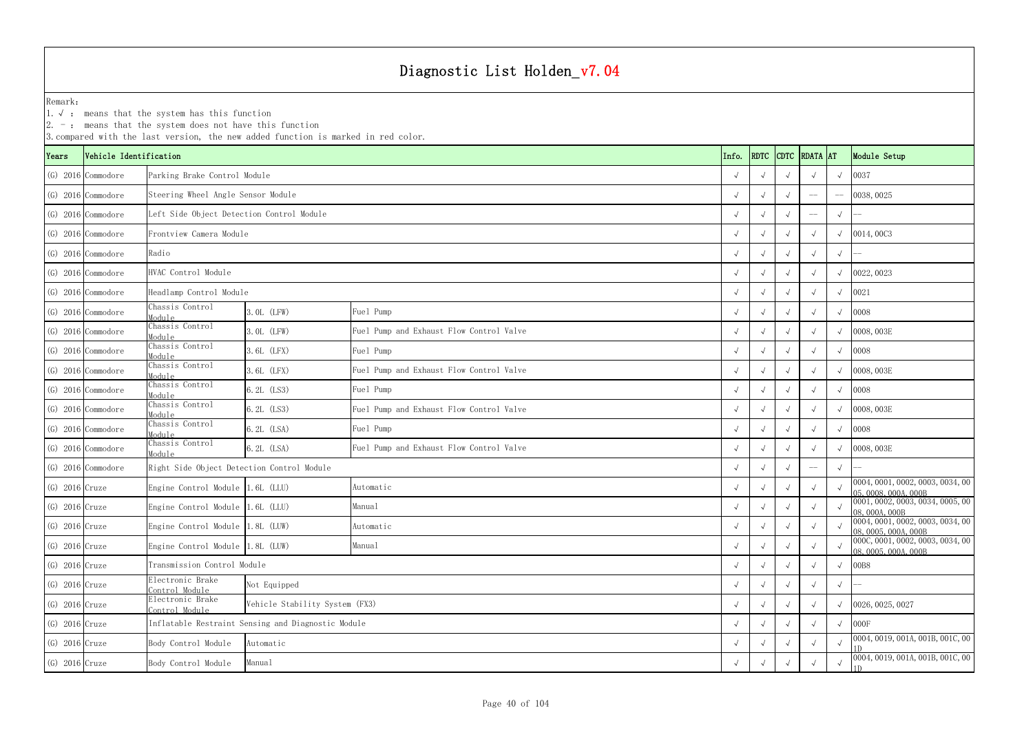# Diagnostic List Holden_v7.04

Remark:
1. √ : means that the system has this function
2. - : means that the system does not have this function
3. compared with the last version, the new added function is marked in red color.

| Years | Vehicle Identification | | | | Info. | RDTC | CDTC | RDATA | AT | Module Setup |
|---|---|---|---|---|---|---|---|---|---|---|
| (G) 2016 | Commodore | Parking Brake Control Module | | | √ | √ | √ | √ | √ | 0037 |
| (G) 2016 | Commodore | Steering Wheel Angle Sensor Module | | | √ | √ | √ | -- | -- | 0038, 0025 |
| (G) 2016 | Commodore | Left Side Object Detection Control Module | | | √ | √ | √ | -- | √ | -- |
| (G) 2016 | Commodore | Frontview Camera Module | | | √ | √ | √ | √ | √ | 0014, 00C3 |
| (G) 2016 | Commodore | Radio | | | √ | √ | √ | √ | √ | -- |
| (G) 2016 | Commodore | HVAC Control Module | | | √ | √ | √ | √ | √ | 0022, 0023 |
| (G) 2016 | Commodore | Headlamp Control Module | | | √ | √ | √ | √ | √ | 0021 |
| (G) 2016 | Commodore | Chassis Control Module | 3.0L (LFW) | Fuel Pump | √ | √ | √ | √ | √ | 0008 |
| (G) 2016 | Commodore | Chassis Control Module | 3.0L (LFW) | Fuel Pump and Exhaust Flow Control Valve | √ | √ | √ | √ | √ | 0008, 003E |
| (G) 2016 | Commodore | Chassis Control Module | 3.6L (LFX) | Fuel Pump | √ | √ | √ | √ | √ | 0008 |
| (G) 2016 | Commodore | Chassis Control Module | 3.6L (LFX) | Fuel Pump and Exhaust Flow Control Valve | √ | √ | √ | √ | √ | 0008, 003E |
| (G) 2016 | Commodore | Chassis Control Module | 6.2L (LS3) | Fuel Pump | √ | √ | √ | √ | √ | 0008 |
| (G) 2016 | Commodore | Chassis Control Module | 6.2L (LS3) | Fuel Pump and Exhaust Flow Control Valve | √ | √ | √ | √ | √ | 0008, 003E |
| (G) 2016 | Commodore | Chassis Control Module | 6.2L (LSA) | Fuel Pump | √ | √ | √ | √ | √ | 0008 |
| (G) 2016 | Commodore | Chassis Control Module | 6.2L (LSA) | Fuel Pump and Exhaust Flow Control Valve | √ | √ | √ | √ | √ | 0008, 003E |
| (G) 2016 | Commodore | Right Side Object Detection Control Module | | | √ | √ | √ | -- | √ | -- |
| (G) 2016 | Cruze | Engine Control Module | 1.6L (LLU) | Automatic | √ | √ | √ | √ | √ | 0004, 0001, 0002, 0003, 0034, 0005, 0008, 000A, 000B |
| (G) 2016 | Cruze | Engine Control Module | 1.6L (LLU) | Manual | √ | √ | √ | √ | √ | 0001, 0002, 0003, 0034, 0005, 0008, 000A, 000B |
| (G) 2016 | Cruze | Engine Control Module | 1.8L (LUW) | Automatic | √ | √ | √ | √ | √ | 0004, 0001, 0002, 0003, 0034, 0008, 0005, 000A, 000B |
| (G) 2016 | Cruze | Engine Control Module | 1.8L (LUW) | Manual | √ | √ | √ | √ | √ | 000C, 0001, 0002, 0003, 0034, 0008, 0005, 000A, 000B |
| (G) 2016 | Cruze | Transmission Control Module | | | √ | √ | √ | √ | √ | 00B8 |
| (G) 2016 | Cruze | Electronic Brake Control Module | Not Equipped | | √ | √ | √ | √ | √ | -- |
| (G) 2016 | Cruze | Electronic Brake Control Module | Vehicle Stability System (FX3) | | √ | √ | √ | √ | √ | 0026, 0025, 0027 |
| (G) 2016 | Cruze | Inflatable Restraint Sensing and Diagnostic Module | | | √ | √ | √ | √ | √ | 000F |
| (G) 2016 | Cruze | Body Control Module | Automatic | | √ | √ | √ | √ | √ | 0004, 0019, 001A, 001B, 001C, 001D |
| (G) 2016 | Cruze | Body Control Module | Manual | | √ | √ | √ | √ | √ | 0004, 0019, 001A, 001B, 001C, 001D |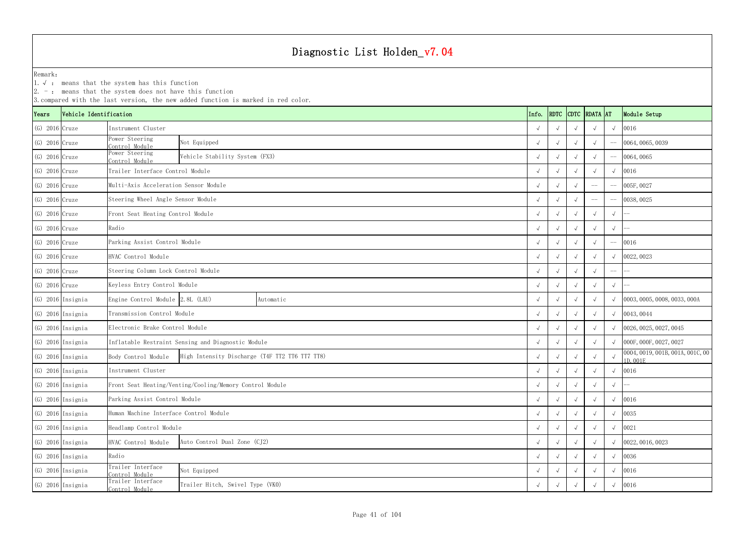# Diagnostic List Holden_v7.04

Remark:
1. √ : means that the system has this function
2. － : means that the system does not have this function
3. compared with the last version, the new added function is marked in red color.

| Years | Vehicle Identification | | | | Info. | RDTC | CDTC | RDATA | AT | Module Setup |
|---|---|---|---|---|---|---|---|---|---|---|
| (G) 2016 | Cruze | Instrument Cluster | | | √ | √ | √ | √ | √ | 0016 |
| (G) 2016 | Cruze | Power Steering Control Module | Not Equipped | | √ | √ | √ | √ | -- | 0064, 0065, 0039 |
| (G) 2016 | Cruze | Power Steering Control Module | Vehicle Stability System (FX3) | | √ | √ | √ | √ | -- | 0064, 0065 |
| (G) 2016 | Cruze | Trailer Interface Control Module | | | √ | √ | √ | √ | √ | 0016 |
| (G) 2016 | Cruze | Multi-Axis Acceleration Sensor Module | | | √ | √ | √ | -- | -- | 005F, 0027 |
| (G) 2016 | Cruze | Steering Wheel Angle Sensor Module | | | √ | √ | √ | -- | -- | 0038, 0025 |
| (G) 2016 | Cruze | Front Seat Heating Control Module | | | √ | √ | √ | √ | √ | -- |
| (G) 2016 | Cruze | Radio | | | √ | √ | √ | √ | √ | -- |
| (G) 2016 | Cruze | Parking Assist Control Module | | | √ | √ | √ | √ | -- | 0016 |
| (G) 2016 | Cruze | HVAC Control Module | | | √ | √ | √ | √ | √ | 0022, 0023 |
| (G) 2016 | Cruze | Steering Column Lock Control Module | | | √ | √ | √ | √ | -- | -- |
| (G) 2016 | Cruze | Keyless Entry Control Module | | | √ | √ | √ | √ | √ | -- |
| (G) 2016 | Insignia | Engine Control Module | 2.8L (LAU) | Automatic | √ | √ | √ | √ | √ | 0003, 0005, 0008, 0033, 000A |
| (G) 2016 | Insignia | Transmission Control Module | | | √ | √ | √ | √ | √ | 0043, 0044 |
| (G) 2016 | Insignia | Electronic Brake Control Module | | | √ | √ | √ | √ | √ | 0026, 0025, 0027, 0045 |
| (G) 2016 | Insignia | Inflatable Restraint Sensing and Diagnostic Module | | | √ | √ | √ | √ | √ | 000F, 000F, 0027, 0027 |
| (G) 2016 | Insignia | Body Control Module | High Intensity Discharge (T4F TT2 TT6 TT7 TT8) | | √ | √ | √ | √ | √ | 0004, 0019, 001B, 001A, 001C, 001D, 001E |
| (G) 2016 | Insignia | Instrument Cluster | | | √ | √ | √ | √ | √ | 0016 |
| (G) 2016 | Insignia | Front Seat Heating/Venting/Cooling/Memory Control Module | | | √ | √ | √ | √ | √ | -- |
| (G) 2016 | Insignia | Parking Assist Control Module | | | √ | √ | √ | √ | √ | 0016 |
| (G) 2016 | Insignia | Human Machine Interface Control Module | | | √ | √ | √ | √ | √ | 0035 |
| (G) 2016 | Insignia | Headlamp Control Module | | | √ | √ | √ | √ | √ | 0021 |
| (G) 2016 | Insignia | HVAC Control Module | Auto Control Dual Zone (CJ2) | | √ | √ | √ | √ | √ | 0022, 0016, 0023 |
| (G) 2016 | Insignia | Radio | | | √ | √ | √ | √ | √ | 0036 |
| (G) 2016 | Insignia | Trailer Interface Control Module | Not Equipped | | √ | √ | √ | √ | √ | 0016 |
| (G) 2016 | Insignia | Trailer Interface Control Module | Trailer Hitch, Swivel Type (VK0) | | √ | √ | √ | √ | √ | 0016 |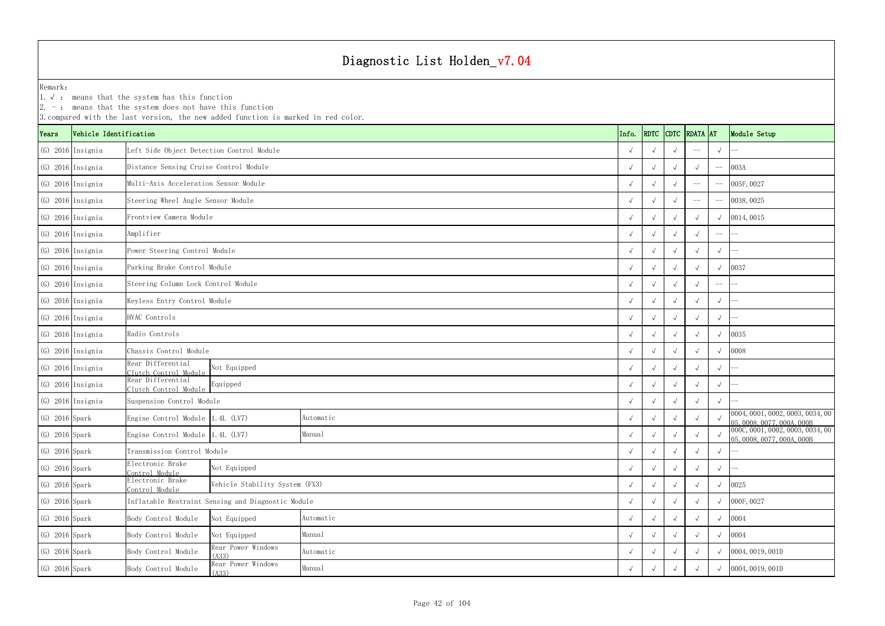# Diagnostic List Holden_v7.04

Remark:
1. √ : means that the system has this function
2. - : means that the system does not have this function
3. compared with the last version, the new added function is marked in red color.

| Years | Vehicle Identification | | | | Info. | RDTC | CDTC | RDATA | AT | Module Setup |
|---|---|---|---|---|---|---|---|---|---|---|
| (G) 2016 | Insignia | Left Side Object Detection Control Module | | | √ | √ | √ | -- | √ | -- |
| (G) 2016 | Insignia | Distance Sensing Cruise Control Module | | | √ | √ | √ | √ | -- | 003A |
| (G) 2016 | Insignia | Multi-Axis Acceleration Sensor Module | | | √ | √ | √ | -- | -- | 005F, 0027 |
| (G) 2016 | Insignia | Steering Wheel Angle Sensor Module | | | √ | √ | √ | -- | -- | 0038, 0025 |
| (G) 2016 | Insignia | Frontview Camera Module | | | √ | √ | √ | √ | √ | 0014, 0015 |
| (G) 2016 | Insignia | Amplifier | | | √ | √ | √ | √ | -- | -- |
| (G) 2016 | Insignia | Power Steering Control Module | | | √ | √ | √ | √ | √ | -- |
| (G) 2016 | Insignia | Parking Brake Control Module | | | √ | √ | √ | √ | √ | 0037 |
| (G) 2016 | Insignia | Steering Column Lock Control Module | | | √ | √ | √ | √ | -- | -- |
| (G) 2016 | Insignia | Keyless Entry Control Module | | | √ | √ | √ | √ | √ | -- |
| (G) 2016 | Insignia | HVAC Controls | | | √ | √ | √ | √ | √ | -- |
| (G) 2016 | Insignia | Radio Controls | | | √ | √ | √ | √ | √ | 0035 |
| (G) 2016 | Insignia | Chassis Control Module | | | √ | √ | √ | √ | √ | 0008 |
| (G) 2016 | Insignia | Rear Differential Clutch Control Module | Not Equipped | | √ | √ | √ | √ | √ | -- |
| (G) 2016 | Insignia | Rear Differential Clutch Control Module | Equipped | | √ | √ | √ | √ | √ | -- |
| (G) 2016 | Insignia | Suspension Control Module | | | √ | √ | √ | √ | √ | -- |
| (G) 2016 | Spark | Engine Control Module | 1.4L (LV7) | Automatic | √ | √ | √ | √ | √ | 0004, 0001, 0002, 0003, 0034, 0005, 0008, 0077, 000A, 000B |
| (G) 2016 | Spark | Engine Control Module | 1.4L (LV7) | Manual | √ | √ | √ | √ | √ | 000C, 0001, 0002, 0003, 0034, 0005, 0008, 0077, 000A, 000B |
| (G) 2016 | Spark | Transmission Control Module | | | √ | √ | √ | √ | √ | -- |
| (G) 2016 | Spark | Electronic Brake Control Module | Not Equipped | | √ | √ | √ | √ | √ | -- |
| (G) 2016 | Spark | Electronic Brake Control Module | Vehicle Stability System (FX3) | | √ | √ | √ | √ | √ | 0025 |
| (G) 2016 | Spark | Inflatable Restraint Sensing and Diagnostic Module | | | √ | √ | √ | √ | √ | 000F, 0027 |
| (G) 2016 | Spark | Body Control Module | Not Equipped | Automatic | √ | √ | √ | √ | √ | 0004 |
| (G) 2016 | Spark | Body Control Module | Not Equipped | Manual | √ | √ | √ | √ | √ | 0004 |
| (G) 2016 | Spark | Body Control Module | Rear Power Windows (A33) | Automatic | √ | √ | √ | √ | √ | 0004, 0019, 001D |
| (G) 2016 | Spark | Body Control Module | Rear Power Windows (A33) | Manual | √ | √ | √ | √ | √ | 0004, 0019, 001D |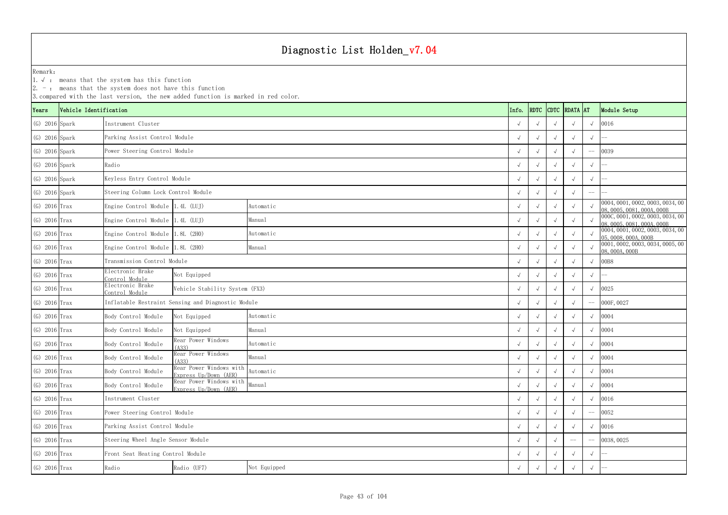# Diagnostic List Holden_v7.04

Remark:
1. √ : means that the system has this function
2. - : means that the system does not have this function
3. compared with the last version, the new added function is marked in red color.

| Years | Vehicle Identification | | | | Info. | RDTC | CDTC | RDATA | AT | Module Setup |
|---|---|---|---|---|---|---|---|---|---|---|
| (G) 2016 | Spark | Instrument Cluster | | | √ | √ | √ | √ | √ | 0016 |
| (G) 2016 | Spark | Parking Assist Control Module | | | √ | √ | √ | √ | √ | -- |
| (G) 2016 | Spark | Power Steering Control Module | | | √ | √ | √ | √ | -- | 0039 |
| (G) 2016 | Spark | Radio | | | √ | √ | √ | √ | √ | -- |
| (G) 2016 | Spark | Keyless Entry Control Module | | | √ | √ | √ | √ | √ | -- |
| (G) 2016 | Spark | Steering Column Lock Control Module | | | √ | √ | √ | √ | -- | -- |
| (G) 2016 | Trax | Engine Control Module | 1.4L (LUJ) | Automatic | √ | √ | √ | √ | √ | 0004, 0001, 0002, 0003, 0034, 0008, 0005, 0081, 000A, 000B |
| (G) 2016 | Trax | Engine Control Module | 1.4L (LUJ) | Manual | √ | √ | √ | √ | √ | 000C, 0001, 0002, 0003, 0034, 0008, 0005, 0081, 000A, 000B |
| (G) 2016 | Trax | Engine Control Module | 1.8L (2H0) | Automatic | √ | √ | √ | √ | √ | 0004, 0001, 0002, 0003, 0034, 0005, 0008, 000A, 000B |
| (G) 2016 | Trax | Engine Control Module | 1.8L (2H0) | Manual | √ | √ | √ | √ | √ | 0001, 0002, 0003, 0034, 0005, 0008, 000A, 000B |
| (G) 2016 | Trax | Transmission Control Module | | | √ | √ | √ | √ | √ | 00B8 |
| (G) 2016 | Trax | Electronic Brake Control Module | Not Equipped | | √ | √ | √ | √ | √ | -- |
| (G) 2016 | Trax | Electronic Brake Control Module | Vehicle Stability System (FX3) | | √ | √ | √ | √ | √ | 0025 |
| (G) 2016 | Trax | Inflatable Restraint Sensing and Diagnostic Module | | | √ | √ | √ | √ | -- | 000F, 0027 |
| (G) 2016 | Trax | Body Control Module | Not Equipped | Automatic | √ | √ | √ | √ | √ | 0004 |
| (G) 2016 | Trax | Body Control Module | Not Equipped | Manual | √ | √ | √ | √ | √ | 0004 |
| (G) 2016 | Trax | Body Control Module | Rear Power Windows (A33) | Automatic | √ | √ | √ | √ | √ | 0004 |
| (G) 2016 | Trax | Body Control Module | Rear Power Windows (A33) | Manual | √ | √ | √ | √ | √ | 0004 |
| (G) 2016 | Trax | Body Control Module | Rear Power Windows with Express Up/Down (AER) | Automatic | √ | √ | √ | √ | √ | 0004 |
| (G) 2016 | Trax | Body Control Module | Rear Power Windows with Express Up/Down (AER) | Manual | √ | √ | √ | √ | √ | 0004 |
| (G) 2016 | Trax | Instrument Cluster | | | √ | √ | √ | √ | √ | 0016 |
| (G) 2016 | Trax | Power Steering Control Module | | | √ | √ | √ | √ | -- | 0052 |
| (G) 2016 | Trax | Parking Assist Control Module | | | √ | √ | √ | √ | √ | 0016 |
| (G) 2016 | Trax | Steering Wheel Angle Sensor Module | | | √ | √ | √ | -- | -- | 0038, 0025 |
| (G) 2016 | Trax | Front Seat Heating Control Module | | | √ | √ | √ | √ | √ | -- |
| (G) 2016 | Trax | Radio | Radio (UF7) | Not Equipped | √ | √ | √ | √ | √ | -- |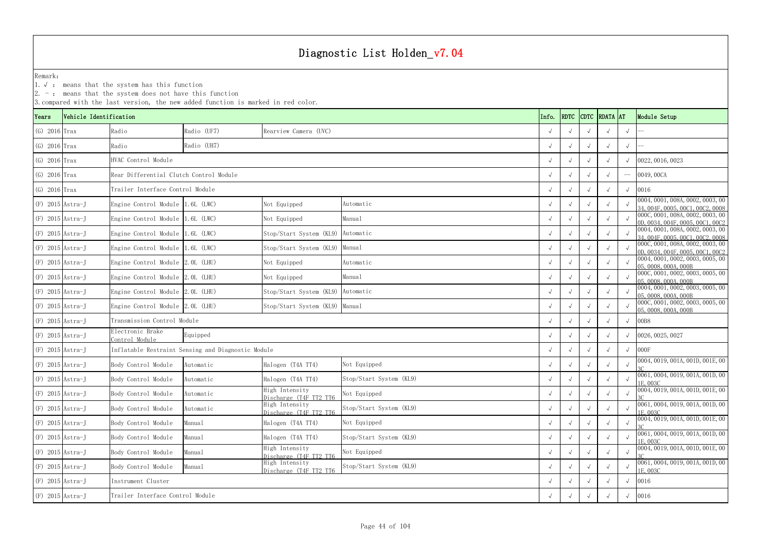# Diagnostic List Holden_v7.04

Remark:
1. √ : means that the system has this function
2. - : means that the system does not have this function
3. compared with the last version, the new added function is marked in red color.

| Years | Vehicle Identification | | | | | Info. | RDTC | CDTC | RDATA | AT | Module Setup |
|---|---|---|---|---|---|---|---|---|---|---|---|
| (G) 2016 | Trax | Radio | Radio (UF7) | Rearview Camera (UVC) | | √ | √ | √ | √ | √ | -- |
| (G) 2016 | Trax | Radio | Radio (UH7) | | | √ | √ | √ | √ | √ | -- |
| (G) 2016 | Trax | HVAC Control Module | | | | √ | √ | √ | √ | √ | 0022, 0016, 0023 |
| (G) 2016 | Trax | Rear Differential Clutch Control Module | | | | √ | √ | √ | √ | -- | 0049, 00CA |
| (G) 2016 | Trax | Trailer Interface Control Module | | | | √ | √ | √ | √ | √ | 0016 |
| (F) 2015 | Astra-J | Engine Control Module | 1.6L (LWC) | Not Equipped | Automatic | √ | √ | √ | √ | √ | 0004, 0001, 008A, 0002, 0003, 0034, 004F, 0005, 00C1, 00C2, 0008 |
| (F) 2015 | Astra-J | Engine Control Module | 1.6L (LWC) | Not Equipped | Manual | √ | √ | √ | √ | √ | 000C, 0001, 008A, 0002, 0003, 000D, 0034, 004F, 0005, 00C1, 00C2 |
| (F) 2015 | Astra-J | Engine Control Module | 1.6L (LWC) | Stop/Start System (KL9) | Automatic | √ | √ | √ | √ | √ | 0004, 0001, 008A, 0002, 0003, 0034, 004F, 0005, 00C1, 00C2, 0008 |
| (F) 2015 | Astra-J | Engine Control Module | 1.6L (LWC) | Stop/Start System (KL9) | Manual | √ | √ | √ | √ | √ | 000C, 0001, 008A, 0002, 0003, 000D, 0034, 004F, 0005, 00C1, 00C2 |
| (F) 2015 | Astra-J | Engine Control Module | 2.0L (LHU) | Not Equipped | Automatic | √ | √ | √ | √ | √ | 0004, 0001, 0002, 0003, 0005, 0005, 0008, 000A, 000B |
| (F) 2015 | Astra-J | Engine Control Module | 2.0L (LHU) | Not Equipped | Manual | √ | √ | √ | √ | √ | 000C, 0001, 0002, 0003, 0005, 0005, 0008, 000A, 000B |
| (F) 2015 | Astra-J | Engine Control Module | 2.0L (LHU) | Stop/Start System (KL9) | Automatic | √ | √ | √ | √ | √ | 0004, 0001, 0002, 0003, 0005, 0005, 0008, 000A, 000B |
| (F) 2015 | Astra-J | Engine Control Module | 2.0L (LHU) | Stop/Start System (KL9) | Manual | √ | √ | √ | √ | √ | 000C, 0001, 0002, 0003, 0005, 0005, 0008, 000A, 000B |
| (F) 2015 | Astra-J | Transmission Control Module | | | | √ | √ | √ | √ | √ | 00B8 |
| (F) 2015 | Astra-J | Electronic Brake Control Module | Equipped | | | √ | √ | √ | √ | √ | 0026, 0025, 0027 |
| (F) 2015 | Astra-J | Inflatable Restraint Sensing and Diagnostic Module | | | | √ | √ | √ | √ | √ | 000F |
| (F) 2015 | Astra-J | Body Control Module | Automatic | Halogen (T4A TT4) | Not Equipped | √ | √ | √ | √ | √ | 0004, 0019, 001A, 001D, 001E, 003C |
| (F) 2015 | Astra-J | Body Control Module | Automatic | Halogen (T4A TT4) | Stop/Start System (KL9) | √ | √ | √ | √ | √ | 0061, 0004, 0019, 001A, 001D, 001E, 003C |
| (F) 2015 | Astra-J | Body Control Module | Automatic | High Intensity Discharge (T4F TT2 TT6 | Not Equipped | √ | √ | √ | √ | √ | 0004, 0019, 001A, 001D, 001E, 003C |
| (F) 2015 | Astra-J | Body Control Module | Automatic | High Intensity Discharge (T4F TT2 TT6 | Stop/Start System (KL9) | √ | √ | √ | √ | √ | 0061, 0004, 0019, 001A, 001D, 001E, 003C |
| (F) 2015 | Astra-J | Body Control Module | Manual | Halogen (T4A TT4) | Not Equipped | √ | √ | √ | √ | √ | 0004, 0019, 001A, 001D, 001E, 003C |
| (F) 2015 | Astra-J | Body Control Module | Manual | Halogen (T4A TT4) | Stop/Start System (KL9) | √ | √ | √ | √ | √ | 0061, 0004, 0019, 001A, 001D, 001E, 003C |
| (F) 2015 | Astra-J | Body Control Module | Manual | High Intensity Discharge (T4F TT2 TT6 | Not Equipped | √ | √ | √ | √ | √ | 0004, 0019, 001A, 001D, 001E, 003C |
| (F) 2015 | Astra-J | Body Control Module | Manual | High Intensity Discharge (T4F TT2 TT6 | Stop/Start System (KL9) | √ | √ | √ | √ | √ | 0061, 0004, 0019, 001A, 001D, 001E, 003C |
| (F) 2015 | Astra-J | Instrument Cluster | | | | √ | √ | √ | √ | √ | 0016 |
| (F) 2015 | Astra-J | Trailer Interface Control Module | | | | √ | √ | √ | √ | √ | 0016 |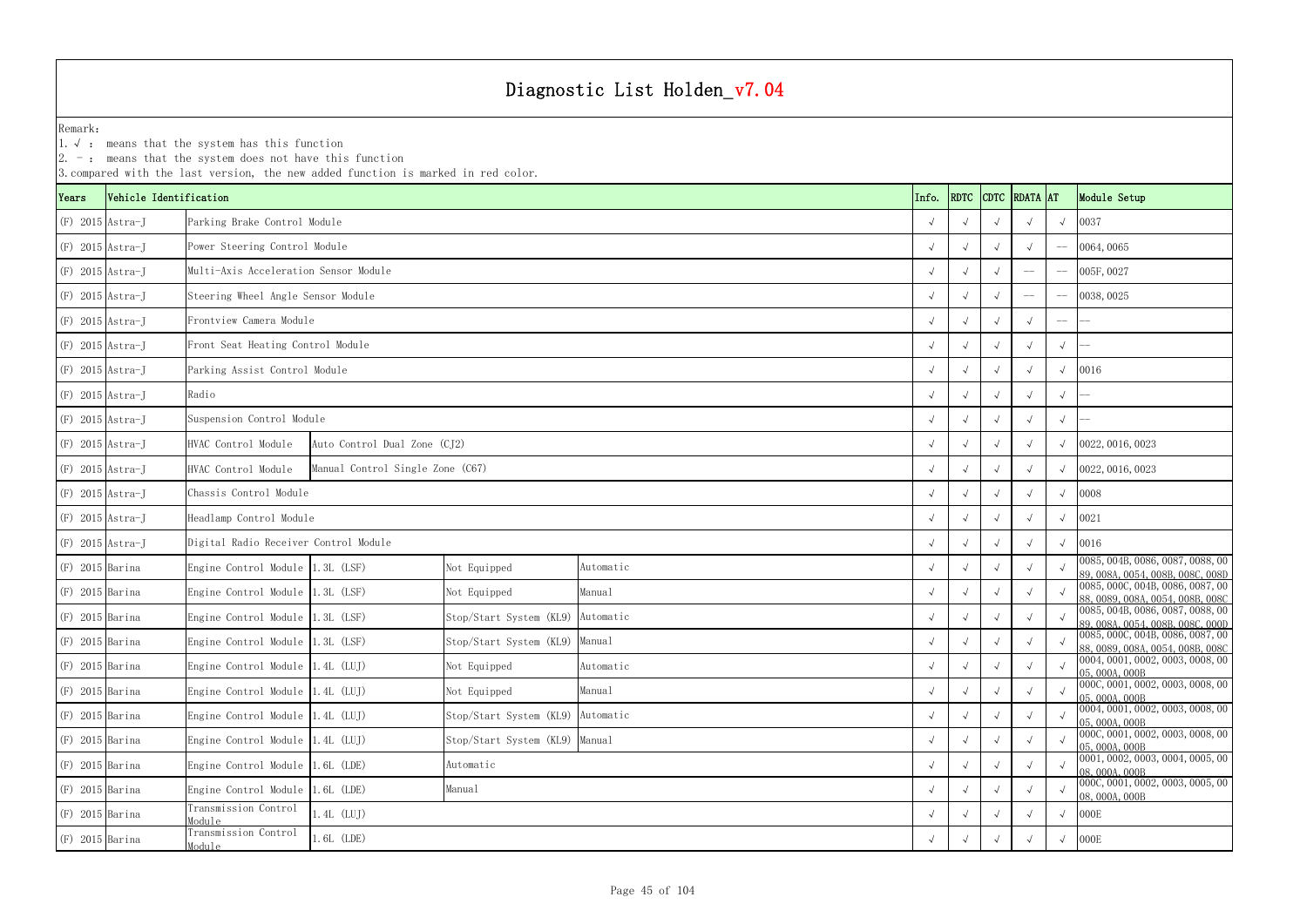# Diagnostic List Holden_v7.04

Remark:
1. √ : means that the system has this function
2. – : means that the system does not have this function
3. compared with the last version, the new added function is marked in red color.

| Years | Vehicle Identification | | | | | Info. | RDTC | CDTC | RDATA | AT | Module Setup |
|---|---|---|---|---|---|---|---|---|---|---|---|
| (F) 2015 | Astra-J | Parking Brake Control Module | | | | √ | √ | √ | √ | √ | 0037 |
| (F) 2015 | Astra-J | Power Steering Control Module | | | | √ | √ | √ | √ | -- | 0064, 0065 |
| (F) 2015 | Astra-J | Multi-Axis Acceleration Sensor Module | | | | √ | √ | √ | -- | -- | 005F, 0027 |
| (F) 2015 | Astra-J | Steering Wheel Angle Sensor Module | | | | √ | √ | √ | -- | -- | 0038, 0025 |
| (F) 2015 | Astra-J | Frontview Camera Module | | | | √ | √ | √ | √ | -- | -- |
| (F) 2015 | Astra-J | Front Seat Heating Control Module | | | | √ | √ | √ | √ | √ | -- |
| (F) 2015 | Astra-J | Parking Assist Control Module | | | | √ | √ | √ | √ | √ | 0016 |
| (F) 2015 | Astra-J | Radio | | | | √ | √ | √ | √ | √ | -- |
| (F) 2015 | Astra-J | Suspension Control Module | | | | √ | √ | √ | √ | √ | -- |
| (F) 2015 | Astra-J | HVAC Control Module | Auto Control Dual Zone (CJ2) | | | √ | √ | √ | √ | √ | 0022, 0016, 0023 |
| (F) 2015 | Astra-J | HVAC Control Module | Manual Control Single Zone (C67) | | | √ | √ | √ | √ | √ | 0022, 0016, 0023 |
| (F) 2015 | Astra-J | Chassis Control Module | | | | √ | √ | √ | √ | √ | 0008 |
| (F) 2015 | Astra-J | Headlamp Control Module | | | | √ | √ | √ | √ | √ | 0021 |
| (F) 2015 | Astra-J | Digital Radio Receiver Control Module | | | | √ | √ | √ | √ | √ | 0016 |
| (F) 2015 | Barina | Engine Control Module | 1.3L (LSF) | Not Equipped | Automatic | √ | √ | √ | √ | √ | 0085, 004B, 0086, 0087, 0088, 0089, 008A, 0054, 008B, 008C, 008D |
| (F) 2015 | Barina | Engine Control Module | 1.3L (LSF) | Not Equipped | Manual | √ | √ | √ | √ | √ | 0085, 000C, 004B, 0086, 0087, 0088, 0089, 008A, 0054, 008B, 008C |
| (F) 2015 | Barina | Engine Control Module | 1.3L (LSF) | Stop/Start System (KL9) | Automatic | √ | √ | √ | √ | √ | 0085, 004B, 0086, 0087, 0088, 0089, 008A, 0054, 008B, 008C, 008D |
| (F) 2015 | Barina | Engine Control Module | 1.3L (LSF) | Stop/Start System (KL9) | Manual | √ | √ | √ | √ | √ | 0085, 000C, 004B, 0086, 0087, 0088, 0089, 008A, 0054, 008B, 008C |
| (F) 2015 | Barina | Engine Control Module | 1.4L (LUJ) | Not Equipped | Automatic | √ | √ | √ | √ | √ | 0004, 0001, 0002, 0003, 0008, 0005, 000A, 000B |
| (F) 2015 | Barina | Engine Control Module | 1.4L (LUJ) | Not Equipped | Manual | √ | √ | √ | √ | √ | 000C, 0001, 0002, 0003, 0008, 0005, 000A, 000B |
| (F) 2015 | Barina | Engine Control Module | 1.4L (LUJ) | Stop/Start System (KL9) | Automatic | √ | √ | √ | √ | √ | 0004, 0001, 0002, 0003, 0008, 0005, 000A, 000B |
| (F) 2015 | Barina | Engine Control Module | 1.4L (LUJ) | Stop/Start System (KL9) | Manual | √ | √ | √ | √ | √ | 000C, 0001, 0002, 0003, 0008, 0005, 000A, 000B |
| (F) 2015 | Barina | Engine Control Module | 1.6L (LDE) | Automatic | | √ | √ | √ | √ | √ | 0001, 0002, 0003, 0004, 0005, 0008, 000A, 000B |
| (F) 2015 | Barina | Engine Control Module | 1.6L (LDE) | Manual | | √ | √ | √ | √ | √ | 000C, 0001, 0002, 0003, 0005, 0008, 000A, 000B |
| (F) 2015 | Barina | Transmission Control Module | 1.4L (LUJ) | | | √ | √ | √ | √ | √ | 000E |
| (F) 2015 | Barina | Transmission Control Module | 1.6L (LDE) | | | √ | √ | √ | √ | √ | 000E |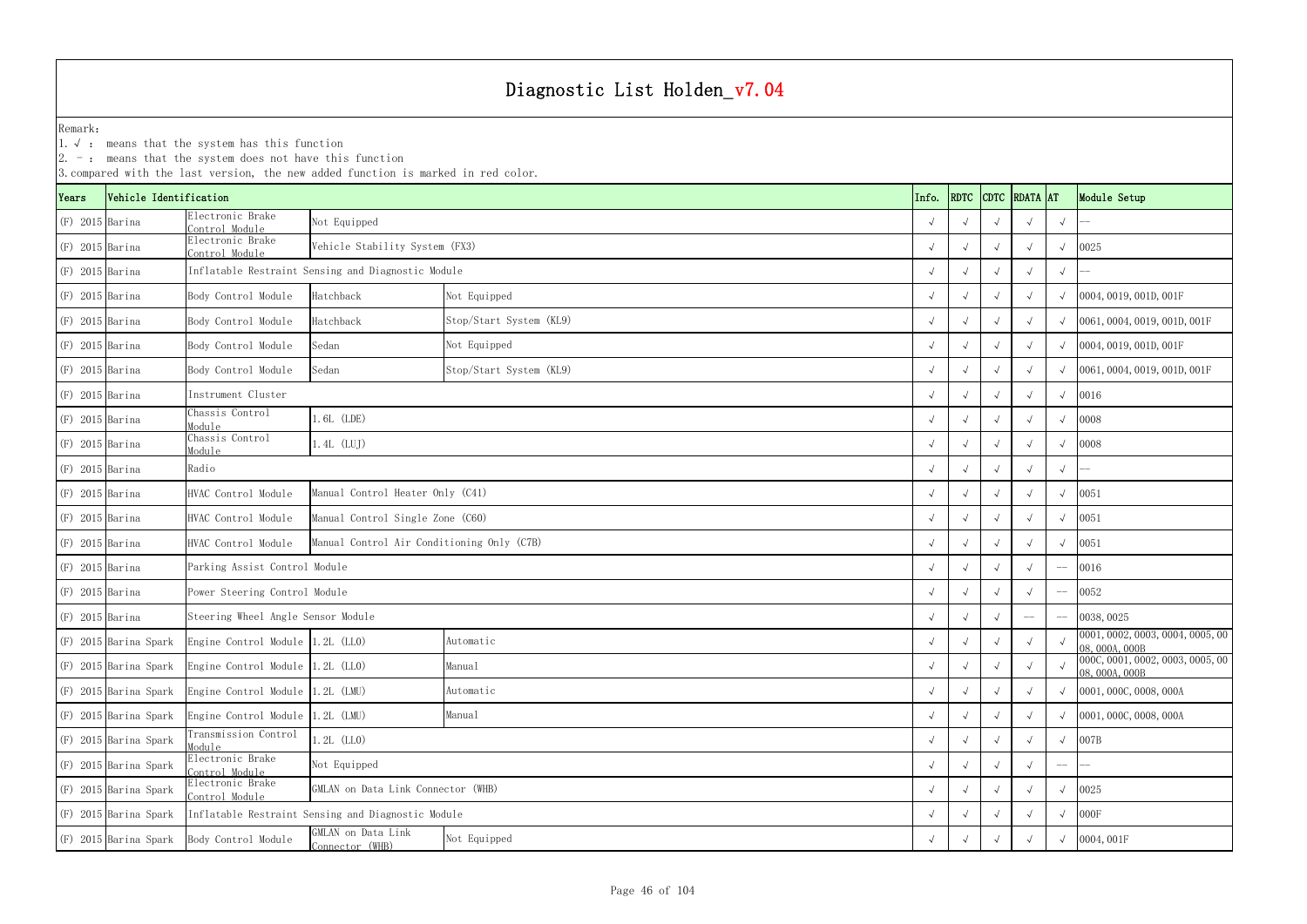# Diagnostic List Holden_v7.04

Remark:
1. √ : means that the system has this function
2. - : means that the system does not have this function
3. compared with the last version, the new added function is marked in red color.

| Years | Vehicle Identification | | | | Info. | RDTC | CDTC | RDATA | AT | Module Setup |
|---|---|---|---|---|---|---|---|---|---|---|
| (F) 2015 | Barina | Electronic Brake Control Module | Not Equipped | | √ | √ | √ | √ | √ | -- |
| (F) 2015 | Barina | Electronic Brake Control Module | Vehicle Stability System (FX3) | | √ | √ | √ | √ | √ | 0025 |
| (F) 2015 | Barina | Inflatable Restraint Sensing and Diagnostic Module | | | √ | √ | √ | √ | √ | -- |
| (F) 2015 | Barina | Body Control Module | Hatchback | Not Equipped | √ | √ | √ | √ | √ | 0004, 0019, 001D, 001F |
| (F) 2015 | Barina | Body Control Module | Hatchback | Stop/Start System (KL9) | √ | √ | √ | √ | √ | 0061, 0004, 0019, 001D, 001F |
| (F) 2015 | Barina | Body Control Module | Sedan | Not Equipped | √ | √ | √ | √ | √ | 0004, 0019, 001D, 001F |
| (F) 2015 | Barina | Body Control Module | Sedan | Stop/Start System (KL9) | √ | √ | √ | √ | √ | 0061, 0004, 0019, 001D, 001F |
| (F) 2015 | Barina | Instrument Cluster | | | √ | √ | √ | √ | √ | 0016 |
| (F) 2015 | Barina | Chassis Control Module | 1.6L (LDE) | | √ | √ | √ | √ | √ | 0008 |
| (F) 2015 | Barina | Chassis Control Module | 1.4L (LUJ) | | √ | √ | √ | √ | √ | 0008 |
| (F) 2015 | Barina | Radio | | | √ | √ | √ | √ | √ | -- |
| (F) 2015 | Barina | HVAC Control Module | Manual Control Heater Only (C41) | | √ | √ | √ | √ | √ | 0051 |
| (F) 2015 | Barina | HVAC Control Module | Manual Control Single Zone (C60) | | √ | √ | √ | √ | √ | 0051 |
| (F) 2015 | Barina | HVAC Control Module | Manual Control Air Conditioning Only (C7B) | | √ | √ | √ | √ | √ | 0051 |
| (F) 2015 | Barina | Parking Assist Control Module | | | √ | √ | √ | √ | -- | 0016 |
| (F) 2015 | Barina | Power Steering Control Module | | | √ | √ | √ | √ | -- | 0052 |
| (F) 2015 | Barina | Steering Wheel Angle Sensor Module | | | √ | √ | √ | -- | -- | 0038, 0025 |
| (F) 2015 | Barina Spark | Engine Control Module | 1.2L (LL0) | Automatic | √ | √ | √ | √ | √ | 0001, 0002, 0003, 0004, 0005, 0008, 000A, 000B |
| (F) 2015 | Barina Spark | Engine Control Module | 1.2L (LL0) | Manual | √ | √ | √ | √ | √ | 000C, 0001, 0002, 0003, 0005, 0008, 000A, 000B |
| (F) 2015 | Barina Spark | Engine Control Module | 1.2L (LMU) | Automatic | √ | √ | √ | √ | √ | 0001, 000C, 0008, 000A |
| (F) 2015 | Barina Spark | Engine Control Module | 1.2L (LMU) | Manual | √ | √ | √ | √ | √ | 0001, 000C, 0008, 000A |
| (F) 2015 | Barina Spark | Transmission Control Module | 1.2L (LL0) | | √ | √ | √ | √ | √ | 007B |
| (F) 2015 | Barina Spark | Electronic Brake Control Module | Not Equipped | | √ | √ | √ | √ | -- | -- |
| (F) 2015 | Barina Spark | Electronic Brake Control Module | GMLAN on Data Link Connector (WHB) | | √ | √ | √ | √ | √ | 0025 |
| (F) 2015 | Barina Spark | Inflatable Restraint Sensing and Diagnostic Module | | | √ | √ | √ | √ | √ | 000F |
| (F) 2015 | Barina Spark | Body Control Module | GMLAN on Data Link Connector (WHB) | Not Equipped | √ | √ | √ | √ | √ | 0004, 001F |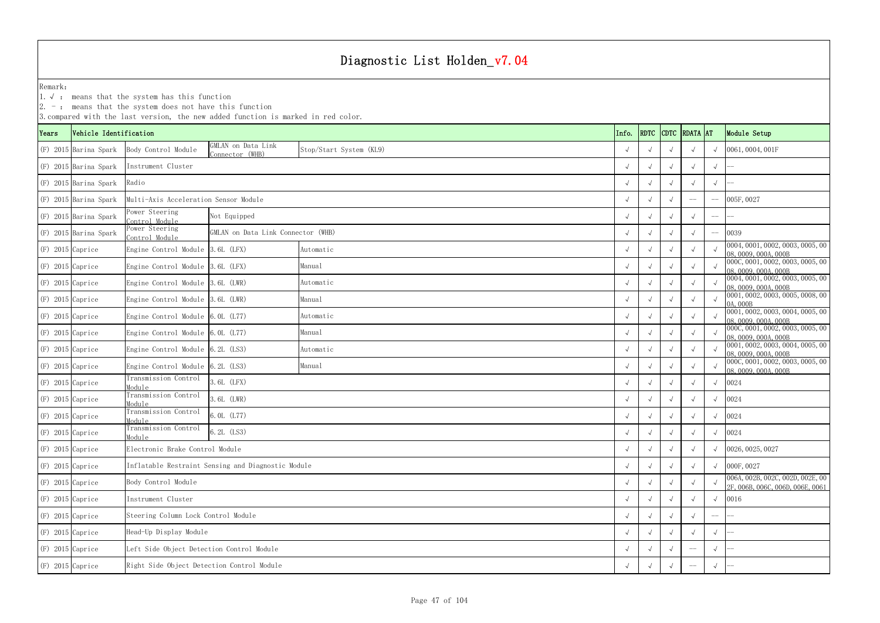# Diagnostic List Holden_v7.04

Remark:
1. √ : means that the system has this function
2. - : means that the system does not have this function
3. compared with the last version, the new added function is marked in red color.

| Years | Vehicle Identification | | | | Info. | RDTC | CDTC | RDATA | AT | Module Setup |
|---|---|---|---|---|---|---|---|---|---|---|
| (F) 2015 | Barina Spark | Body Control Module | GMLAN on Data Link Connector (WHB) | Stop/Start System (KL9) | √ | √ | √ | √ | √ | 0061, 0004, 001F |
| (F) 2015 | Barina Spark | Instrument Cluster | | | √ | √ | √ | √ | √ | -- |
| (F) 2015 | Barina Spark | Radio | | | √ | √ | √ | √ | √ | -- |
| (F) 2015 | Barina Spark | Multi-Axis Acceleration Sensor Module | | | √ | √ | √ | -- | -- | 005F, 0027 |
| (F) 2015 | Barina Spark | Power Steering Control Module | Not Equipped | | √ | √ | √ | √ | -- | -- |
| (F) 2015 | Barina Spark | Power Steering Control Module | GMLAN on Data Link Connector (WHB) | | √ | √ | √ | √ | -- | 0039 |
| (F) 2015 | Caprice | Engine Control Module | 3.6L (LFX) | Automatic | √ | √ | √ | √ | √ | 0004, 0001, 0002, 0003, 0005, 0008, 0009, 000A, 000B |
| (F) 2015 | Caprice | Engine Control Module | 3.6L (LFX) | Manual | √ | √ | √ | √ | √ | 000C, 0001, 0002, 0003, 0005, 0008, 0009, 000A, 000B |
| (F) 2015 | Caprice | Engine Control Module | 3.6L (LWR) | Automatic | √ | √ | √ | √ | √ | 0004, 0001, 0002, 0003, 0005, 0008, 0009, 000A, 000B |
| (F) 2015 | Caprice | Engine Control Module | 3.6L (LWR) | Manual | √ | √ | √ | √ | √ | 0001, 0002, 0003, 0005, 0008, 000A, 000B |
| (F) 2015 | Caprice | Engine Control Module | 6.0L (L77) | Automatic | √ | √ | √ | √ | √ | 0001, 0002, 0003, 0004, 0005, 0008, 0009, 000A, 000B |
| (F) 2015 | Caprice | Engine Control Module | 6.0L (L77) | Manual | √ | √ | √ | √ | √ | 000C, 0001, 0002, 0003, 0005, 0008, 0009, 000A, 000B |
| (F) 2015 | Caprice | Engine Control Module | 6.2L (LS3) | Automatic | √ | √ | √ | √ | √ | 0001, 0002, 0003, 0004, 0005, 0008, 0009, 000A, 000B |
| (F) 2015 | Caprice | Engine Control Module | 6.2L (LS3) | Manual | √ | √ | √ | √ | √ | 000C, 0001, 0002, 0003, 0005, 0008, 0009, 000A, 000B |
| (F) 2015 | Caprice | Transmission Control Module | 3.6L (LFX) | | √ | √ | √ | √ | √ | 0024 |
| (F) 2015 | Caprice | Transmission Control Module | 3.6L (LWR) | | √ | √ | √ | √ | √ | 0024 |
| (F) 2015 | Caprice | Transmission Control Module | 6.0L (L77) | | √ | √ | √ | √ | √ | 0024 |
| (F) 2015 | Caprice | Transmission Control Module | 6.2L (LS3) | | √ | √ | √ | √ | √ | 0024 |
| (F) 2015 | Caprice | Electronic Brake Control Module | | | √ | √ | √ | √ | √ | 0026, 0025, 0027 |
| (F) 2015 | Caprice | Inflatable Restraint Sensing and Diagnostic Module | | | √ | √ | √ | √ | √ | 000F, 0027 |
| (F) 2015 | Caprice | Body Control Module | | | √ | √ | √ | √ | √ | 006A, 002B, 002C, 002D, 002E, 002F, 006B, 006C, 006D, 006E, 0061 |
| (F) 2015 | Caprice | Instrument Cluster | | | √ | √ | √ | √ | √ | 0016 |
| (F) 2015 | Caprice | Steering Column Lock Control Module | | | √ | √ | √ | √ | -- | -- |
| (F) 2015 | Caprice | Head-Up Display Module | | | √ | √ | √ | √ | √ | -- |
| (F) 2015 | Caprice | Left Side Object Detection Control Module | | | √ | √ | √ | -- | √ | -- |
| (F) 2015 | Caprice | Right Side Object Detection Control Module | | | √ | √ | √ | -- | √ | -- |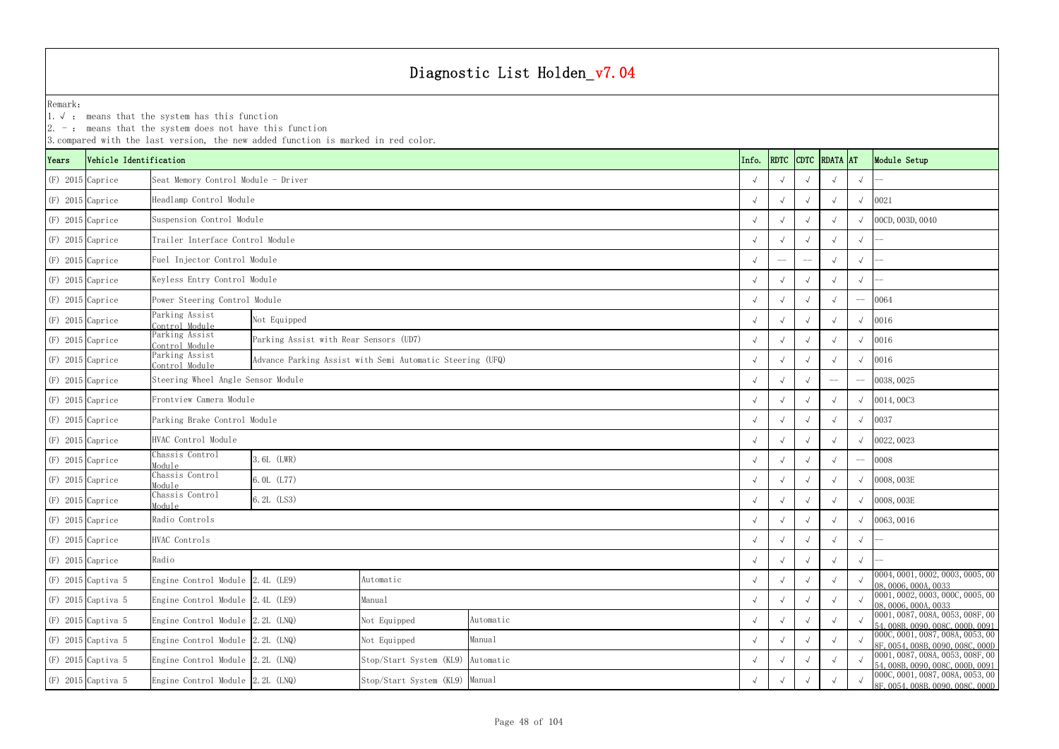# Diagnostic List Holden_v7.04

Remark:
1. √ : means that the system has this function
2. － : means that the system does not have this function
3. compared with the last version, the new added function is marked in red color.

| Years | Vehicle Identification | | | | | Info. | RDTC | CDTC | RDATA | AT | Module Setup |
|---|---|---|---|---|---|---|---|---|---|---|---|
| (F) 2015 | Caprice | Seat Memory Control Module - Driver | | | | √ | √ | √ | √ | √ | -- |
| (F) 2015 | Caprice | Headlamp Control Module | | | | √ | √ | √ | √ | √ | 0021 |
| (F) 2015 | Caprice | Suspension Control Module | | | | √ | √ | √ | √ | √ | 00CD, 003D, 0040 |
| (F) 2015 | Caprice | Trailer Interface Control Module | | | | √ | √ | √ | √ | √ | -- |
| (F) 2015 | Caprice | Fuel Injector Control Module | | | | √ | -- | -- | √ | √ | -- |
| (F) 2015 | Caprice | Keyless Entry Control Module | | | | √ | √ | √ | √ | √ | -- |
| (F) 2015 | Caprice | Power Steering Control Module | | | | √ | √ | √ | √ | -- | 0064 |
| (F) 2015 | Caprice | Parking Assist Control Module | Not Equipped | | | √ | √ | √ | √ | √ | 0016 |
| (F) 2015 | Caprice | Parking Assist Control Module | Parking Assist with Rear Sensors (UD7) | | | √ | √ | √ | √ | √ | 0016 |
| (F) 2015 | Caprice | Parking Assist Control Module | Advance Parking Assist with Semi Automatic Steering (UFQ) | | | √ | √ | √ | √ | √ | 0016 |
| (F) 2015 | Caprice | Steering Wheel Angle Sensor Module | | | | √ | √ | √ | -- | -- | 0038, 0025 |
| (F) 2015 | Caprice | Frontview Camera Module | | | | √ | √ | √ | √ | √ | 0014, 00C3 |
| (F) 2015 | Caprice | Parking Brake Control Module | | | | √ | √ | √ | √ | √ | 0037 |
| (F) 2015 | Caprice | HVAC Control Module | | | | √ | √ | √ | √ | √ | 0022, 0023 |
| (F) 2015 | Caprice | Chassis Control Module | 3.6L (LWR) | | | √ | √ | √ | √ | -- | 0008 |
| (F) 2015 | Caprice | Chassis Control Module | 6.0L (L77) | | | √ | √ | √ | √ | √ | 0008, 003E |
| (F) 2015 | Caprice | Chassis Control Module | 6.2L (LS3) | | | √ | √ | √ | √ | √ | 0008, 003E |
| (F) 2015 | Caprice | Radio Controls | | | | √ | √ | √ | √ | √ | 0063, 0016 |
| (F) 2015 | Caprice | HVAC Controls | | | | √ | √ | √ | √ | √ | -- |
| (F) 2015 | Caprice | Radio | | | | √ | √ | √ | √ | √ | -- |
| (F) 2015 | Captiva 5 | Engine Control Module | 2.4L (LE9) | Automatic | | √ | √ | √ | √ | √ | 0004, 0001, 0002, 0003, 0005, 0008, 0006, 000A, 0033 |
| (F) 2015 | Captiva 5 | Engine Control Module | 2.4L (LE9) | Manual | | √ | √ | √ | √ | √ | 0001, 0002, 0003, 000C, 0005, 0008, 0006, 000A, 0033 |
| (F) 2015 | Captiva 5 | Engine Control Module | 2.2L (LNQ) | Not Equipped | Automatic | √ | √ | √ | √ | √ | 0001, 0087, 008A, 0053, 008F, 0054, 008B, 0090, 008C, 000D, 0091 |
| (F) 2015 | Captiva 5 | Engine Control Module | 2.2L (LNQ) | Not Equipped | Manual | √ | √ | √ | √ | √ | 000C, 0001, 0087, 008A, 0053, 008F, 0054, 008B, 0090, 008C, 000D |
| (F) 2015 | Captiva 5 | Engine Control Module | 2.2L (LNQ) | Stop/Start System (KL9) | Automatic | √ | √ | √ | √ | √ | 0001, 0087, 008A, 0053, 008F, 0054, 008B, 0090, 008C, 000D, 0091 |
| (F) 2015 | Captiva 5 | Engine Control Module | 2.2L (LNQ) | Stop/Start System (KL9) | Manual | √ | √ | √ | √ | √ | 000C, 0001, 0087, 008A, 0053, 008F, 0054, 008B, 0090, 008C, 000D |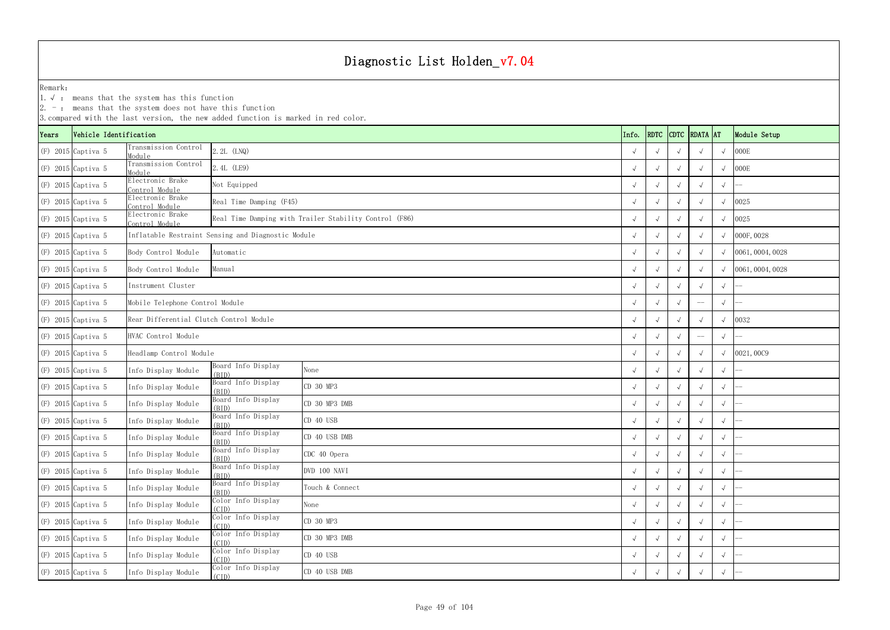# Diagnostic List Holden_v7.04

Remark:
1. √ : means that the system has this function
2. － : means that the system does not have this function
3. compared with the last version, the new added function is marked in red color.

| Years | Vehicle Identification | | | | Info. | RDTC | CDTC | RDATA | AT | Module Setup |
|---|---|---|---|---|---|---|---|---|---|---|
| (F) 2015 | Captiva 5 | Transmission Control Module | 2.2L (LNQ) | | √ | √ | √ | √ | √ | 000E |
| (F) 2015 | Captiva 5 | Transmission Control Module | 2.4L (LE9) | | √ | √ | √ | √ | √ | 000E |
| (F) 2015 | Captiva 5 | Electronic Brake Control Module | Not Equipped | | √ | √ | √ | √ | √ | -- |
| (F) 2015 | Captiva 5 | Electronic Brake Control Module | Real Time Damping (F45) | | √ | √ | √ | √ | √ | 0025 |
| (F) 2015 | Captiva 5 | Electronic Brake Control Module | Real Time Damping with Trailer Stability Control (F86) | | √ | √ | √ | √ | √ | 0025 |
| (F) 2015 | Captiva 5 | Inflatable Restraint Sensing and Diagnostic Module | | | √ | √ | √ | √ | √ | 000F,0028 |
| (F) 2015 | Captiva 5 | Body Control Module | Automatic | | √ | √ | √ | √ | √ | 0061,0004,0028 |
| (F) 2015 | Captiva 5 | Body Control Module | Manual | | √ | √ | √ | √ | √ | 0061,0004,0028 |
| (F) 2015 | Captiva 5 | Instrument Cluster | | | √ | √ | √ | √ | √ | -- |
| (F) 2015 | Captiva 5 | Mobile Telephone Control Module | | | √ | √ | √ | -- | √ | -- |
| (F) 2015 | Captiva 5 | Rear Differential Clutch Control Module | | | √ | √ | √ | √ | √ | 0032 |
| (F) 2015 | Captiva 5 | HVAC Control Module | | | √ | √ | √ | -- | √ | -- |
| (F) 2015 | Captiva 5 | Headlamp Control Module | | | √ | √ | √ | √ | √ | 0021,00C9 |
| (F) 2015 | Captiva 5 | Info Display Module | Board Info Display (BID) | None | √ | √ | √ | √ | √ | -- |
| (F) 2015 | Captiva 5 | Info Display Module | Board Info Display (BID) | CD 30 MP3 | √ | √ | √ | √ | √ | -- |
| (F) 2015 | Captiva 5 | Info Display Module | Board Info Display (BID) | CD 30 MP3 DMB | √ | √ | √ | √ | √ | -- |
| (F) 2015 | Captiva 5 | Info Display Module | Board Info Display (BID) | CD 40 USB | √ | √ | √ | √ | √ | -- |
| (F) 2015 | Captiva 5 | Info Display Module | Board Info Display (BID) | CD 40 USB DMB | √ | √ | √ | √ | √ | -- |
| (F) 2015 | Captiva 5 | Info Display Module | Board Info Display (BID) | CDC 40 Opera | √ | √ | √ | √ | √ | -- |
| (F) 2015 | Captiva 5 | Info Display Module | Board Info Display (BID) | DVD 100 NAVI | √ | √ | √ | √ | √ | -- |
| (F) 2015 | Captiva 5 | Info Display Module | Board Info Display (BID) | Touch & Connect | √ | √ | √ | √ | √ | -- |
| (F) 2015 | Captiva 5 | Info Display Module | Color Info Display (CID) | None | √ | √ | √ | √ | √ | -- |
| (F) 2015 | Captiva 5 | Info Display Module | Color Info Display (CID) | CD 30 MP3 | √ | √ | √ | √ | √ | -- |
| (F) 2015 | Captiva 5 | Info Display Module | Color Info Display (CID) | CD 30 MP3 DMB | √ | √ | √ | √ | √ | -- |
| (F) 2015 | Captiva 5 | Info Display Module | Color Info Display (CID) | CD 40 USB | √ | √ | √ | √ | √ | -- |
| (F) 2015 | Captiva 5 | Info Display Module | Color Info Display (CID) | CD 40 USB DMB | √ | √ | √ | √ | √ | -- |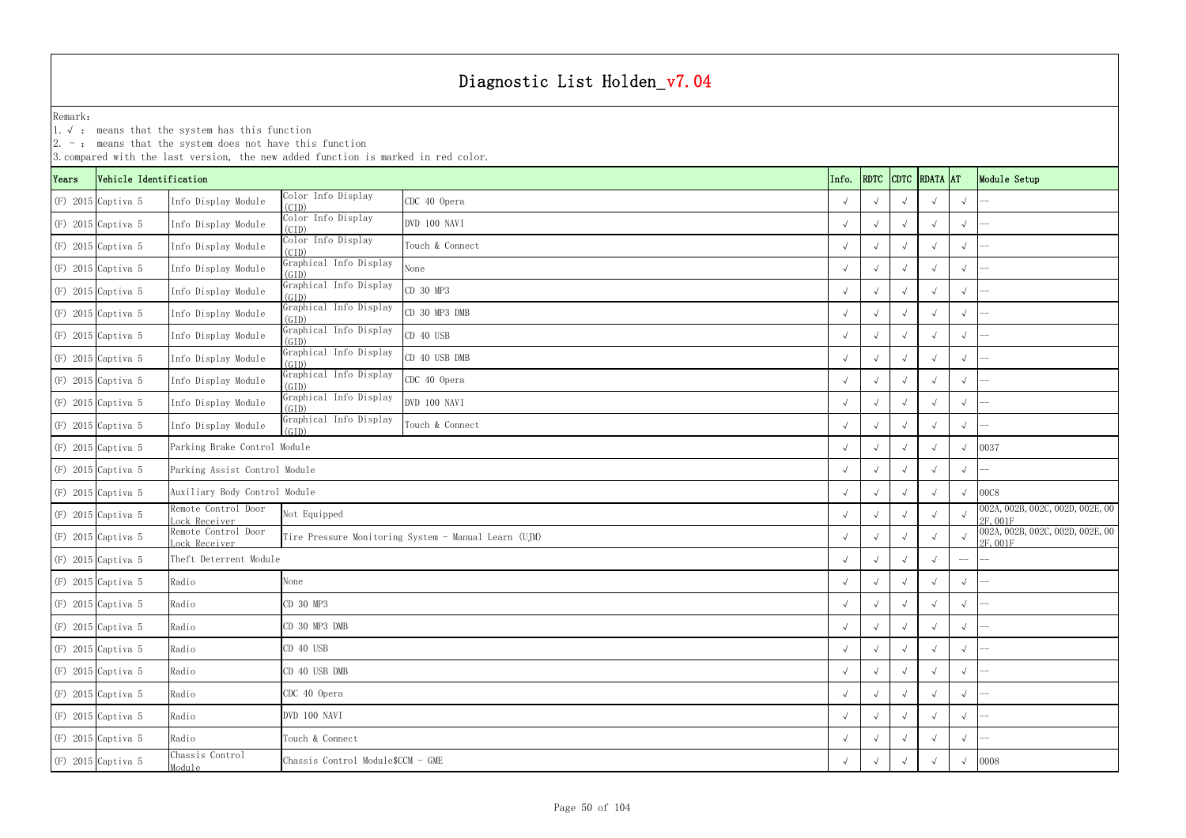# Diagnostic List Holden_v7.04

Remark:
1. √ : means that the system has this function
2. - : means that the system does not have this function
3. compared with the last version, the new added function is marked in red color.

| Years | Vehicle Identification | | | | Info. | RDTC | CDTC | RDATA | AT | Module Setup |
|---|---|---|---|---|---|---|---|---|---|---|
| (F) 2015 | Captiva 5 | Info Display Module | Color Info Display (CID) | CDC 40 Opera | √ | √ | √ | √ | √ | -- |
| (F) 2015 | Captiva 5 | Info Display Module | Color Info Display (CID) | DVD 100 NAVI | √ | √ | √ | √ | √ | -- |
| (F) 2015 | Captiva 5 | Info Display Module | Color Info Display (CID) | Touch & Connect | √ | √ | √ | √ | √ | -- |
| (F) 2015 | Captiva 5 | Info Display Module | Graphical Info Display (GID) | None | √ | √ | √ | √ | √ | -- |
| (F) 2015 | Captiva 5 | Info Display Module | Graphical Info Display (GID) | CD 30 MP3 | √ | √ | √ | √ | √ | -- |
| (F) 2015 | Captiva 5 | Info Display Module | Graphical Info Display (GID) | CD 30 MP3 DMB | √ | √ | √ | √ | √ | -- |
| (F) 2015 | Captiva 5 | Info Display Module | Graphical Info Display (GID) | CD 40 USB | √ | √ | √ | √ | √ | -- |
| (F) 2015 | Captiva 5 | Info Display Module | Graphical Info Display (GID) | CD 40 USB DMB | √ | √ | √ | √ | √ | -- |
| (F) 2015 | Captiva 5 | Info Display Module | Graphical Info Display (GID) | CDC 40 Opera | √ | √ | √ | √ | √ | -- |
| (F) 2015 | Captiva 5 | Info Display Module | Graphical Info Display (GID) | DVD 100 NAVI | √ | √ | √ | √ | √ | -- |
| (F) 2015 | Captiva 5 | Info Display Module | Graphical Info Display (GID) | Touch & Connect | √ | √ | √ | √ | √ | -- |
| (F) 2015 | Captiva 5 | Parking Brake Control Module | | | √ | √ | √ | √ | √ | 0037 |
| (F) 2015 | Captiva 5 | Parking Assist Control Module | | | √ | √ | √ | √ | √ | -- |
| (F) 2015 | Captiva 5 | Auxiliary Body Control Module | | | √ | √ | √ | √ | √ | 00C8 |
| (F) 2015 | Captiva 5 | Remote Control Door Lock Receiver | Not Equipped | | √ | √ | √ | √ | √ | 002A, 002B, 002C, 002D, 002E, 002F, 001F |
| (F) 2015 | Captiva 5 | Remote Control Door Lock Receiver | Tire Pressure Monitoring System - Manual Learn (UJM) | | √ | √ | √ | √ | √ | 002A, 002B, 002C, 002D, 002E, 002F, 001F |
| (F) 2015 | Captiva 5 | Theft Deterrent Module | | | √ | √ | √ | √ | -- | -- |
| (F) 2015 | Captiva 5 | Radio | None | | √ | √ | √ | √ | √ | -- |
| (F) 2015 | Captiva 5 | Radio | CD 30 MP3 | | √ | √ | √ | √ | √ | -- |
| (F) 2015 | Captiva 5 | Radio | CD 30 MP3 DMB | | √ | √ | √ | √ | √ | -- |
| (F) 2015 | Captiva 5 | Radio | CD 40 USB | | √ | √ | √ | √ | √ | -- |
| (F) 2015 | Captiva 5 | Radio | CD 40 USB DMB | | √ | √ | √ | √ | √ | -- |
| (F) 2015 | Captiva 5 | Radio | CDC 40 Opera | | √ | √ | √ | √ | √ | -- |
| (F) 2015 | Captiva 5 | Radio | DVD 100 NAVI | | √ | √ | √ | √ | √ | -- |
| (F) 2015 | Captiva 5 | Radio | Touch & Connect | | √ | √ | √ | √ | √ | -- |
| (F) 2015 | Captiva 5 | Chassis Control Module | Chassis Control Module$CCM - GME | | √ | √ | √ | √ | √ | 0008 |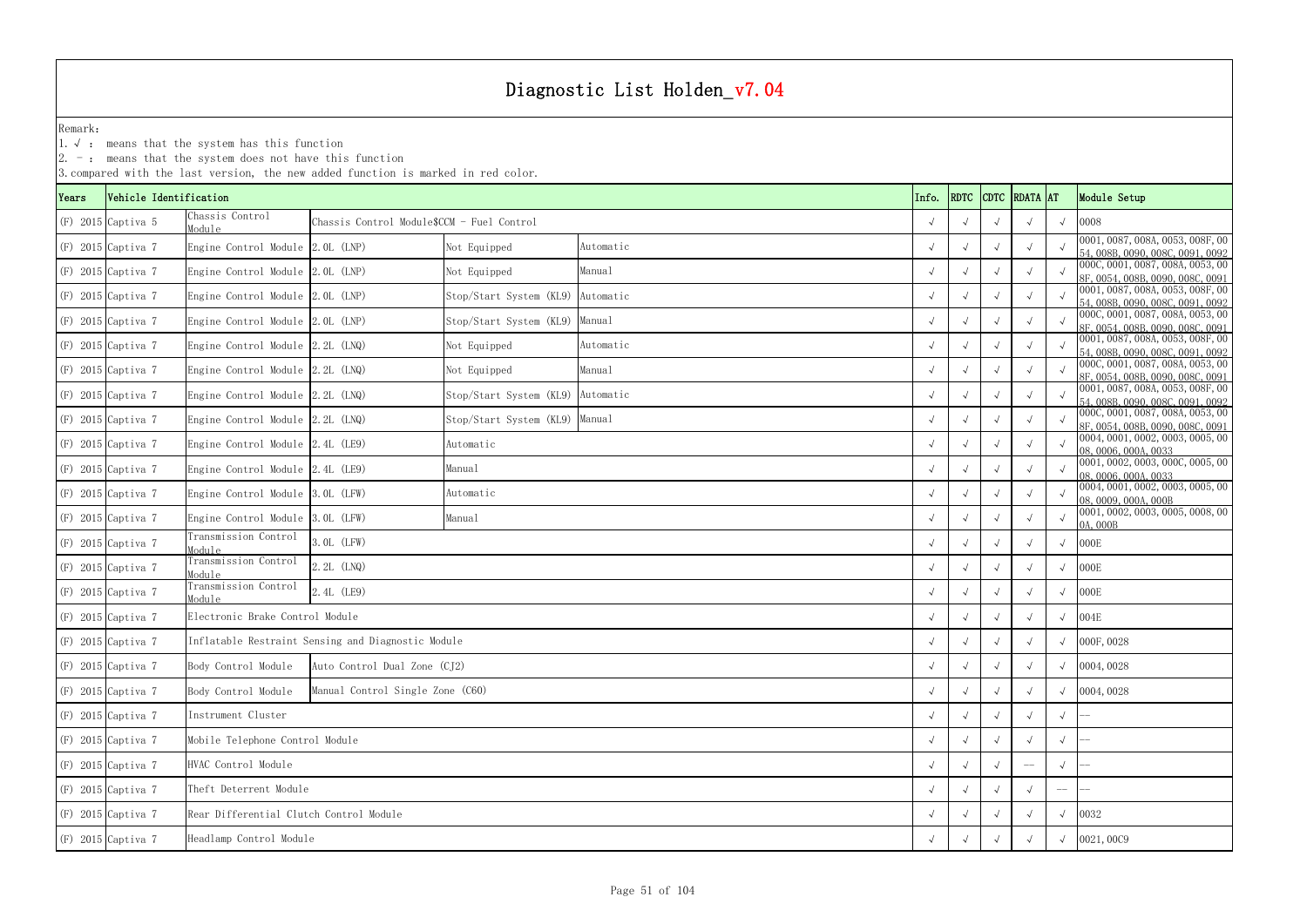# Diagnostic List Holden_v7.04

Remark:
1. √ : means that the system has this function
2. － : means that the system does not have this function
3. compared with the last version, the new added function is marked in red color.

| Years | Vehicle Identification | | | | | Info. | RDTC | CDTC | RDATA | AT | Module Setup |
|---|---|---|---|---|---|---|---|---|---|---|---|
| (F) 2015 | Captiva 5 | Chassis Control Module | Chassis Control Module$CCM - Fuel Control | | | √ | √ | √ | √ | √ | 0008 |
| (F) 2015 | Captiva 7 | Engine Control Module | 2.0L (LNP) | Not Equipped | Automatic | √ | √ | √ | √ | √ | 0001, 0087, 008A, 0053, 008F, 0054, 008B, 0090, 008C, 0091, 0092 |
| (F) 2015 | Captiva 7 | Engine Control Module | 2.0L (LNP) | Not Equipped | Manual | √ | √ | √ | √ | √ | 000C, 0001, 0087, 008A, 0053, 008F, 0054, 008B, 0090, 008C, 0091 |
| (F) 2015 | Captiva 7 | Engine Control Module | 2.0L (LNP) | Stop/Start System (KL9) | Automatic | √ | √ | √ | √ | √ | 0001, 0087, 008A, 0053, 008F, 0054, 008B, 0090, 008C, 0091, 0092 |
| (F) 2015 | Captiva 7 | Engine Control Module | 2.0L (LNP) | Stop/Start System (KL9) | Manual | √ | √ | √ | √ | √ | 000C, 0001, 0087, 008A, 0053, 008F, 0054, 008B, 0090, 008C, 0091 |
| (F) 2015 | Captiva 7 | Engine Control Module | 2.2L (LNQ) | Not Equipped | Automatic | √ | √ | √ | √ | √ | 0001, 0087, 008A, 0053, 008F, 0054, 008B, 0090, 008C, 0091, 0092 |
| (F) 2015 | Captiva 7 | Engine Control Module | 2.2L (LNQ) | Not Equipped | Manual | √ | √ | √ | √ | √ | 000C, 0001, 0087, 008A, 0053, 008F, 0054, 008B, 0090, 008C, 0091 |
| (F) 2015 | Captiva 7 | Engine Control Module | 2.2L (LNQ) | Stop/Start System (KL9) | Automatic | √ | √ | √ | √ | √ | 0001, 0087, 008A, 0053, 008F, 0054, 008B, 0090, 008C, 0091, 0092 |
| (F) 2015 | Captiva 7 | Engine Control Module | 2.2L (LNQ) | Stop/Start System (KL9) | Manual | √ | √ | √ | √ | √ | 000C, 0001, 0087, 008A, 0053, 008F, 0054, 008B, 0090, 008C, 0091 |
| (F) 2015 | Captiva 7 | Engine Control Module | 2.4L (LE9) | Automatic | | √ | √ | √ | √ | √ | 0004, 0001, 0002, 0003, 0005, 0008, 0006, 000A, 0033 |
| (F) 2015 | Captiva 7 | Engine Control Module | 2.4L (LE9) | Manual | | √ | √ | √ | √ | √ | 0001, 0002, 0003, 000C, 0005, 0008, 0006, 000A, 0033 |
| (F) 2015 | Captiva 7 | Engine Control Module | 3.0L (LFW) | Automatic | | √ | √ | √ | √ | √ | 0004, 0001, 0002, 0003, 0005, 0008, 0009, 000A, 000B |
| (F) 2015 | Captiva 7 | Engine Control Module | 3.0L (LFW) | Manual | | √ | √ | √ | √ | √ | 0001, 0002, 0003, 0005, 0008, 000A, 000B |
| (F) 2015 | Captiva 7 | Transmission Control Module | 3.0L (LFW) | | | √ | √ | √ | √ | √ | 000E |
| (F) 2015 | Captiva 7 | Transmission Control Module | 2.2L (LNQ) | | | √ | √ | √ | √ | √ | 000E |
| (F) 2015 | Captiva 7 | Transmission Control Module | 2.4L (LE9) | | | √ | √ | √ | √ | √ | 000E |
| (F) 2015 | Captiva 7 | Electronic Brake Control Module | | | | √ | √ | √ | √ | √ | 004E |
| (F) 2015 | Captiva 7 | Inflatable Restraint Sensing and Diagnostic Module | | | | √ | √ | √ | √ | √ | 000F, 0028 |
| (F) 2015 | Captiva 7 | Body Control Module | Auto Control Dual Zone (CJ2) | | | √ | √ | √ | √ | √ | 0004, 0028 |
| (F) 2015 | Captiva 7 | Body Control Module | Manual Control Single Zone (C60) | | | √ | √ | √ | √ | √ | 0004, 0028 |
| (F) 2015 | Captiva 7 | Instrument Cluster | | | | √ | √ | √ | √ | √ | -- |
| (F) 2015 | Captiva 7 | Mobile Telephone Control Module | | | | √ | √ | √ | √ | √ | -- |
| (F) 2015 | Captiva 7 | HVAC Control Module | | | | √ | √ | √ | -- | √ | -- |
| (F) 2015 | Captiva 7 | Theft Deterrent Module | | | | √ | √ | √ | √ | -- | -- |
| (F) 2015 | Captiva 7 | Rear Differential Clutch Control Module | | | | √ | √ | √ | √ | √ | 0032 |
| (F) 2015 | Captiva 7 | Headlamp Control Module | | | | √ | √ | √ | √ | √ | 0021, 00C9 |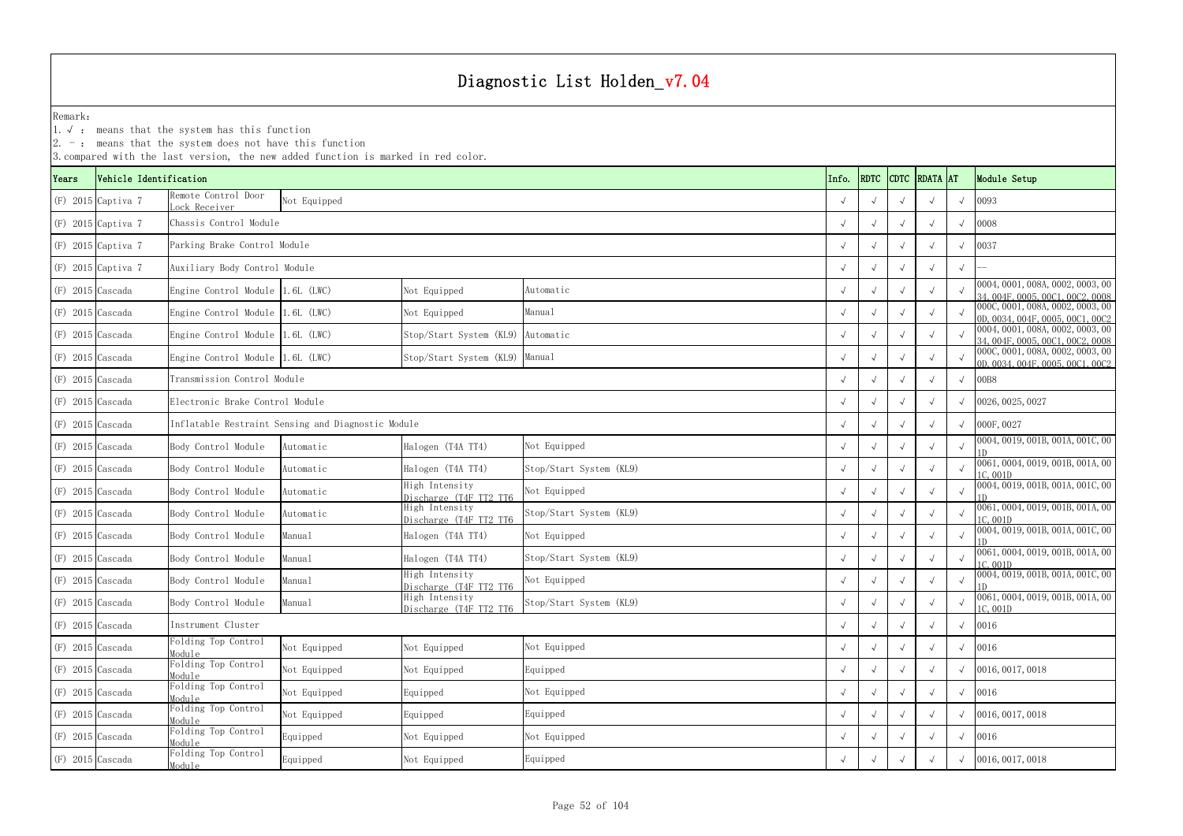# Diagnostic List Holden_v7.04

Remark:
1. √ : means that the system has this function
2. － : means that the system does not have this function
3. compared with the last version, the new added function is marked in red color.

| Years | Vehicle Identification | | | | | Info. | RDTC | CDTC | RDATA | AT | Module Setup |
|---|---|---|---|---|---|---|---|---|---|---|---|
| (F) 2015 | Captiva 7 | Remote Control Door Lock Receiver | Not Equipped | | | √ | √ | √ | √ | √ | 0093 |
| (F) 2015 | Captiva 7 | Chassis Control Module | | | | √ | √ | √ | √ | √ | 0008 |
| (F) 2015 | Captiva 7 | Parking Brake Control Module | | | | √ | √ | √ | √ | √ | 0037 |
| (F) 2015 | Captiva 7 | Auxiliary Body Control Module | | | | √ | √ | √ | √ | √ | -- |
| (F) 2015 | Cascada | Engine Control Module | 1.6L (LWC) | Not Equipped | Automatic | √ | √ | √ | √ | √ | 0004, 0001, 008A, 0002, 0003, 0034, 004F, 0005, 00C1, 00C2, 0008 |
| (F) 2015 | Cascada | Engine Control Module | 1.6L (LWC) | Not Equipped | Manual | √ | √ | √ | √ | √ | 000C, 0001, 008A, 0002, 0003, 000D, 0034, 004F, 0005, 00C1, 00C2 |
| (F) 2015 | Cascada | Engine Control Module | 1.6L (LWC) | Stop/Start System (KL9) | Automatic | √ | √ | √ | √ | √ | 0004, 0001, 008A, 0002, 0003, 0034, 004F, 0005, 00C1, 00C2, 0008 |
| (F) 2015 | Cascada | Engine Control Module | 1.6L (LWC) | Stop/Start System (KL9) | Manual | √ | √ | √ | √ | √ | 000C, 0001, 008A, 0002, 0003, 000D, 0034, 004F, 0005, 00C1, 00C2 |
| (F) 2015 | Cascada | Transmission Control Module | | | | √ | √ | √ | √ | √ | 00B8 |
| (F) 2015 | Cascada | Electronic Brake Control Module | | | | √ | √ | √ | √ | √ | 0026, 0025, 0027 |
| (F) 2015 | Cascada | Inflatable Restraint Sensing and Diagnostic Module | | | | √ | √ | √ | √ | √ | 000F, 0027 |
| (F) 2015 | Cascada | Body Control Module | Automatic | Halogen (T4A TT4) | Not Equipped | √ | √ | √ | √ | √ | 0004, 0019, 001B, 001A, 001C, 001D |
| (F) 2015 | Cascada | Body Control Module | Automatic | Halogen (T4A TT4) | Stop/Start System (KL9) | √ | √ | √ | √ | √ | 0061, 0004, 0019, 001B, 001A, 001C, 001D |
| (F) 2015 | Cascada | Body Control Module | Automatic | High Intensity Discharge (T4F TT2 TT6 | Not Equipped | √ | √ | √ | √ | √ | 0004, 0019, 001B, 001A, 001C, 001D |
| (F) 2015 | Cascada | Body Control Module | Automatic | High Intensity Discharge (T4F TT2 TT6 | Stop/Start System (KL9) | √ | √ | √ | √ | √ | 0061, 0004, 0019, 001B, 001A, 001C, 001D |
| (F) 2015 | Cascada | Body Control Module | Manual | Halogen (T4A TT4) | Not Equipped | √ | √ | √ | √ | √ | 0004, 0019, 001B, 001A, 001C, 001D |
| (F) 2015 | Cascada | Body Control Module | Manual | Halogen (T4A TT4) | Stop/Start System (KL9) | √ | √ | √ | √ | √ | 0061, 0004, 0019, 001B, 001A, 001C, 001D |
| (F) 2015 | Cascada | Body Control Module | Manual | High Intensity Discharge (T4F TT2 TT6 | Not Equipped | √ | √ | √ | √ | √ | 0004, 0019, 001B, 001A, 001C, 001D |
| (F) 2015 | Cascada | Body Control Module | Manual | High Intensity Discharge (T4F TT2 TT6 | Stop/Start System (KL9) | √ | √ | √ | √ | √ | 0061, 0004, 0019, 001B, 001A, 001C, 001D |
| (F) 2015 | Cascada | Instrument Cluster | | | | √ | √ | √ | √ | √ | 0016 |
| (F) 2015 | Cascada | Folding Top Control Module | Not Equipped | Not Equipped | Not Equipped | √ | √ | √ | √ | √ | 0016 |
| (F) 2015 | Cascada | Folding Top Control Module | Not Equipped | Not Equipped | Equipped | √ | √ | √ | √ | √ | 0016, 0017, 0018 |
| (F) 2015 | Cascada | Folding Top Control Module | Not Equipped | Equipped | Not Equipped | √ | √ | √ | √ | √ | 0016 |
| (F) 2015 | Cascada | Folding Top Control Module | Not Equipped | Equipped | Equipped | √ | √ | √ | √ | √ | 0016, 0017, 0018 |
| (F) 2015 | Cascada | Folding Top Control Module | Equipped | Not Equipped | Not Equipped | √ | √ | √ | √ | √ | 0016 |
| (F) 2015 | Cascada | Folding Top Control Module | Equipped | Not Equipped | Equipped | √ | √ | √ | √ | √ | 0016, 0017, 0018 |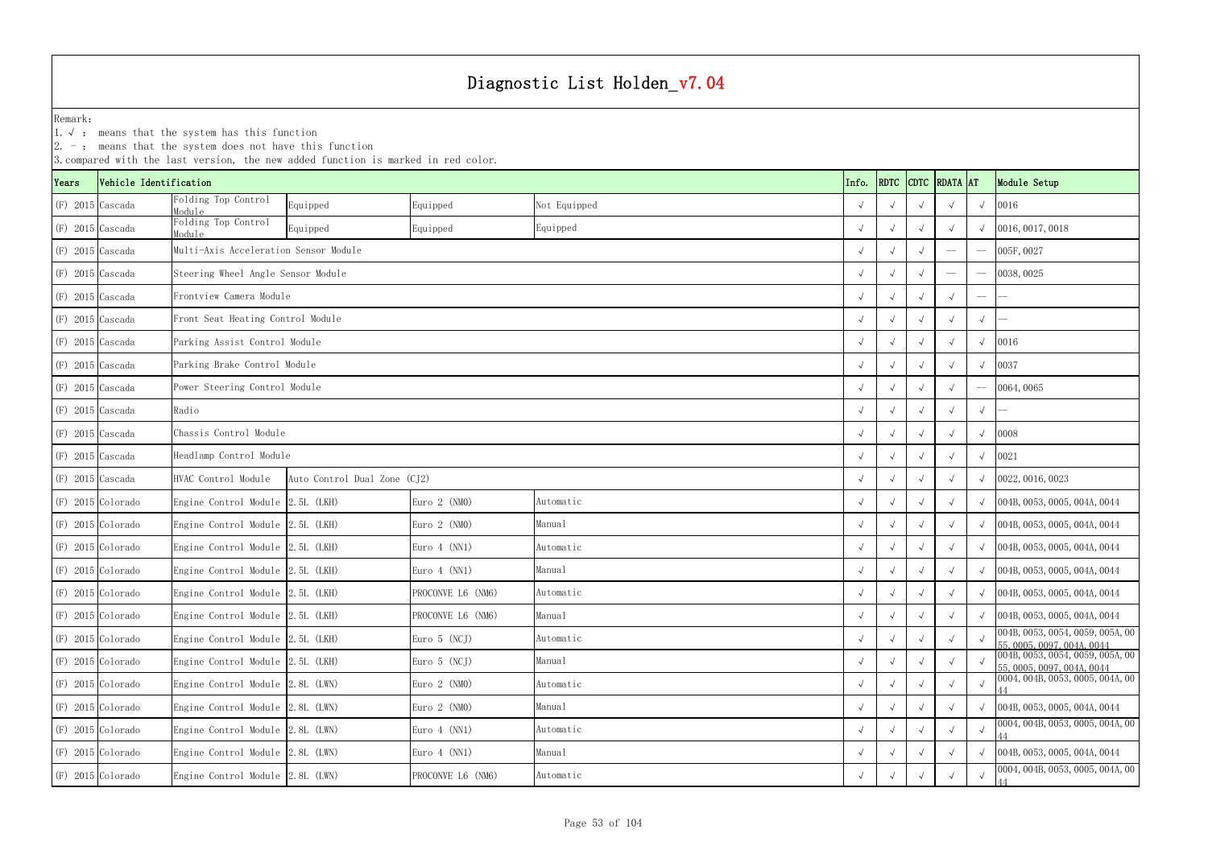# Diagnostic List Holden_v7.04

Remark:
1. √ : means that the system has this function
2. - : means that the system does not have this function
3. compared with the last version, the new added function is marked in red color.

| Years | Vehicle Identification | | | | | Info. | RDTC | CDTC | RDATA | AT | Module Setup |
|---|---|---|---|---|---|---|---|---|---|---|---|
| (F) 2015 | Cascada | Folding Top Control Module | Equipped | Equipped | Not Equipped | √ | √ | √ | √ | √ | 0016 |
| (F) 2015 | Cascada | Folding Top Control Module | Equipped | Equipped | Equipped | √ | √ | √ | √ | √ | 0016, 0017, 0018 |
| (F) 2015 | Cascada | Multi-Axis Acceleration Sensor Module | | | | √ | √ | √ | -- | -- | 005F, 0027 |
| (F) 2015 | Cascada | Steering Wheel Angle Sensor Module | | | | √ | √ | √ | -- | -- | 0038, 0025 |
| (F) 2015 | Cascada | Frontview Camera Module | | | | √ | √ | √ | √ | -- | -- |
| (F) 2015 | Cascada | Front Seat Heating Control Module | | | | √ | √ | √ | √ | √ | -- |
| (F) 2015 | Cascada | Parking Assist Control Module | | | | √ | √ | √ | √ | √ | 0016 |
| (F) 2015 | Cascada | Parking Brake Control Module | | | | √ | √ | √ | √ | √ | 0037 |
| (F) 2015 | Cascada | Power Steering Control Module | | | | √ | √ | √ | √ | -- | 0064, 0065 |
| (F) 2015 | Cascada | Radio | | | | √ | √ | √ | √ | √ | -- |
| (F) 2015 | Cascada | Chassis Control Module | | | | √ | √ | √ | √ | √ | 0008 |
| (F) 2015 | Cascada | Headlamp Control Module | | | | √ | √ | √ | √ | √ | 0021 |
| (F) 2015 | Cascada | HVAC Control Module | Auto Control Dual Zone (CJ2) | | | √ | √ | √ | √ | √ | 0022, 0016, 0023 |
| (F) 2015 | Colorado | Engine Control Module | 2.5L (LKH) | Euro 2 (NM0) | Automatic | √ | √ | √ | √ | √ | 004B, 0053, 0005, 004A, 0044 |
| (F) 2015 | Colorado | Engine Control Module | 2.5L (LKH) | Euro 2 (NM0) | Manual | √ | √ | √ | √ | √ | 004B, 0053, 0005, 004A, 0044 |
| (F) 2015 | Colorado | Engine Control Module | 2.5L (LKH) | Euro 4 (NN1) | Automatic | √ | √ | √ | √ | √ | 004B, 0053, 0005, 004A, 0044 |
| (F) 2015 | Colorado | Engine Control Module | 2.5L (LKH) | Euro 4 (NN1) | Manual | √ | √ | √ | √ | √ | 004B, 0053, 0005, 004A, 0044 |
| (F) 2015 | Colorado | Engine Control Module | 2.5L (LKH) | PROCONVE L6 (NM6) | Automatic | √ | √ | √ | √ | √ | 004B, 0053, 0005, 004A, 0044 |
| (F) 2015 | Colorado | Engine Control Module | 2.5L (LKH) | PROCONVE L6 (NM6) | Manual | √ | √ | √ | √ | √ | 004B, 0053, 0005, 004A, 0044 |
| (F) 2015 | Colorado | Engine Control Module | 2.5L (LKH) | Euro 5 (NCJ) | Automatic | √ | √ | √ | √ | √ | 004B, 0053, 0054, 0059, 005A, 0055, 0005, 0097, 004A, 0044 |
| (F) 2015 | Colorado | Engine Control Module | 2.5L (LKH) | Euro 5 (NCJ) | Manual | √ | √ | √ | √ | √ | 004B, 0053, 0054, 0059, 005A, 0055, 0005, 0097, 004A, 0044 |
| (F) 2015 | Colorado | Engine Control Module | 2.8L (LWN) | Euro 2 (NM0) | Automatic | √ | √ | √ | √ | √ | 0004, 004B, 0053, 0005, 004A, 0044 |
| (F) 2015 | Colorado | Engine Control Module | 2.8L (LWN) | Euro 2 (NM0) | Manual | √ | √ | √ | √ | √ | 004B, 0053, 0005, 004A, 0044 |
| (F) 2015 | Colorado | Engine Control Module | 2.8L (LWN) | Euro 4 (NN1) | Automatic | √ | √ | √ | √ | √ | 0004, 004B, 0053, 0005, 004A, 0044 |
| (F) 2015 | Colorado | Engine Control Module | 2.8L (LWN) | Euro 4 (NN1) | Manual | √ | √ | √ | √ | √ | 004B, 0053, 0005, 004A, 0044 |
| (F) 2015 | Colorado | Engine Control Module | 2.8L (LWN) | PROCONVE L6 (NM6) | Automatic | √ | √ | √ | √ | √ | 0004, 004B, 0053, 0005, 004A, 0044 |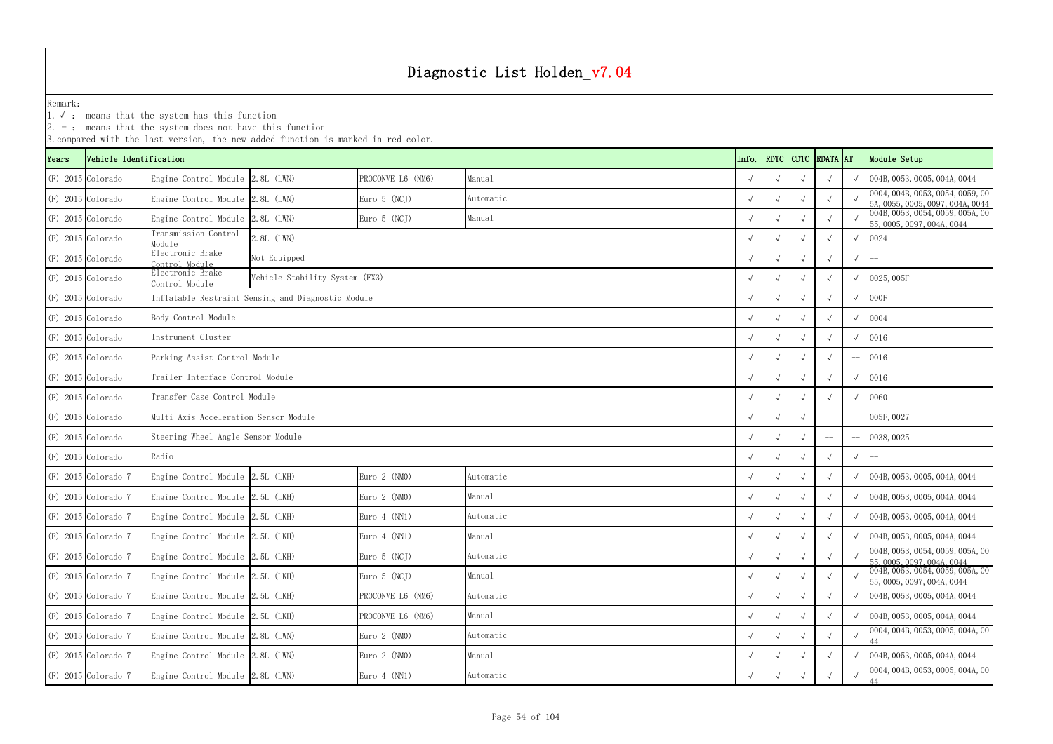# Diagnostic List Holden_v7.04

Remark:
1. √ : means that the system has this function
2. - : means that the system does not have this function
3. compared with the last version, the new added function is marked in red color.

| Years | Vehicle Identification | | | | | Info. | RDTC | CDTC | RDATA | AT | Module Setup |
|---|---|---|---|---|---|---|---|---|---|---|---|
| (F) 2015 | Colorado | Engine Control Module | 2.8L (LWN) | PROCONVE L6 (NM6) | Manual | √ | √ | √ | √ | √ | 004B, 0053, 0005, 004A, 0044 |
| (F) 2015 | Colorado | Engine Control Module | 2.8L (LWN) | Euro 5 (NCJ) | Automatic | √ | √ | √ | √ | √ | 0004, 004B, 0053, 0054, 0059, 005A, 0055, 0005, 0097, 004A, 0044 |
| (F) 2015 | Colorado | Engine Control Module | 2.8L (LWN) | Euro 5 (NCJ) | Manual | √ | √ | √ | √ | √ | 004B, 0053, 0054, 0059, 005A, 0055, 0005, 0097, 004A, 0044 |
| (F) 2015 | Colorado | Transmission Control Module | 2.8L (LWN) | | | √ | √ | √ | √ | √ | 0024 |
| (F) 2015 | Colorado | Electronic Brake Control Module | Not Equipped | | | √ | √ | √ | √ | √ | -- |
| (F) 2015 | Colorado | Electronic Brake Control Module | Vehicle Stability System (FX3) | | | √ | √ | √ | √ | √ | 0025, 005F |
| (F) 2015 | Colorado | Inflatable Restraint Sensing and Diagnostic Module | | | | √ | √ | √ | √ | √ | 000F |
| (F) 2015 | Colorado | Body Control Module | | | | √ | √ | √ | √ | √ | 0004 |
| (F) 2015 | Colorado | Instrument Cluster | | | | √ | √ | √ | √ | √ | 0016 |
| (F) 2015 | Colorado | Parking Assist Control Module | | | | √ | √ | √ | √ | -- | 0016 |
| (F) 2015 | Colorado | Trailer Interface Control Module | | | | √ | √ | √ | √ | √ | 0016 |
| (F) 2015 | Colorado | Transfer Case Control Module | | | | √ | √ | √ | √ | √ | 0060 |
| (F) 2015 | Colorado | Multi-Axis Acceleration Sensor Module | | | | √ | √ | √ | -- | -- | 005F, 0027 |
| (F) 2015 | Colorado | Steering Wheel Angle Sensor Module | | | | √ | √ | √ | -- | -- | 0038, 0025 |
| (F) 2015 | Colorado | Radio | | | | √ | √ | √ | √ | √ | -- |
| (F) 2015 | Colorado 7 | Engine Control Module | 2.5L (LKH) | Euro 2 (NM0) | Automatic | √ | √ | √ | √ | √ | 004B, 0053, 0005, 004A, 0044 |
| (F) 2015 | Colorado 7 | Engine Control Module | 2.5L (LKH) | Euro 2 (NM0) | Manual | √ | √ | √ | √ | √ | 004B, 0053, 0005, 004A, 0044 |
| (F) 2015 | Colorado 7 | Engine Control Module | 2.5L (LKH) | Euro 4 (NN1) | Automatic | √ | √ | √ | √ | √ | 004B, 0053, 0005, 004A, 0044 |
| (F) 2015 | Colorado 7 | Engine Control Module | 2.5L (LKH) | Euro 4 (NN1) | Manual | √ | √ | √ | √ | √ | 004B, 0053, 0005, 004A, 0044 |
| (F) 2015 | Colorado 7 | Engine Control Module | 2.5L (LKH) | Euro 5 (NCJ) | Automatic | √ | √ | √ | √ | √ | 004B, 0053, 0054, 0059, 005A, 0055, 0005, 0097, 004A, 0044 |
| (F) 2015 | Colorado 7 | Engine Control Module | 2.5L (LKH) | Euro 5 (NCJ) | Manual | √ | √ | √ | √ | √ | 004B, 0053, 0054, 0059, 005A, 0055, 0005, 0097, 004A, 0044 |
| (F) 2015 | Colorado 7 | Engine Control Module | 2.5L (LKH) | PROCONVE L6 (NM6) | Automatic | √ | √ | √ | √ | √ | 004B, 0053, 0005, 004A, 0044 |
| (F) 2015 | Colorado 7 | Engine Control Module | 2.5L (LKH) | PROCONVE L6 (NM6) | Manual | √ | √ | √ | √ | √ | 004B, 0053, 0005, 004A, 0044 |
| (F) 2015 | Colorado 7 | Engine Control Module | 2.8L (LWN) | Euro 2 (NM0) | Automatic | √ | √ | √ | √ | √ | 0004, 004B, 0053, 0005, 004A, 0044 |
| (F) 2015 | Colorado 7 | Engine Control Module | 2.8L (LWN) | Euro 2 (NM0) | Manual | √ | √ | √ | √ | √ | 004B, 0053, 0005, 004A, 0044 |
| (F) 2015 | Colorado 7 | Engine Control Module | 2.8L (LWN) | Euro 4 (NN1) | Automatic | √ | √ | √ | √ | √ | 0004, 004B, 0053, 0005, 004A, 0044 |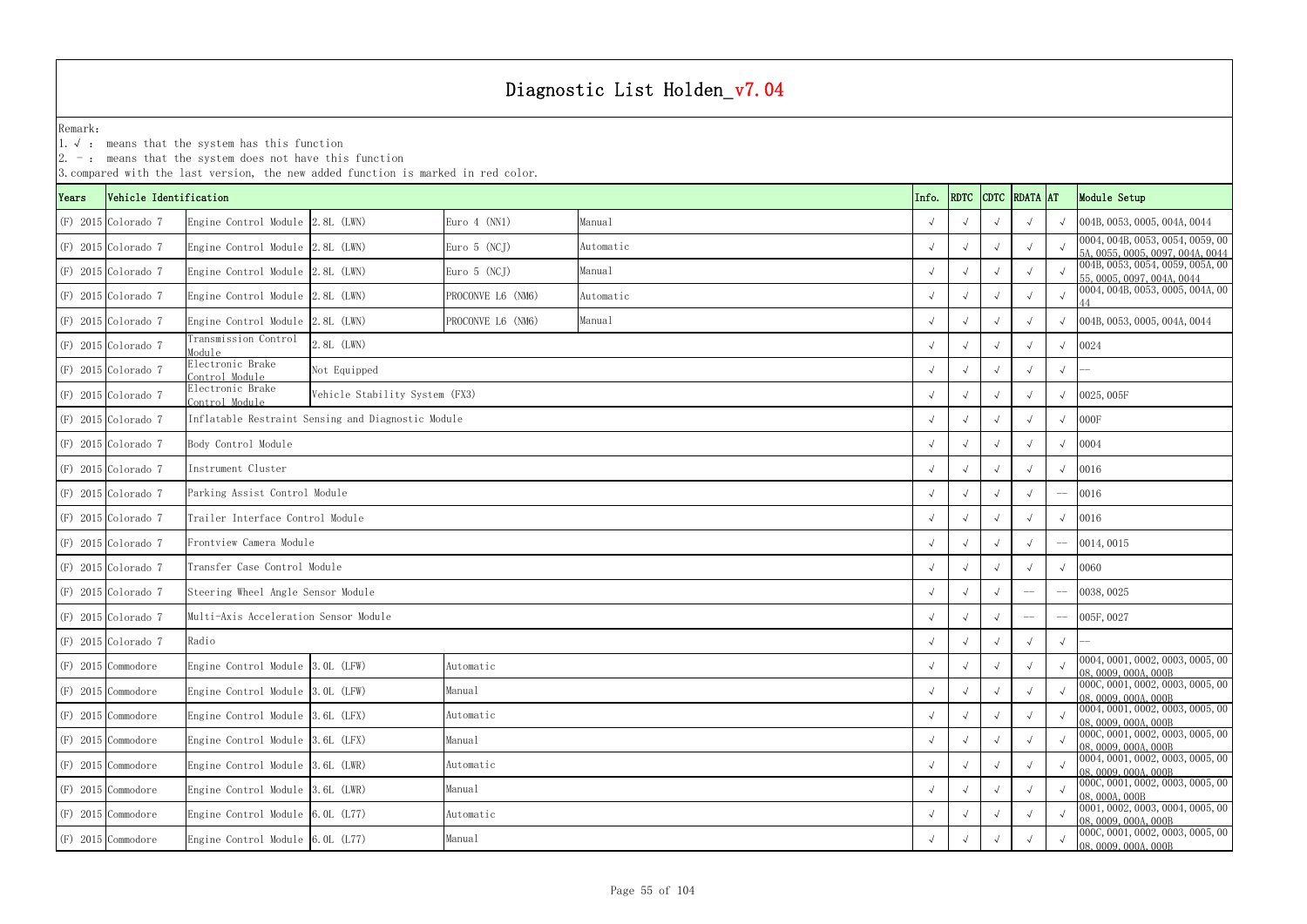# Diagnostic List Holden_v7.04

Remark:
1. √ : means that the system has this function
2. - : means that the system does not have this function
3. compared with the last version, the new added function is marked in red color.

| Years | Vehicle Identification | | | | | Info. | RDTC | CDTC | RDATA | AT | Module Setup |
|---|---|---|---|---|---|---|---|---|---|---|---|
| (F) 2015 | Colorado 7 | Engine Control Module | 2.8L (LWN) | Euro 4 (NN1) | Manual | √ | √ | √ | √ | √ | 004B, 0053, 0005, 004A, 0044 |
| (F) 2015 | Colorado 7 | Engine Control Module | 2.8L (LWN) | Euro 5 (NCJ) | Automatic | √ | √ | √ | √ | √ | 0004, 004B, 0053, 0054, 0059, 005A, 0055, 0005, 0097, 004A, 0044 |
| (F) 2015 | Colorado 7 | Engine Control Module | 2.8L (LWN) | Euro 5 (NCJ) | Manual | √ | √ | √ | √ | √ | 004B, 0053, 0054, 0059, 005A, 0055, 0005, 0097, 004A, 0044 |
| (F) 2015 | Colorado 7 | Engine Control Module | 2.8L (LWN) | PROCONVE L6 (NM6) | Automatic | √ | √ | √ | √ | √ | 0004, 004B, 0053, 0005, 004A, 0044 |
| (F) 2015 | Colorado 7 | Engine Control Module | 2.8L (LWN) | PROCONVE L6 (NM6) | Manual | √ | √ | √ | √ | √ | 004B, 0053, 0005, 004A, 0044 |
| (F) 2015 | Colorado 7 | Transmission Control Module | 2.8L (LWN) | | | √ | √ | √ | √ | √ | 0024 |
| (F) 2015 | Colorado 7 | Electronic Brake Control Module | Not Equipped | | | √ | √ | √ | √ | √ | -- |
| (F) 2015 | Colorado 7 | Electronic Brake Control Module | Vehicle Stability System (FX3) | | | √ | √ | √ | √ | √ | 0025, 005F |
| (F) 2015 | Colorado 7 | Inflatable Restraint Sensing and Diagnostic Module | | | | √ | √ | √ | √ | √ | 000F |
| (F) 2015 | Colorado 7 | Body Control Module | | | | √ | √ | √ | √ | √ | 0004 |
| (F) 2015 | Colorado 7 | Instrument Cluster | | | | √ | √ | √ | √ | √ | 0016 |
| (F) 2015 | Colorado 7 | Parking Assist Control Module | | | | √ | √ | √ | √ | -- | 0016 |
| (F) 2015 | Colorado 7 | Trailer Interface Control Module | | | | √ | √ | √ | √ | √ | 0016 |
| (F) 2015 | Colorado 7 | Frontview Camera Module | | | | √ | √ | √ | √ | -- | 0014, 0015 |
| (F) 2015 | Colorado 7 | Transfer Case Control Module | | | | √ | √ | √ | √ | √ | 0060 |
| (F) 2015 | Colorado 7 | Steering Wheel Angle Sensor Module | | | | √ | √ | √ | -- | -- | 0038, 0025 |
| (F) 2015 | Colorado 7 | Multi-Axis Acceleration Sensor Module | | | | √ | √ | √ | -- | -- | 005F, 0027 |
| (F) 2015 | Colorado 7 | Radio | | | | √ | √ | √ | √ | √ | -- |
| (F) 2015 | Commodore | Engine Control Module | 3.0L (LFW) | Automatic | | √ | √ | √ | √ | √ | 0004, 0001, 0002, 0003, 0005, 0008, 0009, 000A, 000B |
| (F) 2015 | Commodore | Engine Control Module | 3.0L (LFW) | Manual | | √ | √ | √ | √ | √ | 000C, 0001, 0002, 0003, 0005, 0008, 0009, 000A, 000B |
| (F) 2015 | Commodore | Engine Control Module | 3.6L (LFX) | Automatic | | √ | √ | √ | √ | √ | 0004, 0001, 0002, 0003, 0005, 0008, 0009, 000A, 000B |
| (F) 2015 | Commodore | Engine Control Module | 3.6L (LFX) | Manual | | √ | √ | √ | √ | √ | 000C, 0001, 0002, 0003, 0005, 0008, 0009, 000A, 000B |
| (F) 2015 | Commodore | Engine Control Module | 3.6L (LWR) | Automatic | | √ | √ | √ | √ | √ | 0004, 0001, 0002, 0003, 0005, 0008, 0009, 000A, 000B |
| (F) 2015 | Commodore | Engine Control Module | 3.6L (LWR) | Manual | | √ | √ | √ | √ | √ | 000C, 0001, 0002, 0003, 0005, 0008, 000A, 000B |
| (F) 2015 | Commodore | Engine Control Module | 6.0L (L77) | Automatic | | √ | √ | √ | √ | √ | 0001, 0002, 0003, 0004, 0005, 0008, 0009, 000A, 000B |
| (F) 2015 | Commodore | Engine Control Module | 6.0L (L77) | Manual | | √ | √ | √ | √ | √ | 000C, 0001, 0002, 0003, 0005, 0008, 0009, 000A, 000B |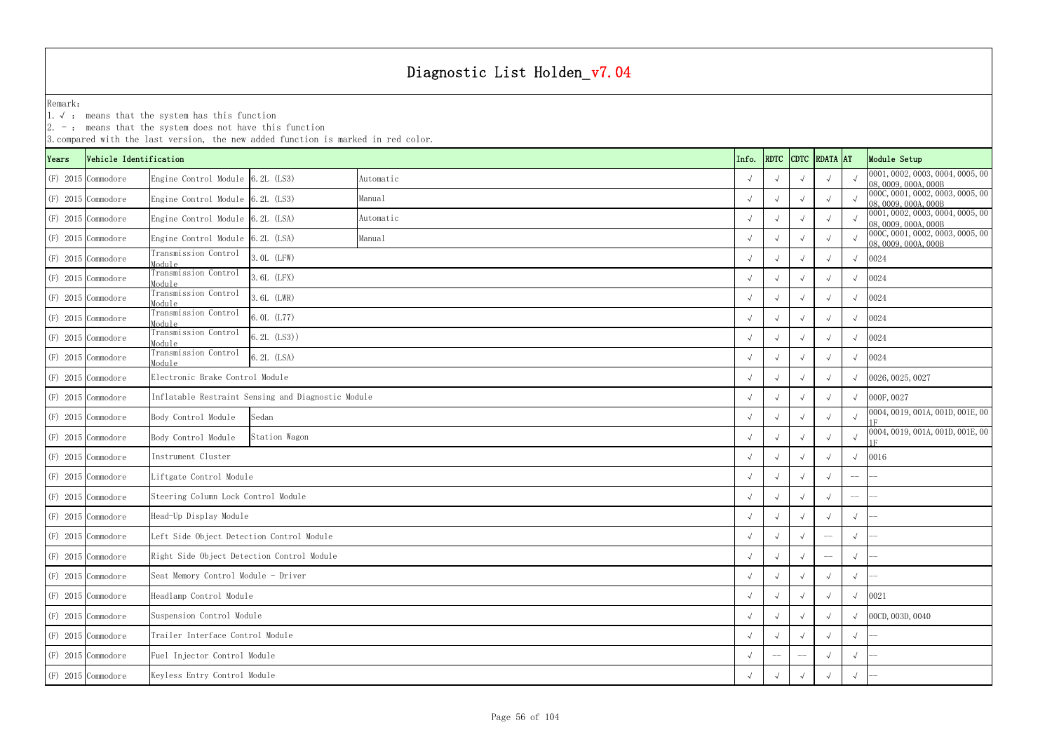# Diagnostic List Holden_v7.04

Remark:
1. √ : means that the system has this function
2. - : means that the system does not have this function
3. compared with the last version, the new added function is marked in red color.

| Years | Vehicle Identification | | | | Info. | RDTC | CDTC | RDATA | AT | Module Setup |
|---|---|---|---|---|---|---|---|---|---|---|
| (F) 2015 | Commodore | Engine Control Module | 6.2L (LS3) | Automatic | √ | √ | √ | √ | √ | 0001, 0002, 0003, 0004, 0005, 0008, 0009, 000A, 000B |
| (F) 2015 | Commodore | Engine Control Module | 6.2L (LS3) | Manual | √ | √ | √ | √ | √ | 000C, 0001, 0002, 0003, 0005, 0008, 0009, 000A, 000B |
| (F) 2015 | Commodore | Engine Control Module | 6.2L (LSA) | Automatic | √ | √ | √ | √ | √ | 0001, 0002, 0003, 0004, 0005, 0008, 0009, 000A, 000B |
| (F) 2015 | Commodore | Engine Control Module | 6.2L (LSA) | Manual | √ | √ | √ | √ | √ | 000C, 0001, 0002, 0003, 0005, 0008, 0009, 000A, 000B |
| (F) 2015 | Commodore | Transmission Control Module | 3.0L (LFW) | | √ | √ | √ | √ | √ | 0024 |
| (F) 2015 | Commodore | Transmission Control Module | 3.6L (LFX) | | √ | √ | √ | √ | √ | 0024 |
| (F) 2015 | Commodore | Transmission Control Module | 3.6L (LWR) | | √ | √ | √ | √ | √ | 0024 |
| (F) 2015 | Commodore | Transmission Control Module | 6.0L (L77) | | √ | √ | √ | √ | √ | 0024 |
| (F) 2015 | Commodore | Transmission Control Module | 6.2L (LS3)) | | √ | √ | √ | √ | √ | 0024 |
| (F) 2015 | Commodore | Transmission Control Module | 6.2L (LSA) | | √ | √ | √ | √ | √ | 0024 |
| (F) 2015 | Commodore | Electronic Brake Control Module | | | √ | √ | √ | √ | √ | 0026, 0025, 0027 |
| (F) 2015 | Commodore | Inflatable Restraint Sensing and Diagnostic Module | | | √ | √ | √ | √ | √ | 000F, 0027 |
| (F) 2015 | Commodore | Body Control Module | Sedan | | √ | √ | √ | √ | √ | 0004, 0019, 001A, 001D, 001E, 001F |
| (F) 2015 | Commodore | Body Control Module | Station Wagon | | √ | √ | √ | √ | √ | 0004, 0019, 001A, 001D, 001E, 001F |
| (F) 2015 | Commodore | Instrument Cluster | | | √ | √ | √ | √ | √ | 0016 |
| (F) 2015 | Commodore | Liftgate Control Module | | | √ | √ | √ | √ | -- | -- |
| (F) 2015 | Commodore | Steering Column Lock Control Module | | | √ | √ | √ | √ | -- | -- |
| (F) 2015 | Commodore | Head-Up Display Module | | | √ | √ | √ | √ | √ | -- |
| (F) 2015 | Commodore | Left Side Object Detection Control Module | | | √ | √ | √ | -- | √ | -- |
| (F) 2015 | Commodore | Right Side Object Detection Control Module | | | √ | √ | √ | -- | √ | -- |
| (F) 2015 | Commodore | Seat Memory Control Module - Driver | | | √ | √ | √ | √ | √ | -- |
| (F) 2015 | Commodore | Headlamp Control Module | | | √ | √ | √ | √ | √ | 0021 |
| (F) 2015 | Commodore | Suspension Control Module | | | √ | √ | √ | √ | √ | 00CD, 003D, 0040 |
| (F) 2015 | Commodore | Trailer Interface Control Module | | | √ | √ | √ | √ | √ | -- |
| (F) 2015 | Commodore | Fuel Injector Control Module | | | √ | -- | -- | √ | √ | -- |
| (F) 2015 | Commodore | Keyless Entry Control Module | | | √ | √ | √ | √ | √ | -- |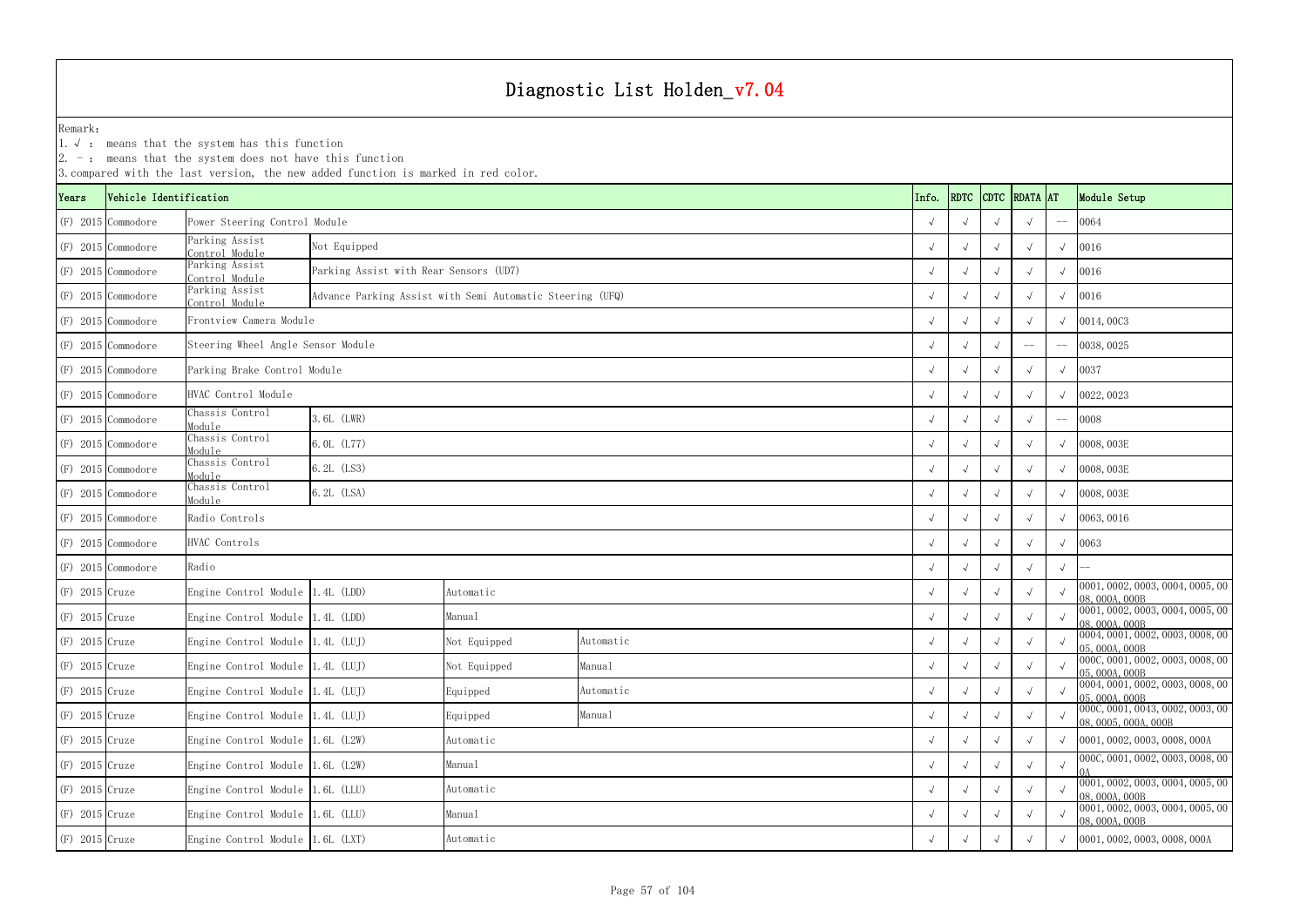# Diagnostic List Holden_v7.04

Remark:
1. √ : means that the system has this function
2. - : means that the system does not have this function
3. compared with the last version, the new added function is marked in red color.

| Years | Vehicle Identification | | | | | Info. | RDTC | CDTC | RDATA | AT | Module Setup |
|---|---|---|---|---|---|---|---|---|---|---|---|
| (F) 2015 | Commodore | Power Steering Control Module | | | | √ | √ | √ | √ | -- | 0064 |
| (F) 2015 | Commodore | Parking Assist Control Module | Not Equipped | | | √ | √ | √ | √ | √ | 0016 |
| (F) 2015 | Commodore | Parking Assist Control Module | Parking Assist with Rear Sensors (UD7) | | | √ | √ | √ | √ | √ | 0016 |
| (F) 2015 | Commodore | Parking Assist Control Module | Advance Parking Assist with Semi Automatic Steering (UFQ) | | | √ | √ | √ | √ | √ | 0016 |
| (F) 2015 | Commodore | Frontview Camera Module | | | | √ | √ | √ | √ | √ | 0014, 00C3 |
| (F) 2015 | Commodore | Steering Wheel Angle Sensor Module | | | | √ | √ | √ | -- | -- | 0038, 0025 |
| (F) 2015 | Commodore | Parking Brake Control Module | | | | √ | √ | √ | √ | √ | 0037 |
| (F) 2015 | Commodore | HVAC Control Module | | | | √ | √ | √ | √ | √ | 0022, 0023 |
| (F) 2015 | Commodore | Chassis Control Module | 3.6L (LWR) | | | √ | √ | √ | √ | -- | 0008 |
| (F) 2015 | Commodore | Chassis Control Module | 6.0L (L77) | | | √ | √ | √ | √ | √ | 0008, 003E |
| (F) 2015 | Commodore | Chassis Control Module | 6.2L (LS3) | | | √ | √ | √ | √ | √ | 0008, 003E |
| (F) 2015 | Commodore | Chassis Control Module | 6.2L (LSA) | | | √ | √ | √ | √ | √ | 0008, 003E |
| (F) 2015 | Commodore | Radio Controls | | | | √ | √ | √ | √ | √ | 0063, 0016 |
| (F) 2015 | Commodore | HVAC Controls | | | | √ | √ | √ | √ | √ | 0063 |
| (F) 2015 | Commodore | Radio | | | | √ | √ | √ | √ | √ | -- |
| (F) 2015 | Cruze | Engine Control Module | 1.4L (LDD) | Automatic | | √ | √ | √ | √ | √ | 0001, 0002, 0003, 0004, 0005, 0008, 000A, 000B |
| (F) 2015 | Cruze | Engine Control Module | 1.4L (LDD) | Manual | | √ | √ | √ | √ | √ | 0001, 0002, 0003, 0004, 0005, 0008, 000A, 000B |
| (F) 2015 | Cruze | Engine Control Module | 1.4L (LUJ) | Not Equipped | Automatic | √ | √ | √ | √ | √ | 0004, 0001, 0002, 0003, 0008, 0005, 000A, 000B |
| (F) 2015 | Cruze | Engine Control Module | 1.4L (LUJ) | Not Equipped | Manual | √ | √ | √ | √ | √ | 000C, 0001, 0002, 0003, 0008, 0005, 000A, 000B |
| (F) 2015 | Cruze | Engine Control Module | 1.4L (LUJ) | Equipped | Automatic | √ | √ | √ | √ | √ | 0004, 0001, 0002, 0003, 0008, 0005, 000A, 000B |
| (F) 2015 | Cruze | Engine Control Module | 1.4L (LUJ) | Equipped | Manual | √ | √ | √ | √ | √ | 000C, 0001, 0043, 0002, 0003, 0008, 0005, 000A, 000B |
| (F) 2015 | Cruze | Engine Control Module | 1.6L (L2W) | Automatic | | √ | √ | √ | √ | √ | 0001, 0002, 0003, 0008, 000A |
| (F) 2015 | Cruze | Engine Control Module | 1.6L (L2W) | Manual | | √ | √ | √ | √ | √ | 000C, 0001, 0002, 0003, 0008, 000A |
| (F) 2015 | Cruze | Engine Control Module | 1.6L (LLU) | Automatic | | √ | √ | √ | √ | √ | 0001, 0002, 0003, 0004, 0005, 0008, 000A, 000B |
| (F) 2015 | Cruze | Engine Control Module | 1.6L (LLU) | Manual | | √ | √ | √ | √ | √ | 0001, 0002, 0003, 0004, 0005, 0008, 000A, 000B |
| (F) 2015 | Cruze | Engine Control Module | 1.6L (LXT) | Automatic | | √ | √ | √ | √ | √ | 0001, 0002, 0003, 0008, 000A |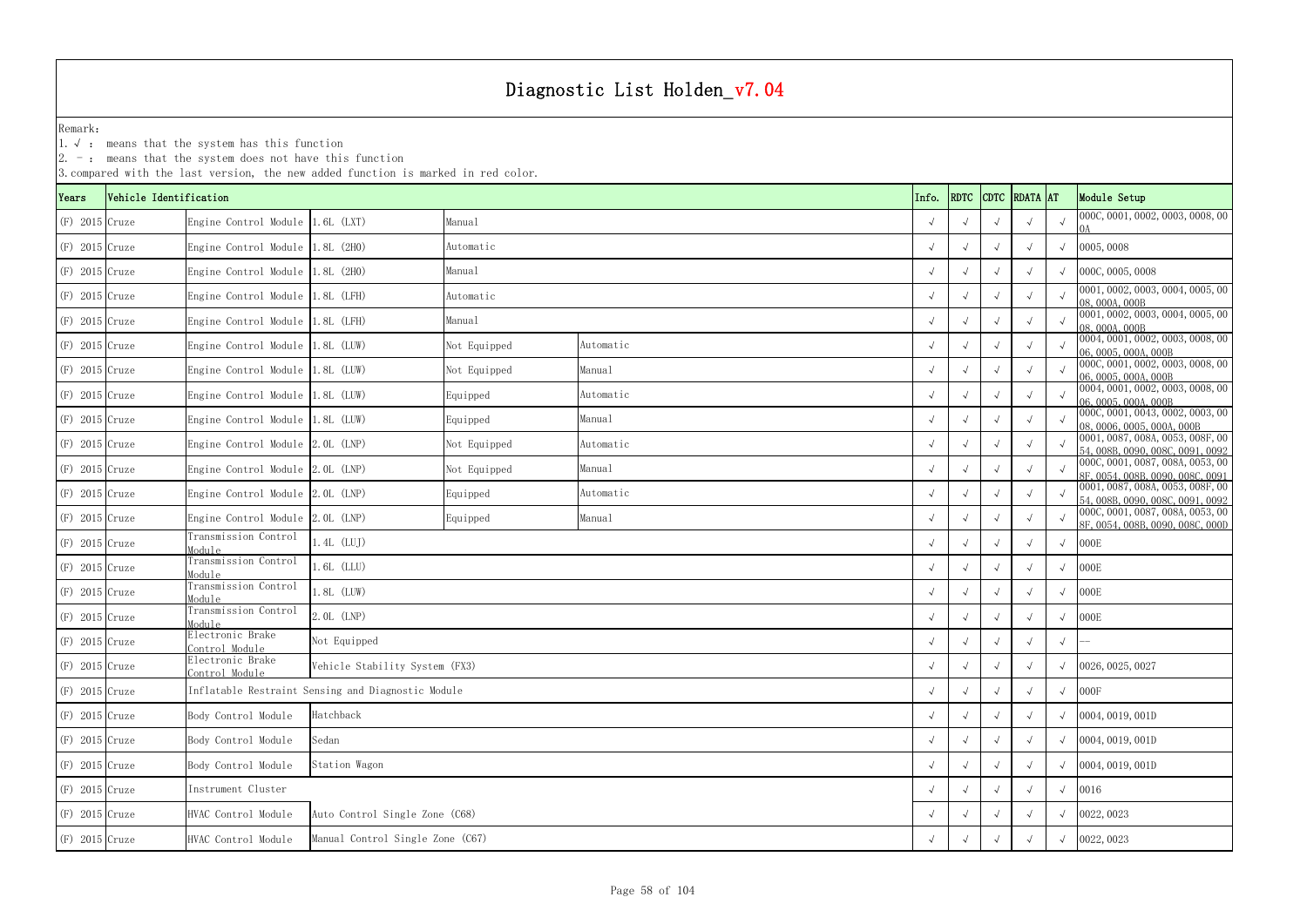# Diagnostic List Holden_v7.04

Remark:

1. √ : means that the system has this function
2. - : means that the system does not have this function
3. compared with the last version, the new added function is marked in red color.

| Years | Vehicle Identification | | | | | Info. | RDTC | CDTC | RDATA | AT | Module Setup |
|---|---|---|---|---|---|---|---|---|---|---|---|
| (F) 2015 | Cruze | Engine Control Module | 1.6L (LXT) | Manual | | √ | √ | √ | √ | √ | 000C, 0001, 0002, 0003, 0008, 000A |
| (F) 2015 | Cruze | Engine Control Module | 1.8L (2H0) | Automatic | | √ | √ | √ | √ | √ | 0005, 0008 |
| (F) 2015 | Cruze | Engine Control Module | 1.8L (2H0) | Manual | | √ | √ | √ | √ | √ | 000C, 0005, 0008 |
| (F) 2015 | Cruze | Engine Control Module | 1.8L (LFH) | Automatic | | √ | √ | √ | √ | √ | 0001, 0002, 0003, 0004, 0005, 0008, 000A, 000B |
| (F) 2015 | Cruze | Engine Control Module | 1.8L (LFH) | Manual | | √ | √ | √ | √ | √ | 0001, 0002, 0003, 0004, 0005, 0008, 000A, 000B |
| (F) 2015 | Cruze | Engine Control Module | 1.8L (LUW) | Not Equipped | Automatic | √ | √ | √ | √ | √ | 0004, 0001, 0002, 0003, 0008, 0006, 0005, 000A, 000B |
| (F) 2015 | Cruze | Engine Control Module | 1.8L (LUW) | Not Equipped | Manual | √ | √ | √ | √ | √ | 000C, 0001, 0002, 0003, 0008, 0006, 0005, 000A, 000B |
| (F) 2015 | Cruze | Engine Control Module | 1.8L (LUW) | Equipped | Automatic | √ | √ | √ | √ | √ | 0004, 0001, 0002, 0003, 0008, 0006, 0005, 000A, 000B |
| (F) 2015 | Cruze | Engine Control Module | 1.8L (LUW) | Equipped | Manual | √ | √ | √ | √ | √ | 000C, 0001, 0043, 0002, 0003, 0008, 0006, 0005, 000A, 000B |
| (F) 2015 | Cruze | Engine Control Module | 2.0L (LNP) | Not Equipped | Automatic | √ | √ | √ | √ | √ | 0001, 0087, 008A, 0053, 008F, 0054, 008B, 0090, 008C, 0091, 0092 |
| (F) 2015 | Cruze | Engine Control Module | 2.0L (LNP) | Not Equipped | Manual | √ | √ | √ | √ | √ | 000C, 0001, 0087, 008A, 0053, 008F, 0054, 008B, 0090, 008C, 0091 |
| (F) 2015 | Cruze | Engine Control Module | 2.0L (LNP) | Equipped | Automatic | √ | √ | √ | √ | √ | 0001, 0087, 008A, 0053, 008F, 0054, 008B, 0090, 008C, 0091, 0092 |
| (F) 2015 | Cruze | Engine Control Module | 2.0L (LNP) | Equipped | Manual | √ | √ | √ | √ | √ | 000C, 0001, 0087, 008A, 0053, 008F, 0054, 008B, 0090, 008C, 000D |
| (F) 2015 | Cruze | Transmission Control Module | 1.4L (LUJ) | | | √ | √ | √ | √ | √ | 000E |
| (F) 2015 | Cruze | Transmission Control Module | 1.6L (LLU) | | | √ | √ | √ | √ | √ | 000E |
| (F) 2015 | Cruze | Transmission Control Module | 1.8L (LUW) | | | √ | √ | √ | √ | √ | 000E |
| (F) 2015 | Cruze | Transmission Control Module | 2.0L (LNP) | | | √ | √ | √ | √ | √ | 000E |
| (F) 2015 | Cruze | Electronic Brake Control Module | Not Equipped | | | √ | √ | √ | √ | √ | -- |
| (F) 2015 | Cruze | Electronic Brake Control Module | Vehicle Stability System (FX3) | | | √ | √ | √ | √ | √ | 0026, 0025, 0027 |
| (F) 2015 | Cruze | Inflatable Restraint Sensing and Diagnostic Module | | | | √ | √ | √ | √ | √ | 000F |
| (F) 2015 | Cruze | Body Control Module | Hatchback | | | √ | √ | √ | √ | √ | 0004, 0019, 001D |
| (F) 2015 | Cruze | Body Control Module | Sedan | | | √ | √ | √ | √ | √ | 0004, 0019, 001D |
| (F) 2015 | Cruze | Body Control Module | Station Wagon | | | √ | √ | √ | √ | √ | 0004, 0019, 001D |
| (F) 2015 | Cruze | Instrument Cluster | | | | √ | √ | √ | √ | √ | 0016 |
| (F) 2015 | Cruze | HVAC Control Module | Auto Control Single Zone (C68) | | | √ | √ | √ | √ | √ | 0022, 0023 |
| (F) 2015 | Cruze | HVAC Control Module | Manual Control Single Zone (C67) | | | √ | √ | √ | √ | √ | 0022, 0023 |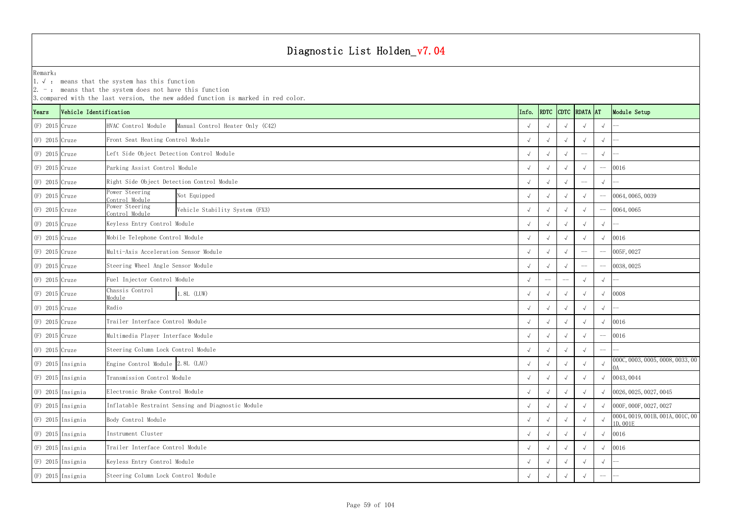# Diagnostic List Holden_v7.04

Remark:
1. √ : means that the system has this function
2. - : means that the system does not have this function
3. compared with the last version, the new added function is marked in red color.

| Years | Vehicle Identification | | | Info. | RDTC | CDTC | RDATA | AT | Module Setup |
|---|---|---|---|---|---|---|---|---|---|
| (F) 2015 | Cruze | HVAC Control Module | Manual Control Heater Only (C42) | √ | √ | √ | √ | √ | -- |
| (F) 2015 | Cruze | Front Seat Heating Control Module | | √ | √ | √ | √ | √ | -- |
| (F) 2015 | Cruze | Left Side Object Detection Control Module | | √ | √ | √ | -- | √ | -- |
| (F) 2015 | Cruze | Parking Assist Control Module | | √ | √ | √ | √ | -- | 0016 |
| (F) 2015 | Cruze | Right Side Object Detection Control Module | | √ | √ | √ | -- | √ | -- |
| (F) 2015 | Cruze | Power Steering Control Module | Not Equipped | √ | √ | √ | √ | -- | 0064, 0065, 0039 |
| (F) 2015 | Cruze | Power Steering Control Module | Vehicle Stability System (FX3) | √ | √ | √ | √ | -- | 0064, 0065 |
| (F) 2015 | Cruze | Keyless Entry Control Module | | √ | √ | √ | √ | √ | -- |
| (F) 2015 | Cruze | Mobile Telephone Control Module | | √ | √ | √ | √ | √ | 0016 |
| (F) 2015 | Cruze | Multi-Axis Acceleration Sensor Module | | √ | √ | √ | -- | -- | 005F, 0027 |
| (F) 2015 | Cruze | Steering Wheel Angle Sensor Module | | √ | √ | √ | -- | -- | 0038, 0025 |
| (F) 2015 | Cruze | Fuel Injector Control Module | | √ | -- | -- | √ | √ | -- |
| (F) 2015 | Cruze | Chassis Control Module | 1.8L (LUW) | √ | √ | √ | √ | √ | 0008 |
| (F) 2015 | Cruze | Radio | | √ | √ | √ | √ | √ | -- |
| (F) 2015 | Cruze | Trailer Interface Control Module | | √ | √ | √ | √ | √ | 0016 |
| (F) 2015 | Cruze | Multimedia Player Interface Module | | √ | √ | √ | √ | -- | 0016 |
| (F) 2015 | Cruze | Steering Column Lock Control Module | | √ | √ | √ | √ | -- | -- |
| (F) 2015 | Insignia | Engine Control Module | 2.8L (LAU) | √ | √ | √ | √ | √ | 000C, 0003, 0005, 0008, 0033, 000A |
| (F) 2015 | Insignia | Transmission Control Module | | √ | √ | √ | √ | √ | 0043, 0044 |
| (F) 2015 | Insignia | Electronic Brake Control Module | | √ | √ | √ | √ | √ | 0026, 0025, 0027, 0045 |
| (F) 2015 | Insignia | Inflatable Restraint Sensing and Diagnostic Module | | √ | √ | √ | √ | √ | 000F, 000F, 0027, 0027 |
| (F) 2015 | Insignia | Body Control Module | | √ | √ | √ | √ | √ | 0004, 0019, 001B, 001A, 001C, 001D, 001E |
| (F) 2015 | Insignia | Instrument Cluster | | √ | √ | √ | √ | √ | 0016 |
| (F) 2015 | Insignia | Trailer Interface Control Module | | √ | √ | √ | √ | √ | 0016 |
| (F) 2015 | Insignia | Keyless Entry Control Module | | √ | √ | √ | √ | √ | -- |
| (F) 2015 | Insignia | Steering Column Lock Control Module | | √ | √ | √ | √ | -- | -- |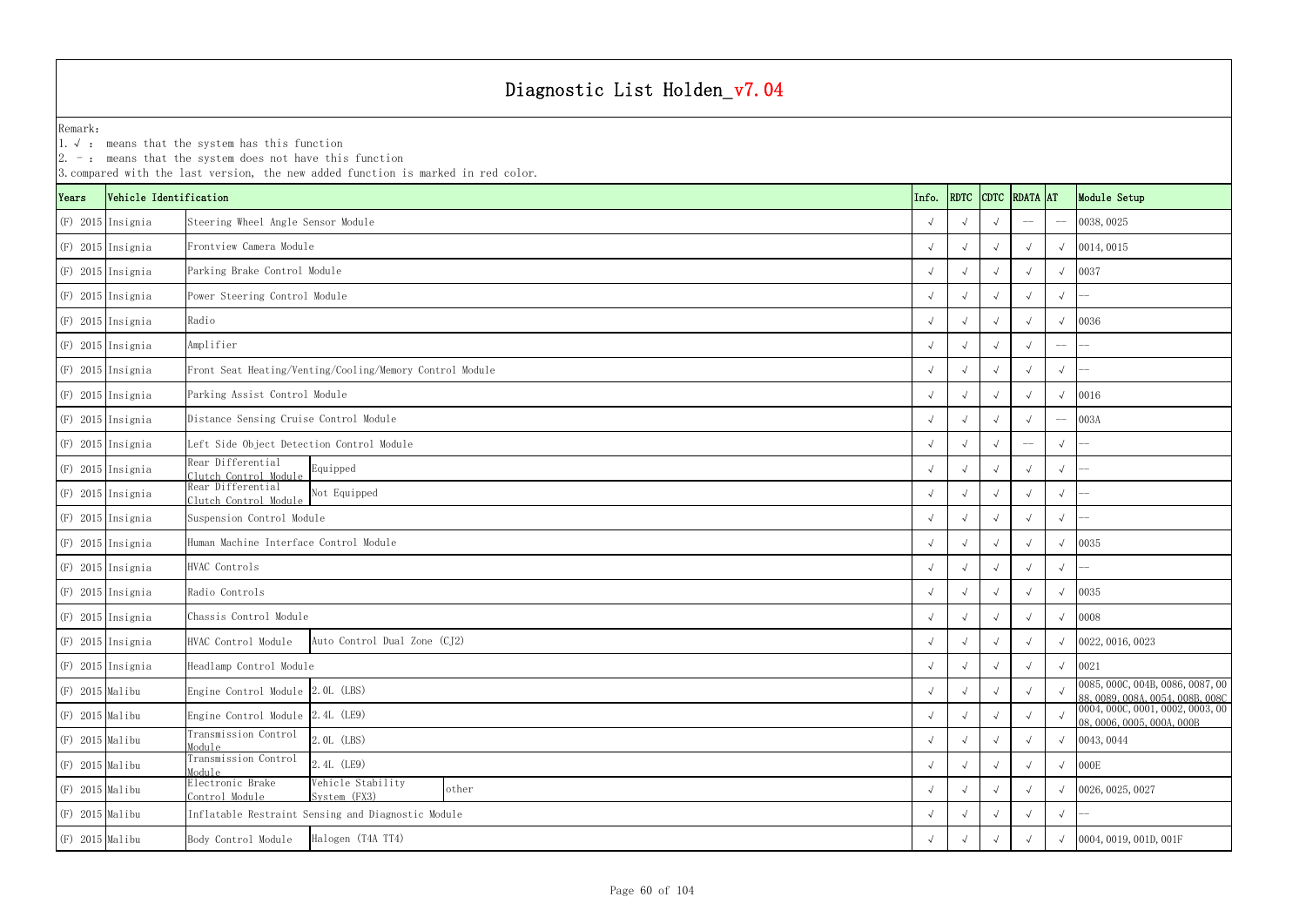# Diagnostic List Holden_v7.04

Remark:
1. √ : means that the system has this function
2. - : means that the system does not have this function
3. compared with the last version, the new added function is marked in red color.

| Years | Vehicle Identification | | | | Info. | RDTC | CDTC | RDATA | AT | Module Setup |
|---|---|---|---|---|---|---|---|---|---|---|
| (F) 2015 | Insignia | Steering Wheel Angle Sensor Module | | | √ | √ | √ | -- | -- | 0038, 0025 |
| (F) 2015 | Insignia | Frontview Camera Module | | | √ | √ | √ | √ | √ | 0014, 0015 |
| (F) 2015 | Insignia | Parking Brake Control Module | | | √ | √ | √ | √ | √ | 0037 |
| (F) 2015 | Insignia | Power Steering Control Module | | | √ | √ | √ | √ | √ | -- |
| (F) 2015 | Insignia | Radio | | | √ | √ | √ | √ | √ | 0036 |
| (F) 2015 | Insignia | Amplifier | | | √ | √ | √ | √ | -- | -- |
| (F) 2015 | Insignia | Front Seat Heating/Venting/Cooling/Memory Control Module | | | √ | √ | √ | √ | √ | -- |
| (F) 2015 | Insignia | Parking Assist Control Module | | | √ | √ | √ | √ | √ | 0016 |
| (F) 2015 | Insignia | Distance Sensing Cruise Control Module | | | √ | √ | √ | √ | -- | 003A |
| (F) 2015 | Insignia | Left Side Object Detection Control Module | | | √ | √ | √ | -- | √ | -- |
| (F) 2015 | Insignia | Rear Differential Clutch Control Module | Equipped | | √ | √ | √ | √ | √ | -- |
| (F) 2015 | Insignia | Rear Differential Clutch Control Module | Not Equipped | | √ | √ | √ | √ | √ | -- |
| (F) 2015 | Insignia | Suspension Control Module | | | √ | √ | √ | √ | √ | -- |
| (F) 2015 | Insignia | Human Machine Interface Control Module | | | √ | √ | √ | √ | √ | 0035 |
| (F) 2015 | Insignia | HVAC Controls | | | √ | √ | √ | √ | √ | -- |
| (F) 2015 | Insignia | Radio Controls | | | √ | √ | √ | √ | √ | 0035 |
| (F) 2015 | Insignia | Chassis Control Module | | | √ | √ | √ | √ | √ | 0008 |
| (F) 2015 | Insignia | HVAC Control Module | Auto Control Dual Zone (CJ2) | | √ | √ | √ | √ | √ | 0022, 0016, 0023 |
| (F) 2015 | Insignia | Headlamp Control Module | | | √ | √ | √ | √ | √ | 0021 |
| (F) 2015 | Malibu | Engine Control Module | 2.0L (LBS) | | √ | √ | √ | √ | √ | 0085, 000C, 004B, 0086, 0087, 0088, 0089, 008A, 0054, 008B, 008C |
| (F) 2015 | Malibu | Engine Control Module | 2.4L (LE9) | | √ | √ | √ | √ | √ | 0004, 000C, 0001, 0002, 0003, 0008, 0006, 0005, 000A, 000B |
| (F) 2015 | Malibu | Transmission Control Module | 2.0L (LBS) | | √ | √ | √ | √ | √ | 0043, 0044 |
| (F) 2015 | Malibu | Transmission Control Module | 2.4L (LE9) | | √ | √ | √ | √ | √ | 000E |
| (F) 2015 | Malibu | Electronic Brake Control Module | Vehicle Stability System (FX3) | other | √ | √ | √ | √ | √ | 0026, 0025, 0027 |
| (F) 2015 | Malibu | Inflatable Restraint Sensing and Diagnostic Module | | | √ | √ | √ | √ | √ | -- |
| (F) 2015 | Malibu | Body Control Module | Halogen (T4A TT4) | | √ | √ | √ | √ | √ | 0004, 0019, 001D, 001F |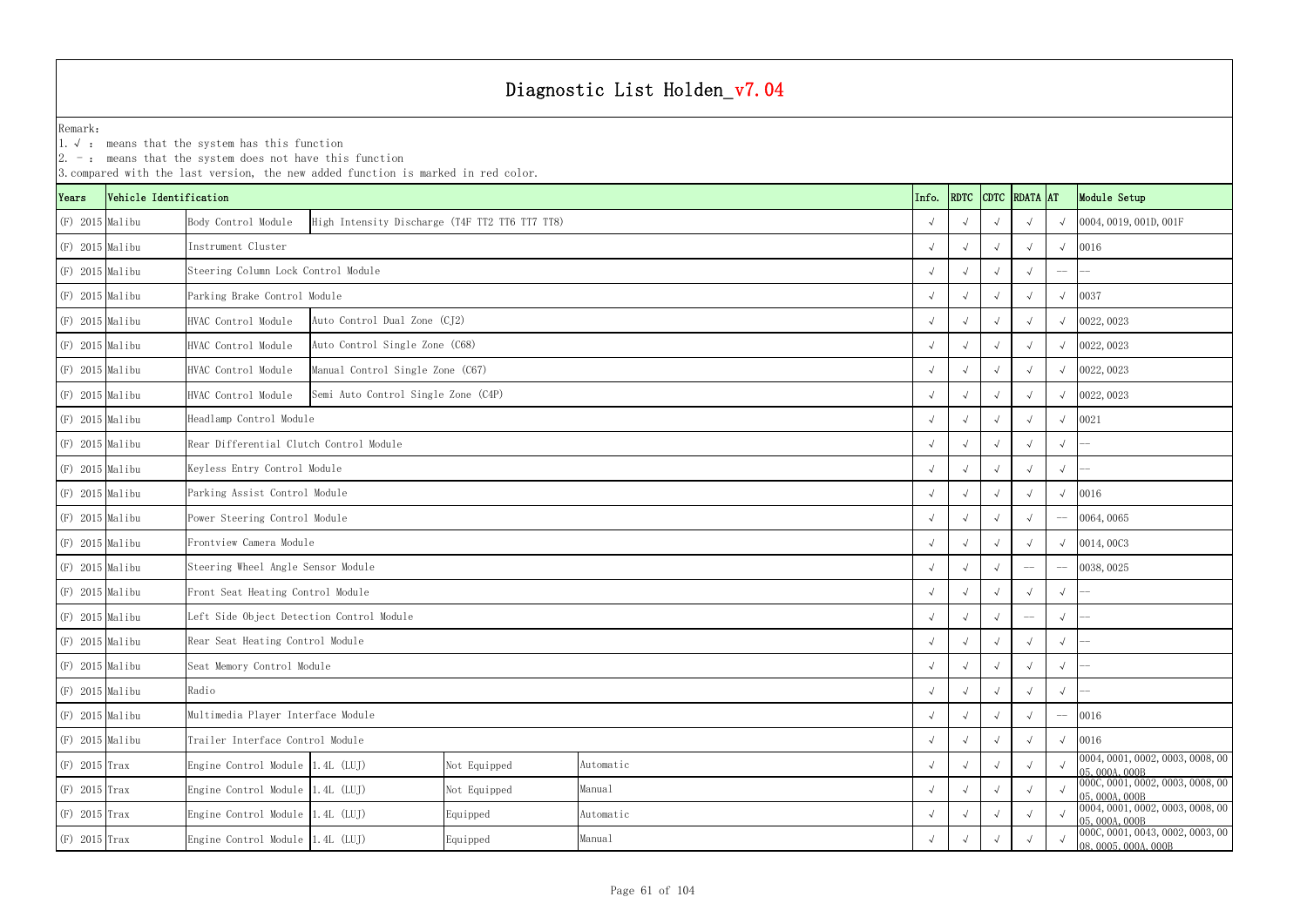# Diagnostic List Holden_v7.04

Remark:
1. √ : means that the system has this function
2. - : means that the system does not have this function
3. compared with the last version, the new added function is marked in red color.

| Years | Vehicle Identification | | | | | Info. | RDTC | CDTC | RDATA | AT | Module Setup |
|---|---|---|---|---|---|---|---|---|---|---|---|
| (F) 2015 | Malibu | Body Control Module | High Intensity Discharge (T4F TT2 TT6 TT7 TT8) | | | √ | √ | √ | √ | √ | 0004, 0019, 001D, 001F |
| (F) 2015 | Malibu | Instrument Cluster | | | | √ | √ | √ | √ | √ | 0016 |
| (F) 2015 | Malibu | Steering Column Lock Control Module | | | | √ | √ | √ | √ | -- | -- |
| (F) 2015 | Malibu | Parking Brake Control Module | | | | √ | √ | √ | √ | √ | 0037 |
| (F) 2015 | Malibu | HVAC Control Module | Auto Control Dual Zone (CJ2) | | | √ | √ | √ | √ | √ | 0022, 0023 |
| (F) 2015 | Malibu | HVAC Control Module | Auto Control Single Zone (C68) | | | √ | √ | √ | √ | √ | 0022, 0023 |
| (F) 2015 | Malibu | HVAC Control Module | Manual Control Single Zone (C67) | | | √ | √ | √ | √ | √ | 0022, 0023 |
| (F) 2015 | Malibu | HVAC Control Module | Semi Auto Control Single Zone (C4P) | | | √ | √ | √ | √ | √ | 0022, 0023 |
| (F) 2015 | Malibu | Headlamp Control Module | | | | √ | √ | √ | √ | √ | 0021 |
| (F) 2015 | Malibu | Rear Differential Clutch Control Module | | | | √ | √ | √ | √ | √ | -- |
| (F) 2015 | Malibu | Keyless Entry Control Module | | | | √ | √ | √ | √ | √ | -- |
| (F) 2015 | Malibu | Parking Assist Control Module | | | | √ | √ | √ | √ | √ | 0016 |
| (F) 2015 | Malibu | Power Steering Control Module | | | | √ | √ | √ | √ | -- | 0064, 0065 |
| (F) 2015 | Malibu | Frontview Camera Module | | | | √ | √ | √ | √ | √ | 0014, 00C3 |
| (F) 2015 | Malibu | Steering Wheel Angle Sensor Module | | | | √ | √ | √ | -- | -- | 0038, 0025 |
| (F) 2015 | Malibu | Front Seat Heating Control Module | | | | √ | √ | √ | √ | √ | -- |
| (F) 2015 | Malibu | Left Side Object Detection Control Module | | | | √ | √ | √ | -- | √ | -- |
| (F) 2015 | Malibu | Rear Seat Heating Control Module | | | | √ | √ | √ | √ | √ | -- |
| (F) 2015 | Malibu | Seat Memory Control Module | | | | √ | √ | √ | √ | √ | -- |
| (F) 2015 | Malibu | Radio | | | | √ | √ | √ | √ | √ | -- |
| (F) 2015 | Malibu | Multimedia Player Interface Module | | | | √ | √ | √ | √ | -- | 0016 |
| (F) 2015 | Malibu | Trailer Interface Control Module | | | | √ | √ | √ | √ | √ | 0016 |
| (F) 2015 | Trax | Engine Control Module | 1.4L (LUJ) | Not Equipped | Automatic | √ | √ | √ | √ | √ | 0004, 0001, 0002, 0003, 0008, 0005, 000A, 000B |
| (F) 2015 | Trax | Engine Control Module | 1.4L (LUJ) | Not Equipped | Manual | √ | √ | √ | √ | √ | 000C, 0001, 0002, 0003, 0008, 0005, 000A, 000B |
| (F) 2015 | Trax | Engine Control Module | 1.4L (LUJ) | Equipped | Automatic | √ | √ | √ | √ | √ | 0004, 0001, 0002, 0003, 0008, 0005, 000A, 000B |
| (F) 2015 | Trax | Engine Control Module | 1.4L (LUJ) | Equipped | Manual | √ | √ | √ | √ | √ | 000C, 0001, 0043, 0002, 0003, 0008, 0005, 000A, 000B |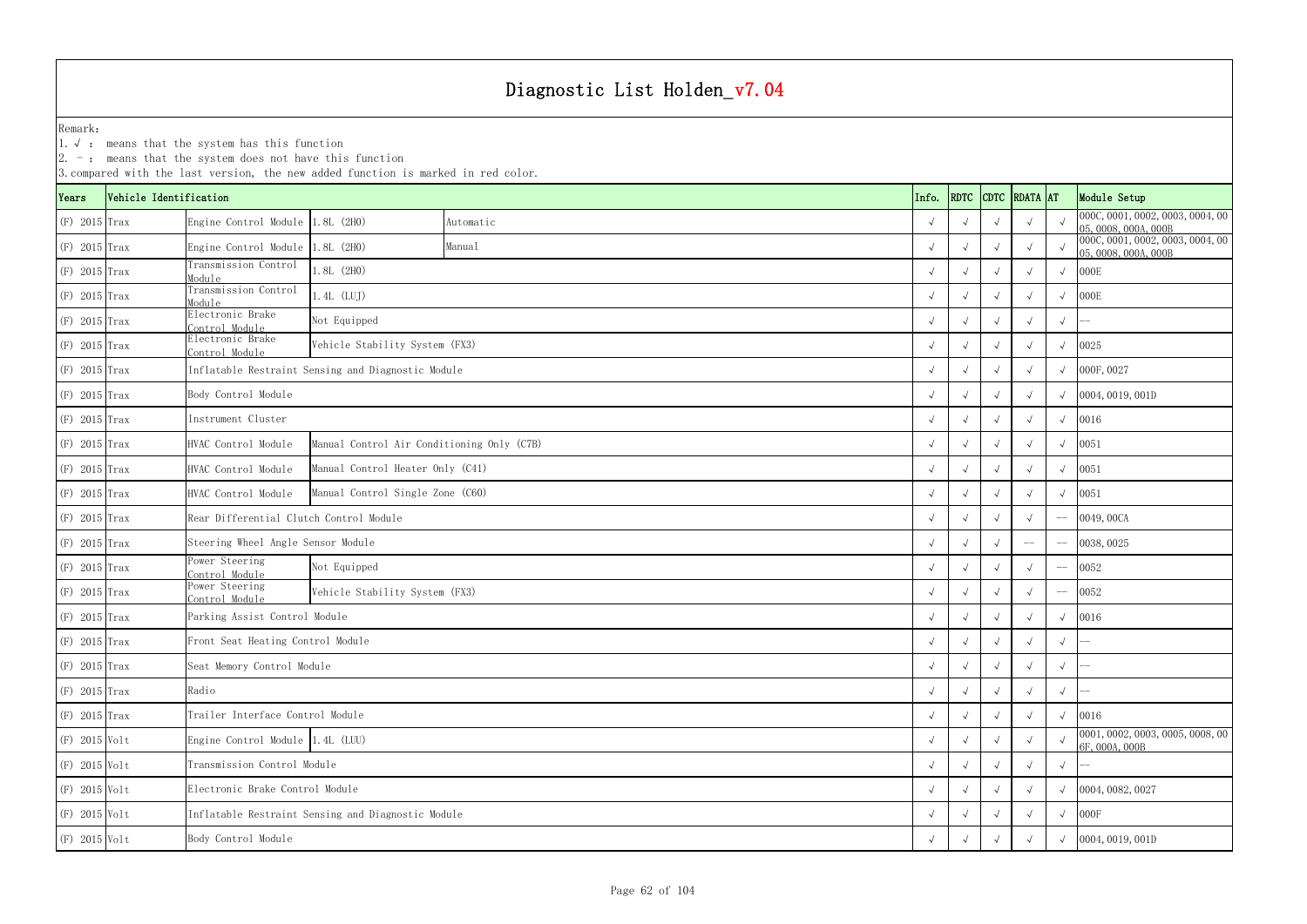# Diagnostic List Holden_v7.04

Remark:
1. √ : means that the system has this function
2. — : means that the system does not have this function
3. compared with the last version, the new added function is marked in red color.

| Years | Vehicle Identification | | | | Info. | RDTC | CDTC | RDATA | AT | Module Setup |
|---|---|---|---|---|---|---|---|---|---|---|
| (F) 2015 | Trax | Engine Control Module | 1.8L (2H0) | Automatic | √ | √ | √ | √ | √ | 000C, 0001, 0002, 0003, 0004, 0005, 0008, 000A, 000B |
| (F) 2015 | Trax | Engine Control Module | 1.8L (2H0) | Manual | √ | √ | √ | √ | √ | 000C, 0001, 0002, 0003, 0004, 0005, 0008, 000A, 000B |
| (F) 2015 | Trax | Transmission Control Module | 1.8L (2H0) | | √ | √ | √ | √ | √ | 000E |
| (F) 2015 | Trax | Transmission Control Module | 1.4L (LUJ) | | √ | √ | √ | √ | √ | 000E |
| (F) 2015 | Trax | Electronic Brake Control Module | Not Equipped | | √ | √ | √ | √ | √ | -- |
| (F) 2015 | Trax | Electronic Brake Control Module | Vehicle Stability System (FX3) | | √ | √ | √ | √ | √ | 0025 |
| (F) 2015 | Trax | Inflatable Restraint Sensing and Diagnostic Module | | | √ | √ | √ | √ | √ | 000F, 0027 |
| (F) 2015 | Trax | Body Control Module | | | √ | √ | √ | √ | √ | 0004, 0019, 001D |
| (F) 2015 | Trax | Instrument Cluster | | | √ | √ | √ | √ | √ | 0016 |
| (F) 2015 | Trax | HVAC Control Module | Manual Control Air Conditioning Only (C7B) | | √ | √ | √ | √ | √ | 0051 |
| (F) 2015 | Trax | HVAC Control Module | Manual Control Heater Only (C41) | | √ | √ | √ | √ | √ | 0051 |
| (F) 2015 | Trax | HVAC Control Module | Manual Control Single Zone (C60) | | √ | √ | √ | √ | √ | 0051 |
| (F) 2015 | Trax | Rear Differential Clutch Control Module | | | √ | √ | √ | √ | -- | 0049, 00CA |
| (F) 2015 | Trax | Steering Wheel Angle Sensor Module | | | √ | √ | √ | -- | -- | 0038, 0025 |
| (F) 2015 | Trax | Power Steering Control Module | Not Equipped | | √ | √ | √ | √ | -- | 0052 |
| (F) 2015 | Trax | Power Steering Control Module | Vehicle Stability System (FX3) | | √ | √ | √ | √ | -- | 0052 |
| (F) 2015 | Trax | Parking Assist Control Module | | | √ | √ | √ | √ | √ | 0016 |
| (F) 2015 | Trax | Front Seat Heating Control Module | | | √ | √ | √ | √ | √ | -- |
| (F) 2015 | Trax | Seat Memory Control Module | | | √ | √ | √ | √ | √ | -- |
| (F) 2015 | Trax | Radio | | | √ | √ | √ | √ | √ | -- |
| (F) 2015 | Trax | Trailer Interface Control Module | | | √ | √ | √ | √ | √ | 0016 |
| (F) 2015 | Volt | Engine Control Module | 1.4L (LUU) | | √ | √ | √ | √ | √ | 0001, 0002, 0003, 0005, 0008, 006F, 000A, 000B |
| (F) 2015 | Volt | Transmission Control Module | | | √ | √ | √ | √ | √ | -- |
| (F) 2015 | Volt | Electronic Brake Control Module | | | √ | √ | √ | √ | √ | 0004, 0082, 0027 |
| (F) 2015 | Volt | Inflatable Restraint Sensing and Diagnostic Module | | | √ | √ | √ | √ | √ | 000F |
| (F) 2015 | Volt | Body Control Module | | | √ | √ | √ | √ | √ | 0004, 0019, 001D |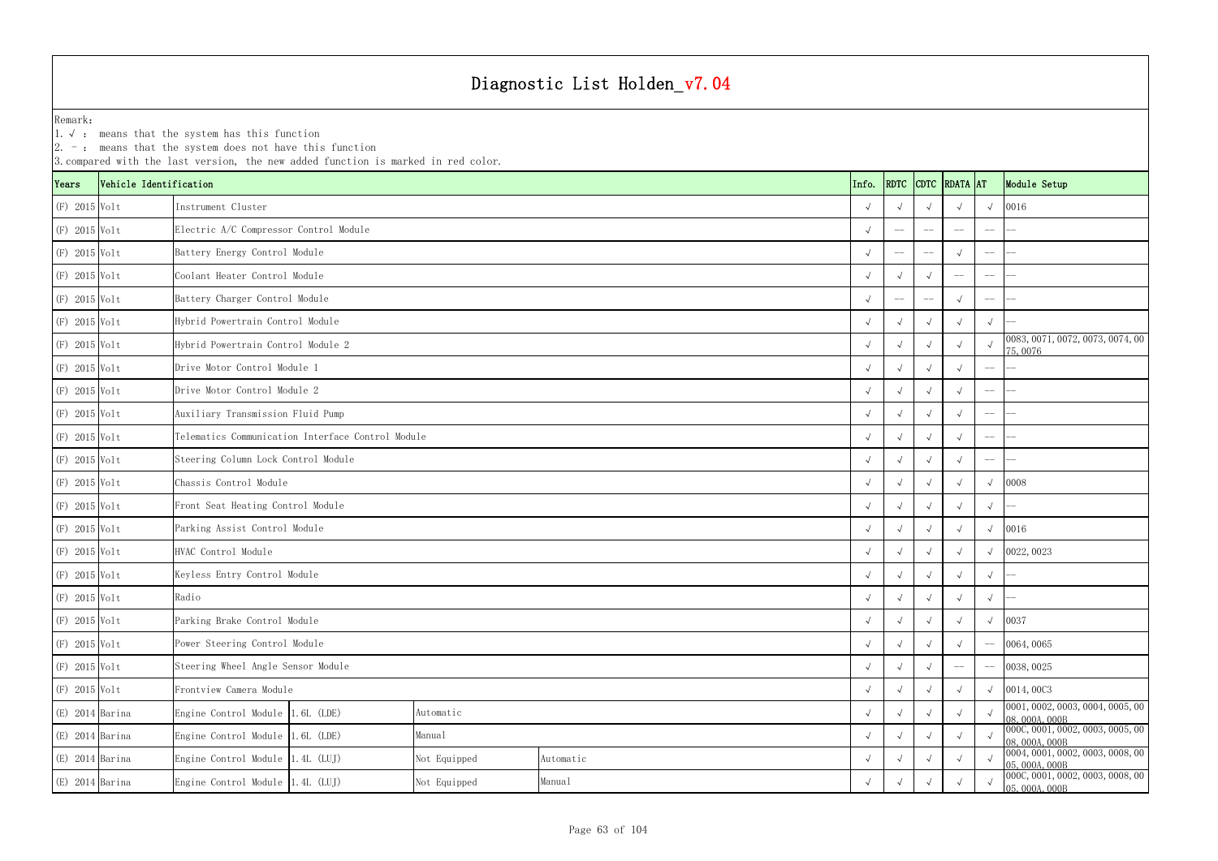# Diagnostic List Holden_v7.04

Remark:
1. √ : means that the system has this function
2. - : means that the system does not have this function
3. compared with the last version, the new added function is marked in red color.

| Years | Vehicle Identification | | | | | Info. | RDTC | CDTC | RDATA | AT | Module Setup |
|---|---|---|---|---|---|---|---|---|---|---|---|
| (F) 2015 | Volt | Instrument Cluster | | | | √ | √ | √ | √ | √ | 0016 |
| (F) 2015 | Volt | Electric A/C Compressor Control Module | | | | √ | -- | -- | -- | -- | -- |
| (F) 2015 | Volt | Battery Energy Control Module | | | | √ | -- | -- | √ | -- | -- |
| (F) 2015 | Volt | Coolant Heater Control Module | | | | √ | √ | √ | -- | -- | -- |
| (F) 2015 | Volt | Battery Charger Control Module | | | | √ | -- | -- | √ | -- | -- |
| (F) 2015 | Volt | Hybrid Powertrain Control Module | | | | √ | √ | √ | √ | √ | -- |
| (F) 2015 | Volt | Hybrid Powertrain Control Module 2 | | | | √ | √ | √ | √ | √ | 0083, 0071, 0072, 0073, 0074, 0075, 0076 |
| (F) 2015 | Volt | Drive Motor Control Module 1 | | | | √ | √ | √ | √ | -- | -- |
| (F) 2015 | Volt | Drive Motor Control Module 2 | | | | √ | √ | √ | √ | -- | -- |
| (F) 2015 | Volt | Auxiliary Transmission Fluid Pump | | | | √ | √ | √ | √ | -- | -- |
| (F) 2015 | Volt | Telematics Communication Interface Control Module | | | | √ | √ | √ | √ | -- | -- |
| (F) 2015 | Volt | Steering Column Lock Control Module | | | | √ | √ | √ | √ | -- | -- |
| (F) 2015 | Volt | Chassis Control Module | | | | √ | √ | √ | √ | √ | 0008 |
| (F) 2015 | Volt | Front Seat Heating Control Module | | | | √ | √ | √ | √ | √ | -- |
| (F) 2015 | Volt | Parking Assist Control Module | | | | √ | √ | √ | √ | √ | 0016 |
| (F) 2015 | Volt | HVAC Control Module | | | | √ | √ | √ | √ | √ | 0022, 0023 |
| (F) 2015 | Volt | Keyless Entry Control Module | | | | √ | √ | √ | √ | √ | -- |
| (F) 2015 | Volt | Radio | | | | √ | √ | √ | √ | √ | -- |
| (F) 2015 | Volt | Parking Brake Control Module | | | | √ | √ | √ | √ | √ | 0037 |
| (F) 2015 | Volt | Power Steering Control Module | | | | √ | √ | √ | √ | -- | 0064, 0065 |
| (F) 2015 | Volt | Steering Wheel Angle Sensor Module | | | | √ | √ | √ | -- | -- | 0038, 0025 |
| (F) 2015 | Volt | Frontview Camera Module | | | | √ | √ | √ | √ | √ | 0014, 00C3 |
| (E) 2014 | Barina | Engine Control Module | 1.6L (LDE) | Automatic | | √ | √ | √ | √ | √ | 0001, 0002, 0003, 0004, 0005, 0008, 000A, 000B |
| (E) 2014 | Barina | Engine Control Module | 1.6L (LDE) | Manual | | √ | √ | √ | √ | √ | 000C, 0001, 0002, 0003, 0005, 0008, 000A, 000B |
| (E) 2014 | Barina | Engine Control Module | 1.4L (LUJ) | Not Equipped | Automatic | √ | √ | √ | √ | √ | 0004, 0001, 0002, 0003, 0008, 0005, 000A, 000B |
| (E) 2014 | Barina | Engine Control Module | 1.4L (LUJ) | Not Equipped | Manual | √ | √ | √ | √ | √ | 000C, 0001, 0002, 0003, 0008, 0005, 000A, 000B |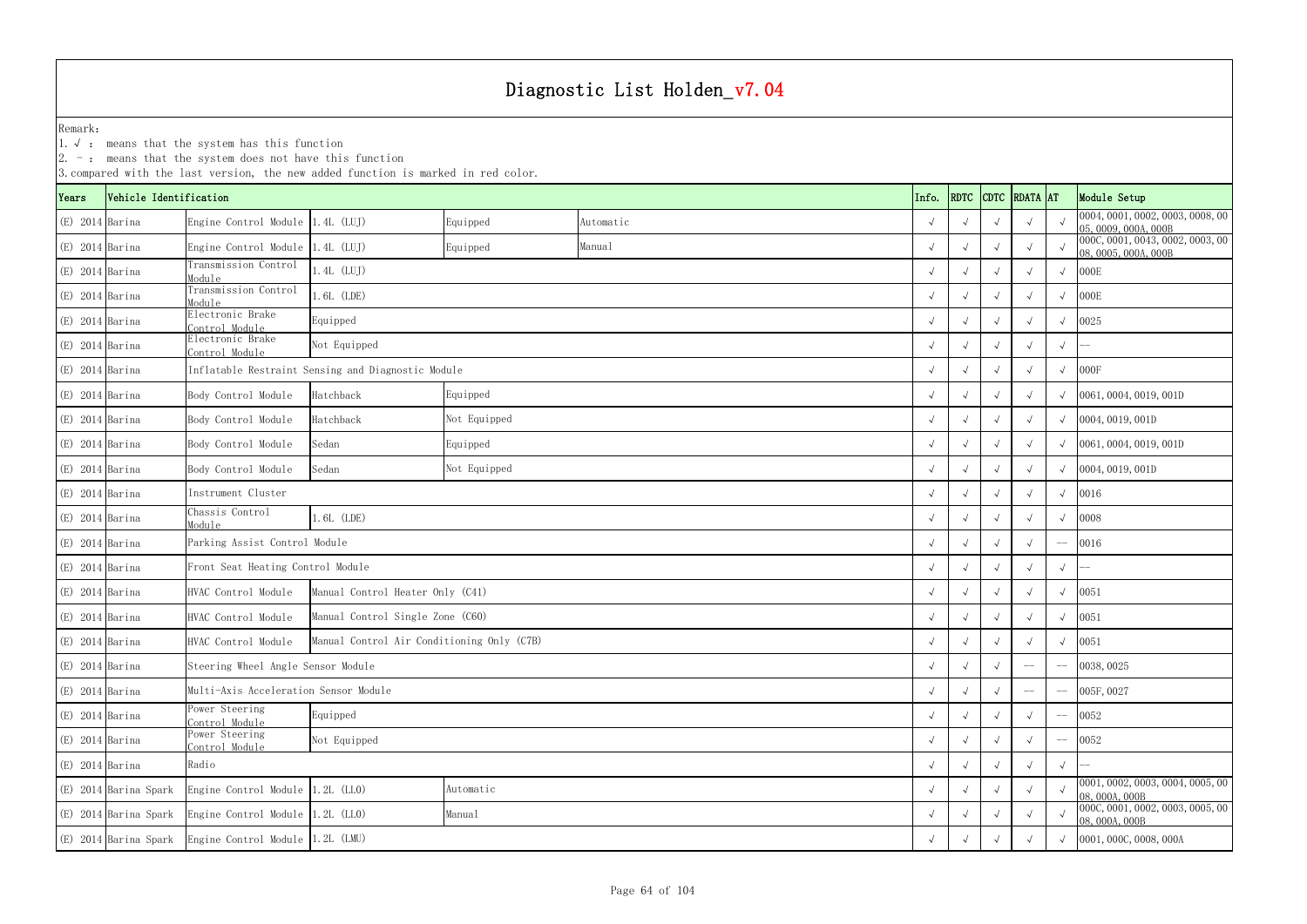# Diagnostic List Holden_v7.04

Remark:
1. √ : means that the system has this function
2. - : means that the system does not have this function
3. compared with the last version, the new added function is marked in red color.

| Years | Vehicle Identification | | | | | Info. | RDTC | CDTC | RDATA | AT | Module Setup |
|---|---|---|---|---|---|---|---|---|---|---|---|
| (E) 2014 | Barina | Engine Control Module | 1.4L (LUJ) | Equipped | Automatic | √ | √ | √ | √ | √ | 0004, 0001, 0002, 0003, 0008, 0005, 0009, 000A, 000B |
| (E) 2014 | Barina | Engine Control Module | 1.4L (LUJ) | Equipped | Manual | √ | √ | √ | √ | √ | 000C, 0001, 0043, 0002, 0003, 0008, 0005, 000A, 000B |
| (E) 2014 | Barina | Transmission Control Module | 1.4L (LUJ) | | | √ | √ | √ | √ | √ | 000E |
| (E) 2014 | Barina | Transmission Control Module | 1.6L (LDE) | | | √ | √ | √ | √ | √ | 000E |
| (E) 2014 | Barina | Electronic Brake Control Module | Equipped | | | √ | √ | √ | √ | √ | 0025 |
| (E) 2014 | Barina | Electronic Brake Control Module | Not Equipped | | | √ | √ | √ | √ | √ | -- |
| (E) 2014 | Barina | Inflatable Restraint Sensing and Diagnostic Module | | | | √ | √ | √ | √ | √ | 000F |
| (E) 2014 | Barina | Body Control Module | Hatchback | Equipped | | √ | √ | √ | √ | √ | 0061, 0004, 0019, 001D |
| (E) 2014 | Barina | Body Control Module | Hatchback | Not Equipped | | √ | √ | √ | √ | √ | 0004, 0019, 001D |
| (E) 2014 | Barina | Body Control Module | Sedan | Equipped | | √ | √ | √ | √ | √ | 0061, 0004, 0019, 001D |
| (E) 2014 | Barina | Body Control Module | Sedan | Not Equipped | | √ | √ | √ | √ | √ | 0004, 0019, 001D |
| (E) 2014 | Barina | Instrument Cluster | | | | √ | √ | √ | √ | √ | 0016 |
| (E) 2014 | Barina | Chassis Control Module | 1.6L (LDE) | | | √ | √ | √ | √ | √ | 0008 |
| (E) 2014 | Barina | Parking Assist Control Module | | | | √ | √ | √ | √ | -- | 0016 |
| (E) 2014 | Barina | Front Seat Heating Control Module | | | | √ | √ | √ | √ | √ | -- |
| (E) 2014 | Barina | HVAC Control Module | Manual Control Heater Only (C41) | | | √ | √ | √ | √ | √ | 0051 |
| (E) 2014 | Barina | HVAC Control Module | Manual Control Single Zone (C60) | | | √ | √ | √ | √ | √ | 0051 |
| (E) 2014 | Barina | HVAC Control Module | Manual Control Air Conditioning Only (C7B) | | | √ | √ | √ | √ | √ | 0051 |
| (E) 2014 | Barina | Steering Wheel Angle Sensor Module | | | | √ | √ | √ | -- | -- | 0038, 0025 |
| (E) 2014 | Barina | Multi-Axis Acceleration Sensor Module | | | | √ | √ | √ | -- | -- | 005F, 0027 |
| (E) 2014 | Barina | Power Steering Control Module | Equipped | | | √ | √ | √ | √ | -- | 0052 |
| (E) 2014 | Barina | Power Steering Control Module | Not Equipped | | | √ | √ | √ | √ | -- | 0052 |
| (E) 2014 | Barina | Radio | | | | √ | √ | √ | √ | √ | -- |
| (E) 2014 | Barina Spark | Engine Control Module | 1.2L (LL0) | Automatic | | √ | √ | √ | √ | √ | 0001, 0002, 0003, 0004, 0005, 0008, 000A, 000B |
| (E) 2014 | Barina Spark | Engine Control Module | 1.2L (LL0) | Manual | | √ | √ | √ | √ | √ | 000C, 0001, 0002, 0003, 0005, 0008, 000A, 000B |
| (E) 2014 | Barina Spark | Engine Control Module | 1.2L (LMU) | | | √ | √ | √ | √ | √ | 0001, 000C, 0008, 000A |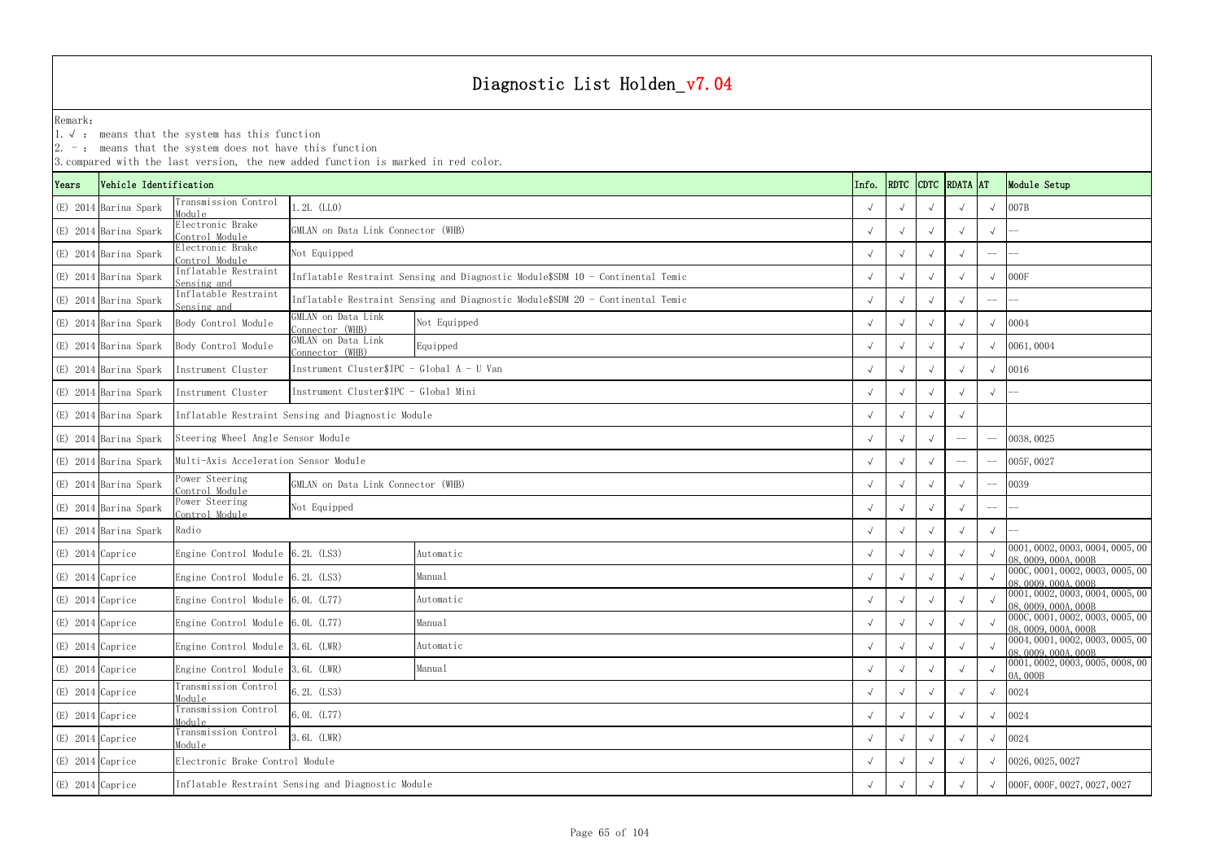# Diagnostic List Holden_v7.04

Remark:
1. √ : means that the system has this function
2. - : means that the system does not have this function
3. compared with the last version, the new added function is marked in red color.

| Years | Vehicle Identification | | | | Info. | RDTC | CDTC | RDATA | AT | Module Setup |
|---|---|---|---|---|---|---|---|---|---|---|
| (E) 2014 | Barina Spark | Transmission Control Module | 1.2L (LL0) | | √ | √ | √ | √ | √ | 007B |
| (E) 2014 | Barina Spark | Electronic Brake Control Module | GMLAN on Data Link Connector (WHB) | | √ | √ | √ | √ | √ | -- |
| (E) 2014 | Barina Spark | Electronic Brake Control Module | Not Equipped | | √ | √ | √ | √ | -- | -- |
| (E) 2014 | Barina Spark | Inflatable Restraint Sensing and | Inflatable Restraint Sensing and Diagnostic Module$SDM 10 - Continental Temic | | √ | √ | √ | √ | √ | 000F |
| (E) 2014 | Barina Spark | Inflatable Restraint Sensing and | Inflatable Restraint Sensing and Diagnostic Module$SDM 20 - Continental Temic | | √ | √ | √ | √ | -- | -- |
| (E) 2014 | Barina Spark | Body Control Module | GMLAN on Data Link Connector (WHB) | Not Equipped | √ | √ | √ | √ | √ | 0004 |
| (E) 2014 | Barina Spark | Body Control Module | GMLAN on Data Link Connector (WHB) | Equipped | √ | √ | √ | √ | √ | 0061, 0004 |
| (E) 2014 | Barina Spark | Instrument Cluster | Instrument Cluster$IPC - Global A - U Van | | √ | √ | √ | √ | √ | 0016 |
| (E) 2014 | Barina Spark | Instrument Cluster | Instrument Cluster$IPC - Global Mini | | √ | √ | √ | √ | √ | -- |
| (E) 2014 | Barina Spark | Inflatable Restraint Sensing and Diagnostic Module | | | √ | √ | √ | √ | | |
| (E) 2014 | Barina Spark | Steering Wheel Angle Sensor Module | | | √ | √ | √ | -- | -- | 0038, 0025 |
| (E) 2014 | Barina Spark | Multi-Axis Acceleration Sensor Module | | | √ | √ | √ | -- | -- | 005F, 0027 |
| (E) 2014 | Barina Spark | Power Steering Control Module | GMLAN on Data Link Connector (WHB) | | √ | √ | √ | √ | -- | 0039 |
| (E) 2014 | Barina Spark | Power Steering Control Module | Not Equipped | | √ | √ | √ | √ | -- | -- |
| (E) 2014 | Barina Spark | Radio | | | √ | √ | √ | √ | √ | -- |
| (E) 2014 | Caprice | Engine Control Module | 6.2L (LS3) | Automatic | √ | √ | √ | √ | √ | 0001, 0002, 0003, 0004, 0005, 0008, 0009, 000A, 000B |
| (E) 2014 | Caprice | Engine Control Module | 6.2L (LS3) | Manual | √ | √ | √ | √ | √ | 000C, 0001, 0002, 0003, 0005, 0008, 0009, 000A, 000B |
| (E) 2014 | Caprice | Engine Control Module | 6.0L (L77) | Automatic | √ | √ | √ | √ | √ | 0001, 0002, 0003, 0004, 0005, 0008, 0009, 000A, 000B |
| (E) 2014 | Caprice | Engine Control Module | 6.0L (L77) | Manual | √ | √ | √ | √ | √ | 000C, 0001, 0002, 0003, 0005, 0008, 0009, 000A, 000B |
| (E) 2014 | Caprice | Engine Control Module | 3.6L (LWR) | Automatic | √ | √ | √ | √ | √ | 0004, 0001, 0002, 0003, 0005, 0008, 0009, 000A, 000B |
| (E) 2014 | Caprice | Engine Control Module | 3.6L (LWR) | Manual | √ | √ | √ | √ | √ | 0001, 0002, 0003, 0005, 0008, 000A, 000B |
| (E) 2014 | Caprice | Transmission Control Module | 6.2L (LS3) | | √ | √ | √ | √ | √ | 0024 |
| (E) 2014 | Caprice | Transmission Control Module | 6.0L (L77) | | √ | √ | √ | √ | √ | 0024 |
| (E) 2014 | Caprice | Transmission Control Module | 3.6L (LWR) | | √ | √ | √ | √ | √ | 0024 |
| (E) 2014 | Caprice | Electronic Brake Control Module | | | √ | √ | √ | √ | √ | 0026, 0025, 0027 |
| (E) 2014 | Caprice | Inflatable Restraint Sensing and Diagnostic Module | | | √ | √ | √ | √ | √ | 000F, 000F, 0027, 0027, 0027 |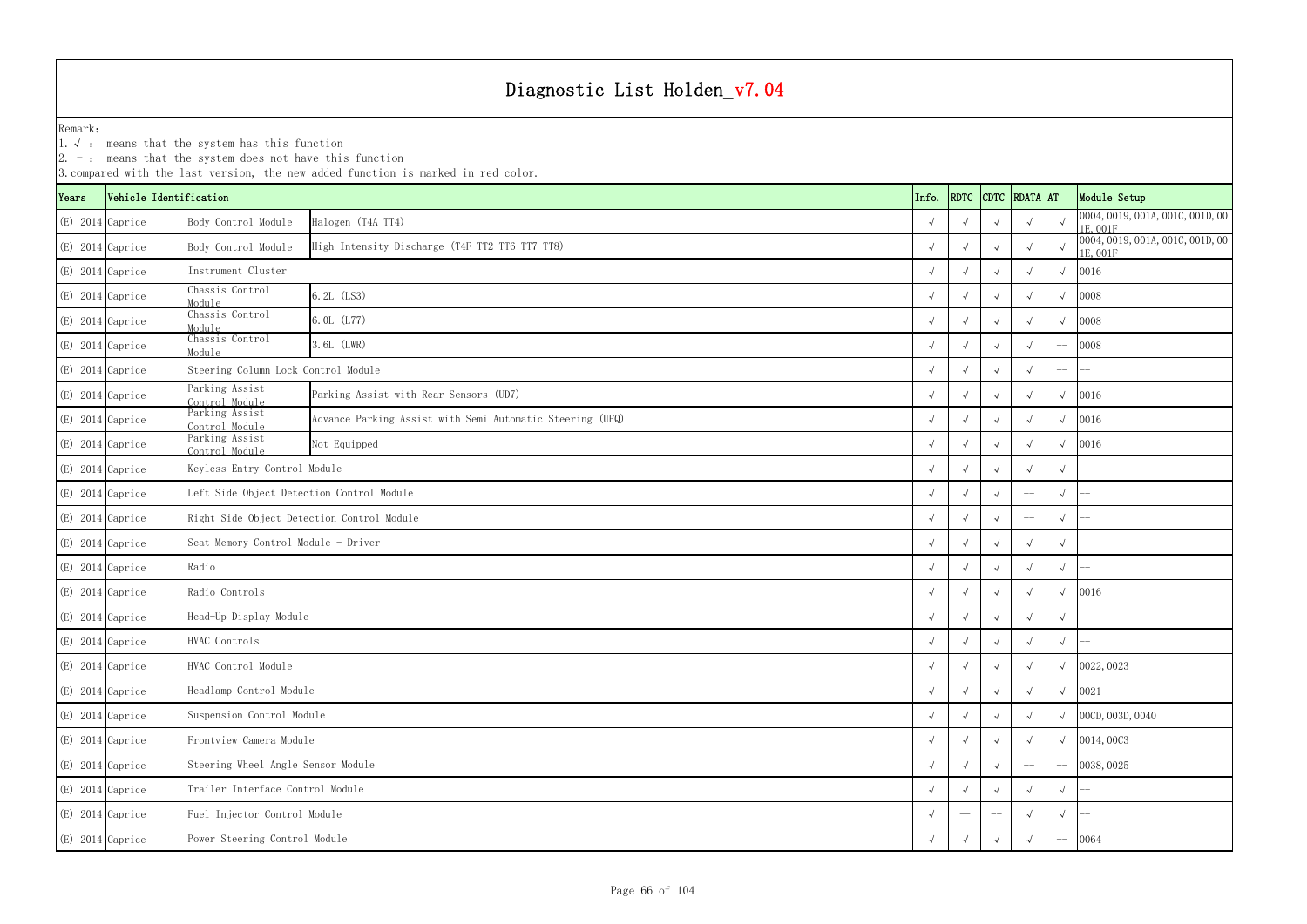# Diagnostic List Holden_v7.04

Remark:

1. √ : means that the system has this function
2. -- : means that the system does not have this function
3. compared with the last version, the new added function is marked in red color.

| Years | Vehicle Identification | | | Info. | RDTC | CDTC | RDATA | AT | Module Setup |
|---|---|---|---|---|---|---|---|---|---|
| (E) 2014 | Caprice | Body Control Module | Halogen (T4A TT4) | √ | √ | √ | √ | √ | 0004, 0019, 001A, 001C, 001D, 001E, 001F |
| (E) 2014 | Caprice | Body Control Module | High Intensity Discharge (T4F TT2 TT6 TT7 TT8) | √ | √ | √ | √ | √ | 0004, 0019, 001A, 001C, 001D, 001E, 001F |
| (E) 2014 | Caprice | Instrument Cluster | | √ | √ | √ | √ | √ | 0016 |
| (E) 2014 | Caprice | Chassis Control Module | 6.2L (LS3) | √ | √ | √ | √ | √ | 0008 |
| (E) 2014 | Caprice | Chassis Control Module | 6.0L (L77) | √ | √ | √ | √ | √ | 0008 |
| (E) 2014 | Caprice | Chassis Control Module | 3.6L (LWR) | √ | √ | √ | √ | -- | 0008 |
| (E) 2014 | Caprice | Steering Column Lock Control Module | | √ | √ | √ | √ | -- | -- |
| (E) 2014 | Caprice | Parking Assist Control Module | Parking Assist with Rear Sensors (UD7) | √ | √ | √ | √ | √ | 0016 |
| (E) 2014 | Caprice | Parking Assist Control Module | Advance Parking Assist with Semi Automatic Steering (UFQ) | √ | √ | √ | √ | √ | 0016 |
| (E) 2014 | Caprice | Parking Assist Control Module | Not Equipped | √ | √ | √ | √ | √ | 0016 |
| (E) 2014 | Caprice | Keyless Entry Control Module | | √ | √ | √ | √ | √ | -- |
| (E) 2014 | Caprice | Left Side Object Detection Control Module | | √ | √ | √ | -- | √ | -- |
| (E) 2014 | Caprice | Right Side Object Detection Control Module | | √ | √ | √ | -- | √ | -- |
| (E) 2014 | Caprice | Seat Memory Control Module - Driver | | √ | √ | √ | √ | √ | -- |
| (E) 2014 | Caprice | Radio | | √ | √ | √ | √ | √ | -- |
| (E) 2014 | Caprice | Radio Controls | | √ | √ | √ | √ | √ | 0016 |
| (E) 2014 | Caprice | Head-Up Display Module | | √ | √ | √ | √ | √ | -- |
| (E) 2014 | Caprice | HVAC Controls | | √ | √ | √ | √ | √ | -- |
| (E) 2014 | Caprice | HVAC Control Module | | √ | √ | √ | √ | √ | 0022, 0023 |
| (E) 2014 | Caprice | Headlamp Control Module | | √ | √ | √ | √ | √ | 0021 |
| (E) 2014 | Caprice | Suspension Control Module | | √ | √ | √ | √ | √ | 00CD, 003D, 0040 |
| (E) 2014 | Caprice | Frontview Camera Module | | √ | √ | √ | √ | √ | 0014, 00C3 |
| (E) 2014 | Caprice | Steering Wheel Angle Sensor Module | | √ | √ | √ | -- | -- | 0038, 0025 |
| (E) 2014 | Caprice | Trailer Interface Control Module | | √ | √ | √ | √ | √ | -- |
| (E) 2014 | Caprice | Fuel Injector Control Module | | √ | -- | -- | √ | √ | -- |
| (E) 2014 | Caprice | Power Steering Control Module | | √ | √ | √ | √ | -- | 0064 |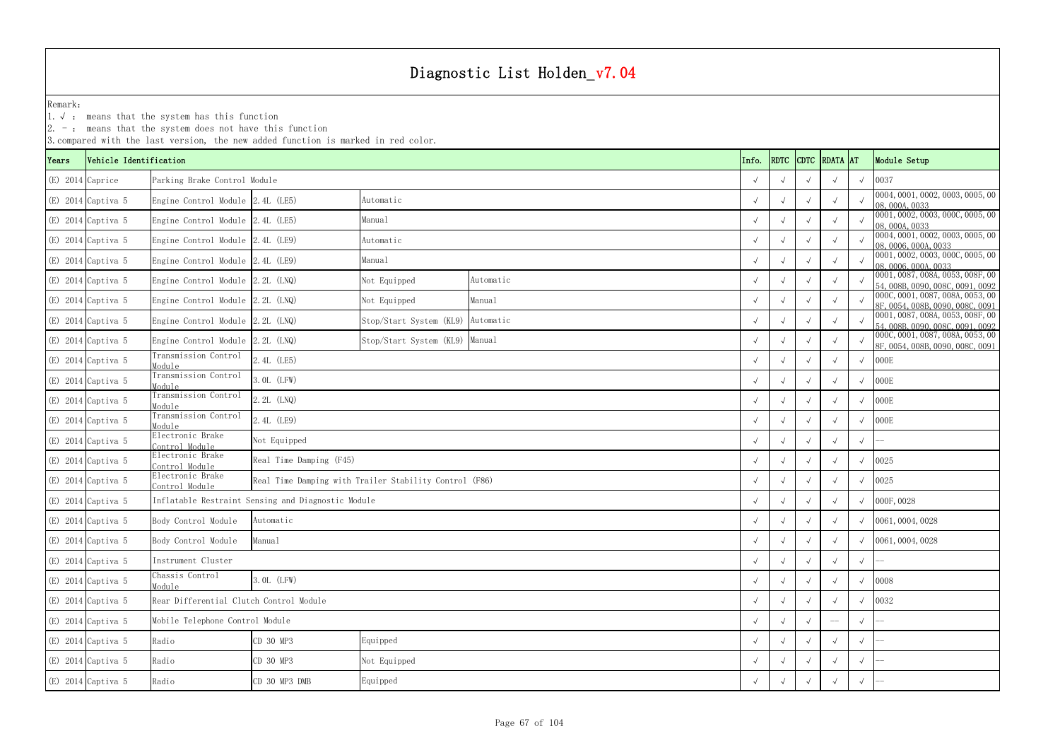# Diagnostic List Holden_v7.04

Remark:
1. √ : means that the system has this function
2. - : means that the system does not have this function
3. compared with the last version, the new added function is marked in red color.

| Years | Vehicle Identification | | | | | Info. | RDTC | CDTC | RDATA | AT | Module Setup |
|---|---|---|---|---|---|---|---|---|---|---|---|
| (E) 2014 | Caprice | Parking Brake Control Module | | | | √ | √ | √ | √ | √ | 0037 |
| (E) 2014 | Captiva 5 | Engine Control Module | 2.4L (LE5) | Automatic | | √ | √ | √ | √ | √ | 0004, 0001, 0002, 0003, 0005, 0008, 000A, 0033 |
| (E) 2014 | Captiva 5 | Engine Control Module | 2.4L (LE5) | Manual | | √ | √ | √ | √ | √ | 0001, 0002, 0003, 000C, 0005, 0008, 000A, 0033 |
| (E) 2014 | Captiva 5 | Engine Control Module | 2.4L (LE9) | Automatic | | √ | √ | √ | √ | √ | 0004, 0001, 0002, 0003, 0005, 0008, 0006, 000A, 0033 |
| (E) 2014 | Captiva 5 | Engine Control Module | 2.4L (LE9) | Manual | | √ | √ | √ | √ | √ | 0001, 0002, 0003, 000C, 0005, 0008, 0006, 000A, 0033 |
| (E) 2014 | Captiva 5 | Engine Control Module | 2.2L (LNQ) | Not Equipped | Automatic | √ | √ | √ | √ | √ | 0001, 0087, 008A, 0053, 008F, 0054, 008B, 0090, 008C, 0091, 0092 |
| (E) 2014 | Captiva 5 | Engine Control Module | 2.2L (LNQ) | Not Equipped | Manual | √ | √ | √ | √ | √ | 000C, 0001, 0087, 008A, 0053, 008F, 0054, 008B, 0090, 008C, 0091 |
| (E) 2014 | Captiva 5 | Engine Control Module | 2.2L (LNQ) | Stop/Start System (KL9) | Automatic | √ | √ | √ | √ | √ | 0001, 0087, 008A, 0053, 008F, 0054, 008B, 0090, 008C, 0091, 0092 |
| (E) 2014 | Captiva 5 | Engine Control Module | 2.2L (LNQ) | Stop/Start System (KL9) | Manual | √ | √ | √ | √ | √ | 000C, 0001, 0087, 008A, 0053, 008F, 0054, 008B, 0090, 008C, 0091 |
| (E) 2014 | Captiva 5 | Transmission Control Module | 2.4L (LE5) | | | √ | √ | √ | √ | √ | 000E |
| (E) 2014 | Captiva 5 | Transmission Control Module | 3.0L (LFW) | | | √ | √ | √ | √ | √ | 000E |
| (E) 2014 | Captiva 5 | Transmission Control Module | 2.2L (LNQ) | | | √ | √ | √ | √ | √ | 000E |
| (E) 2014 | Captiva 5 | Transmission Control Module | 2.4L (LE9) | | | √ | √ | √ | √ | √ | 000E |
| (E) 2014 | Captiva 5 | Electronic Brake Control Module | Not Equipped | | | √ | √ | √ | √ | √ | -- |
| (E) 2014 | Captiva 5 | Electronic Brake Control Module | Real Time Damping (F45) | | | √ | √ | √ | √ | √ | 0025 |
| (E) 2014 | Captiva 5 | Electronic Brake Control Module | Real Time Damping with Trailer Stability Control (F86) | | | √ | √ | √ | √ | √ | 0025 |
| (E) 2014 | Captiva 5 | Inflatable Restraint Sensing and Diagnostic Module | | | | √ | √ | √ | √ | √ | 000F, 0028 |
| (E) 2014 | Captiva 5 | Body Control Module | Automatic | | | √ | √ | √ | √ | √ | 0061, 0004, 0028 |
| (E) 2014 | Captiva 5 | Body Control Module | Manual | | | √ | √ | √ | √ | √ | 0061, 0004, 0028 |
| (E) 2014 | Captiva 5 | Instrument Cluster | | | | √ | √ | √ | √ | √ | -- |
| (E) 2014 | Captiva 5 | Chassis Control Module | 3.0L (LFW) | | | √ | √ | √ | √ | √ | 0008 |
| (E) 2014 | Captiva 5 | Rear Differential Clutch Control Module | | | | √ | √ | √ | √ | √ | 0032 |
| (E) 2014 | Captiva 5 | Mobile Telephone Control Module | | | | √ | √ | √ | -- | √ | -- |
| (E) 2014 | Captiva 5 | Radio | CD 30 MP3 | Equipped | | √ | √ | √ | √ | √ | -- |
| (E) 2014 | Captiva 5 | Radio | CD 30 MP3 | Not Equipped | | √ | √ | √ | √ | √ | -- |
| (E) 2014 | Captiva 5 | Radio | CD 30 MP3 DMB | Equipped | | √ | √ | √ | √ | √ | -- |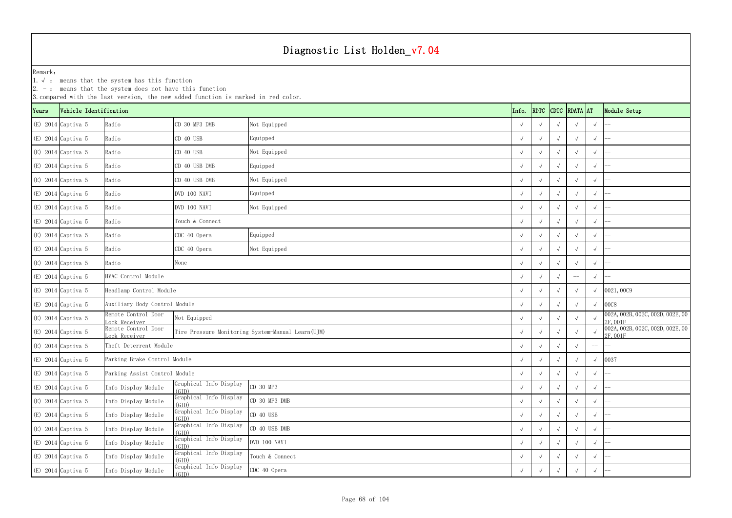# Diagnostic List Holden_v7.04

Remark:
1. √ : means that the system has this function
2. - : means that the system does not have this function
3. compared with the last version, the new added function is marked in red color.

| Years | Vehicle Identification | | | | Info. | RDTC | CDTC | RDATA | AT | Module Setup |
|---|---|---|---|---|---|---|---|---|---|---|
| (E) 2014 | Captiva 5 | Radio | CD 30 MP3 DMB | Not Equipped | √ | √ | √ | √ | √ | -- |
| (E) 2014 | Captiva 5 | Radio | CD 40 USB | Equipped | √ | √ | √ | √ | √ | -- |
| (E) 2014 | Captiva 5 | Radio | CD 40 USB | Not Equipped | √ | √ | √ | √ | √ | -- |
| (E) 2014 | Captiva 5 | Radio | CD 40 USB DMB | Equipped | √ | √ | √ | √ | √ | -- |
| (E) 2014 | Captiva 5 | Radio | CD 40 USB DMB | Not Equipped | √ | √ | √ | √ | √ | -- |
| (E) 2014 | Captiva 5 | Radio | DVD 100 NAVI | Equipped | √ | √ | √ | √ | √ | -- |
| (E) 2014 | Captiva 5 | Radio | DVD 100 NAVI | Not Equipped | √ | √ | √ | √ | √ | -- |
| (E) 2014 | Captiva 5 | Radio | Touch & Connect | | √ | √ | √ | √ | √ | -- |
| (E) 2014 | Captiva 5 | Radio | CDC 40 Opera | Equipped | √ | √ | √ | √ | √ | -- |
| (E) 2014 | Captiva 5 | Radio | CDC 40 Opera | Not Equipped | √ | √ | √ | √ | √ | -- |
| (E) 2014 | Captiva 5 | Radio | None | | √ | √ | √ | √ | √ | -- |
| (E) 2014 | Captiva 5 | HVAC Control Module | | | √ | √ | √ | -- | √ | -- |
| (E) 2014 | Captiva 5 | Headlamp Control Module | | | √ | √ | √ | √ | √ | 0021, 00C9 |
| (E) 2014 | Captiva 5 | Auxiliary Body Control Module | | | √ | √ | √ | √ | √ | 00C8 |
| (E) 2014 | Captiva 5 | Remote Control Door Lock Receiver | Not Equipped | | √ | √ | √ | √ | √ | 002A, 002B, 002C, 002D, 002E, 002F, 001F |
| (E) 2014 | Captiva 5 | Remote Control Door Lock Receiver | Tire Pressure Monitoring System-Manual Learn(UJM) | | √ | √ | √ | √ | √ | 002A, 002B, 002C, 002D, 002E, 002F, 001F |
| (E) 2014 | Captiva 5 | Theft Deterrent Module | | | √ | √ | √ | √ | -- | -- |
| (E) 2014 | Captiva 5 | Parking Brake Control Module | | | √ | √ | √ | √ | √ | 0037 |
| (E) 2014 | Captiva 5 | Parking Assist Control Module | | | √ | √ | √ | √ | √ | -- |
| (E) 2014 | Captiva 5 | Info Display Module | Graphical Info Display (GID) | CD 30 MP3 | √ | √ | √ | √ | √ | -- |
| (E) 2014 | Captiva 5 | Info Display Module | Graphical Info Display (GID) | CD 30 MP3 DMB | √ | √ | √ | √ | √ | -- |
| (E) 2014 | Captiva 5 | Info Display Module | Graphical Info Display (GID) | CD 40 USB | √ | √ | √ | √ | √ | -- |
| (E) 2014 | Captiva 5 | Info Display Module | Graphical Info Display (GID) | CD 40 USB DMB | √ | √ | √ | √ | √ | -- |
| (E) 2014 | Captiva 5 | Info Display Module | Graphical Info Display (GID) | DVD 100 NAVI | √ | √ | √ | √ | √ | -- |
| (E) 2014 | Captiva 5 | Info Display Module | Graphical Info Display (GID) | Touch & Connect | √ | √ | √ | √ | √ | -- |
| (E) 2014 | Captiva 5 | Info Display Module | Graphical Info Display (GID) | CDC 40 Opera | √ | √ | √ | √ | √ | -- |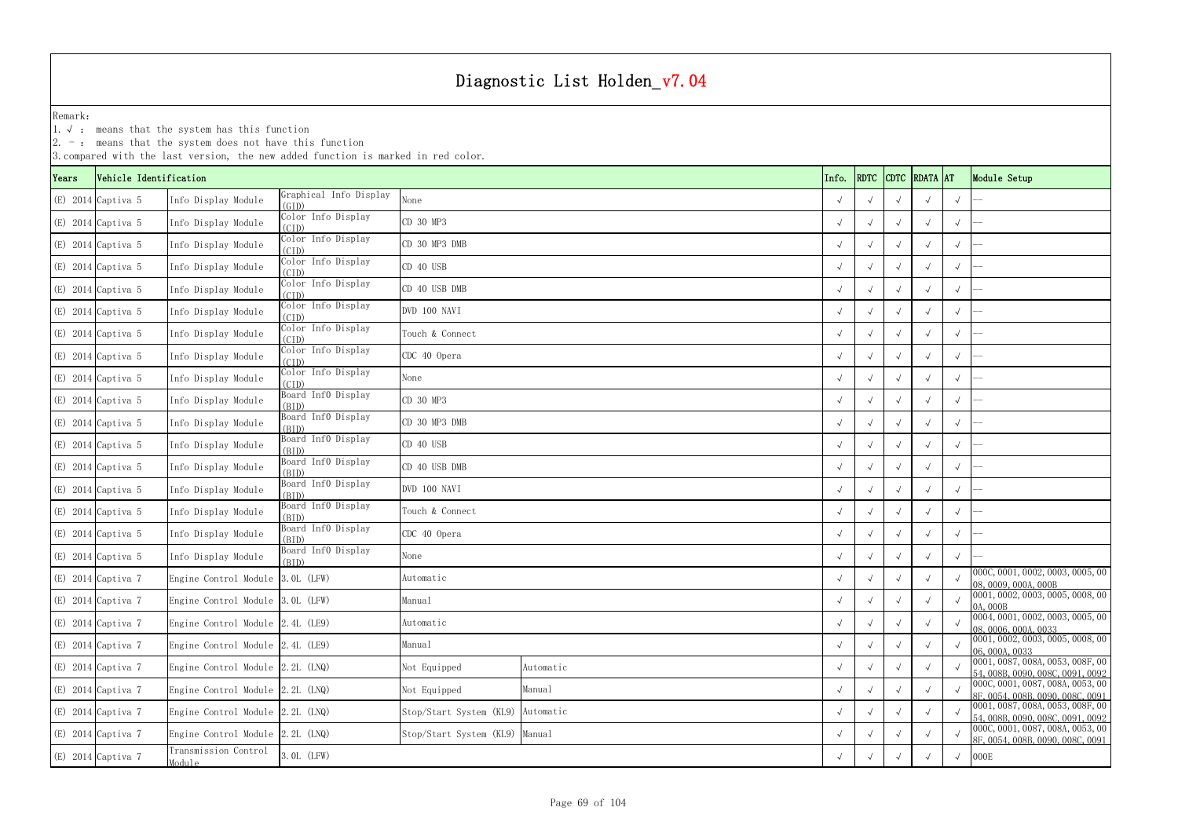# Diagnostic List Holden_v7.04

Remark:
1. √ : means that the system has this function
2. - : means that the system does not have this function
3. compared with the last version, the new added function is marked in red color.

| Years | Vehicle Identification | | | | | Info. | RDTC | CDTC | RDATA | AT | Module Setup |
|---|---|---|---|---|---|---|---|---|---|---|---|
| (E) 2014 | Captiva 5 | Info Display Module | Graphical Info Display (GID) | None | | √ | √ | √ | √ | √ | -- |
| (E) 2014 | Captiva 5 | Info Display Module | Color Info Display (CID) | CD 30 MP3 | | √ | √ | √ | √ | √ | -- |
| (E) 2014 | Captiva 5 | Info Display Module | Color Info Display (CID) | CD 30 MP3 DMB | | √ | √ | √ | √ | √ | -- |
| (E) 2014 | Captiva 5 | Info Display Module | Color Info Display (CID) | CD 40 USB | | √ | √ | √ | √ | √ | -- |
| (E) 2014 | Captiva 5 | Info Display Module | Color Info Display (CID) | CD 40 USB DMB | | √ | √ | √ | √ | √ | -- |
| (E) 2014 | Captiva 5 | Info Display Module | Color Info Display (CID) | DVD 100 NAVI | | √ | √ | √ | √ | √ | -- |
| (E) 2014 | Captiva 5 | Info Display Module | Color Info Display (CID) | Touch & Connect | | √ | √ | √ | √ | √ | -- |
| (E) 2014 | Captiva 5 | Info Display Module | Color Info Display (CID) | CDC 40 Opera | | √ | √ | √ | √ | √ | -- |
| (E) 2014 | Captiva 5 | Info Display Module | Color Info Display (CID) | None | | √ | √ | √ | √ | √ | -- |
| (E) 2014 | Captiva 5 | Info Display Module | Board Inf0 Display (BID) | CD 30 MP3 | | √ | √ | √ | √ | √ | -- |
| (E) 2014 | Captiva 5 | Info Display Module | Board Inf0 Display (BID) | CD 30 MP3 DMB | | √ | √ | √ | √ | √ | -- |
| (E) 2014 | Captiva 5 | Info Display Module | Board Inf0 Display (BID) | CD 40 USB | | √ | √ | √ | √ | √ | -- |
| (E) 2014 | Captiva 5 | Info Display Module | Board Inf0 Display (BID) | CD 40 USB DMB | | √ | √ | √ | √ | √ | -- |
| (E) 2014 | Captiva 5 | Info Display Module | Board Inf0 Display (BID) | DVD 100 NAVI | | √ | √ | √ | √ | √ | -- |
| (E) 2014 | Captiva 5 | Info Display Module | Board Inf0 Display (BID) | Touch & Connect | | √ | √ | √ | √ | √ | -- |
| (E) 2014 | Captiva 5 | Info Display Module | Board Inf0 Display (BID) | CDC 40 Opera | | √ | √ | √ | √ | √ | -- |
| (E) 2014 | Captiva 5 | Info Display Module | Board Inf0 Display (BID) | None | | √ | √ | √ | √ | √ | -- |
| (E) 2014 | Captiva 7 | Engine Control Module | 3.0L (LFW) | Automatic | | √ | √ | √ | √ | √ | 000C, 0001, 0002, 0003, 0005, 0008, 0009, 000A, 000B |
| (E) 2014 | Captiva 7 | Engine Control Module | 3.0L (LFW) | Manual | | √ | √ | √ | √ | √ | 0001, 0002, 0003, 0005, 0008, 000A, 000B |
| (E) 2014 | Captiva 7 | Engine Control Module | 2.4L (LE9) | Automatic | | √ | √ | √ | √ | √ | 0004, 0001, 0002, 0003, 0005, 0008, 0006, 000A, 0033 |
| (E) 2014 | Captiva 7 | Engine Control Module | 2.4L (LE9) | Manual | | √ | √ | √ | √ | √ | 0001, 0002, 0003, 0005, 0008, 0006, 000A, 0033 |
| (E) 2014 | Captiva 7 | Engine Control Module | 2.2L (LNQ) | Not Equipped | Automatic | √ | √ | √ | √ | √ | 0001, 0087, 008A, 0053, 008F, 0054, 008B, 0090, 008C, 0091, 0092 |
| (E) 2014 | Captiva 7 | Engine Control Module | 2.2L (LNQ) | Not Equipped | Manual | √ | √ | √ | √ | √ | 000C, 0001, 0087, 008A, 0053, 008F, 0054, 008B, 0090, 008C, 0091 |
| (E) 2014 | Captiva 7 | Engine Control Module | 2.2L (LNQ) | Stop/Start System (KL9) | Automatic | √ | √ | √ | √ | √ | 0001, 0087, 008A, 0053, 008F, 0054, 008B, 0090, 008C, 0091, 0092 |
| (E) 2014 | Captiva 7 | Engine Control Module | 2.2L (LNQ) | Stop/Start System (KL9) | Manual | √ | √ | √ | √ | √ | 000C, 0001, 0087, 008A, 0053, 008F, 0054, 008B, 0090, 008C, 0091 |
| (E) 2014 | Captiva 7 | Transmission Control Module | 3.0L (LFW) | | | √ | √ | √ | √ | √ | 000E |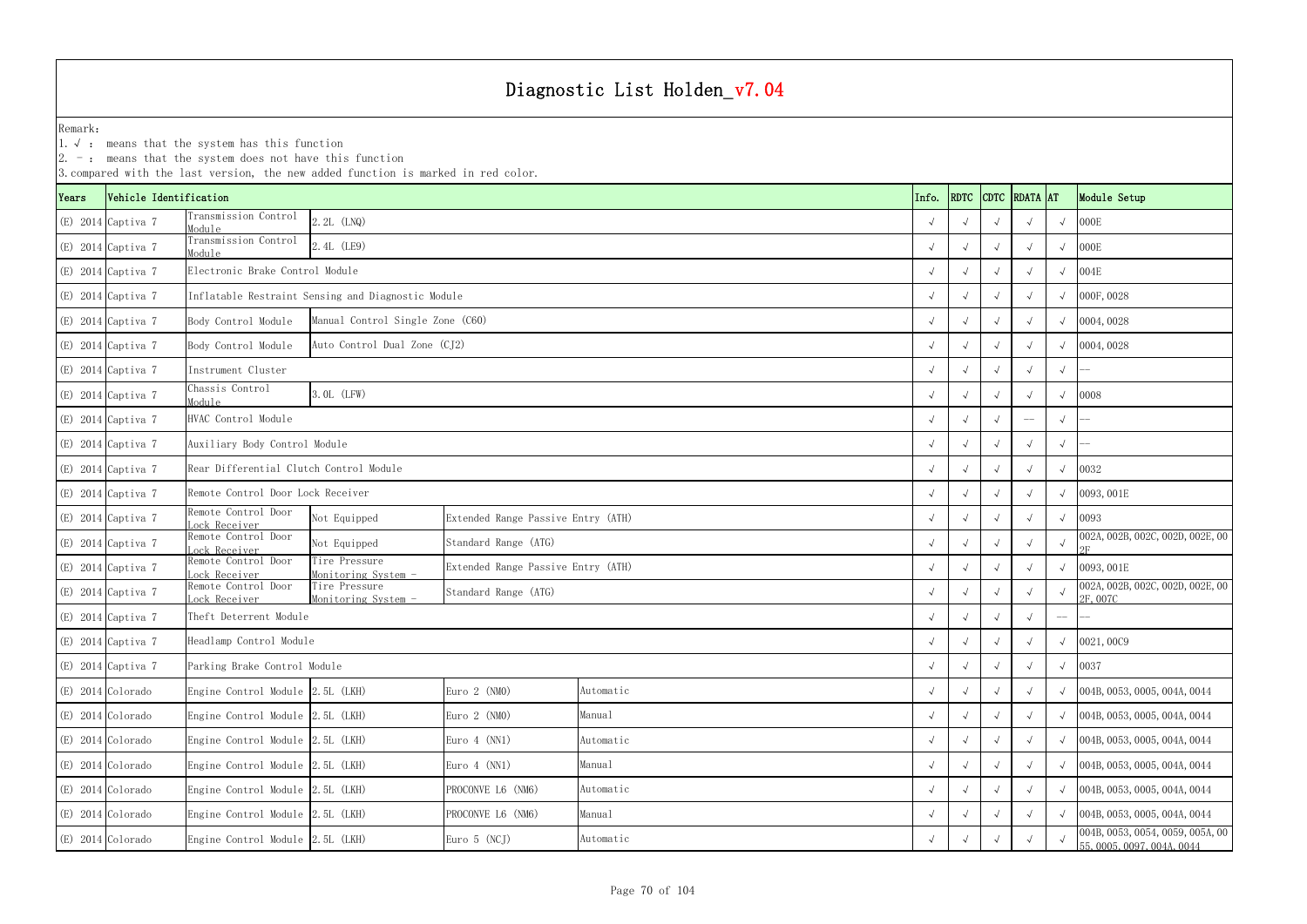# Diagnostic List Holden_v7.04

Remark:
1. √ : means that the system has this function
2. - : means that the system does not have this function
3. compared with the last version, the new added function is marked in red color.

| Years | Vehicle Identification | | | | | Info. | RDTC | CDTC | RDATA | AT | Module Setup |
|---|---|---|---|---|---|---|---|---|---|---|---|
| (E) 2014 | Captiva 7 | Transmission Control Module | 2.2L (LNQ) | | | √ | √ | √ | √ | √ | 000E |
| (E) 2014 | Captiva 7 | Transmission Control Module | 2.4L (LE9) | | | √ | √ | √ | √ | √ | 000E |
| (E) 2014 | Captiva 7 | Electronic Brake Control Module | | | | √ | √ | √ | √ | √ | 004E |
| (E) 2014 | Captiva 7 | Inflatable Restraint Sensing and Diagnostic Module | | | | √ | √ | √ | √ | √ | 000F, 0028 |
| (E) 2014 | Captiva 7 | Body Control Module | Manual Control Single Zone (C60) | | | √ | √ | √ | √ | √ | 0004, 0028 |
| (E) 2014 | Captiva 7 | Body Control Module | Auto Control Dual Zone (CJ2) | | | √ | √ | √ | √ | √ | 0004, 0028 |
| (E) 2014 | Captiva 7 | Instrument Cluster | | | | √ | √ | √ | √ | √ | -- |
| (E) 2014 | Captiva 7 | Chassis Control Module | 3.0L (LFW) | | | √ | √ | √ | √ | √ | 0008 |
| (E) 2014 | Captiva 7 | HVAC Control Module | | | | √ | √ | √ | -- | √ | -- |
| (E) 2014 | Captiva 7 | Auxiliary Body Control Module | | | | √ | √ | √ | √ | √ | -- |
| (E) 2014 | Captiva 7 | Rear Differential Clutch Control Module | | | | √ | √ | √ | √ | √ | 0032 |
| (E) 2014 | Captiva 7 | Remote Control Door Lock Receiver | | | | √ | √ | √ | √ | √ | 0093, 001E |
| (E) 2014 | Captiva 7 | Remote Control Door Lock Receiver | Not Equipped | Extended Range Passive Entry (ATH) | | √ | √ | √ | √ | √ | 0093 |
| (E) 2014 | Captiva 7 | Remote Control Door Lock Receiver | Not Equipped | Standard Range (ATG) | | √ | √ | √ | √ | √ | 002A, 002B, 002C, 002D, 002E, 002F |
| (E) 2014 | Captiva 7 | Remote Control Door Lock Receiver | Tire Pressure Monitoring System - | Extended Range Passive Entry (ATH) | | √ | √ | √ | √ | √ | 0093, 001E |
| (E) 2014 | Captiva 7 | Remote Control Door Lock Receiver | Tire Pressure Monitoring System - | Standard Range (ATG) | | √ | √ | √ | √ | √ | 002A, 002B, 002C, 002D, 002E, 002F, 007C |
| (E) 2014 | Captiva 7 | Theft Deterrent Module | | | | √ | √ | √ | √ | -- | -- |
| (E) 2014 | Captiva 7 | Headlamp Control Module | | | | √ | √ | √ | √ | √ | 0021, 00C9 |
| (E) 2014 | Captiva 7 | Parking Brake Control Module | | | | √ | √ | √ | √ | √ | 0037 |
| (E) 2014 | Colorado | Engine Control Module | 2.5L (LKH) | Euro 2 (NM0) | Automatic | √ | √ | √ | √ | √ | 004B, 0053, 0005, 004A, 0044 |
| (E) 2014 | Colorado | Engine Control Module | 2.5L (LKH) | Euro 2 (NM0) | Manual | √ | √ | √ | √ | √ | 004B, 0053, 0005, 004A, 0044 |
| (E) 2014 | Colorado | Engine Control Module | 2.5L (LKH) | Euro 4 (NN1) | Automatic | √ | √ | √ | √ | √ | 004B, 0053, 0005, 004A, 0044 |
| (E) 2014 | Colorado | Engine Control Module | 2.5L (LKH) | Euro 4 (NN1) | Manual | √ | √ | √ | √ | √ | 004B, 0053, 0005, 004A, 0044 |
| (E) 2014 | Colorado | Engine Control Module | 2.5L (LKH) | PROCONVE L6 (NM6) | Automatic | √ | √ | √ | √ | √ | 004B, 0053, 0005, 004A, 0044 |
| (E) 2014 | Colorado | Engine Control Module | 2.5L (LKH) | PROCONVE L6 (NM6) | Manual | √ | √ | √ | √ | √ | 004B, 0053, 0005, 004A, 0044 |
| (E) 2014 | Colorado | Engine Control Module | 2.5L (LKH) | Euro 5 (NCJ) | Automatic | √ | √ | √ | √ | √ | 004B, 0053, 0054, 0059, 005A, 0055, 0005, 0097, 004A, 0044 |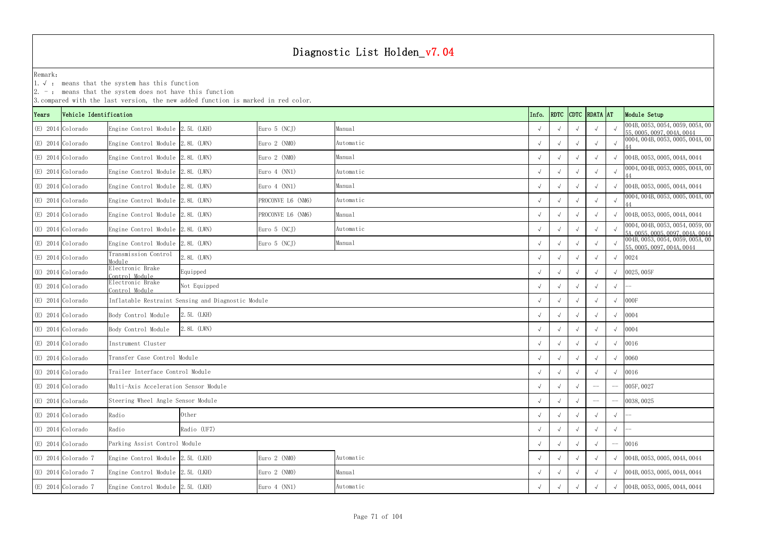# Diagnostic List Holden_v7.04

Remark:

1. √ : means that the system has this function
2. - : means that the system does not have this function
3. compared with the last version, the new added function is marked in red color.

| Years | Vehicle Identification | | | | | Info. | RDTC | CDTC | RDATA | AT | Module Setup |
|---|---|---|---|---|---|---|---|---|---|---|---|
| (E) 2014 | Colorado | Engine Control Module | 2.5L (LKH) | Euro 5 (NCJ) | Manual | √ | √ | √ | √ | √ | 004B, 0053, 0054, 0059, 005A, 0055, 0005, 0097, 004A, 0044 |
| (E) 2014 | Colorado | Engine Control Module | 2.8L (LWN) | Euro 2 (NMO) | Automatic | √ | √ | √ | √ | √ | 0004, 004B, 0053, 0005, 004A, 0044 |
| (E) 2014 | Colorado | Engine Control Module | 2.8L (LWN) | Euro 2 (NMO) | Manual | √ | √ | √ | √ | √ | 004B, 0053, 0005, 004A, 0044 |
| (E) 2014 | Colorado | Engine Control Module | 2.8L (LWN) | Euro 4 (NN1) | Automatic | √ | √ | √ | √ | √ | 0004, 004B, 0053, 0005, 004A, 0044 |
| (E) 2014 | Colorado | Engine Control Module | 2.8L (LWN) | Euro 4 (NN1) | Manual | √ | √ | √ | √ | √ | 004B, 0053, 0005, 004A, 0044 |
| (E) 2014 | Colorado | Engine Control Module | 2.8L (LWN) | PROCONVE L6 (NM6) | Automatic | √ | √ | √ | √ | √ | 0004, 004B, 0053, 0005, 004A, 0044 |
| (E) 2014 | Colorado | Engine Control Module | 2.8L (LWN) | PROCONVE L6 (NM6) | Manual | √ | √ | √ | √ | √ | 004B, 0053, 0005, 004A, 0044 |
| (E) 2014 | Colorado | Engine Control Module | 2.8L (LWN) | Euro 5 (NCJ) | Automatic | √ | √ | √ | √ | √ | 0004, 004B, 0053, 0054, 0059, 005A, 0055, 0005, 0097, 004A, 0044 |
| (E) 2014 | Colorado | Engine Control Module | 2.8L (LWN) | Euro 5 (NCJ) | Manual | √ | √ | √ | √ | √ | 004B, 0053, 0054, 0059, 005A, 0055, 0005, 0097, 004A, 0044 |
| (E) 2014 | Colorado | Transmission Control Module | 2.8L (LWN) | | | √ | √ | √ | √ | √ | 0024 |
| (E) 2014 | Colorado | Electronic Brake Control Module | Equipped | | | √ | √ | √ | √ | √ | 0025, 005F |
| (E) 2014 | Colorado | Electronic Brake Control Module | Not Equipped | | | √ | √ | √ | √ | √ | -- |
| (E) 2014 | Colorado | Inflatable Restraint Sensing and Diagnostic Module | | | | √ | √ | √ | √ | √ | 000F |
| (E) 2014 | Colorado | Body Control Module | 2.5L (LKH) | | | √ | √ | √ | √ | √ | 0004 |
| (E) 2014 | Colorado | Body Control Module | 2.8L (LWN) | | | √ | √ | √ | √ | √ | 0004 |
| (E) 2014 | Colorado | Instrument Cluster | | | | √ | √ | √ | √ | √ | 0016 |
| (E) 2014 | Colorado | Transfer Case Control Module | | | | √ | √ | √ | √ | √ | 0060 |
| (E) 2014 | Colorado | Trailer Interface Control Module | | | | √ | √ | √ | √ | √ | 0016 |
| (E) 2014 | Colorado | Multi-Axis Acceleration Sensor Module | | | | √ | √ | √ | -- | -- | 005F, 0027 |
| (E) 2014 | Colorado | Steering Wheel Angle Sensor Module | | | | √ | √ | √ | -- | -- | 0038, 0025 |
| (E) 2014 | Colorado | Radio | Other | | | √ | √ | √ | √ | √ | -- |
| (E) 2014 | Colorado | Radio | Radio (UF7) | | | √ | √ | √ | √ | √ | -- |
| (E) 2014 | Colorado | Parking Assist Control Module | | | | √ | √ | √ | √ | -- | 0016 |
| (E) 2014 | Colorado 7 | Engine Control Module | 2.5L (LKH) | Euro 2 (NMO) | Automatic | √ | √ | √ | √ | √ | 004B, 0053, 0005, 004A, 0044 |
| (E) 2014 | Colorado 7 | Engine Control Module | 2.5L (LKH) | Euro 2 (NMO) | Manual | √ | √ | √ | √ | √ | 004B, 0053, 0005, 004A, 0044 |
| (E) 2014 | Colorado 7 | Engine Control Module | 2.5L (LKH) | Euro 4 (NN1) | Automatic | √ | √ | √ | √ | √ | 004B, 0053, 0005, 004A, 0044 |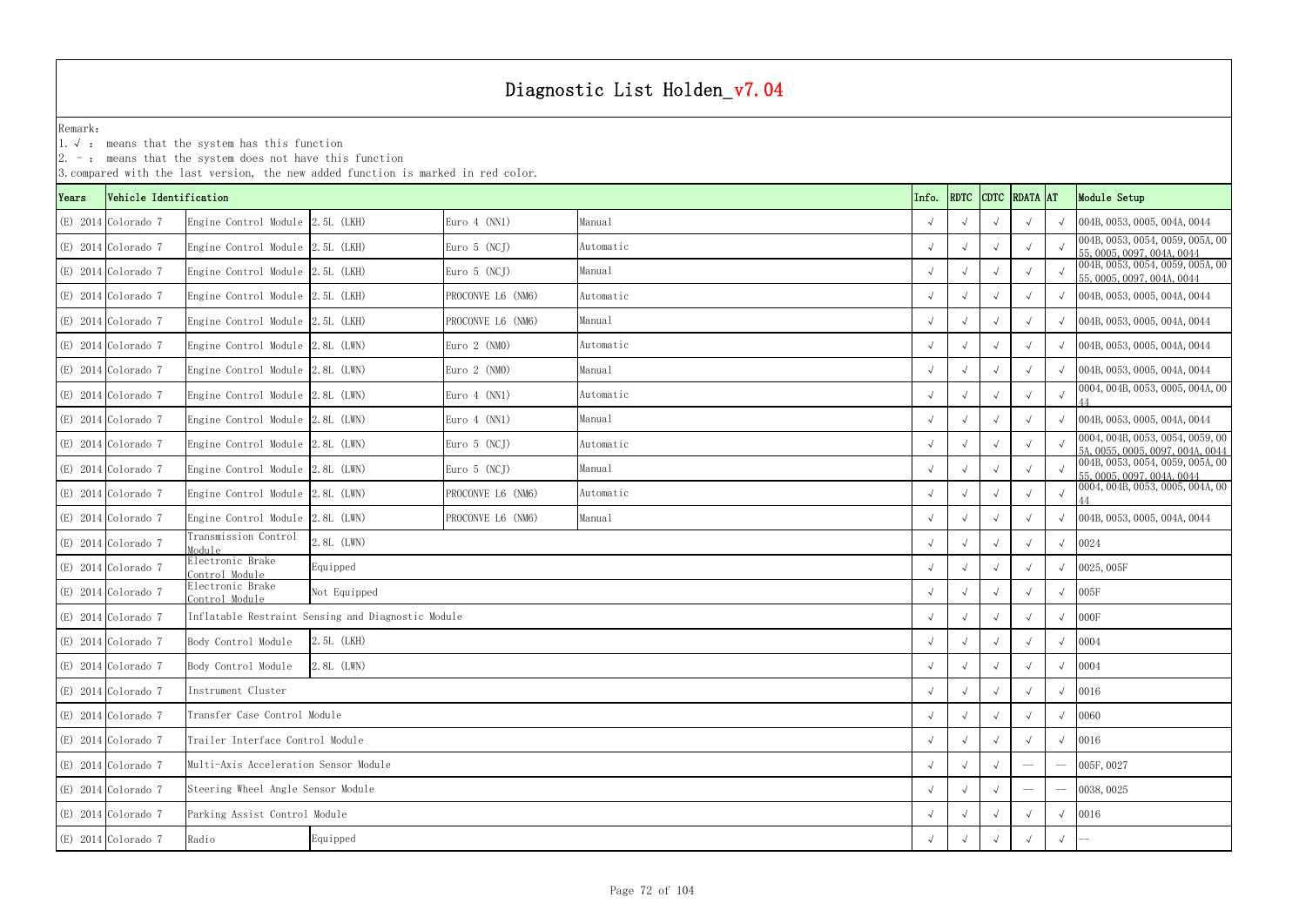# Diagnostic List Holden_v7.04

Remark:
1. √ : means that the system has this function
2. - : means that the system does not have this function
3. compared with the last version, the new added function is marked in red color.

| Years | Vehicle Identification | | | | | Info. | RDTC | CDTC | RDATA | AT | Module Setup |
|---|---|---|---|---|---|---|---|---|---|---|---|
| (E) 2014 | Colorado 7 | Engine Control Module | 2.5L (LKH) | Euro 4 (NN1) | Manual | √ | √ | √ | √ | √ | 004B, 0053, 0005, 004A, 0044 |
| (E) 2014 | Colorado 7 | Engine Control Module | 2.5L (LKH) | Euro 5 (NCJ) | Automatic | √ | √ | √ | √ | √ | 004B, 0053, 0054, 0059, 005A, 0055, 0005, 0097, 004A, 0044 |
| (E) 2014 | Colorado 7 | Engine Control Module | 2.5L (LKH) | Euro 5 (NCJ) | Manual | √ | √ | √ | √ | √ | 004B, 0053, 0054, 0059, 005A, 0055, 0005, 0097, 004A, 0044 |
| (E) 2014 | Colorado 7 | Engine Control Module | 2.5L (LKH) | PROCONVE L6 (NM6) | Automatic | √ | √ | √ | √ | √ | 004B, 0053, 0005, 004A, 0044 |
| (E) 2014 | Colorado 7 | Engine Control Module | 2.5L (LKH) | PROCONVE L6 (NM6) | Manual | √ | √ | √ | √ | √ | 004B, 0053, 0005, 004A, 0044 |
| (E) 2014 | Colorado 7 | Engine Control Module | 2.8L (LWN) | Euro 2 (NM0) | Automatic | √ | √ | √ | √ | √ | 004B, 0053, 0005, 004A, 0044 |
| (E) 2014 | Colorado 7 | Engine Control Module | 2.8L (LWN) | Euro 2 (NM0) | Manual | √ | √ | √ | √ | √ | 004B, 0053, 0005, 004A, 0044 |
| (E) 2014 | Colorado 7 | Engine Control Module | 2.8L (LWN) | Euro 4 (NN1) | Automatic | √ | √ | √ | √ | √ | 0004, 004B, 0053, 0005, 004A, 0044 |
| (E) 2014 | Colorado 7 | Engine Control Module | 2.8L (LWN) | Euro 4 (NN1) | Manual | √ | √ | √ | √ | √ | 004B, 0053, 0005, 004A, 0044 |
| (E) 2014 | Colorado 7 | Engine Control Module | 2.8L (LWN) | Euro 5 (NCJ) | Automatic | √ | √ | √ | √ | √ | 0004, 004B, 0053, 0054, 0059, 005A, 0055, 0005, 0097, 004A, 0044 |
| (E) 2014 | Colorado 7 | Engine Control Module | 2.8L (LWN) | Euro 5 (NCJ) | Manual | √ | √ | √ | √ | √ | 004B, 0053, 0054, 0059, 005A, 0055, 0005, 0097, 004A, 0044 |
| (E) 2014 | Colorado 7 | Engine Control Module | 2.8L (LWN) | PROCONVE L6 (NM6) | Automatic | √ | √ | √ | √ | √ | 0004, 004B, 0053, 0005, 004A, 0044 |
| (E) 2014 | Colorado 7 | Engine Control Module | 2.8L (LWN) | PROCONVE L6 (NM6) | Manual | √ | √ | √ | √ | √ | 004B, 0053, 0005, 004A, 0044 |
| (E) 2014 | Colorado 7 | Transmission Control Module | 2.8L (LWN) | | | √ | √ | √ | √ | √ | 0024 |
| (E) 2014 | Colorado 7 | Electronic Brake Control Module | Equipped | | | √ | √ | √ | √ | √ | 0025, 005F |
| (E) 2014 | Colorado 7 | Electronic Brake Control Module | Not Equipped | | | √ | √ | √ | √ | √ | 005F |
| (E) 2014 | Colorado 7 | Inflatable Restraint Sensing and Diagnostic Module | | | | √ | √ | √ | √ | √ | 000F |
| (E) 2014 | Colorado 7 | Body Control Module | 2.5L (LKH) | | | √ | √ | √ | √ | √ | 0004 |
| (E) 2014 | Colorado 7 | Body Control Module | 2.8L (LWN) | | | √ | √ | √ | √ | √ | 0004 |
| (E) 2014 | Colorado 7 | Instrument Cluster | | | | √ | √ | √ | √ | √ | 0016 |
| (E) 2014 | Colorado 7 | Transfer Case Control Module | | | | √ | √ | √ | √ | √ | 0060 |
| (E) 2014 | Colorado 7 | Trailer Interface Control Module | | | | √ | √ | √ | √ | √ | 0016 |
| (E) 2014 | Colorado 7 | Multi-Axis Acceleration Sensor Module | | | | √ | √ | √ | -- | -- | 005F, 0027 |
| (E) 2014 | Colorado 7 | Steering Wheel Angle Sensor Module | | | | √ | √ | √ | -- | -- | 0038, 0025 |
| (E) 2014 | Colorado 7 | Parking Assist Control Module | | | | √ | √ | √ | √ | √ | 0016 |
| (E) 2014 | Colorado 7 | Radio | Equipped | | | √ | √ | √ | √ | √ | -- |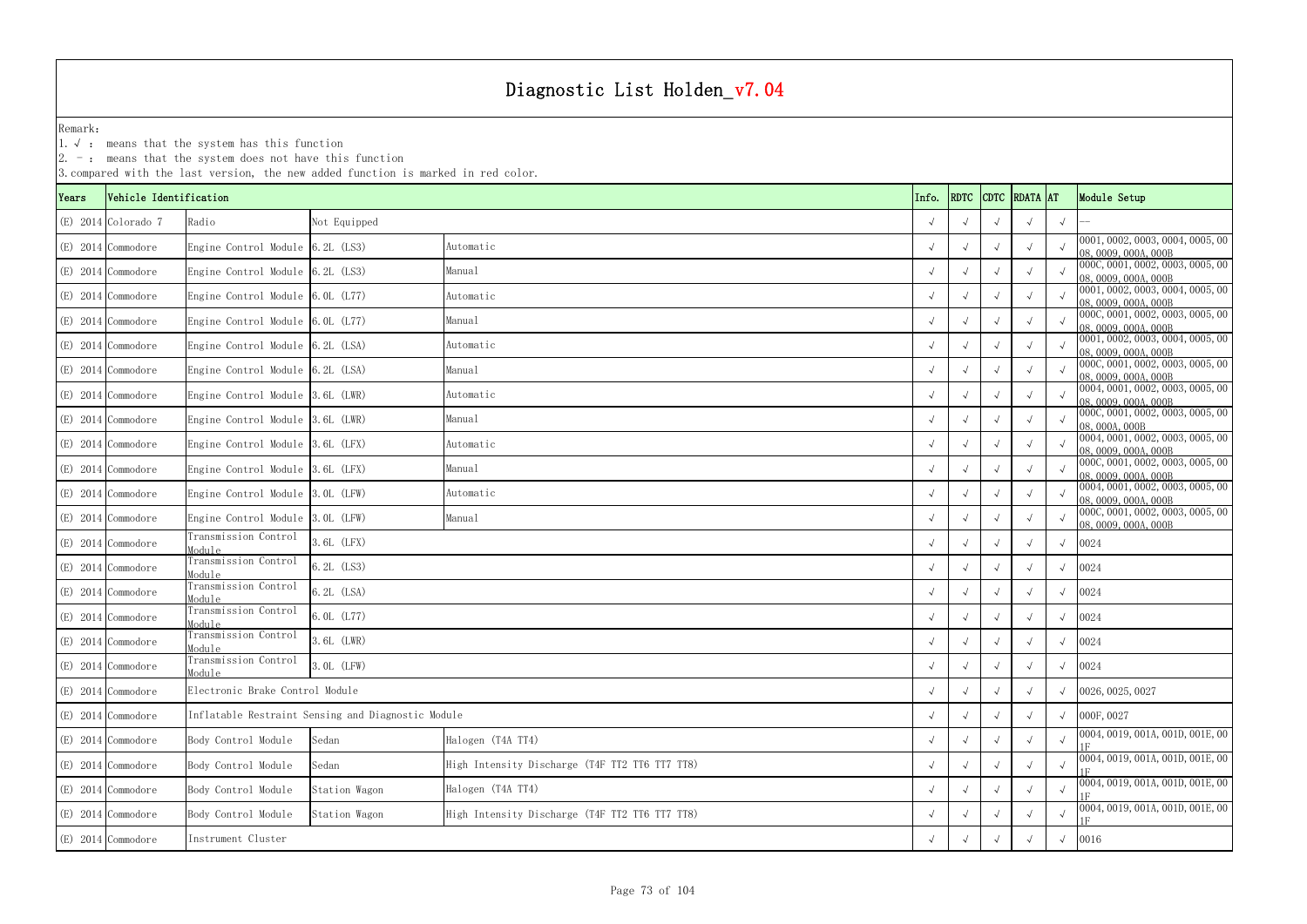# Diagnostic List Holden_v7.04

Remark:
1. √ : means that the system has this function
2. - : means that the system does not have this function
3. compared with the last version, the new added function is marked in red color.

| Years | Vehicle Identification | | | | Info. | RDTC | CDTC | RDATA | AT | Module Setup |
|---|---|---|---|---|---|---|---|---|---|---|
| (E) 2014 | Colorado 7 | Radio | Not Equipped | | √ | √ | √ | √ | √ | -- |
| (E) 2014 | Commodore | Engine Control Module | 6.2L (LS3) | Automatic | √ | √ | √ | √ | √ | 0001, 0002, 0003, 0004, 0005, 0008, 0009, 000A, 000B |
| (E) 2014 | Commodore | Engine Control Module | 6.2L (LS3) | Manual | √ | √ | √ | √ | √ | 000C, 0001, 0002, 0003, 0005, 0008, 0009, 000A, 000B |
| (E) 2014 | Commodore | Engine Control Module | 6.0L (L77) | Automatic | √ | √ | √ | √ | √ | 0001, 0002, 0003, 0004, 0005, 0008, 0009, 000A, 000B |
| (E) 2014 | Commodore | Engine Control Module | 6.0L (L77) | Manual | √ | √ | √ | √ | √ | 000C, 0001, 0002, 0003, 0005, 0008, 0009, 000A, 000B |
| (E) 2014 | Commodore | Engine Control Module | 6.2L (LSA) | Automatic | √ | √ | √ | √ | √ | 0001, 0002, 0003, 0004, 0005, 0008, 0009, 000A, 000B |
| (E) 2014 | Commodore | Engine Control Module | 6.2L (LSA) | Manual | √ | √ | √ | √ | √ | 000C, 0001, 0002, 0003, 0005, 0008, 0009, 000A, 000B |
| (E) 2014 | Commodore | Engine Control Module | 3.6L (LWR) | Automatic | √ | √ | √ | √ | √ | 0004, 0001, 0002, 0003, 0005, 0008, 0009, 000A, 000B |
| (E) 2014 | Commodore | Engine Control Module | 3.6L (LWR) | Manual | √ | √ | √ | √ | √ | 000C, 0001, 0002, 0003, 0005, 0008, 000A, 000B |
| (E) 2014 | Commodore | Engine Control Module | 3.6L (LFX) | Automatic | √ | √ | √ | √ | √ | 0004, 0001, 0002, 0003, 0005, 0008, 0009, 000A, 000B |
| (E) 2014 | Commodore | Engine Control Module | 3.6L (LFX) | Manual | √ | √ | √ | √ | √ | 000C, 0001, 0002, 0003, 0005, 0008, 0009, 000A, 000B |
| (E) 2014 | Commodore | Engine Control Module | 3.0L (LFW) | Automatic | √ | √ | √ | √ | √ | 0004, 0001, 0002, 0003, 0005, 0008, 0009, 000A, 000B |
| (E) 2014 | Commodore | Engine Control Module | 3.0L (LFW) | Manual | √ | √ | √ | √ | √ | 000C, 0001, 0002, 0003, 0005, 0008, 0009, 000A, 000B |
| (E) 2014 | Commodore | Transmission Control Module | 3.6L (LFX) | | √ | √ | √ | √ | √ | 0024 |
| (E) 2014 | Commodore | Transmission Control Module | 6.2L (LS3) | | √ | √ | √ | √ | √ | 0024 |
| (E) 2014 | Commodore | Transmission Control Module | 6.2L (LSA) | | √ | √ | √ | √ | √ | 0024 |
| (E) 2014 | Commodore | Transmission Control Module | 6.0L (L77) | | √ | √ | √ | √ | √ | 0024 |
| (E) 2014 | Commodore | Transmission Control Module | 3.6L (LWR) | | √ | √ | √ | √ | √ | 0024 |
| (E) 2014 | Commodore | Transmission Control Module | 3.0L (LFW) | | √ | √ | √ | √ | √ | 0024 |
| (E) 2014 | Commodore | Electronic Brake Control Module | | | √ | √ | √ | √ | √ | 0026, 0025, 0027 |
| (E) 2014 | Commodore | Inflatable Restraint Sensing and Diagnostic Module | | | √ | √ | √ | √ | √ | 000F, 0027 |
| (E) 2014 | Commodore | Body Control Module | Sedan | Halogen (T4A TT4) | √ | √ | √ | √ | √ | 0004, 0019, 001A, 001D, 001E, 001F |
| (E) 2014 | Commodore | Body Control Module | Sedan | High Intensity Discharge (T4F TT2 TT6 TT7 TT8) | √ | √ | √ | √ | √ | 0004, 0019, 001A, 001D, 001E, 001F |
| (E) 2014 | Commodore | Body Control Module | Station Wagon | Halogen (T4A TT4) | √ | √ | √ | √ | √ | 0004, 0019, 001A, 001D, 001E, 001F |
| (E) 2014 | Commodore | Body Control Module | Station Wagon | High Intensity Discharge (T4F TT2 TT6 TT7 TT8) | √ | √ | √ | √ | √ | 0004, 0019, 001A, 001D, 001E, 001F |
| (E) 2014 | Commodore | Instrument Cluster | | | √ | √ | √ | √ | √ | 0016 |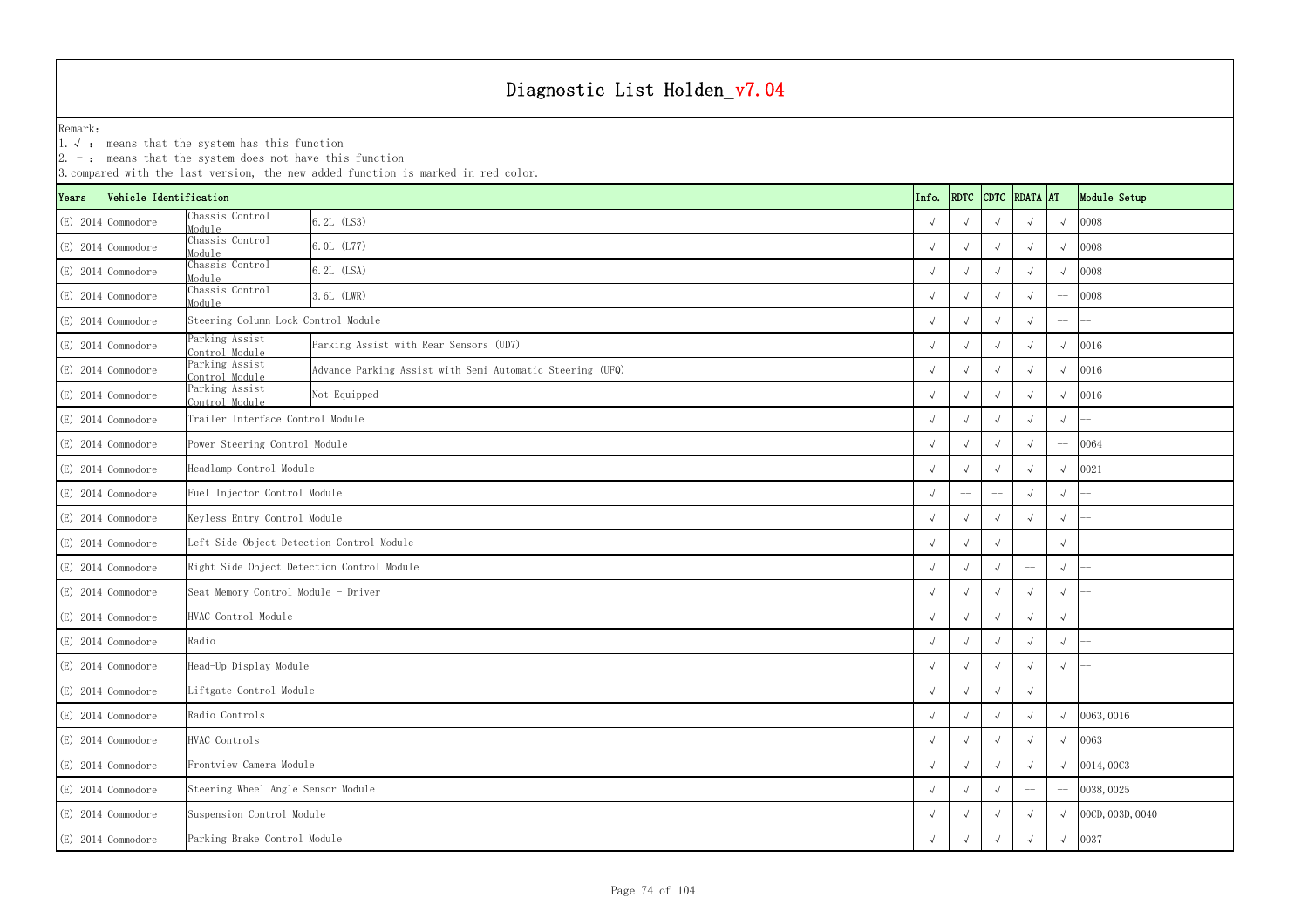# Diagnostic List Holden_v7.04

Remark:
1. √ : means that the system has this function
2. - : means that the system does not have this function
3. compared with the last version, the new added function is marked in red color.

| Years | Vehicle Identification | | | Info. | RDTC | CDTC | RDATA | AT | Module Setup |
|---|---|---|---|---|---|---|---|---|---|
| (E) 2014 | Commodore | Chassis Control Module | 6.2L (LS3) | √ | √ | √ | √ | √ | 0008 |
| (E) 2014 | Commodore | Chassis Control Module | 6.0L (L77) | √ | √ | √ | √ | √ | 0008 |
| (E) 2014 | Commodore | Chassis Control Module | 6.2L (LSA) | √ | √ | √ | √ | √ | 0008 |
| (E) 2014 | Commodore | Chassis Control Module | 3.6L (LWR) | √ | √ | √ | √ | -- | 0008 |
| (E) 2014 | Commodore | Steering Column Lock Control Module | | √ | √ | √ | √ | -- | -- |
| (E) 2014 | Commodore | Parking Assist Control Module | Parking Assist with Rear Sensors (UD7) | √ | √ | √ | √ | √ | 0016 |
| (E) 2014 | Commodore | Parking Assist Control Module | Advance Parking Assist with Semi Automatic Steering (UFQ) | √ | √ | √ | √ | √ | 0016 |
| (E) 2014 | Commodore | Parking Assist Control Module | Not Equipped | √ | √ | √ | √ | √ | 0016 |
| (E) 2014 | Commodore | Trailer Interface Control Module | | √ | √ | √ | √ | √ | -- |
| (E) 2014 | Commodore | Power Steering Control Module | | √ | √ | √ | √ | -- | 0064 |
| (E) 2014 | Commodore | Headlamp Control Module | | √ | √ | √ | √ | √ | 0021 |
| (E) 2014 | Commodore | Fuel Injector Control Module | | √ | -- | -- | √ | √ | -- |
| (E) 2014 | Commodore | Keyless Entry Control Module | | √ | √ | √ | √ | √ | -- |
| (E) 2014 | Commodore | Left Side Object Detection Control Module | | √ | √ | √ | -- | √ | -- |
| (E) 2014 | Commodore | Right Side Object Detection Control Module | | √ | √ | √ | -- | √ | -- |
| (E) 2014 | Commodore | Seat Memory Control Module - Driver | | √ | √ | √ | √ | √ | -- |
| (E) 2014 | Commodore | HVAC Control Module | | √ | √ | √ | √ | √ | -- |
| (E) 2014 | Commodore | Radio | | √ | √ | √ | √ | √ | -- |
| (E) 2014 | Commodore | Head-Up Display Module | | √ | √ | √ | √ | √ | -- |
| (E) 2014 | Commodore | Liftgate Control Module | | √ | √ | √ | √ | -- | -- |
| (E) 2014 | Commodore | Radio Controls | | √ | √ | √ | √ | √ | 0063, 0016 |
| (E) 2014 | Commodore | HVAC Controls | | √ | √ | √ | √ | √ | 0063 |
| (E) 2014 | Commodore | Frontview Camera Module | | √ | √ | √ | √ | √ | 0014, 00C3 |
| (E) 2014 | Commodore | Steering Wheel Angle Sensor Module | | √ | √ | √ | -- | -- | 0038, 0025 |
| (E) 2014 | Commodore | Suspension Control Module | | √ | √ | √ | √ | √ | 00CD, 003D, 0040 |
| (E) 2014 | Commodore | Parking Brake Control Module | | √ | √ | √ | √ | √ | 0037 |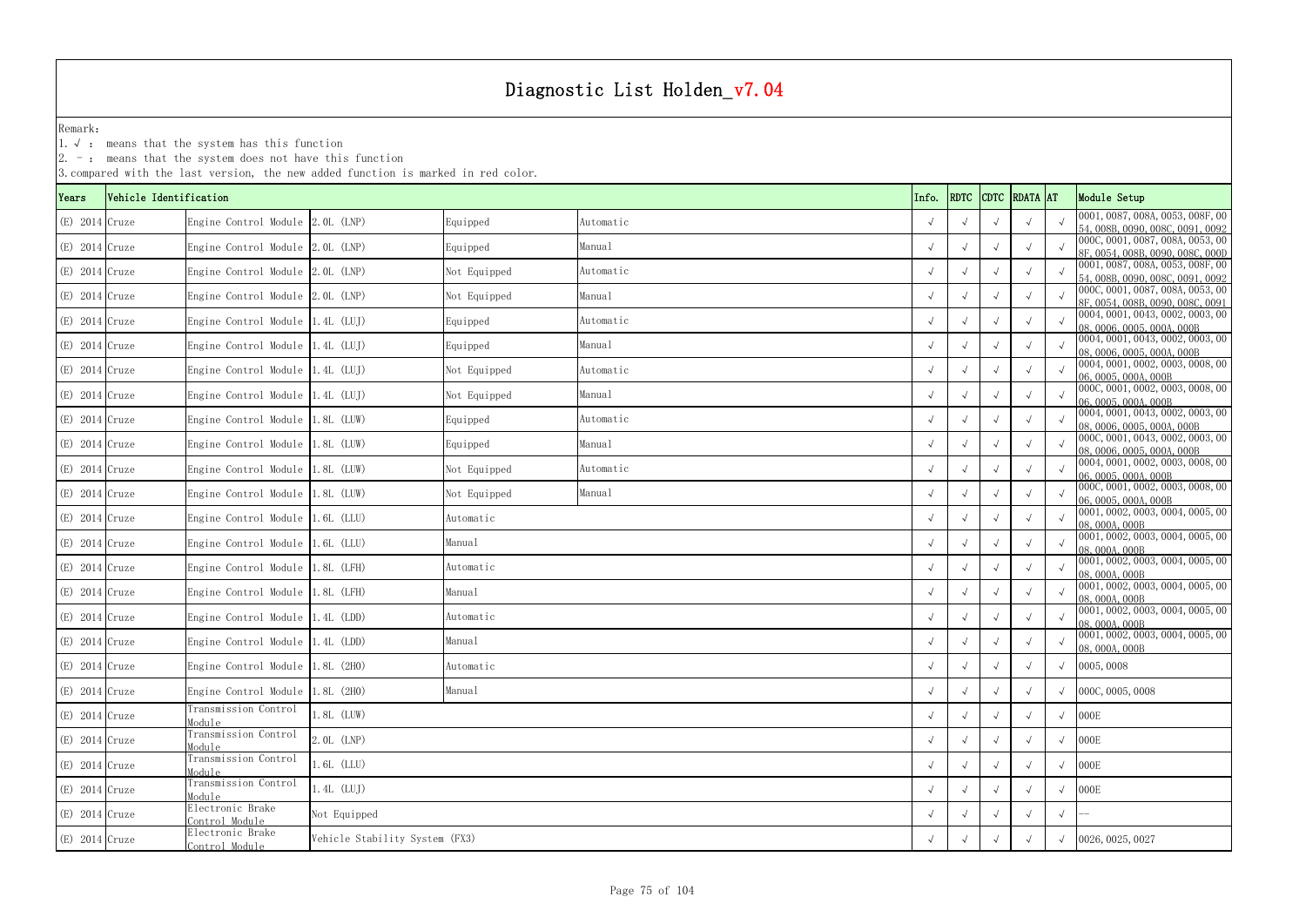# Diagnostic List Holden_v7.04

Remark:

1. √ : means that the system has this function
2. - : means that the system does not have this function
3. compared with the last version, the new added function is marked in red color.

| Years | Vehicle Identification | | | | | Info. | RDTC | CDTC | RDATA | AT | Module Setup |
|---|---|---|---|---|---|---|---|---|---|---|---|
| (E) 2014 | Cruze | Engine Control Module | 2.0L (LNP) | Equipped | Automatic | √ | √ | √ | √ | √ | 0001, 0087, 008A, 0053, 008F, 0054, 008B, 0090, 008C, 0091, 0092 |
| (E) 2014 | Cruze | Engine Control Module | 2.0L (LNP) | Equipped | Manual | √ | √ | √ | √ | √ | 000C, 0001, 0087, 008A, 0053, 008F, 0054, 008B, 0090, 008C, 000D |
| (E) 2014 | Cruze | Engine Control Module | 2.0L (LNP) | Not Equipped | Automatic | √ | √ | √ | √ | √ | 0001, 0087, 008A, 0053, 008F, 0054, 008B, 0090, 008C, 0091, 0092 |
| (E) 2014 | Cruze | Engine Control Module | 2.0L (LNP) | Not Equipped | Manual | √ | √ | √ | √ | √ | 000C, 0001, 0087, 008A, 0053, 008F, 0054, 008B, 0090, 008C, 0091 |
| (E) 2014 | Cruze | Engine Control Module | 1.4L (LUJ) | Equipped | Automatic | √ | √ | √ | √ | √ | 0004, 0001, 0043, 0002, 0003, 0008, 0006, 0005, 000A, 000B |
| (E) 2014 | Cruze | Engine Control Module | 1.4L (LUJ) | Equipped | Manual | √ | √ | √ | √ | √ | 0004, 0001, 0043, 0002, 0003, 0008, 0006, 0005, 000A, 000B |
| (E) 2014 | Cruze | Engine Control Module | 1.4L (LUJ) | Not Equipped | Automatic | √ | √ | √ | √ | √ | 0004, 0001, 0002, 0003, 0008, 0006, 0005, 000A, 000B |
| (E) 2014 | Cruze | Engine Control Module | 1.4L (LUJ) | Not Equipped | Manual | √ | √ | √ | √ | √ | 000C, 0001, 0002, 0003, 0008, 0006, 0005, 000A, 000B |
| (E) 2014 | Cruze | Engine Control Module | 1.8L (LUW) | Equipped | Automatic | √ | √ | √ | √ | √ | 0004, 0001, 0043, 0002, 0003, 0008, 0006, 0005, 000A, 000B |
| (E) 2014 | Cruze | Engine Control Module | 1.8L (LUW) | Equipped | Manual | √ | √ | √ | √ | √ | 000C, 0001, 0043, 0002, 0003, 0008, 0006, 0005, 000A, 000B |
| (E) 2014 | Cruze | Engine Control Module | 1.8L (LUW) | Not Equipped | Automatic | √ | √ | √ | √ | √ | 0004, 0001, 0002, 0003, 0008, 0006, 0005, 000A, 000B |
| (E) 2014 | Cruze | Engine Control Module | 1.8L (LUW) | Not Equipped | Manual | √ | √ | √ | √ | √ | 000C, 0001, 0002, 0003, 0008, 0006, 0005, 000A, 000B |
| (E) 2014 | Cruze | Engine Control Module | 1.6L (LLU) | Automatic | | √ | √ | √ | √ | √ | 0001, 0002, 0003, 0004, 0005, 0008, 000A, 000B |
| (E) 2014 | Cruze | Engine Control Module | 1.6L (LLU) | Manual | | √ | √ | √ | √ | √ | 0001, 0002, 0003, 0004, 0005, 0008, 000A, 000B |
| (E) 2014 | Cruze | Engine Control Module | 1.8L (LFH) | Automatic | | √ | √ | √ | √ | √ | 0001, 0002, 0003, 0004, 0005, 0008, 000A, 000B |
| (E) 2014 | Cruze | Engine Control Module | 1.8L (LFH) | Manual | | √ | √ | √ | √ | √ | 0001, 0002, 0003, 0004, 0005, 0008, 000A, 000B |
| (E) 2014 | Cruze | Engine Control Module | 1.4L (LDD) | Automatic | | √ | √ | √ | √ | √ | 0001, 0002, 0003, 0004, 0005, 0008, 000A, 000B |
| (E) 2014 | Cruze | Engine Control Module | 1.4L (LDD) | Manual | | √ | √ | √ | √ | √ | 0001, 0002, 0003, 0004, 0005, 0008, 000A, 000B |
| (E) 2014 | Cruze | Engine Control Module | 1.8L (2H0) | Automatic | | √ | √ | √ | √ | √ | 0005, 0008 |
| (E) 2014 | Cruze | Engine Control Module | 1.8L (2H0) | Manual | | √ | √ | √ | √ | √ | 000C, 0005, 0008 |
| (E) 2014 | Cruze | Transmission Control Module | 1.8L (LUW) | | | √ | √ | √ | √ | √ | 000E |
| (E) 2014 | Cruze | Transmission Control Module | 2.0L (LNP) | | | √ | √ | √ | √ | √ | 000E |
| (E) 2014 | Cruze | Transmission Control Module | 1.6L (LLU) | | | √ | √ | √ | √ | √ | 000E |
| (E) 2014 | Cruze | Transmission Control Module | 1.4L (LUJ) | | | √ | √ | √ | √ | √ | 000E |
| (E) 2014 | Cruze | Electronic Brake Control Module | Not Equipped | | | √ | √ | √ | √ | √ | -- |
| (E) 2014 | Cruze | Electronic Brake Control Module | Vehicle Stability System (FX3) | | | √ | √ | √ | √ | √ | 0026, 0025, 0027 |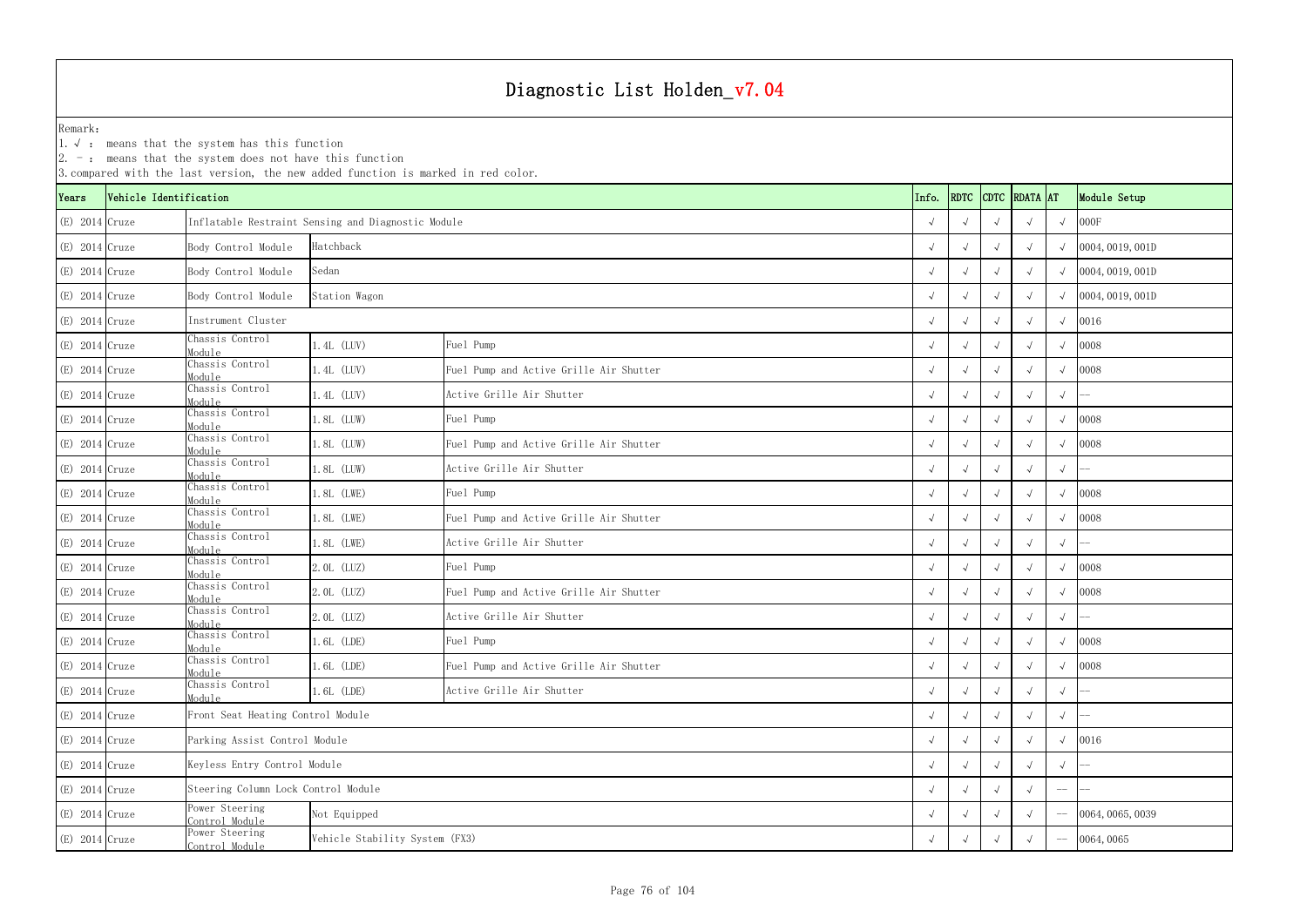# Diagnostic List Holden_v7.04

Remark:
1. √ : means that the system has this function
2. - : means that the system does not have this function
3. compared with the last version, the new added function is marked in red color.

| Years | Vehicle Identification | | | | Info. | RDTC | CDTC | RDATA | AT | Module Setup |
|---|---|---|---|---|---|---|---|---|---|---|
| (E) 2014 | Cruze | Inflatable Restraint Sensing and Diagnostic Module | | | √ | √ | √ | √ | √ | 000F |
| (E) 2014 | Cruze | Body Control Module | Hatchback | | √ | √ | √ | √ | √ | 0004,0019,001D |
| (E) 2014 | Cruze | Body Control Module | Sedan | | √ | √ | √ | √ | √ | 0004,0019,001D |
| (E) 2014 | Cruze | Body Control Module | Station Wagon | | √ | √ | √ | √ | √ | 0004,0019,001D |
| (E) 2014 | Cruze | Instrument Cluster | | | √ | √ | √ | √ | √ | 0016 |
| (E) 2014 | Cruze | Chassis Control Module | 1.4L (LUV) | Fuel Pump | √ | √ | √ | √ | √ | 0008 |
| (E) 2014 | Cruze | Chassis Control Module | 1.4L (LUV) | Fuel Pump and Active Grille Air Shutter | √ | √ | √ | √ | √ | 0008 |
| (E) 2014 | Cruze | Chassis Control Module | 1.4L (LUV) | Active Grille Air Shutter | √ | √ | √ | √ | √ | -- |
| (E) 2014 | Cruze | Chassis Control Module | 1.8L (LUW) | Fuel Pump | √ | √ | √ | √ | √ | 0008 |
| (E) 2014 | Cruze | Chassis Control Module | 1.8L (LUW) | Fuel Pump and Active Grille Air Shutter | √ | √ | √ | √ | √ | 0008 |
| (E) 2014 | Cruze | Chassis Control Module | 1.8L (LUW) | Active Grille Air Shutter | √ | √ | √ | √ | √ | -- |
| (E) 2014 | Cruze | Chassis Control Module | 1.8L (LWE) | Fuel Pump | √ | √ | √ | √ | √ | 0008 |
| (E) 2014 | Cruze | Chassis Control Module | 1.8L (LWE) | Fuel Pump and Active Grille Air Shutter | √ | √ | √ | √ | √ | 0008 |
| (E) 2014 | Cruze | Chassis Control Module | 1.8L (LWE) | Active Grille Air Shutter | √ | √ | √ | √ | √ | -- |
| (E) 2014 | Cruze | Chassis Control Module | 2.0L (LUZ) | Fuel Pump | √ | √ | √ | √ | √ | 0008 |
| (E) 2014 | Cruze | Chassis Control Module | 2.0L (LUZ) | Fuel Pump and Active Grille Air Shutter | √ | √ | √ | √ | √ | 0008 |
| (E) 2014 | Cruze | Chassis Control Module | 2.0L (LUZ) | Active Grille Air Shutter | √ | √ | √ | √ | √ | -- |
| (E) 2014 | Cruze | Chassis Control Module | 1.6L (LDE) | Fuel Pump | √ | √ | √ | √ | √ | 0008 |
| (E) 2014 | Cruze | Chassis Control Module | 1.6L (LDE) | Fuel Pump and Active Grille Air Shutter | √ | √ | √ | √ | √ | 0008 |
| (E) 2014 | Cruze | Chassis Control Module | 1.6L (LDE) | Active Grille Air Shutter | √ | √ | √ | √ | √ | -- |
| (E) 2014 | Cruze | Front Seat Heating Control Module | | | √ | √ | √ | √ | √ | -- |
| (E) 2014 | Cruze | Parking Assist Control Module | | | √ | √ | √ | √ | √ | 0016 |
| (E) 2014 | Cruze | Keyless Entry Control Module | | | √ | √ | √ | √ | √ | -- |
| (E) 2014 | Cruze | Steering Column Lock Control Module | | | √ | √ | √ | √ | -- | -- |
| (E) 2014 | Cruze | Power Steering Control Module | Not Equipped | | √ | √ | √ | √ | -- | 0064,0065,0039 |
| (E) 2014 | Cruze | Power Steering Control Module | Vehicle Stability System (FX3) | | √ | √ | √ | √ | -- | 0064,0065 |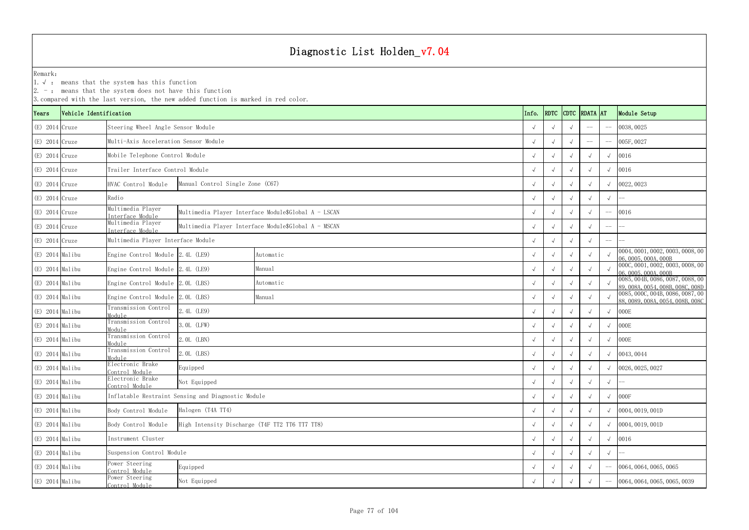# Diagnostic List Holden_v7.04

Remark:
1. √ : means that the system has this function
2. - : means that the system does not have this function
3. compared with the last version, the new added function is marked in red color.

| Years | Vehicle Identification | | | | Info. | RDTC | CDTC | RDATA | AT | Module Setup |
|---|---|---|---|---|---|---|---|---|---|---|
| (E) 2014 | Cruze | Steering Wheel Angle Sensor Module | | | √ | √ | √ | -- | -- | 0038, 0025 |
| (E) 2014 | Cruze | Multi-Axis Acceleration Sensor Module | | | √ | √ | √ | -- | -- | 005F, 0027 |
| (E) 2014 | Cruze | Mobile Telephone Control Module | | | √ | √ | √ | √ | √ | 0016 |
| (E) 2014 | Cruze | Trailer Interface Control Module | | | √ | √ | √ | √ | √ | 0016 |
| (E) 2014 | Cruze | HVAC Control Module | Manual Control Single Zone (C67) | | √ | √ | √ | √ | √ | 0022, 0023 |
| (E) 2014 | Cruze | Radio | | | √ | √ | √ | √ | √ | -- |
| (E) 2014 | Cruze | Multimedia Player Interface Module | Multimedia Player Interface Module$Global A - LSCAN | | √ | √ | √ | √ | -- | 0016 |
| (E) 2014 | Cruze | Multimedia Player Interface Module | Multimedia Player Interface Module$Global A - MSCAN | | √ | √ | √ | √ | -- | -- |
| (E) 2014 | Cruze | Multimedia Player Interface Module | | | √ | √ | √ | √ | -- | -- |
| (E) 2014 | Malibu | Engine Control Module | 2.4L (LE9) | Automatic | √ | √ | √ | √ | √ | 0004, 0001, 0002, 0003, 0008, 0006, 0005, 000A, 000B |
| (E) 2014 | Malibu | Engine Control Module | 2.4L (LE9) | Manual | √ | √ | √ | √ | √ | 000C, 0001, 0002, 0003, 0008, 0006, 0005, 000A, 000B |
| (E) 2014 | Malibu | Engine Control Module | 2.0L (LBS) | Automatic | √ | √ | √ | √ | √ | 0085, 004B, 0086, 0087, 0088, 0089, 008A, 0054, 008B, 008C, 008D |
| (E) 2014 | Malibu | Engine Control Module | 2.0L (LBS) | Manual | √ | √ | √ | √ | √ | 0085, 000C, 004B, 0086, 0087, 0088, 0089, 008A, 0054, 008B, 008C |
| (E) 2014 | Malibu | Transmission Control Module | 2.4L (LE9) | | √ | √ | √ | √ | √ | 000E |
| (E) 2014 | Malibu | Transmission Control Module | 3.0L (LFW) | | √ | √ | √ | √ | √ | 000E |
| (E) 2014 | Malibu | Transmission Control Module | 2.0L (LBN) | | √ | √ | √ | √ | √ | 000E |
| (E) 2014 | Malibu | Transmission Control Module | 2.0L (LBS) | | √ | √ | √ | √ | √ | 0043, 0044 |
| (E) 2014 | Malibu | Electronic Brake Control Module | Equipped | | √ | √ | √ | √ | √ | 0026, 0025, 0027 |
| (E) 2014 | Malibu | Electronic Brake Control Module | Not Equipped | | √ | √ | √ | √ | √ | -- |
| (E) 2014 | Malibu | Inflatable Restraint Sensing and Diagnostic Module | | | √ | √ | √ | √ | √ | 000F |
| (E) 2014 | Malibu | Body Control Module | Halogen (T4A TT4) | | √ | √ | √ | √ | √ | 0004, 0019, 001D |
| (E) 2014 | Malibu | Body Control Module | High Intensity Discharge (T4F TT2 TT6 TT7 TT8) | | √ | √ | √ | √ | √ | 0004, 0019, 001D |
| (E) 2014 | Malibu | Instrument Cluster | | | √ | √ | √ | √ | √ | 0016 |
| (E) 2014 | Malibu | Suspension Control Module | | | √ | √ | √ | √ | √ | -- |
| (E) 2014 | Malibu | Power Steering Control Module | Equipped | | √ | √ | √ | √ | -- | 0064, 0064, 0065, 0065 |
| (E) 2014 | Malibu | Power Steering Control Module | Not Equipped | | √ | √ | √ | √ | -- | 0064, 0064, 0065, 0065, 0039 |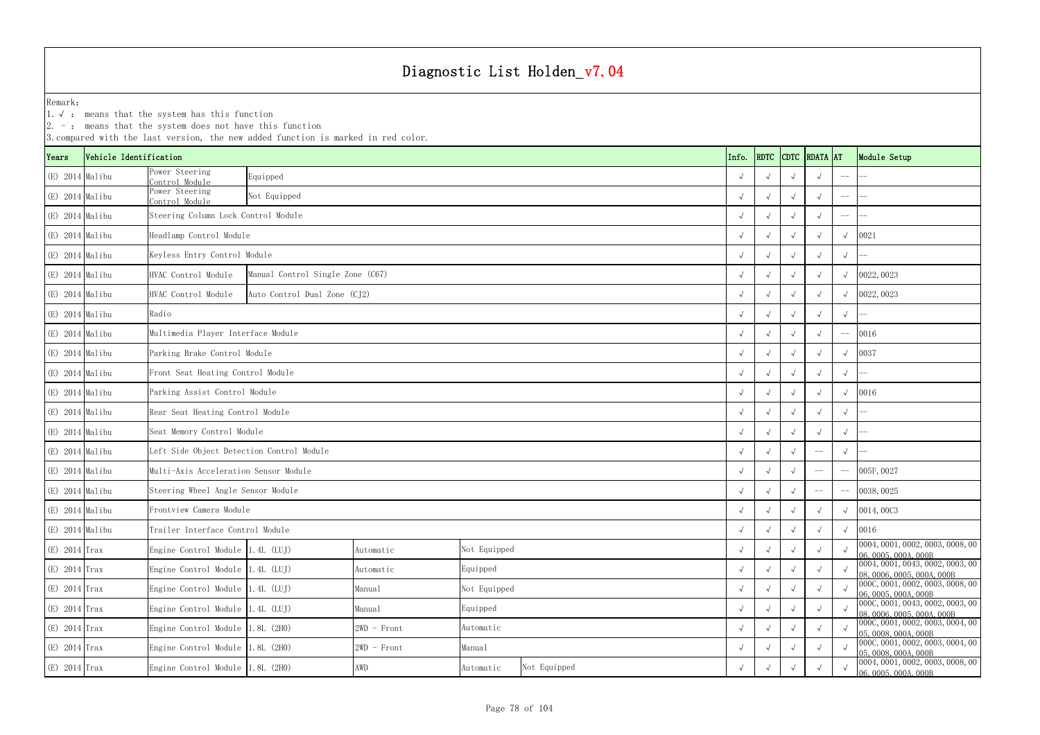# Diagnostic List Holden_v7.04

Remark:
1. √ : means that the system has this function
2. － : means that the system does not have this function
3. compared with the last version, the new added function is marked in red color.

| Years | Vehicle Identification | | | | | | Info. | RDTC | CDTC | RDATA | AT | Module Setup |
|---|---|---|---|---|---|---|---|---|---|---|---|---|
| (E) 2014 | Malibu | Power Steering Control Module | Equipped | | | | √ | √ | √ | √ | -- | -- |
| (E) 2014 | Malibu | Power Steering Control Module | Not Equipped | | | | √ | √ | √ | √ | -- | -- |
| (E) 2014 | Malibu | Steering Column Lock Control Module | | | | | √ | √ | √ | √ | -- | -- |
| (E) 2014 | Malibu | Headlamp Control Module | | | | | √ | √ | √ | √ | √ | 0021 |
| (E) 2014 | Malibu | Keyless Entry Control Module | | | | | √ | √ | √ | √ | √ | -- |
| (E) 2014 | Malibu | HVAC Control Module | Manual Control Single Zone (C67) | | | | √ | √ | √ | √ | √ | 0022, 0023 |
| (E) 2014 | Malibu | HVAC Control Module | Auto Control Dual Zone (CJ2) | | | | √ | √ | √ | √ | √ | 0022, 0023 |
| (E) 2014 | Malibu | Radio | | | | | √ | √ | √ | √ | √ | -- |
| (E) 2014 | Malibu | Multimedia Player Interface Module | | | | | √ | √ | √ | √ | -- | 0016 |
| (E) 2014 | Malibu | Parking Brake Control Module | | | | | √ | √ | √ | √ | √ | 0037 |
| (E) 2014 | Malibu | Front Seat Heating Control Module | | | | | √ | √ | √ | √ | √ | -- |
| (E) 2014 | Malibu | Parking Assist Control Module | | | | | √ | √ | √ | √ | √ | 0016 |
| (E) 2014 | Malibu | Rear Seat Heating Control Module | | | | | √ | √ | √ | √ | √ | -- |
| (E) 2014 | Malibu | Seat Memory Control Module | | | | | √ | √ | √ | √ | √ | -- |
| (E) 2014 | Malibu | Left Side Object Detection Control Module | | | | | √ | √ | √ | -- | √ | -- |
| (E) 2014 | Malibu | Multi-Axis Acceleration Sensor Module | | | | | √ | √ | √ | -- | -- | 005F, 0027 |
| (E) 2014 | Malibu | Steering Wheel Angle Sensor Module | | | | | √ | √ | √ | -- | -- | 0038, 0025 |
| (E) 2014 | Malibu | Frontview Camera Module | | | | | √ | √ | √ | √ | √ | 0014, 00C3 |
| (E) 2014 | Malibu | Trailer Interface Control Module | | | | | √ | √ | √ | √ | √ | 0016 |
| (E) 2014 | Trax | Engine Control Module | 1.4L (LUJ) | Automatic | Not Equipped | | √ | √ | √ | √ | √ | 0004, 0001, 0002, 0003, 0008, 0006, 0005, 000A, 000B |
| (E) 2014 | Trax | Engine Control Module | 1.4L (LUJ) | Automatic | Equipped | | √ | √ | √ | √ | √ | 0004, 0001, 0043, 0002, 0003, 0008, 0006, 0005, 000A, 000B |
| (E) 2014 | Trax | Engine Control Module | 1.4L (LUJ) | Manual | Not Equipped | | √ | √ | √ | √ | √ | 000C, 0001, 0002, 0003, 0008, 0006, 0005, 000A, 000B |
| (E) 2014 | Trax | Engine Control Module | 1.4L (LUJ) | Manual | Equipped | | √ | √ | √ | √ | √ | 000C, 0001, 0043, 0002, 0003, 0008, 0006, 0005, 000A, 000B |
| (E) 2014 | Trax | Engine Control Module | 1.8L (2H0) | 2WD - Front | Automatic | | √ | √ | √ | √ | √ | 000C, 0001, 0002, 0003, 0004, 0005, 0008, 000A, 000B |
| (E) 2014 | Trax | Engine Control Module | 1.8L (2H0) | 2WD - Front | Manual | | √ | √ | √ | √ | √ | 000C, 0001, 0002, 0003, 0004, 0005, 0008, 000A, 000B |
| (E) 2014 | Trax | Engine Control Module | 1.8L (2H0) | AWD | Automatic | Not Equipped | √ | √ | √ | √ | √ | 0004, 0001, 0002, 0003, 0008, 0006, 0005, 000A, 000B |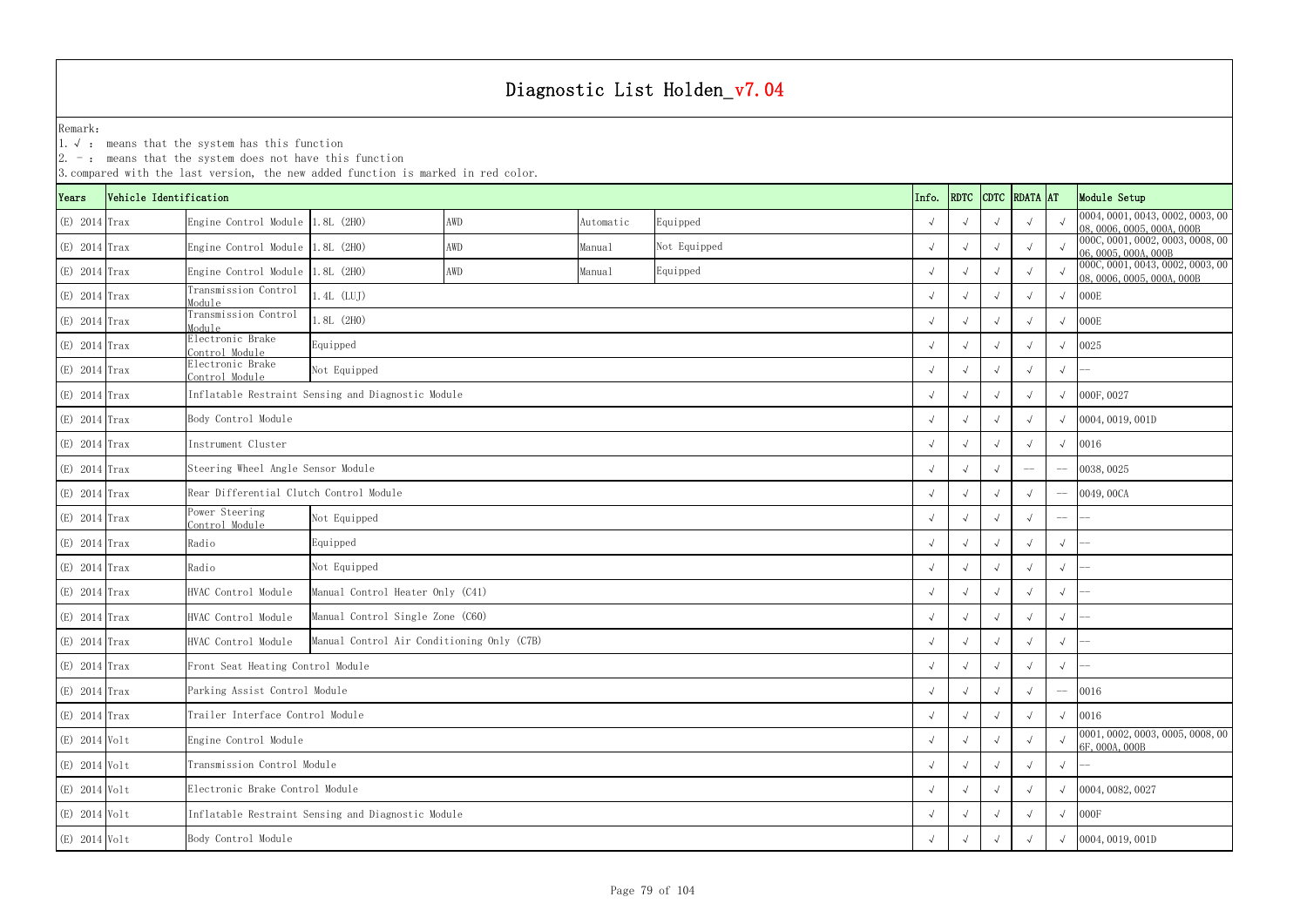# Diagnostic List Holden_v7.04

Remark:
1. √ : means that the system has this function
2. - : means that the system does not have this function
3. compared with the last version, the new added function is marked in red color.

| Years | Vehicle Identification | | | | | | Info. | RDTC | CDTC | RDATA | AT | Module Setup |
|---|---|---|---|---|---|---|---|---|---|---|---|---|
| (E) 2014 | Trax | Engine Control Module | 1.8L (2H0) | AWD | Automatic | Equipped | √ | √ | √ | √ | √ | 0004, 0001, 0043, 0002, 0003, 0008, 0006, 0005, 000A, 000B |
| (E) 2014 | Trax | Engine Control Module | 1.8L (2H0) | AWD | Manual | Not Equipped | √ | √ | √ | √ | √ | 000C, 0001, 0002, 0003, 0008, 0006, 0005, 000A, 000B |
| (E) 2014 | Trax | Engine Control Module | 1.8L (2H0) | AWD | Manual | Equipped | √ | √ | √ | √ | √ | 000C, 0001, 0043, 0002, 0003, 0008, 0006, 0005, 000A, 000B |
| (E) 2014 | Trax | Transmission Control Module | 1.4L (LUJ) | | | | √ | √ | √ | √ | √ | 000E |
| (E) 2014 | Trax | Transmission Control Module | 1.8L (2H0) | | | | √ | √ | √ | √ | √ | 000E |
| (E) 2014 | Trax | Electronic Brake Control Module | Equipped | | | | √ | √ | √ | √ | √ | 0025 |
| (E) 2014 | Trax | Electronic Brake Control Module | Not Equipped | | | | √ | √ | √ | √ | √ | -- |
| (E) 2014 | Trax | Inflatable Restraint Sensing and Diagnostic Module | | | | | √ | √ | √ | √ | √ | 000F, 0027 |
| (E) 2014 | Trax | Body Control Module | | | | | √ | √ | √ | √ | √ | 0004, 0019, 001D |
| (E) 2014 | Trax | Instrument Cluster | | | | | √ | √ | √ | √ | √ | 0016 |
| (E) 2014 | Trax | Steering Wheel Angle Sensor Module | | | | | √ | √ | √ | -- | -- | 0038, 0025 |
| (E) 2014 | Trax | Rear Differential Clutch Control Module | | | | | √ | √ | √ | √ | -- | 0049, 00CA |
| (E) 2014 | Trax | Power Steering Control Module | Not Equipped | | | | √ | √ | √ | √ | -- | -- |
| (E) 2014 | Trax | Radio | Equipped | | | | √ | √ | √ | √ | √ | -- |
| (E) 2014 | Trax | Radio | Not Equipped | | | | √ | √ | √ | √ | √ | -- |
| (E) 2014 | Trax | HVAC Control Module | Manual Control Heater Only (C41) | | | | √ | √ | √ | √ | √ | -- |
| (E) 2014 | Trax | HVAC Control Module | Manual Control Single Zone (C60) | | | | √ | √ | √ | √ | √ | -- |
| (E) 2014 | Trax | HVAC Control Module | Manual Control Air Conditioning Only (C7B) | | | | √ | √ | √ | √ | √ | -- |
| (E) 2014 | Trax | Front Seat Heating Control Module | | | | | √ | √ | √ | √ | √ | -- |
| (E) 2014 | Trax | Parking Assist Control Module | | | | | √ | √ | √ | √ | -- | 0016 |
| (E) 2014 | Trax | Trailer Interface Control Module | | | | | √ | √ | √ | √ | √ | 0016 |
| (E) 2014 | Volt | Engine Control Module | | | | | √ | √ | √ | √ | √ | 0001, 0002, 0003, 0005, 0008, 006F, 000A, 000B |
| (E) 2014 | Volt | Transmission Control Module | | | | | √ | √ | √ | √ | √ | -- |
| (E) 2014 | Volt | Electronic Brake Control Module | | | | | √ | √ | √ | √ | √ | 0004, 0082, 0027 |
| (E) 2014 | Volt | Inflatable Restraint Sensing and Diagnostic Module | | | | | √ | √ | √ | √ | √ | 000F |
| (E) 2014 | Volt | Body Control Module | | | | | √ | √ | √ | √ | √ | 0004, 0019, 001D |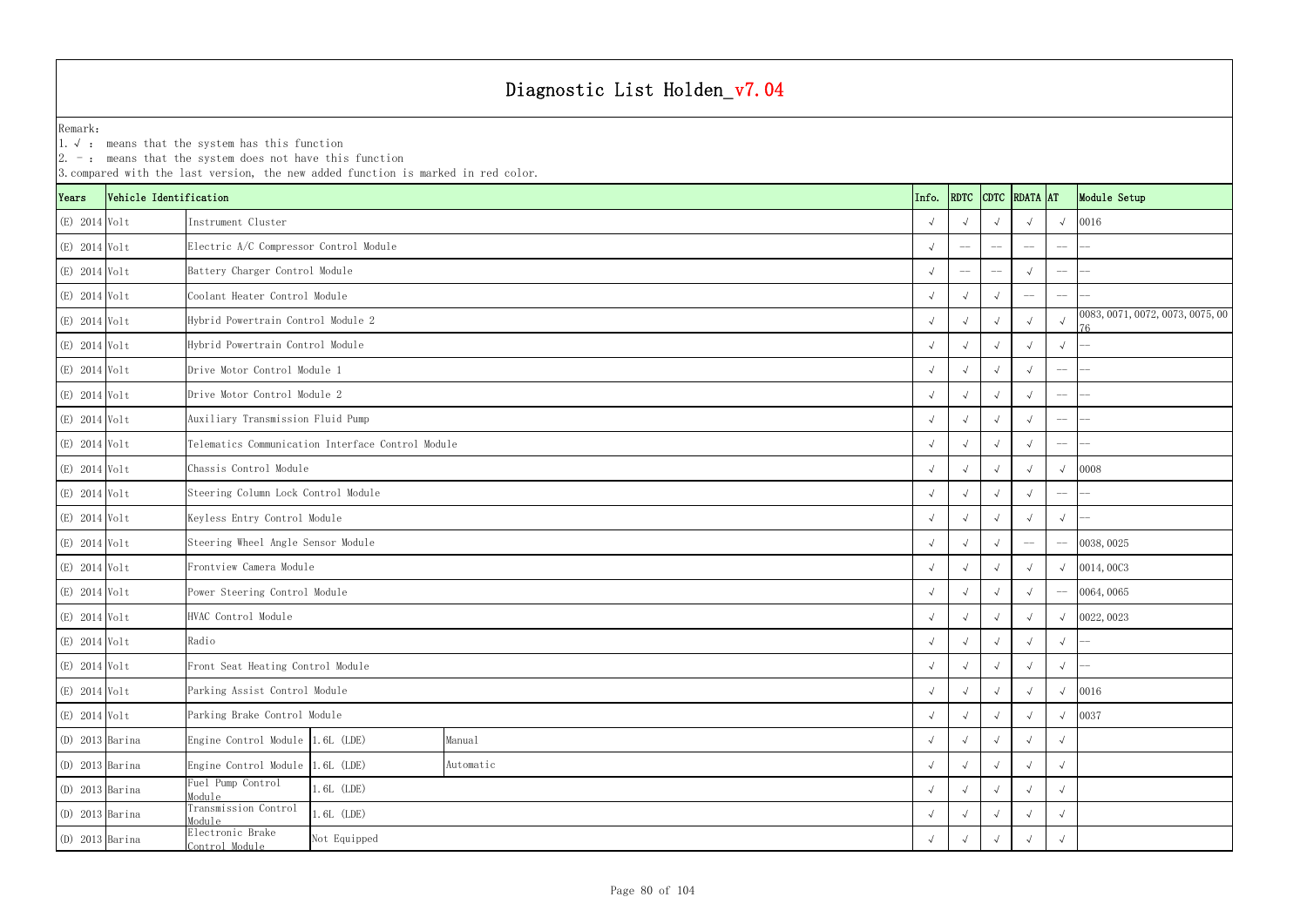# Diagnostic List Holden_v7.04

Remark:
1. √ : means that the system has this function
2. -- : means that the system does not have this function
3. compared with the last version, the new added function is marked in red color.

| Years | Vehicle Identification | | | | Info. | RDTC | CDTC | RDATA | AT | Module Setup |
|---|---|---|---|---|---|---|---|---|---|---|
| (E) 2014 | Volt | Instrument Cluster | | | √ | √ | √ | √ | √ | 0016 |
| (E) 2014 | Volt | Electric A/C Compressor Control Module | | | √ | -- | -- | -- | -- | -- |
| (E) 2014 | Volt | Battery Charger Control Module | | | √ | -- | -- | √ | -- | -- |
| (E) 2014 | Volt | Coolant Heater Control Module | | | √ | √ | √ | -- | -- | -- |
| (E) 2014 | Volt | Hybrid Powertrain Control Module 2 | | | √ | √ | √ | √ | √ | 0083, 0071, 0072, 0073, 0075, 0076 |
| (E) 2014 | Volt | Hybrid Powertrain Control Module | | | √ | √ | √ | √ | √ | -- |
| (E) 2014 | Volt | Drive Motor Control Module 1 | | | √ | √ | √ | √ | -- | -- |
| (E) 2014 | Volt | Drive Motor Control Module 2 | | | √ | √ | √ | √ | -- | -- |
| (E) 2014 | Volt | Auxiliary Transmission Fluid Pump | | | √ | √ | √ | √ | -- | -- |
| (E) 2014 | Volt | Telematics Communication Interface Control Module | | | √ | √ | √ | √ | -- | -- |
| (E) 2014 | Volt | Chassis Control Module | | | √ | √ | √ | √ | √ | 0008 |
| (E) 2014 | Volt | Steering Column Lock Control Module | | | √ | √ | √ | √ | -- | -- |
| (E) 2014 | Volt | Keyless Entry Control Module | | | √ | √ | √ | √ | √ | -- |
| (E) 2014 | Volt | Steering Wheel Angle Sensor Module | | | √ | √ | √ | -- | -- | 0038, 0025 |
| (E) 2014 | Volt | Frontview Camera Module | | | √ | √ | √ | √ | √ | 0014, 00C3 |
| (E) 2014 | Volt | Power Steering Control Module | | | √ | √ | √ | √ | -- | 0064, 0065 |
| (E) 2014 | Volt | HVAC Control Module | | | √ | √ | √ | √ | √ | 0022, 0023 |
| (E) 2014 | Volt | Radio | | | √ | √ | √ | √ | √ | -- |
| (E) 2014 | Volt | Front Seat Heating Control Module | | | √ | √ | √ | √ | √ | -- |
| (E) 2014 | Volt | Parking Assist Control Module | | | √ | √ | √ | √ | √ | 0016 |
| (E) 2014 | Volt | Parking Brake Control Module | | | √ | √ | √ | √ | √ | 0037 |
| (D) 2013 | Barina | Engine Control Module | 1.6L (LDE) | Manual | √ | √ | √ | √ | √ | |
| (D) 2013 | Barina | Engine Control Module | 1.6L (LDE) | Automatic | √ | √ | √ | √ | √ | |
| (D) 2013 | Barina | Fuel Pump Control Module | 1.6L (LDE) | | √ | √ | √ | √ | √ | |
| (D) 2013 | Barina | Transmission Control Module | 1.6L (LDE) | | √ | √ | √ | √ | √ | |
| (D) 2013 | Barina | Electronic Brake Control Module | Not Equipped | | √ | √ | √ | √ | √ | |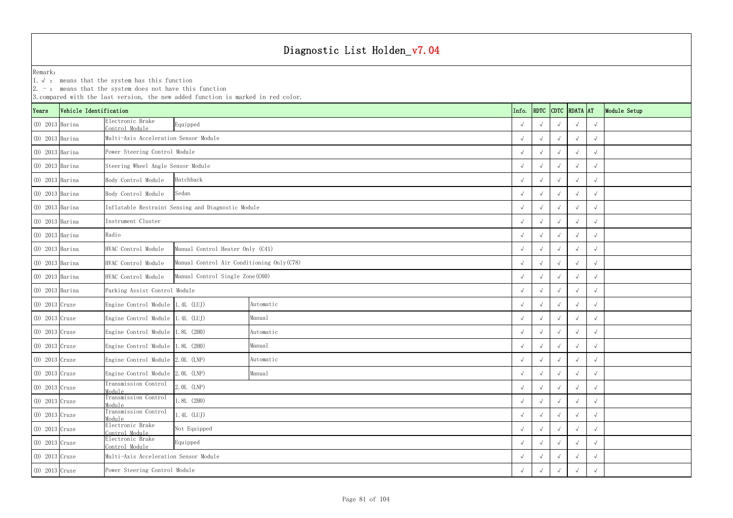# Diagnostic List Holden_v7.04

Remark:
1. √ : means that the system has this function
2. - : means that the system does not have this function
3. compared with the last version, the new added function is marked in red color.

| Years | Vehicle Identification | | | | Info. | RDTC | CDTC | RDATA | AT | Module Setup |
|---|---|---|---|---|---|---|---|---|---|---|
| (D) 2013 | Barina | Electronic Brake Control Module | Equipped | | √ | √ | √ | √ | √ | |
| (D) 2013 | Barina | Multi-Axis Acceleration Sensor Module | | | √ | √ | √ | √ | √ | |
| (D) 2013 | Barina | Power Steering Control Module | | | √ | √ | √ | √ | √ | |
| (D) 2013 | Barina | Steering Wheel Angle Sensor Module | | | √ | √ | √ | √ | √ | |
| (D) 2013 | Barina | Body Control Module | Hatchback | | √ | √ | √ | √ | √ | |
| (D) 2013 | Barina | Body Control Module | Sedan | | √ | √ | √ | √ | √ | |
| (D) 2013 | Barina | Inflatable Restraint Sensing and Diagnostic Module | | | √ | √ | √ | √ | √ | |
| (D) 2013 | Barina | Instrument Cluster | | | √ | √ | √ | √ | √ | |
| (D) 2013 | Barina | Radio | | | √ | √ | √ | √ | √ | |
| (D) 2013 | Barina | HVAC Control Module | Manual Control Heater Only (C41) | | √ | √ | √ | √ | √ | |
| (D) 2013 | Barina | HVAC Control Module | Manual Control Air Conditioning Only(C78) | | √ | √ | √ | √ | √ | |
| (D) 2013 | Barina | HVAC Control Module | Manual Control Single Zone(C60) | | √ | √ | √ | √ | √ | |
| (D) 2013 | Barina | Parking Assist Control Module | | | √ | √ | √ | √ | √ | |
| (D) 2013 | Cruze | Engine Control Module | 1.4L (LUJ) | Automatic | √ | √ | √ | √ | √ | |
| (D) 2013 | Cruze | Engine Control Module | 1.4L (LUJ) | Manual | √ | √ | √ | √ | √ | |
| (D) 2013 | Cruze | Engine Control Module | 1.8L (2H0) | Automatic | √ | √ | √ | √ | √ | |
| (D) 2013 | Cruze | Engine Control Module | 1.8L (2H0) | Manual | √ | √ | √ | √ | √ | |
| (D) 2013 | Cruze | Engine Control Module | 2.0L (LNP) | Automatic | √ | √ | √ | √ | √ | |
| (D) 2013 | Cruze | Engine Control Module | 2.0L (LNP) | Manual | √ | √ | √ | √ | √ | |
| (D) 2013 | Cruze | Transmission Control Module | 2.0L (LNP) | | √ | √ | √ | √ | √ | |
| (D) 2013 | Cruze | Transmission Control Module | 1.8L (2H0) | | √ | √ | √ | √ | √ | |
| (D) 2013 | Cruze | Transmission Control Module | 1.4L (LUJ) | | √ | √ | √ | √ | √ | |
| (D) 2013 | Cruze | Electronic Brake Control Module | Not Equipped | | √ | √ | √ | √ | √ | |
| (D) 2013 | Cruze | Electronic Brake Control Module | Equipped | | √ | √ | √ | √ | √ | |
| (D) 2013 | Cruze | Multi-Axis Acceleration Sensor Module | | | √ | √ | √ | √ | √ | |
| (D) 2013 | Cruze | Power Steering Control Module | | | √ | √ | √ | √ | √ | |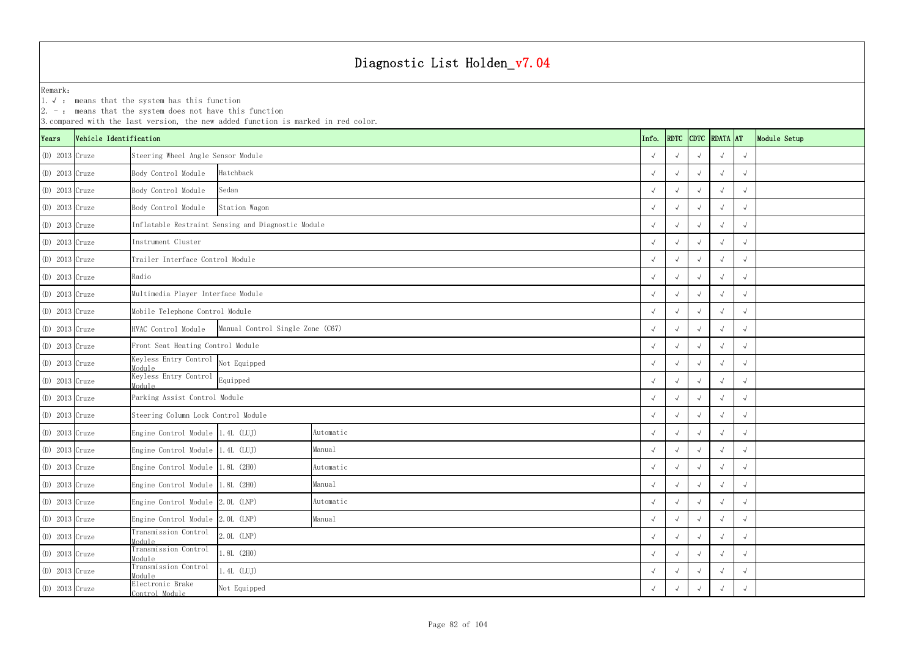# Diagnostic List Holden_v7.04

Remark:
1. √ : means that the system has this function
2. - : means that the system does not have this function
3. compared with the last version, the new added function is marked in red color.

| Years | Vehicle Identification | | | | Info. | RDTC | CDTC | RDATA | AT | Module Setup |
|---|---|---|---|---|---|---|---|---|---|---|
| (D) 2013 | Cruze | Steering Wheel Angle Sensor Module | | | √ | √ | √ | √ | √ | |
| (D) 2013 | Cruze | Body Control Module | Hatchback | | √ | √ | √ | √ | √ | |
| (D) 2013 | Cruze | Body Control Module | Sedan | | √ | √ | √ | √ | √ | |
| (D) 2013 | Cruze | Body Control Module | Station Wagon | | √ | √ | √ | √ | √ | |
| (D) 2013 | Cruze | Inflatable Restraint Sensing and Diagnostic Module | | | √ | √ | √ | √ | √ | |
| (D) 2013 | Cruze | Instrument Cluster | | | √ | √ | √ | √ | √ | |
| (D) 2013 | Cruze | Trailer Interface Control Module | | | √ | √ | √ | √ | √ | |
| (D) 2013 | Cruze | Radio | | | √ | √ | √ | √ | √ | |
| (D) 2013 | Cruze | Multimedia Player Interface Module | | | √ | √ | √ | √ | √ | |
| (D) 2013 | Cruze | Mobile Telephone Control Module | | | √ | √ | √ | √ | √ | |
| (D) 2013 | Cruze | HVAC Control Module | Manual Control Single Zone (C67) | | √ | √ | √ | √ | √ | |
| (D) 2013 | Cruze | Front Seat Heating Control Module | | | √ | √ | √ | √ | √ | |
| (D) 2013 | Cruze | Keyless Entry Control Module | Not Equipped | | √ | √ | √ | √ | √ | |
| (D) 2013 | Cruze | Keyless Entry Control Module | Equipped | | √ | √ | √ | √ | √ | |
| (D) 2013 | Cruze | Parking Assist Control Module | | | √ | √ | √ | √ | √ | |
| (D) 2013 | Cruze | Steering Column Lock Control Module | | | √ | √ | √ | √ | √ | |
| (D) 2013 | Cruze | Engine Control Module | 1.4L (LUJ) | Automatic | √ | √ | √ | √ | √ | |
| (D) 2013 | Cruze | Engine Control Module | 1.4L (LUJ) | Manual | √ | √ | √ | √ | √ | |
| (D) 2013 | Cruze | Engine Control Module | 1.8L (2H0) | Automatic | √ | √ | √ | √ | √ | |
| (D) 2013 | Cruze | Engine Control Module | 1.8L (2H0) | Manual | √ | √ | √ | √ | √ | |
| (D) 2013 | Cruze | Engine Control Module | 2.0L (LNP) | Automatic | √ | √ | √ | √ | √ | |
| (D) 2013 | Cruze | Engine Control Module | 2.0L (LNP) | Manual | √ | √ | √ | √ | √ | |
| (D) 2013 | Cruze | Transmission Control Module | 2.0L (LNP) | | √ | √ | √ | √ | √ | |
| (D) 2013 | Cruze | Transmission Control Module | 1.8L (2H0) | | √ | √ | √ | √ | √ | |
| (D) 2013 | Cruze | Transmission Control Module | 1.4L (LUJ) | | √ | √ | √ | √ | √ | |
| (D) 2013 | Cruze | Electronic Brake Control Module | Not Equipped | | √ | √ | √ | √ | √ | |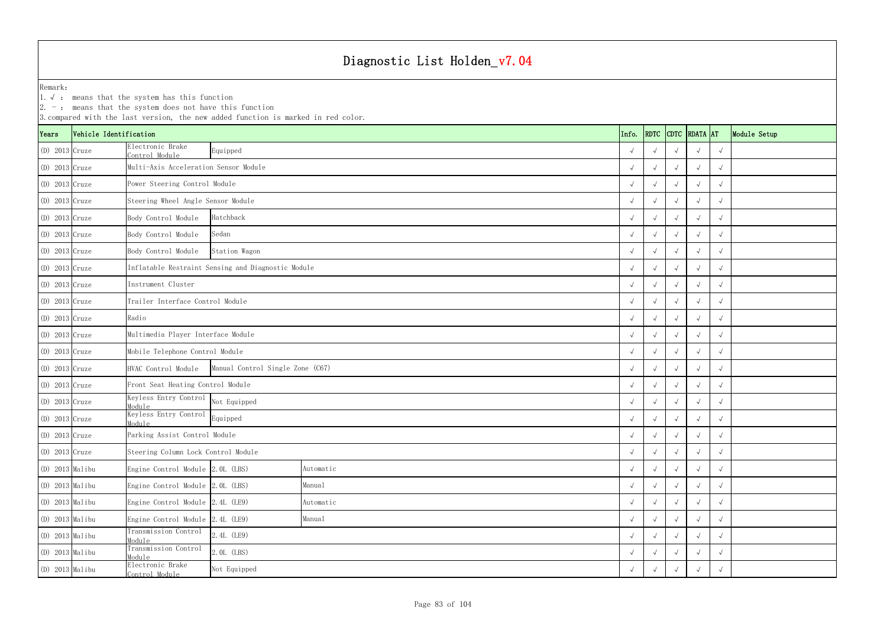# Diagnostic List Holden_v7.04

Remark:
1. √ : means that the system has this function
2. - : means that the system does not have this function
3. compared with the last version, the new added function is marked in red color.

| Years | Vehicle Identification | | | | Info. | RDTC | CDTC | RDATA | AT | Module Setup |
|---|---|---|---|---|---|---|---|---|---|---|
| (D) 2013 | Cruze | Electronic Brake Control Module | Equipped | | √ | √ | √ | √ | √ | |
| (D) 2013 | Cruze | Multi-Axis Acceleration Sensor Module | | | √ | √ | √ | √ | √ | |
| (D) 2013 | Cruze | Power Steering Control Module | | | √ | √ | √ | √ | √ | |
| (D) 2013 | Cruze | Steering Wheel Angle Sensor Module | | | √ | √ | √ | √ | √ | |
| (D) 2013 | Cruze | Body Control Module | Hatchback | | √ | √ | √ | √ | √ | |
| (D) 2013 | Cruze | Body Control Module | Sedan | | √ | √ | √ | √ | √ | |
| (D) 2013 | Cruze | Body Control Module | Station Wagon | | √ | √ | √ | √ | √ | |
| (D) 2013 | Cruze | Inflatable Restraint Sensing and Diagnostic Module | | | √ | √ | √ | √ | √ | |
| (D) 2013 | Cruze | Instrument Cluster | | | √ | √ | √ | √ | √ | |
| (D) 2013 | Cruze | Trailer Interface Control Module | | | √ | √ | √ | √ | √ | |
| (D) 2013 | Cruze | Radio | | | √ | √ | √ | √ | √ | |
| (D) 2013 | Cruze | Multimedia Player Interface Module | | | √ | √ | √ | √ | √ | |
| (D) 2013 | Cruze | Mobile Telephone Control Module | | | √ | √ | √ | √ | √ | |
| (D) 2013 | Cruze | HVAC Control Module | Manual Control Single Zone (C67) | | √ | √ | √ | √ | √ | |
| (D) 2013 | Cruze | Front Seat Heating Control Module | | | √ | √ | √ | √ | √ | |
| (D) 2013 | Cruze | Keyless Entry Control Module | Not Equipped | | √ | √ | √ | √ | √ | |
| (D) 2013 | Cruze | Keyless Entry Control Module | Equipped | | √ | √ | √ | √ | √ | |
| (D) 2013 | Cruze | Parking Assist Control Module | | | √ | √ | √ | √ | √ | |
| (D) 2013 | Cruze | Steering Column Lock Control Module | | | √ | √ | √ | √ | √ | |
| (D) 2013 | Malibu | Engine Control Module | 2.0L (LBS) | Automatic | √ | √ | √ | √ | √ | |
| (D) 2013 | Malibu | Engine Control Module | 2.0L (LBS) | Manual | √ | √ | √ | √ | √ | |
| (D) 2013 | Malibu | Engine Control Module | 2.4L (LE9) | Automatic | √ | √ | √ | √ | √ | |
| (D) 2013 | Malibu | Engine Control Module | 2.4L (LE9) | Manual | √ | √ | √ | √ | √ | |
| (D) 2013 | Malibu | Transmission Control Module | 2.4L (LE9) | | √ | √ | √ | √ | √ | |
| (D) 2013 | Malibu | Transmission Control Module | 2.0L (LBS) | | √ | √ | √ | √ | √ | |
| (D) 2013 | Malibu | Electronic Brake Control Module | Not Equipped | | √ | √ | √ | √ | √ | |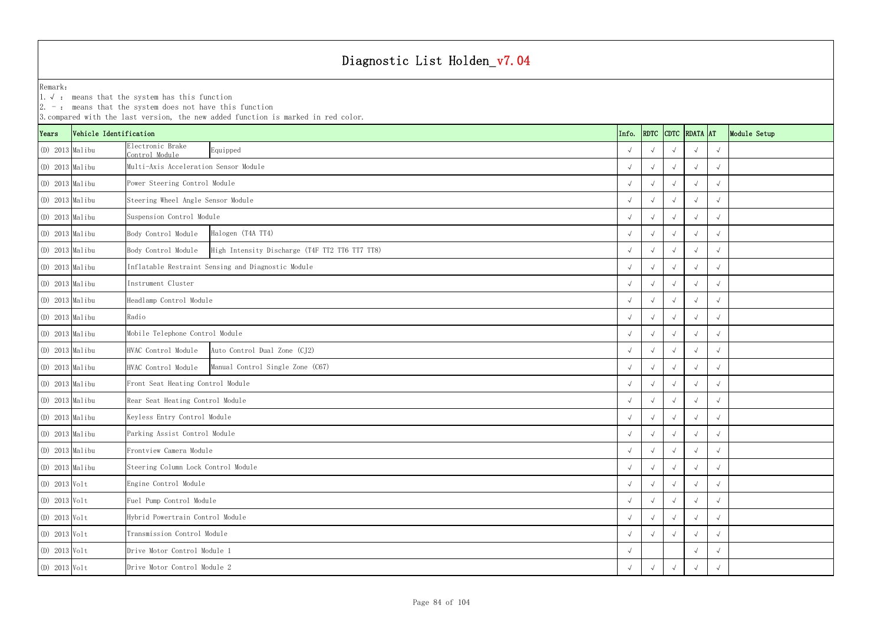# Diagnostic List Holden_v7.04

Remark:
1. √ : means that the system has this function
2. - : means that the system does not have this function
3. compared with the last version, the new added function is marked in red color.

| Years | Vehicle Identification | | | Info. | RDTC | CDTC | RDATA | AT | Module Setup |
|---|---|---|---|---|---|---|---|---|---|
| (D) 2013 | Malibu | Electronic Brake Control Module | Equipped | √ | √ | √ | √ | √ | |
| (D) 2013 | Malibu | Multi-Axis Acceleration Sensor Module | | √ | √ | √ | √ | √ | |
| (D) 2013 | Malibu | Power Steering Control Module | | √ | √ | √ | √ | √ | |
| (D) 2013 | Malibu | Steering Wheel Angle Sensor Module | | √ | √ | √ | √ | √ | |
| (D) 2013 | Malibu | Suspension Control Module | | √ | √ | √ | √ | √ | |
| (D) 2013 | Malibu | Body Control Module | Halogen (T4A TT4) | √ | √ | √ | √ | √ | |
| (D) 2013 | Malibu | Body Control Module | High Intensity Discharge (T4F TT2 TT6 TT7 TT8) | √ | √ | √ | √ | √ | |
| (D) 2013 | Malibu | Inflatable Restraint Sensing and Diagnostic Module | | √ | √ | √ | √ | √ | |
| (D) 2013 | Malibu | Instrument Cluster | | √ | √ | √ | √ | √ | |
| (D) 2013 | Malibu | Headlamp Control Module | | √ | √ | √ | √ | √ | |
| (D) 2013 | Malibu | Radio | | √ | √ | √ | √ | √ | |
| (D) 2013 | Malibu | Mobile Telephone Control Module | | √ | √ | √ | √ | √ | |
| (D) 2013 | Malibu | HVAC Control Module | Auto Control Dual Zone (CJ2) | √ | √ | √ | √ | √ | |
| (D) 2013 | Malibu | HVAC Control Module | Manual Control Single Zone (C67) | √ | √ | √ | √ | √ | |
| (D) 2013 | Malibu | Front Seat Heating Control Module | | √ | √ | √ | √ | √ | |
| (D) 2013 | Malibu | Rear Seat Heating Control Module | | √ | √ | √ | √ | √ | |
| (D) 2013 | Malibu | Keyless Entry Control Module | | √ | √ | √ | √ | √ | |
| (D) 2013 | Malibu | Parking Assist Control Module | | √ | √ | √ | √ | √ | |
| (D) 2013 | Malibu | Frontview Camera Module | | √ | √ | √ | √ | √ | |
| (D) 2013 | Malibu | Steering Column Lock Control Module | | √ | √ | √ | √ | √ | |
| (D) 2013 | Volt | Engine Control Module | | √ | √ | √ | √ | √ | |
| (D) 2013 | Volt | Fuel Pump Control Module | | √ | √ | √ | √ | √ | |
| (D) 2013 | Volt | Hybrid Powertrain Control Module | | √ | √ | √ | √ | √ | |
| (D) 2013 | Volt | Transmission Control Module | | √ | √ | √ | √ | √ | |
| (D) 2013 | Volt | Drive Motor Control Module 1 | | √ | | | √ | √ | |
| (D) 2013 | Volt | Drive Motor Control Module 2 | | √ | √ | √ | √ | √ | |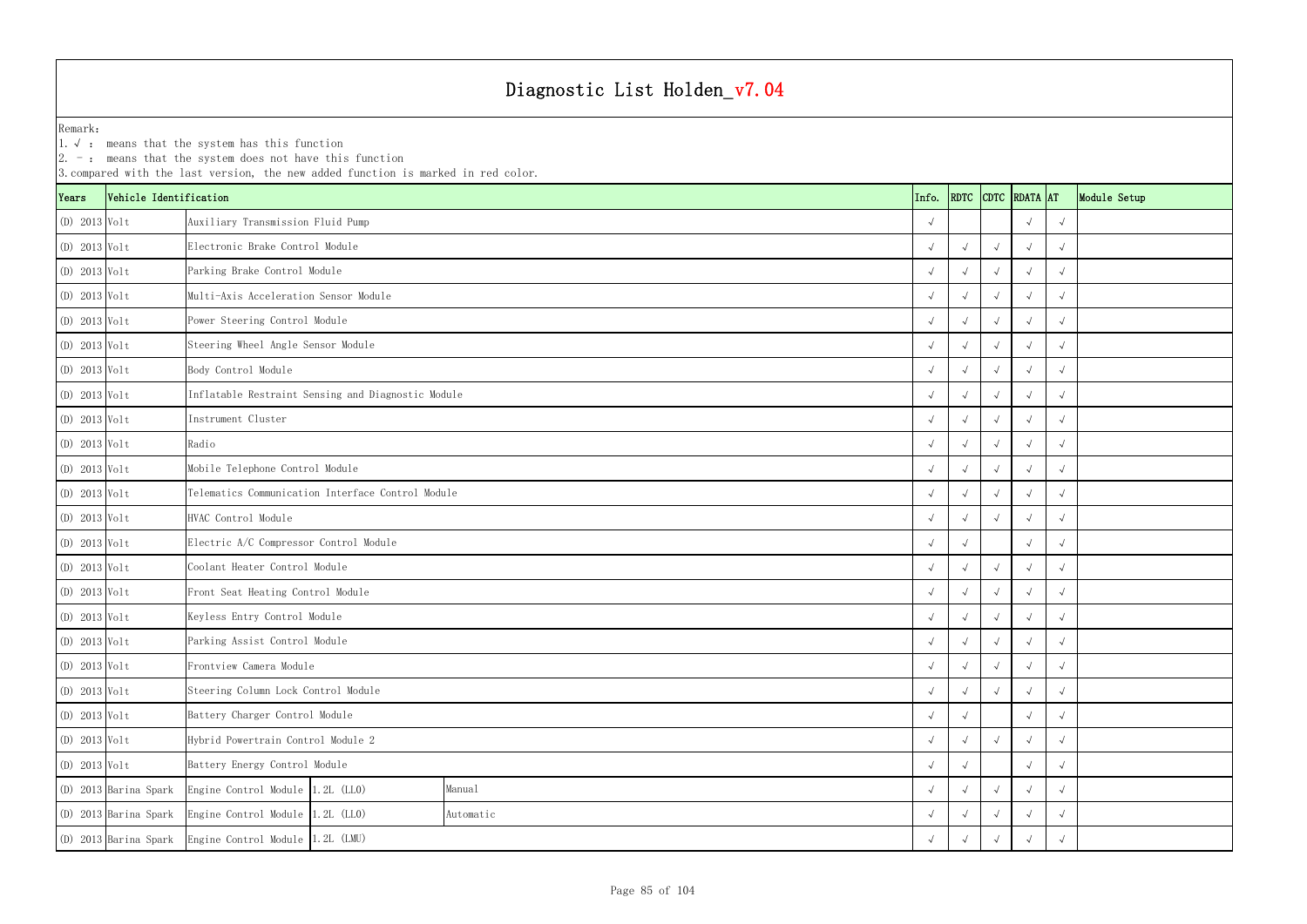# Diagnostic List Holden_v7.04

Remark:
1. √ : means that the system has this function
2. - : means that the system does not have this function
3. compared with the last version, the new added function is marked in red color.

| Years | Vehicle Identification | | | | Info. | RDTC | CDTC | RDATA | AT | Module Setup |
|---|---|---|---|---|---|---|---|---|---|---|
| (D) 2013 | Volt | Auxiliary Transmission Fluid Pump | | | √ | | | √ | √ | |
| (D) 2013 | Volt | Electronic Brake Control Module | | | √ | √ | √ | √ | √ | |
| (D) 2013 | Volt | Parking Brake Control Module | | | √ | √ | √ | √ | √ | |
| (D) 2013 | Volt | Multi-Axis Acceleration Sensor Module | | | √ | √ | √ | √ | √ | |
| (D) 2013 | Volt | Power Steering Control Module | | | √ | √ | √ | √ | √ | |
| (D) 2013 | Volt | Steering Wheel Angle Sensor Module | | | √ | √ | √ | √ | √ | |
| (D) 2013 | Volt | Body Control Module | | | √ | √ | √ | √ | √ | |
| (D) 2013 | Volt | Inflatable Restraint Sensing and Diagnostic Module | | | √ | √ | √ | √ | √ | |
| (D) 2013 | Volt | Instrument Cluster | | | √ | √ | √ | √ | √ | |
| (D) 2013 | Volt | Radio | | | √ | √ | √ | √ | √ | |
| (D) 2013 | Volt | Mobile Telephone Control Module | | | √ | √ | √ | √ | √ | |
| (D) 2013 | Volt | Telematics Communication Interface Control Module | | | √ | √ | √ | √ | √ | |
| (D) 2013 | Volt | HVAC Control Module | | | √ | √ | √ | √ | √ | |
| (D) 2013 | Volt | Electric A/C Compressor Control Module | | | √ | √ | | √ | √ | |
| (D) 2013 | Volt | Coolant Heater Control Module | | | √ | √ | √ | √ | √ | |
| (D) 2013 | Volt | Front Seat Heating Control Module | | | √ | √ | √ | √ | √ | |
| (D) 2013 | Volt | Keyless Entry Control Module | | | √ | √ | √ | √ | √ | |
| (D) 2013 | Volt | Parking Assist Control Module | | | √ | √ | √ | √ | √ | |
| (D) 2013 | Volt | Frontview Camera Module | | | √ | √ | √ | √ | √ | |
| (D) 2013 | Volt | Steering Column Lock Control Module | | | √ | √ | √ | √ | √ | |
| (D) 2013 | Volt | Battery Charger Control Module | | | √ | √ | | √ | √ | |
| (D) 2013 | Volt | Hybrid Powertrain Control Module 2 | | | √ | √ | √ | √ | √ | |
| (D) 2013 | Volt | Battery Energy Control Module | | | √ | √ | | √ | √ | |
| (D) 2013 | Barina Spark | Engine Control Module | 1.2L (LL0) | Manual | √ | √ | √ | √ | √ | |
| (D) 2013 | Barina Spark | Engine Control Module | 1.2L (LL0) | Automatic | √ | √ | √ | √ | √ | |
| (D) 2013 | Barina Spark | Engine Control Module | 1.2L (LMU) | | √ | √ | √ | √ | √ | |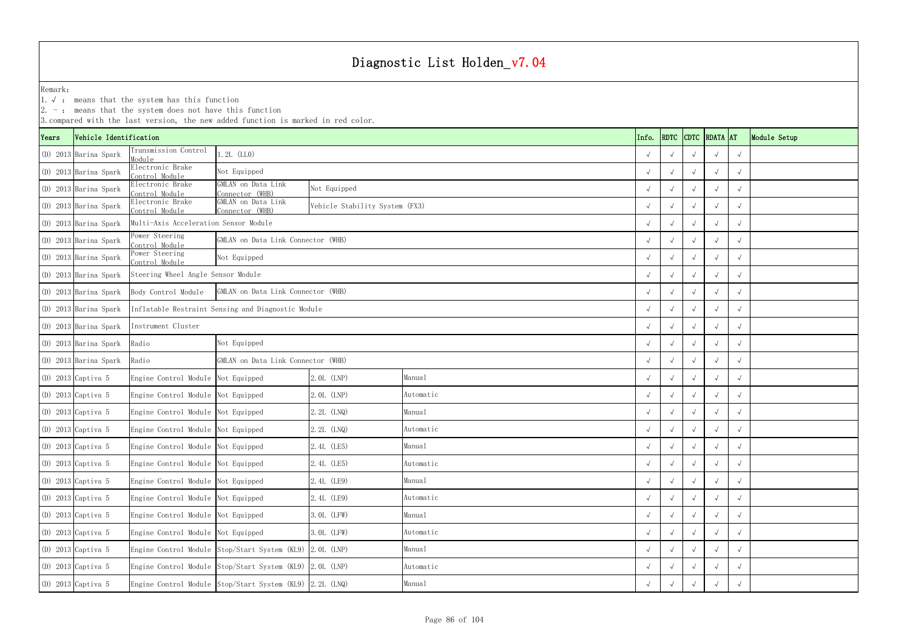# Diagnostic List Holden_v7.04

Remark:
1. √ : means that the system has this function
2. - : means that the system does not have this function
3. compared with the last version, the new added function is marked in red color.

| Years | Vehicle Identification | | | | | Info. | RDTC | CDTC | RDATA | AT | Module Setup |
|---|---|---|---|---|---|---|---|---|---|---|---|
| (D) 2013 | Barina Spark | Transmission Control Module | 1.2L (LL0) | | | √ | √ | √ | √ | √ | |
| (D) 2013 | Barina Spark | Electronic Brake Control Module | Not Equipped | | | √ | √ | √ | √ | √ | |
| (D) 2013 | Barina Spark | Electronic Brake Control Module | GMLAN on Data Link Connector (WHB) | Not Equipped | | √ | √ | √ | √ | √ | |
| (D) 2013 | Barina Spark | Electronic Brake Control Module | GMLAN on Data Link Connector (WHB) | Vehicle Stability System (FX3) | | √ | √ | √ | √ | √ | |
| (D) 2013 | Barina Spark | Multi-Axis Acceleration Sensor Module | | | | √ | √ | √ | √ | √ | |
| (D) 2013 | Barina Spark | Power Steering Control Module | GMLAN on Data Link Connector (WHB) | | | √ | √ | √ | √ | √ | |
| (D) 2013 | Barina Spark | Power Steering Control Module | Not Equipped | | | √ | √ | √ | √ | √ | |
| (D) 2013 | Barina Spark | Steering Wheel Angle Sensor Module | | | | √ | √ | √ | √ | √ | |
| (D) 2013 | Barina Spark | Body Control Module | GMLAN on Data Link Connector (WHB) | | | √ | √ | √ | √ | √ | |
| (D) 2013 | Barina Spark | Inflatable Restraint Sensing and Diagnostic Module | | | | √ | √ | √ | √ | √ | |
| (D) 2013 | Barina Spark | Instrument Cluster | | | | √ | √ | √ | √ | √ | |
| (D) 2013 | Barina Spark | Radio | Not Equipped | | | √ | √ | √ | √ | √ | |
| (D) 2013 | Barina Spark | Radio | GMLAN on Data Link Connector (WHB) | | | √ | √ | √ | √ | √ | |
| (D) 2013 | Captiva 5 | Engine Control Module | Not Equipped | 2.0L (LNP) | Manual | √ | √ | √ | √ | √ | |
| (D) 2013 | Captiva 5 | Engine Control Module | Not Equipped | 2.0L (LNP) | Automatic | √ | √ | √ | √ | √ | |
| (D) 2013 | Captiva 5 | Engine Control Module | Not Equipped | 2.2L (LNQ) | Manual | √ | √ | √ | √ | √ | |
| (D) 2013 | Captiva 5 | Engine Control Module | Not Equipped | 2.2L (LNQ) | Automatic | √ | √ | √ | √ | √ | |
| (D) 2013 | Captiva 5 | Engine Control Module | Not Equipped | 2.4L (LE5) | Manual | √ | √ | √ | √ | √ | |
| (D) 2013 | Captiva 5 | Engine Control Module | Not Equipped | 2.4L (LE5) | Automatic | √ | √ | √ | √ | √ | |
| (D) 2013 | Captiva 5 | Engine Control Module | Not Equipped | 2.4L (LE9) | Manual | √ | √ | √ | √ | √ | |
| (D) 2013 | Captiva 5 | Engine Control Module | Not Equipped | 2.4L (LE9) | Automatic | √ | √ | √ | √ | √ | |
| (D) 2013 | Captiva 5 | Engine Control Module | Not Equipped | 3.0L (LFW) | Manual | √ | √ | √ | √ | √ | |
| (D) 2013 | Captiva 5 | Engine Control Module | Not Equipped | 3.0L (LFW) | Automatic | √ | √ | √ | √ | √ | |
| (D) 2013 | Captiva 5 | Engine Control Module | Stop/Start System (KL9) | 2.0L (LNP) | Manual | √ | √ | √ | √ | √ | |
| (D) 2013 | Captiva 5 | Engine Control Module | Stop/Start System (KL9) | 2.0L (LNP) | Automatic | √ | √ | √ | √ | √ | |
| (D) 2013 | Captiva 5 | Engine Control Module | Stop/Start System (KL9) | 2.2L (LNQ) | Manual | √ | √ | √ | √ | √ | |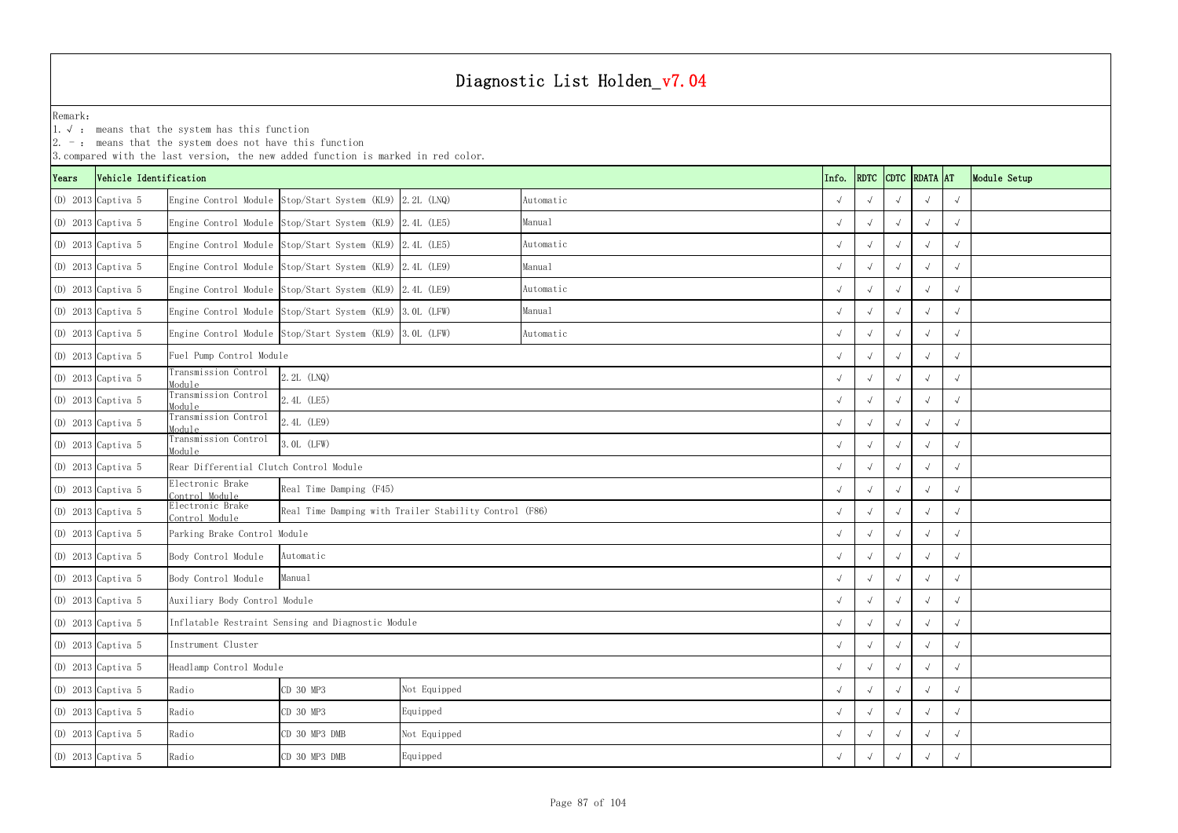# Diagnostic List Holden_v7.04

Remark:
1. √ : means that the system has this function
2. - : means that the system does not have this function
3. compared with the last version, the new added function is marked in red color.

| Years | Vehicle Identification | | | | | Info. | RDTC | CDTC | RDATA | AT | Module Setup |
|---|---|---|---|---|---|---|---|---|---|---|---|
| (D) 2013 | Captiva 5 | Engine Control Module | Stop/Start System (KL9) | 2.2L (LNQ) | Automatic | √ | √ | √ | √ | √ | |
| (D) 2013 | Captiva 5 | Engine Control Module | Stop/Start System (KL9) | 2.4L (LE5) | Manual | √ | √ | √ | √ | √ | |
| (D) 2013 | Captiva 5 | Engine Control Module | Stop/Start System (KL9) | 2.4L (LE5) | Automatic | √ | √ | √ | √ | √ | |
| (D) 2013 | Captiva 5 | Engine Control Module | Stop/Start System (KL9) | 2.4L (LE9) | Manual | √ | √ | √ | √ | √ | |
| (D) 2013 | Captiva 5 | Engine Control Module | Stop/Start System (KL9) | 2.4L (LE9) | Automatic | √ | √ | √ | √ | √ | |
| (D) 2013 | Captiva 5 | Engine Control Module | Stop/Start System (KL9) | 3.0L (LFW) | Manual | √ | √ | √ | √ | √ | |
| (D) 2013 | Captiva 5 | Engine Control Module | Stop/Start System (KL9) | 3.0L (LFW) | Automatic | √ | √ | √ | √ | √ | |
| (D) 2013 | Captiva 5 | Fuel Pump Control Module | | | | √ | √ | √ | √ | √ | |
| (D) 2013 | Captiva 5 | Transmission Control Module | 2.2L (LNQ) | | | √ | √ | √ | √ | √ | |
| (D) 2013 | Captiva 5 | Transmission Control Module | 2.4L (LE5) | | | √ | √ | √ | √ | √ | |
| (D) 2013 | Captiva 5 | Transmission Control Module | 2.4L (LE9) | | | √ | √ | √ | √ | √ | |
| (D) 2013 | Captiva 5 | Transmission Control Module | 3.0L (LFW) | | | √ | √ | √ | √ | √ | |
| (D) 2013 | Captiva 5 | Rear Differential Clutch Control Module | | | | √ | √ | √ | √ | √ | |
| (D) 2013 | Captiva 5 | Electronic Brake Control Module | Real Time Damping (F45) | | | √ | √ | √ | √ | √ | |
| (D) 2013 | Captiva 5 | Electronic Brake Control Module | Real Time Damping with Trailer Stability Control (F86) | | | √ | √ | √ | √ | √ | |
| (D) 2013 | Captiva 5 | Parking Brake Control Module | | | | √ | √ | √ | √ | √ | |
| (D) 2013 | Captiva 5 | Body Control Module | Automatic | | | √ | √ | √ | √ | √ | |
| (D) 2013 | Captiva 5 | Body Control Module | Manual | | | √ | √ | √ | √ | √ | |
| (D) 2013 | Captiva 5 | Auxiliary Body Control Module | | | | √ | √ | √ | √ | √ | |
| (D) 2013 | Captiva 5 | Inflatable Restraint Sensing and Diagnostic Module | | | | √ | √ | √ | √ | √ | |
| (D) 2013 | Captiva 5 | Instrument Cluster | | | | √ | √ | √ | √ | √ | |
| (D) 2013 | Captiva 5 | Headlamp Control Module | | | | √ | √ | √ | √ | √ | |
| (D) 2013 | Captiva 5 | Radio | CD 30 MP3 | Not Equipped | | √ | √ | √ | √ | √ | |
| (D) 2013 | Captiva 5 | Radio | CD 30 MP3 | Equipped | | √ | √ | √ | √ | √ | |
| (D) 2013 | Captiva 5 | Radio | CD 30 MP3 DMB | Not Equipped | | √ | √ | √ | √ | √ | |
| (D) 2013 | Captiva 5 | Radio | CD 30 MP3 DMB | Equipped | | √ | √ | √ | √ | √ | |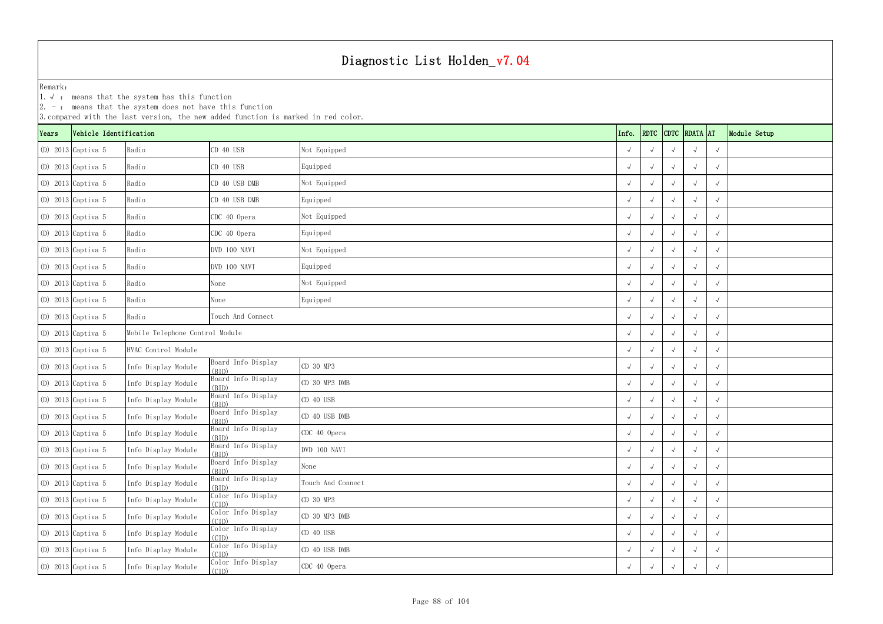# Diagnostic List Holden_v7.04

Remark:
1. √ : means that the system has this function
2. - : means that the system does not have this function
3. compared with the last version, the new added function is marked in red color.

| Years | Vehicle Identification | | | | Info. | RDTC | CDTC | RDATA | AT | Module Setup |
|---|---|---|---|---|---|---|---|---|---|---|
| (D) 2013 | Captiva 5 | Radio | CD 40 USB | Not Equipped | √ | √ | √ | √ | √ | |
| (D) 2013 | Captiva 5 | Radio | CD 40 USB | Equipped | √ | √ | √ | √ | √ | |
| (D) 2013 | Captiva 5 | Radio | CD 40 USB DMB | Not Equipped | √ | √ | √ | √ | √ | |
| (D) 2013 | Captiva 5 | Radio | CD 40 USB DMB | Equipped | √ | √ | √ | √ | √ | |
| (D) 2013 | Captiva 5 | Radio | CDC 40 Opera | Not Equipped | √ | √ | √ | √ | √ | |
| (D) 2013 | Captiva 5 | Radio | CDC 40 Opera | Equipped | √ | √ | √ | √ | √ | |
| (D) 2013 | Captiva 5 | Radio | DVD 100 NAVI | Not Equipped | √ | √ | √ | √ | √ | |
| (D) 2013 | Captiva 5 | Radio | DVD 100 NAVI | Equipped | √ | √ | √ | √ | √ | |
| (D) 2013 | Captiva 5 | Radio | None | Not Equipped | √ | √ | √ | √ | √ | |
| (D) 2013 | Captiva 5 | Radio | None | Equipped | √ | √ | √ | √ | √ | |
| (D) 2013 | Captiva 5 | Radio | Touch And Connect | | √ | √ | √ | √ | √ | |
| (D) 2013 | Captiva 5 | Mobile Telephone Control Module | | | √ | √ | √ | √ | √ | |
| (D) 2013 | Captiva 5 | HVAC Control Module | | | √ | √ | √ | √ | √ | |
| (D) 2013 | Captiva 5 | Info Display Module | Board Info Display (BID) | CD 30 MP3 | √ | √ | √ | √ | √ | |
| (D) 2013 | Captiva 5 | Info Display Module | Board Info Display (BID) | CD 30 MP3 DMB | √ | √ | √ | √ | √ | |
| (D) 2013 | Captiva 5 | Info Display Module | Board Info Display (BID) | CD 40 USB | √ | √ | √ | √ | √ | |
| (D) 2013 | Captiva 5 | Info Display Module | Board Info Display (BID) | CD 40 USB DMB | √ | √ | √ | √ | √ | |
| (D) 2013 | Captiva 5 | Info Display Module | Board Info Display (BID) | CDC 40 Opera | √ | √ | √ | √ | √ | |
| (D) 2013 | Captiva 5 | Info Display Module | Board Info Display (BID) | DVD 100 NAVI | √ | √ | √ | √ | √ | |
| (D) 2013 | Captiva 5 | Info Display Module | Board Info Display (BID) | None | √ | √ | √ | √ | √ | |
| (D) 2013 | Captiva 5 | Info Display Module | Board Info Display (BID) | Touch And Connect | √ | √ | √ | √ | √ | |
| (D) 2013 | Captiva 5 | Info Display Module | Color Info Display (CID) | CD 30 MP3 | √ | √ | √ | √ | √ | |
| (D) 2013 | Captiva 5 | Info Display Module | Color Info Display (CID) | CD 30 MP3 DMB | √ | √ | √ | √ | √ | |
| (D) 2013 | Captiva 5 | Info Display Module | Color Info Display (CID) | CD 40 USB | √ | √ | √ | √ | √ | |
| (D) 2013 | Captiva 5 | Info Display Module | Color Info Display (CID) | CD 40 USB DMB | √ | √ | √ | √ | √ | |
| (D) 2013 | Captiva 5 | Info Display Module | Color Info Display (CID) | CDC 40 Opera | √ | √ | √ | √ | √ | |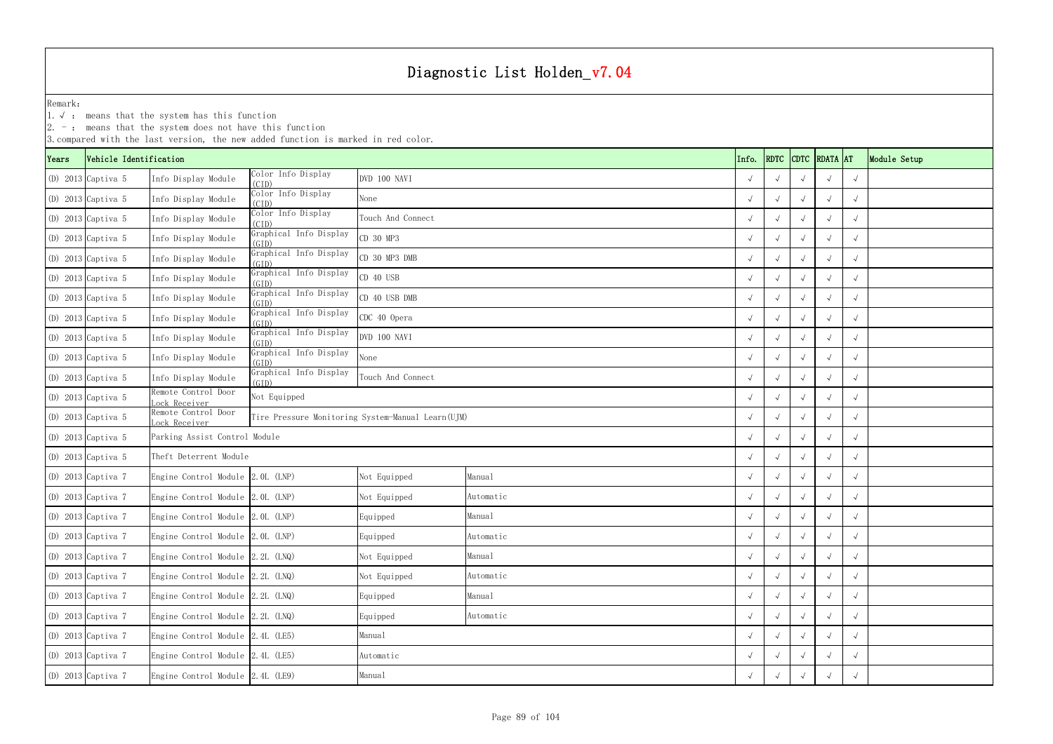# Diagnostic List Holden_v7.04

Remark:
1. √ : means that the system has this function
2. - : means that the system does not have this function
3. compared with the last version, the new added function is marked in red color.

| Years | Vehicle Identification | | | | | Info. | RDTC | CDTC | RDATA | AT | Module Setup |
|---|---|---|---|---|---|---|---|---|---|---|---|
| (D) 2013 | Captiva 5 | Info Display Module | Color Info Display (CID) | DVD 100 NAVI | | √ | √ | √ | √ | √ | |
| (D) 2013 | Captiva 5 | Info Display Module | Color Info Display (CID) | None | | √ | √ | √ | √ | √ | |
| (D) 2013 | Captiva 5 | Info Display Module | Color Info Display (CID) | Touch And Connect | | √ | √ | √ | √ | √ | |
| (D) 2013 | Captiva 5 | Info Display Module | Graphical Info Display (GID) | CD 30 MP3 | | √ | √ | √ | √ | √ | |
| (D) 2013 | Captiva 5 | Info Display Module | Graphical Info Display (GID) | CD 30 MP3 DMB | | √ | √ | √ | √ | √ | |
| (D) 2013 | Captiva 5 | Info Display Module | Graphical Info Display (GID) | CD 40 USB | | √ | √ | √ | √ | √ | |
| (D) 2013 | Captiva 5 | Info Display Module | Graphical Info Display (GID) | CD 40 USB DMB | | √ | √ | √ | √ | √ | |
| (D) 2013 | Captiva 5 | Info Display Module | Graphical Info Display (GID) | CDC 40 Opera | | √ | √ | √ | √ | √ | |
| (D) 2013 | Captiva 5 | Info Display Module | Graphical Info Display (GID) | DVD 100 NAVI | | √ | √ | √ | √ | √ | |
| (D) 2013 | Captiva 5 | Info Display Module | Graphical Info Display (GID) | None | | √ | √ | √ | √ | √ | |
| (D) 2013 | Captiva 5 | Info Display Module | Graphical Info Display (GID) | Touch And Connect | | √ | √ | √ | √ | √ | |
| (D) 2013 | Captiva 5 | Remote Control Door Lock Receiver | Not Equipped | | | √ | √ | √ | √ | √ | |
| (D) 2013 | Captiva 5 | Remote Control Door Lock Receiver | Tire Pressure Monitoring System-Manual Learn(UJM) | | | √ | √ | √ | √ | √ | |
| (D) 2013 | Captiva 5 | Parking Assist Control Module | | | | √ | √ | √ | √ | √ | |
| (D) 2013 | Captiva 5 | Theft Deterrent Module | | | | √ | √ | √ | √ | √ | |
| (D) 2013 | Captiva 7 | Engine Control Module | 2.0L (LNP) | Not Equipped | Manual | √ | √ | √ | √ | √ | |
| (D) 2013 | Captiva 7 | Engine Control Module | 2.0L (LNP) | Not Equipped | Automatic | √ | √ | √ | √ | √ | |
| (D) 2013 | Captiva 7 | Engine Control Module | 2.0L (LNP) | Equipped | Manual | √ | √ | √ | √ | √ | |
| (D) 2013 | Captiva 7 | Engine Control Module | 2.0L (LNP) | Equipped | Automatic | √ | √ | √ | √ | √ | |
| (D) 2013 | Captiva 7 | Engine Control Module | 2.2L (LNQ) | Not Equipped | Manual | √ | √ | √ | √ | √ | |
| (D) 2013 | Captiva 7 | Engine Control Module | 2.2L (LNQ) | Not Equipped | Automatic | √ | √ | √ | √ | √ | |
| (D) 2013 | Captiva 7 | Engine Control Module | 2.2L (LNQ) | Equipped | Manual | √ | √ | √ | √ | √ | |
| (D) 2013 | Captiva 7 | Engine Control Module | 2.2L (LNQ) | Equipped | Automatic | √ | √ | √ | √ | √ | |
| (D) 2013 | Captiva 7 | Engine Control Module | 2.4L (LE5) | Manual | | √ | √ | √ | √ | √ | |
| (D) 2013 | Captiva 7 | Engine Control Module | 2.4L (LE5) | Automatic | | √ | √ | √ | √ | √ | |
| (D) 2013 | Captiva 7 | Engine Control Module | 2.4L (LE9) | Manual | | √ | √ | √ | √ | √ | |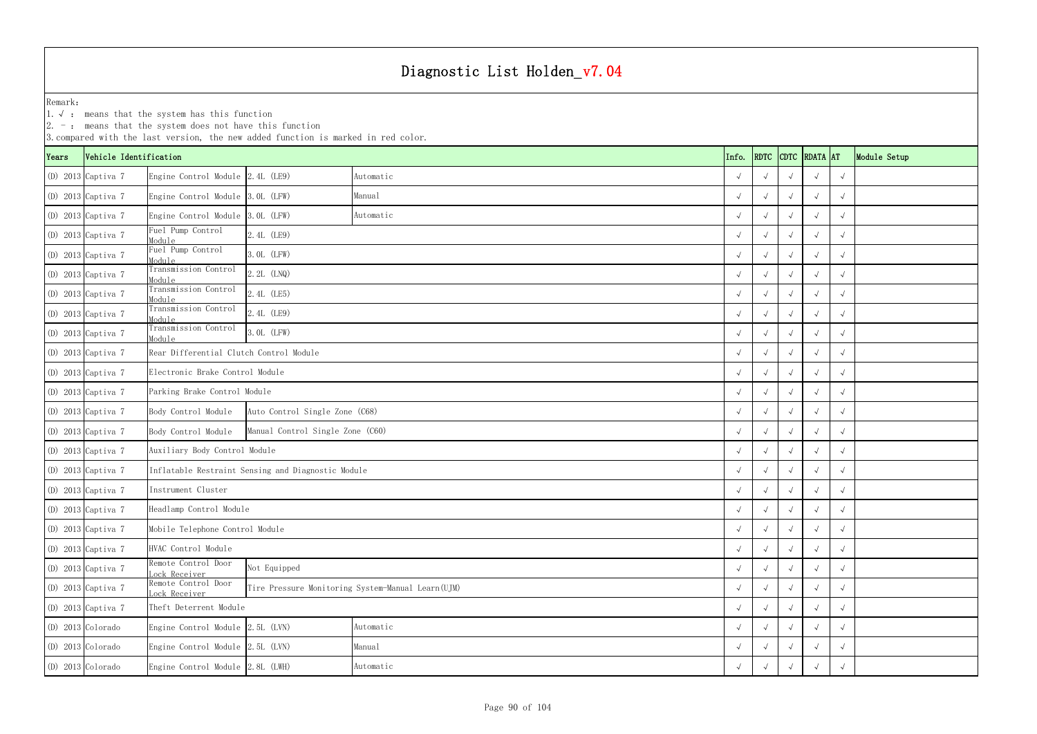# Diagnostic List Holden_v7.04

Remark:
1. √ : means that the system has this function
2. - : means that the system does not have this function
3. compared with the last version, the new added function is marked in red color.

| Years | Vehicle Identification | | | | Info. | RDTC | CDTC | RDATA | AT | Module Setup |
|---|---|---|---|---|---|---|---|---|---|---|
| (D) 2013 | Captiva 7 | Engine Control Module | 2.4L (LE9) | Automatic | √ | √ | √ | √ | √ | |
| (D) 2013 | Captiva 7 | Engine Control Module | 3.0L (LFW) | Manual | √ | √ | √ | √ | √ | |
| (D) 2013 | Captiva 7 | Engine Control Module | 3.0L (LFW) | Automatic | √ | √ | √ | √ | √ | |
| (D) 2013 | Captiva 7 | Fuel Pump Control Module | 2.4L (LE9) | | √ | √ | √ | √ | √ | |
| (D) 2013 | Captiva 7 | Fuel Pump Control Module | 3.0L (LFW) | | √ | √ | √ | √ | √ | |
| (D) 2013 | Captiva 7 | Transmission Control Module | 2.2L (LNQ) | | √ | √ | √ | √ | √ | |
| (D) 2013 | Captiva 7 | Transmission Control Module | 2.4L (LE5) | | √ | √ | √ | √ | √ | |
| (D) 2013 | Captiva 7 | Transmission Control Module | 2.4L (LE9) | | √ | √ | √ | √ | √ | |
| (D) 2013 | Captiva 7 | Transmission Control Module | 3.0L (LFW) | | √ | √ | √ | √ | √ | |
| (D) 2013 | Captiva 7 | Rear Differential Clutch Control Module | | | √ | √ | √ | √ | √ | |
| (D) 2013 | Captiva 7 | Electronic Brake Control Module | | | √ | √ | √ | √ | √ | |
| (D) 2013 | Captiva 7 | Parking Brake Control Module | | | √ | √ | √ | √ | √ | |
| (D) 2013 | Captiva 7 | Body Control Module | Auto Control Single Zone (C68) | | √ | √ | √ | √ | √ | |
| (D) 2013 | Captiva 7 | Body Control Module | Manual Control Single Zone (C60) | | √ | √ | √ | √ | √ | |
| (D) 2013 | Captiva 7 | Auxiliary Body Control Module | | | √ | √ | √ | √ | √ | |
| (D) 2013 | Captiva 7 | Inflatable Restraint Sensing and Diagnostic Module | | | √ | √ | √ | √ | √ | |
| (D) 2013 | Captiva 7 | Instrument Cluster | | | √ | √ | √ | √ | √ | |
| (D) 2013 | Captiva 7 | Headlamp Control Module | | | √ | √ | √ | √ | √ | |
| (D) 2013 | Captiva 7 | Mobile Telephone Control Module | | | √ | √ | √ | √ | √ | |
| (D) 2013 | Captiva 7 | HVAC Control Module | | | √ | √ | √ | √ | √ | |
| (D) 2013 | Captiva 7 | Remote Control Door Lock Receiver | Not Equipped | | √ | √ | √ | √ | √ | |
| (D) 2013 | Captiva 7 | Remote Control Door Lock Receiver | Tire Pressure Monitoring System-Manual Learn(UJM) | | √ | √ | √ | √ | √ | |
| (D) 2013 | Captiva 7 | Theft Deterrent Module | | | √ | √ | √ | √ | √ | |
| (D) 2013 | Colorado | Engine Control Module | 2.5L (LVN) | Automatic | √ | √ | √ | √ | √ | |
| (D) 2013 | Colorado | Engine Control Module | 2.5L (LVN) | Manual | √ | √ | √ | √ | √ | |
| (D) 2013 | Colorado | Engine Control Module | 2.8L (LWH) | Automatic | √ | √ | √ | √ | √ | |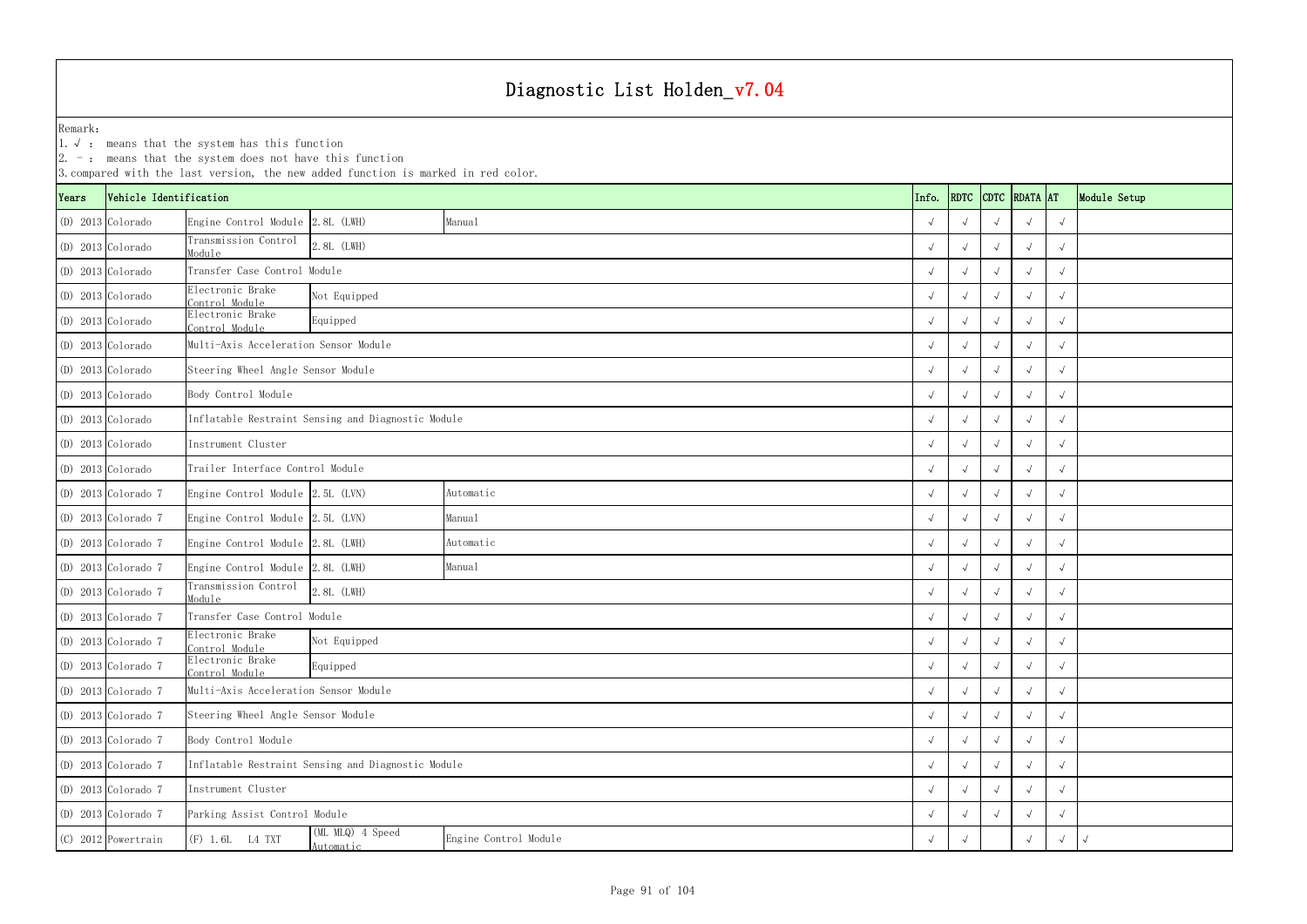# Diagnostic List Holden_v7.04

Remark:
1. √ : means that the system has this function
2. - : means that the system does not have this function
3. compared with the last version, the new added function is marked in red color.

| Years | Vehicle Identification | | | | Info. | RDTC | CDTC | RDATA | AT | Module Setup |
|---|---|---|---|---|---|---|---|---|---|---|
| (D) 2013 | Colorado | Engine Control Module | 2.8L (LWH) | Manual | √ | √ | √ | √ | √ | |
| (D) 2013 | Colorado | Transmission Control Module | 2.8L (LWH) | | √ | √ | √ | √ | √ | |
| (D) 2013 | Colorado | Transfer Case Control Module | | | √ | √ | √ | √ | √ | |
| (D) 2013 | Colorado | Electronic Brake Control Module | Not Equipped | | √ | √ | √ | √ | √ | |
| (D) 2013 | Colorado | Electronic Brake Control Module | Equipped | | √ | √ | √ | √ | √ | |
| (D) 2013 | Colorado | Multi-Axis Acceleration Sensor Module | | | √ | √ | √ | √ | √ | |
| (D) 2013 | Colorado | Steering Wheel Angle Sensor Module | | | √ | √ | √ | √ | √ | |
| (D) 2013 | Colorado | Body Control Module | | | √ | √ | √ | √ | √ | |
| (D) 2013 | Colorado | Inflatable Restraint Sensing and Diagnostic Module | | | √ | √ | √ | √ | √ | |
| (D) 2013 | Colorado | Instrument Cluster | | | √ | √ | √ | √ | √ | |
| (D) 2013 | Colorado | Trailer Interface Control Module | | | √ | √ | √ | √ | √ | |
| (D) 2013 | Colorado 7 | Engine Control Module | 2.5L (LVN) | Automatic | √ | √ | √ | √ | √ | |
| (D) 2013 | Colorado 7 | Engine Control Module | 2.5L (LVN) | Manual | √ | √ | √ | √ | √ | |
| (D) 2013 | Colorado 7 | Engine Control Module | 2.8L (LWH) | Automatic | √ | √ | √ | √ | √ | |
| (D) 2013 | Colorado 7 | Engine Control Module | 2.8L (LWH) | Manual | √ | √ | √ | √ | √ | |
| (D) 2013 | Colorado 7 | Transmission Control Module | 2.8L (LWH) | | √ | √ | √ | √ | √ | |
| (D) 2013 | Colorado 7 | Transfer Case Control Module | | | √ | √ | √ | √ | √ | |
| (D) 2013 | Colorado 7 | Electronic Brake Control Module | Not Equipped | | √ | √ | √ | √ | √ | |
| (D) 2013 | Colorado 7 | Electronic Brake Control Module | Equipped | | √ | √ | √ | √ | √ | |
| (D) 2013 | Colorado 7 | Multi-Axis Acceleration Sensor Module | | | √ | √ | √ | √ | √ | |
| (D) 2013 | Colorado 7 | Steering Wheel Angle Sensor Module | | | √ | √ | √ | √ | √ | |
| (D) 2013 | Colorado 7 | Body Control Module | | | √ | √ | √ | √ | √ | |
| (D) 2013 | Colorado 7 | Inflatable Restraint Sensing and Diagnostic Module | | | √ | √ | √ | √ | √ | |
| (D) 2013 | Colorado 7 | Instrument Cluster | | | √ | √ | √ | √ | √ | |
| (D) 2013 | Colorado 7 | Parking Assist Control Module | | | √ | √ | √ | √ | √ | |
| (C) 2012 | Powertrain | (F) 1.6L L4 TXT | (ML MLQ) 4 Speed Automatic | Engine Control Module | √ | √ | | √ | √ | √ |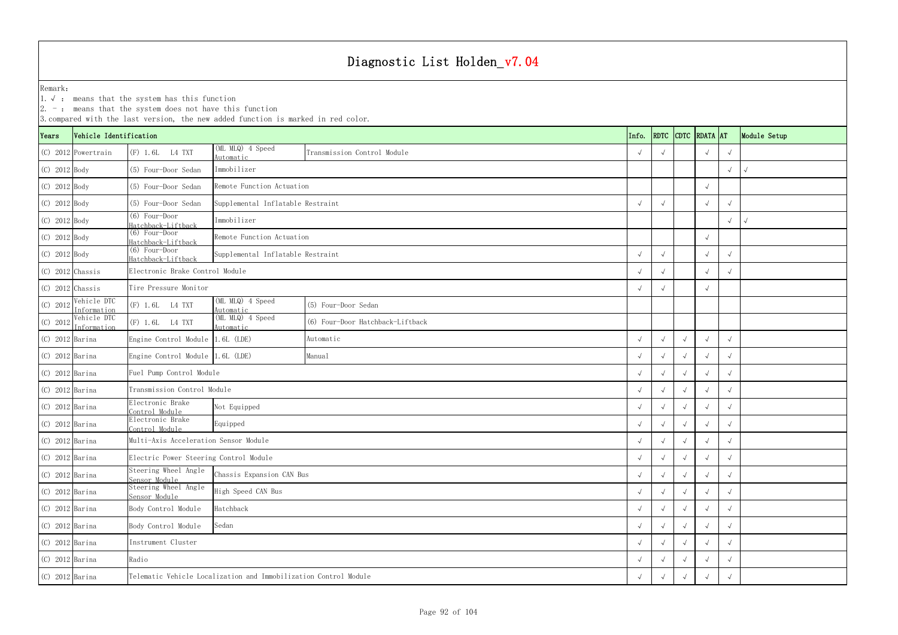# Diagnostic List Holden_v7.04

Remark:
1. √ : means that the system has this function
2. - : means that the system does not have this function
3. compared with the last version, the new added function is marked in red color.

| Years | Vehicle Identification | | | | Info. | RDTC | CDTC | RDATA | AT | Module Setup |
|---|---|---|---|---|---|---|---|---|---|---|
| (C) 2012 | Powertrain | (F) 1.6L L4 TXT | (ML MLQ) 4 Speed Automatic | Transmission Control Module | √ | √ | | √ | √ | |
| (C) 2012 | Body | (5) Four-Door Sedan | Immobilizer | | | | | | √ | √ |
| (C) 2012 | Body | (5) Four-Door Sedan | Remote Function Actuation | | | | | √ | | |
| (C) 2012 | Body | (5) Four-Door Sedan | Supplemental Inflatable Restraint | | √ | √ | | √ | √ | |
| (C) 2012 | Body | (6) Four-Door Hatchback-Liftback | Immobilizer | | | | | | √ | √ |
| (C) 2012 | Body | (6) Four-Door Hatchback-Liftback | Remote Function Actuation | | | | | √ | | |
| (C) 2012 | Body | (6) Four-Door Hatchback-Liftback | Supplemental Inflatable Restraint | | √ | √ | | √ | √ | |
| (C) 2012 | Chassis | Electronic Brake Control Module | | | √ | √ | | √ | √ | |
| (C) 2012 | Chassis | Tire Pressure Monitor | | | √ | √ | | √ | | |
| (C) 2012 | Vehicle DTC Information | (F) 1.6L L4 TXT | (ML MLQ) 4 Speed Automatic | (5) Four-Door Sedan | | | | | | |
| (C) 2012 | Vehicle DTC Information | (F) 1.6L L4 TXT | (ML MLQ) 4 Speed Automatic | (6) Four-Door Hatchback-Liftback | | | | | | |
| (C) 2012 | Barina | Engine Control Module | 1.6L (LDE) | Automatic | √ | √ | √ | √ | √ | |
| (C) 2012 | Barina | Engine Control Module | 1.6L (LDE) | Manual | √ | √ | √ | √ | √ | |
| (C) 2012 | Barina | Fuel Pump Control Module | | | √ | √ | √ | √ | √ | |
| (C) 2012 | Barina | Transmission Control Module | | | √ | √ | √ | √ | √ | |
| (C) 2012 | Barina | Electronic Brake Control Module | Not Equipped | | √ | √ | √ | √ | √ | |
| (C) 2012 | Barina | Electronic Brake Control Module | Equipped | | √ | √ | √ | √ | √ | |
| (C) 2012 | Barina | Multi-Axis Acceleration Sensor Module | | | √ | √ | √ | √ | √ | |
| (C) 2012 | Barina | Electronic Power Steering Control Module | | | √ | √ | √ | √ | √ | |
| (C) 2012 | Barina | Steering Wheel Angle Sensor Module | Chassis Expansion CAN Bus | | √ | √ | √ | √ | √ | |
| (C) 2012 | Barina | Steering Wheel Angle Sensor Module | High Speed CAN Bus | | √ | √ | √ | √ | √ | |
| (C) 2012 | Barina | Body Control Module | Hatchback | | √ | √ | √ | √ | √ | |
| (C) 2012 | Barina | Body Control Module | Sedan | | √ | √ | √ | √ | √ | |
| (C) 2012 | Barina | Instrument Cluster | | | √ | √ | √ | √ | √ | |
| (C) 2012 | Barina | Radio | | | √ | √ | √ | √ | √ | |
| (C) 2012 | Barina | Telematic Vehicle Localization and Immobilization Control Module | | | √ | √ | √ | √ | √ | |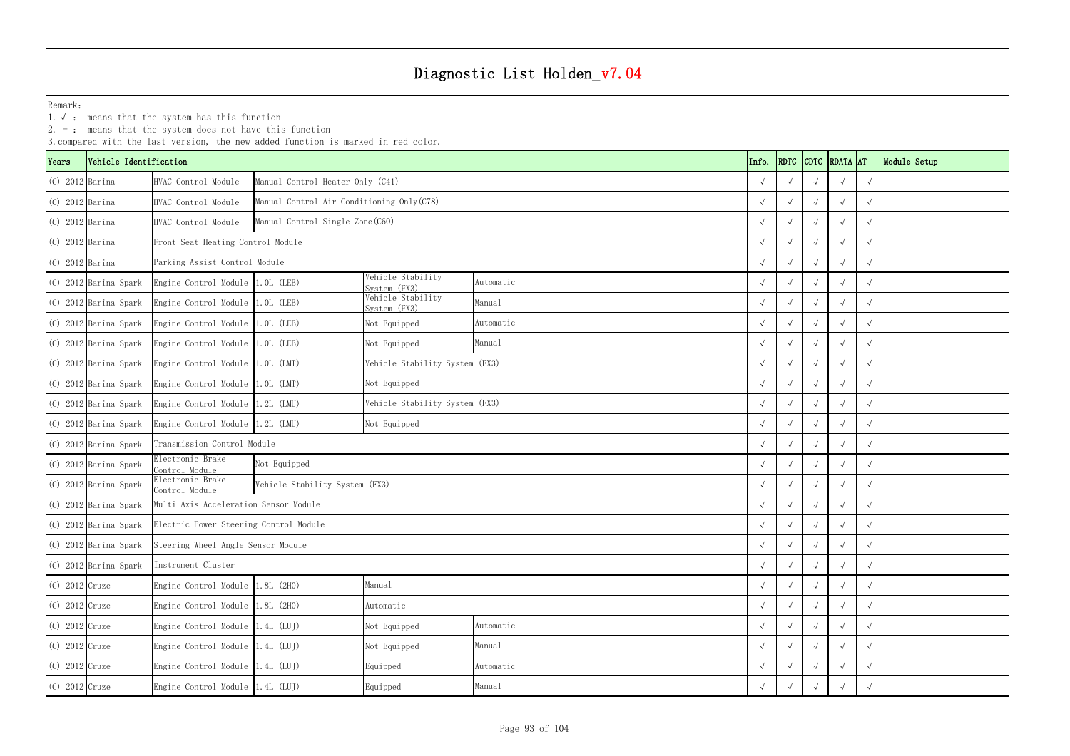# Diagnostic List Holden_v7.04

Remark:
1. √ : means that the system has this function
2. - : means that the system does not have this function
3. compared with the last version, the new added function is marked in red color.

| Years | Vehicle Identification | | | | | Info. | RDTC | CDTC | RDATA | AT | Module Setup |
|---|---|---|---|---|---|---|---|---|---|---|---|
| (C) 2012 | Barina | HVAC Control Module | Manual Control Heater Only (C41) | | | √ | √ | √ | √ | √ | |
| (C) 2012 | Barina | HVAC Control Module | Manual Control Air Conditioning Only(C78) | | | √ | √ | √ | √ | √ | |
| (C) 2012 | Barina | HVAC Control Module | Manual Control Single Zone(C60) | | | √ | √ | √ | √ | √ | |
| (C) 2012 | Barina | Front Seat Heating Control Module | | | | √ | √ | √ | √ | √ | |
| (C) 2012 | Barina | Parking Assist Control Module | | | | √ | √ | √ | √ | √ | |
| (C) 2012 | Barina Spark | Engine Control Module | 1.0L (LEB) | Vehicle Stability System (FX3) | Automatic | √ | √ | √ | √ | √ | |
| (C) 2012 | Barina Spark | Engine Control Module | 1.0L (LEB) | Vehicle Stability System (FX3) | Manual | √ | √ | √ | √ | √ | |
| (C) 2012 | Barina Spark | Engine Control Module | 1.0L (LEB) | Not Equipped | Automatic | √ | √ | √ | √ | √ | |
| (C) 2012 | Barina Spark | Engine Control Module | 1.0L (LEB) | Not Equipped | Manual | √ | √ | √ | √ | √ | |
| (C) 2012 | Barina Spark | Engine Control Module | 1.0L (LMT) | Vehicle Stability System (FX3) | | √ | √ | √ | √ | √ | |
| (C) 2012 | Barina Spark | Engine Control Module | 1.0L (LMT) | Not Equipped | | √ | √ | √ | √ | √ | |
| (C) 2012 | Barina Spark | Engine Control Module | 1.2L (LMU) | Vehicle Stability System (FX3) | | √ | √ | √ | √ | √ | |
| (C) 2012 | Barina Spark | Engine Control Module | 1.2L (LMU) | Not Equipped | | √ | √ | √ | √ | √ | |
| (C) 2012 | Barina Spark | Transmission Control Module | | | | √ | √ | √ | √ | √ | |
| (C) 2012 | Barina Spark | Electronic Brake Control Module | Not Equipped | | | √ | √ | √ | √ | √ | |
| (C) 2012 | Barina Spark | Electronic Brake Control Module | Vehicle Stability System (FX3) | | | √ | √ | √ | √ | √ | |
| (C) 2012 | Barina Spark | Multi-Axis Acceleration Sensor Module | | | | √ | √ | √ | √ | √ | |
| (C) 2012 | Barina Spark | Electric Power Steering Control Module | | | | √ | √ | √ | √ | √ | |
| (C) 2012 | Barina Spark | Steering Wheel Angle Sensor Module | | | | √ | √ | √ | √ | √ | |
| (C) 2012 | Barina Spark | Instrument Cluster | | | | √ | √ | √ | √ | √ | |
| (C) 2012 | Cruze | Engine Control Module | 1.8L (2H0) | Manual | | √ | √ | √ | √ | √ | |
| (C) 2012 | Cruze | Engine Control Module | 1.8L (2H0) | Automatic | | √ | √ | √ | √ | √ | |
| (C) 2012 | Cruze | Engine Control Module | 1.4L (LUJ) | Not Equipped | Automatic | √ | √ | √ | √ | √ | |
| (C) 2012 | Cruze | Engine Control Module | 1.4L (LUJ) | Not Equipped | Manual | √ | √ | √ | √ | √ | |
| (C) 2012 | Cruze | Engine Control Module | 1.4L (LUJ) | Equipped | Automatic | √ | √ | √ | √ | √ | |
| (C) 2012 | Cruze | Engine Control Module | 1.4L (LUJ) | Equipped | Manual | √ | √ | √ | √ | √ | |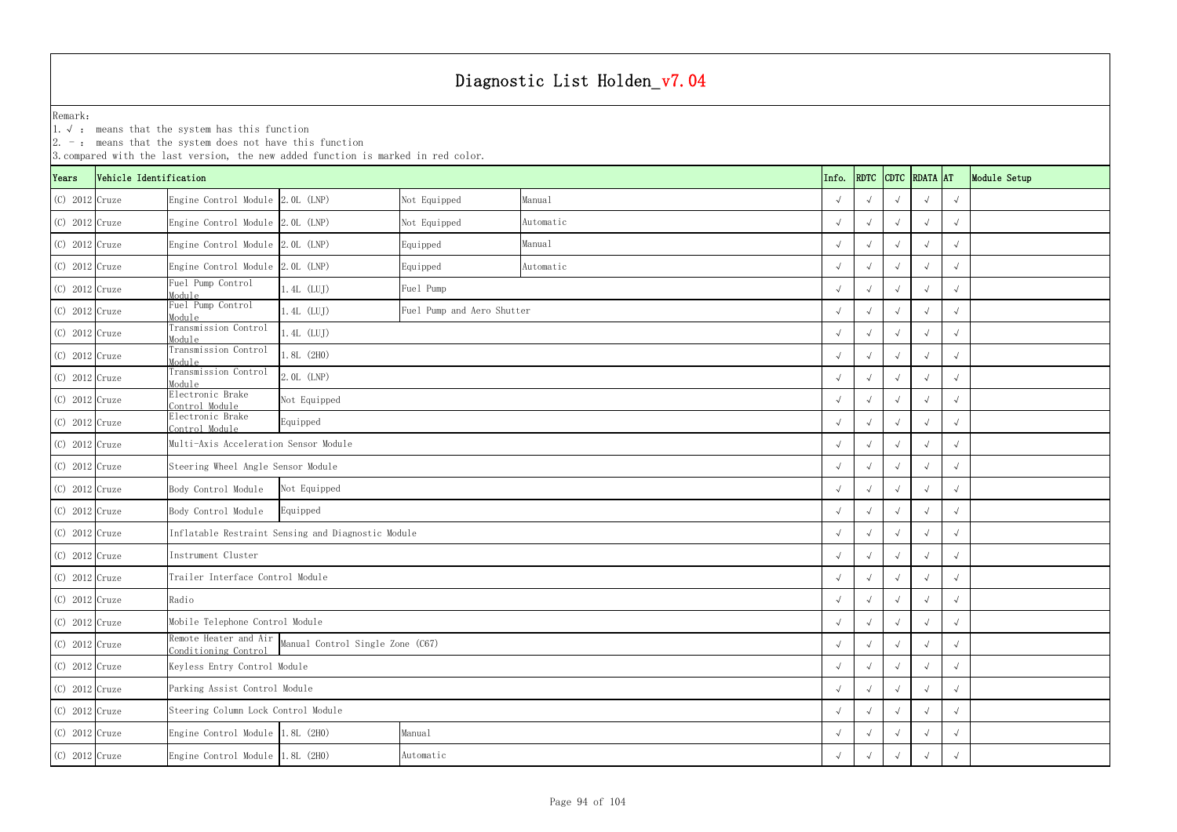# Diagnostic List Holden_v7.04

Remark:
1. √ : means that the system has this function
2. - : means that the system does not have this function
3. compared with the last version, the new added function is marked in red color.

| Years | Vehicle Identification | | | | | Info. | RDTC | CDTC | RDATA | AT | Module Setup |
|---|---|---|---|---|---|---|---|---|---|---|---|
| (C) 2012 | Cruze | Engine Control Module | 2.0L (LNP) | Not Equipped | Manual | √ | √ | √ | √ | √ | |
| (C) 2012 | Cruze | Engine Control Module | 2.0L (LNP) | Not Equipped | Automatic | √ | √ | √ | √ | √ | |
| (C) 2012 | Cruze | Engine Control Module | 2.0L (LNP) | Equipped | Manual | √ | √ | √ | √ | √ | |
| (C) 2012 | Cruze | Engine Control Module | 2.0L (LNP) | Equipped | Automatic | √ | √ | √ | √ | √ | |
| (C) 2012 | Cruze | Fuel Pump Control Module | 1.4L (LUJ) | Fuel Pump | | √ | √ | √ | √ | √ | |
| (C) 2012 | Cruze | Fuel Pump Control Module | 1.4L (LUJ) | Fuel Pump and Aero Shutter | | √ | √ | √ | √ | √ | |
| (C) 2012 | Cruze | Transmission Control Module | 1.4L (LUJ) | | | √ | √ | √ | √ | √ | |
| (C) 2012 | Cruze | Transmission Control Module | 1.8L (2H0) | | | √ | √ | √ | √ | √ | |
| (C) 2012 | Cruze | Transmission Control Module | 2.0L (LNP) | | | √ | √ | √ | √ | √ | |
| (C) 2012 | Cruze | Electronic Brake Control Module | Not Equipped | | | √ | √ | √ | √ | √ | |
| (C) 2012 | Cruze | Electronic Brake Control Module | Equipped | | | √ | √ | √ | √ | √ | |
| (C) 2012 | Cruze | Multi-Axis Acceleration Sensor Module | | | | √ | √ | √ | √ | √ | |
| (C) 2012 | Cruze | Steering Wheel Angle Sensor Module | | | | √ | √ | √ | √ | √ | |
| (C) 2012 | Cruze | Body Control Module | Not Equipped | | | √ | √ | √ | √ | √ | |
| (C) 2012 | Cruze | Body Control Module | Equipped | | | √ | √ | √ | √ | √ | |
| (C) 2012 | Cruze | Inflatable Restraint Sensing and Diagnostic Module | | | | √ | √ | √ | √ | √ | |
| (C) 2012 | Cruze | Instrument Cluster | | | | √ | √ | √ | √ | √ | |
| (C) 2012 | Cruze | Trailer Interface Control Module | | | | √ | √ | √ | √ | √ | |
| (C) 2012 | Cruze | Radio | | | | √ | √ | √ | √ | √ | |
| (C) 2012 | Cruze | Mobile Telephone Control Module | | | | √ | √ | √ | √ | √ | |
| (C) 2012 | Cruze | Remote Heater and Air Conditioning Control | Manual Control Single Zone (C67) | | | √ | √ | √ | √ | √ | |
| (C) 2012 | Cruze | Keyless Entry Control Module | | | | √ | √ | √ | √ | √ | |
| (C) 2012 | Cruze | Parking Assist Control Module | | | | √ | √ | √ | √ | √ | |
| (C) 2012 | Cruze | Steering Column Lock Control Module | | | | √ | √ | √ | √ | √ | |
| (C) 2012 | Cruze | Engine Control Module | 1.8L (2H0) | Manual | | √ | √ | √ | √ | √ | |
| (C) 2012 | Cruze | Engine Control Module | 1.8L (2H0) | Automatic | | √ | √ | √ | √ | √ | |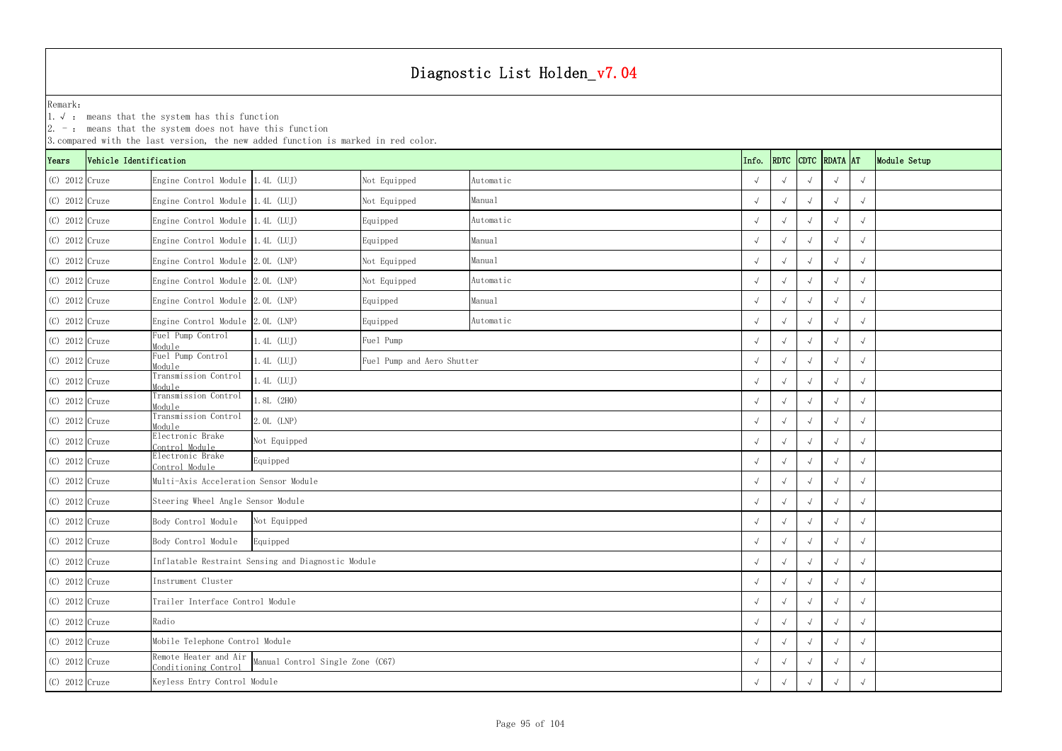# Diagnostic List Holden_v7.04

Remark:
1. √ : means that the system has this function
2. - : means that the system does not have this function
3. compared with the last version, the new added function is marked in red color.

| Years | Vehicle Identification | | | | | Info. | RDTC | CDTC | RDATA | AT | Module Setup |
|---|---|---|---|---|---|---|---|---|---|---|---|
| (C) 2012 | Cruze | Engine Control Module | 1.4L (LUJ) | Not Equipped | Automatic | √ | √ | √ | √ | √ | |
| (C) 2012 | Cruze | Engine Control Module | 1.4L (LUJ) | Not Equipped | Manual | √ | √ | √ | √ | √ | |
| (C) 2012 | Cruze | Engine Control Module | 1.4L (LUJ) | Equipped | Automatic | √ | √ | √ | √ | √ | |
| (C) 2012 | Cruze | Engine Control Module | 1.4L (LUJ) | Equipped | Manual | √ | √ | √ | √ | √ | |
| (C) 2012 | Cruze | Engine Control Module | 2.0L (LNP) | Not Equipped | Manual | √ | √ | √ | √ | √ | |
| (C) 2012 | Cruze | Engine Control Module | 2.0L (LNP) | Not Equipped | Automatic | √ | √ | √ | √ | √ | |
| (C) 2012 | Cruze | Engine Control Module | 2.0L (LNP) | Equipped | Manual | √ | √ | √ | √ | √ | |
| (C) 2012 | Cruze | Engine Control Module | 2.0L (LNP) | Equipped | Automatic | √ | √ | √ | √ | √ | |
| (C) 2012 | Cruze | Fuel Pump Control Module | 1.4L (LUJ) | Fuel Pump | | √ | √ | √ | √ | √ | |
| (C) 2012 | Cruze | Fuel Pump Control Module | 1.4L (LUJ) | Fuel Pump and Aero Shutter | | √ | √ | √ | √ | √ | |
| (C) 2012 | Cruze | Transmission Control Module | 1.4L (LUJ) | | | √ | √ | √ | √ | √ | |
| (C) 2012 | Cruze | Transmission Control Module | 1.8L (2H0) | | | √ | √ | √ | √ | √ | |
| (C) 2012 | Cruze | Transmission Control Module | 2.0L (LNP) | | | √ | √ | √ | √ | √ | |
| (C) 2012 | Cruze | Electronic Brake Control Module | Not Equipped | | | √ | √ | √ | √ | √ | |
| (C) 2012 | Cruze | Electronic Brake Control Module | Equipped | | | √ | √ | √ | √ | √ | |
| (C) 2012 | Cruze | Multi-Axis Acceleration Sensor Module | | | | √ | √ | √ | √ | √ | |
| (C) 2012 | Cruze | Steering Wheel Angle Sensor Module | | | | √ | √ | √ | √ | √ | |
| (C) 2012 | Cruze | Body Control Module | Not Equipped | | | √ | √ | √ | √ | √ | |
| (C) 2012 | Cruze | Body Control Module | Equipped | | | √ | √ | √ | √ | √ | |
| (C) 2012 | Cruze | Inflatable Restraint Sensing and Diagnostic Module | | | | √ | √ | √ | √ | √ | |
| (C) 2012 | Cruze | Instrument Cluster | | | | √ | √ | √ | √ | √ | |
| (C) 2012 | Cruze | Trailer Interface Control Module | | | | √ | √ | √ | √ | √ | |
| (C) 2012 | Cruze | Radio | | | | √ | √ | √ | √ | √ | |
| (C) 2012 | Cruze | Mobile Telephone Control Module | | | | √ | √ | √ | √ | √ | |
| (C) 2012 | Cruze | Remote Heater and Air Conditioning Control | Manual Control Single Zone (C67) | | | √ | √ | √ | √ | √ | |
| (C) 2012 | Cruze | Keyless Entry Control Module | | | | √ | √ | √ | √ | √ | |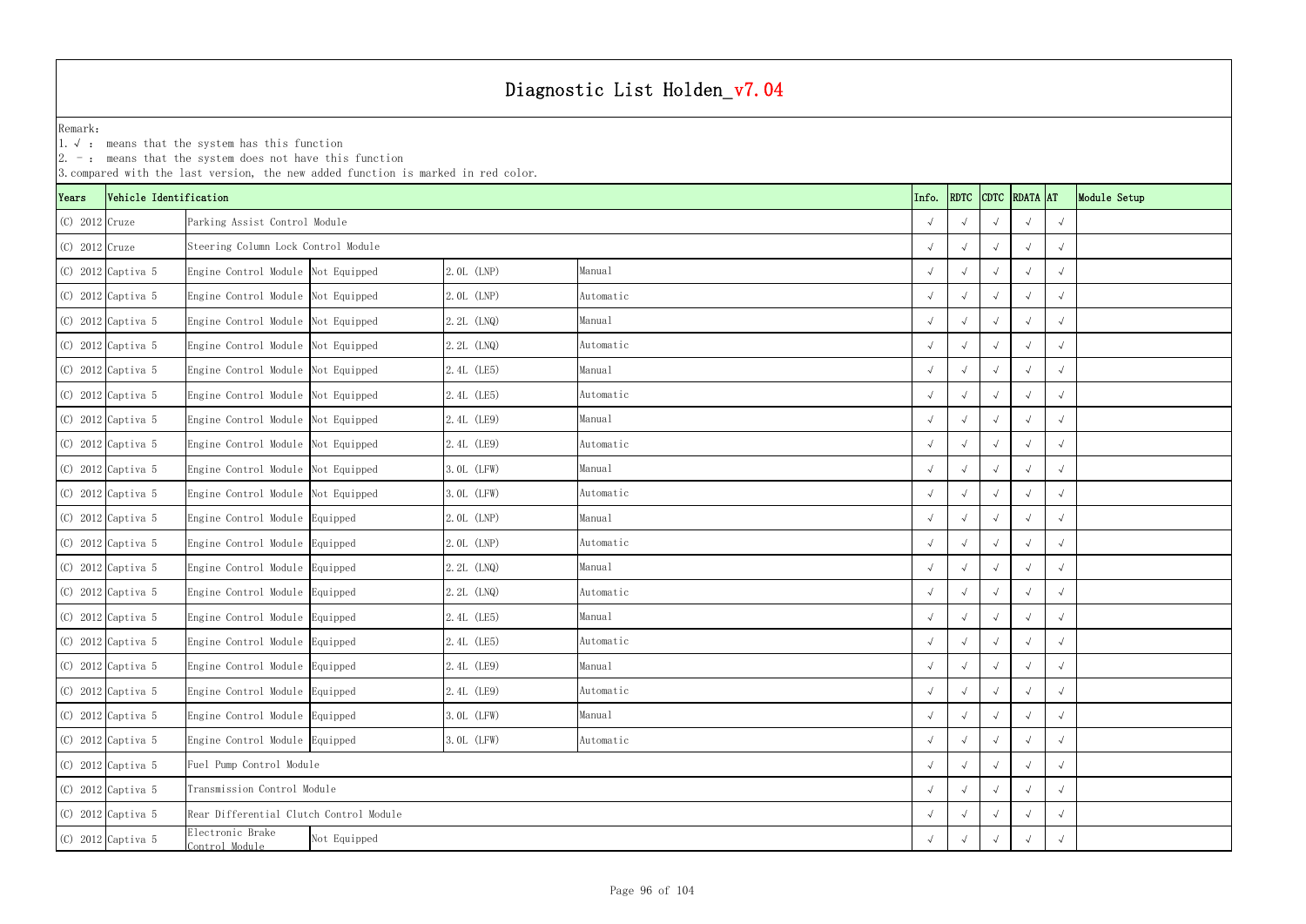# Diagnostic List Holden_v7.04

Remark:

1. √ : means that the system has this function
2. － : means that the system does not have this function
3. compared with the last version, the new added function is marked in red color.

| Years | Vehicle Identification | | | | | Info. | RDTC | CDTC | RDATA | AT | Module Setup |
|---|---|---|---|---|---|---|---|---|---|---|---|
| (C) 2012 | Cruze | Parking Assist Control Module | | | | √ | √ | √ | √ | √ | |
| (C) 2012 | Cruze | Steering Column Lock Control Module | | | | √ | √ | √ | √ | √ | |
| (C) 2012 | Captiva 5 | Engine Control Module | Not Equipped | 2.0L (LNP) | Manual | √ | √ | √ | √ | √ | |
| (C) 2012 | Captiva 5 | Engine Control Module | Not Equipped | 2.0L (LNP) | Automatic | √ | √ | √ | √ | √ | |
| (C) 2012 | Captiva 5 | Engine Control Module | Not Equipped | 2.2L (LNQ) | Manual | √ | √ | √ | √ | √ | |
| (C) 2012 | Captiva 5 | Engine Control Module | Not Equipped | 2.2L (LNQ) | Automatic | √ | √ | √ | √ | √ | |
| (C) 2012 | Captiva 5 | Engine Control Module | Not Equipped | 2.4L (LE5) | Manual | √ | √ | √ | √ | √ | |
| (C) 2012 | Captiva 5 | Engine Control Module | Not Equipped | 2.4L (LE5) | Automatic | √ | √ | √ | √ | √ | |
| (C) 2012 | Captiva 5 | Engine Control Module | Not Equipped | 2.4L (LE9) | Manual | √ | √ | √ | √ | √ | |
| (C) 2012 | Captiva 5 | Engine Control Module | Not Equipped | 2.4L (LE9) | Automatic | √ | √ | √ | √ | √ | |
| (C) 2012 | Captiva 5 | Engine Control Module | Not Equipped | 3.0L (LFW) | Manual | √ | √ | √ | √ | √ | |
| (C) 2012 | Captiva 5 | Engine Control Module | Not Equipped | 3.0L (LFW) | Automatic | √ | √ | √ | √ | √ | |
| (C) 2012 | Captiva 5 | Engine Control Module | Equipped | 2.0L (LNP) | Manual | √ | √ | √ | √ | √ | |
| (C) 2012 | Captiva 5 | Engine Control Module | Equipped | 2.0L (LNP) | Automatic | √ | √ | √ | √ | √ | |
| (C) 2012 | Captiva 5 | Engine Control Module | Equipped | 2.2L (LNQ) | Manual | √ | √ | √ | √ | √ | |
| (C) 2012 | Captiva 5 | Engine Control Module | Equipped | 2.2L (LNQ) | Automatic | √ | √ | √ | √ | √ | |
| (C) 2012 | Captiva 5 | Engine Control Module | Equipped | 2.4L (LE5) | Manual | √ | √ | √ | √ | √ | |
| (C) 2012 | Captiva 5 | Engine Control Module | Equipped | 2.4L (LE5) | Automatic | √ | √ | √ | √ | √ | |
| (C) 2012 | Captiva 5 | Engine Control Module | Equipped | 2.4L (LE9) | Manual | √ | √ | √ | √ | √ | |
| (C) 2012 | Captiva 5 | Engine Control Module | Equipped | 2.4L (LE9) | Automatic | √ | √ | √ | √ | √ | |
| (C) 2012 | Captiva 5 | Engine Control Module | Equipped | 3.0L (LFW) | Manual | √ | √ | √ | √ | √ | |
| (C) 2012 | Captiva 5 | Engine Control Module | Equipped | 3.0L (LFW) | Automatic | √ | √ | √ | √ | √ | |
| (C) 2012 | Captiva 5 | Fuel Pump Control Module | | | | √ | √ | √ | √ | √ | |
| (C) 2012 | Captiva 5 | Transmission Control Module | | | | √ | √ | √ | √ | √ | |
| (C) 2012 | Captiva 5 | Rear Differential Clutch Control Module | | | | √ | √ | √ | √ | √ | |
| (C) 2012 | Captiva 5 | Electronic Brake Control Module | Not Equipped | | | √ | √ | √ | √ | √ | |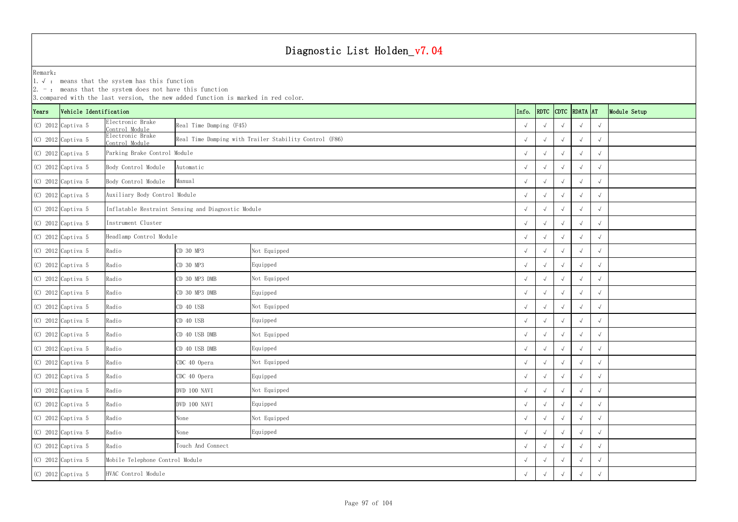# Diagnostic List Holden_v7.04

Remark:
1. √ : means that the system has this function
2. - : means that the system does not have this function
3. compared with the last version, the new added function is marked in red color.

| Years | Vehicle Identification | | | | Info. | RDTC | CDTC | RDATA | AT | Module Setup |
|---|---|---|---|---|---|---|---|---|---|---|
| (C) 2012 | Captiva 5 | Electronic Brake Control Module | Real Time Damping (F45) | | √ | √ | √ | √ | √ | |
| (C) 2012 | Captiva 5 | Electronic Brake Control Module | Real Time Damping with Trailer Stability Control (F86) | | √ | √ | √ | √ | √ | |
| (C) 2012 | Captiva 5 | Parking Brake Control Module | | | √ | √ | √ | √ | √ | |
| (C) 2012 | Captiva 5 | Body Control Module | Automatic | | √ | √ | √ | √ | √ | |
| (C) 2012 | Captiva 5 | Body Control Module | Manual | | √ | √ | √ | √ | √ | |
| (C) 2012 | Captiva 5 | Auxiliary Body Control Module | | | √ | √ | √ | √ | √ | |
| (C) 2012 | Captiva 5 | Inflatable Restraint Sensing and Diagnostic Module | | | √ | √ | √ | √ | √ | |
| (C) 2012 | Captiva 5 | Instrument Cluster | | | √ | √ | √ | √ | √ | |
| (C) 2012 | Captiva 5 | Headlamp Control Module | | | √ | √ | √ | √ | √ | |
| (C) 2012 | Captiva 5 | Radio | CD 30 MP3 | Not Equipped | √ | √ | √ | √ | √ | |
| (C) 2012 | Captiva 5 | Radio | CD 30 MP3 | Equipped | √ | √ | √ | √ | √ | |
| (C) 2012 | Captiva 5 | Radio | CD 30 MP3 DMB | Not Equipped | √ | √ | √ | √ | √ | |
| (C) 2012 | Captiva 5 | Radio | CD 30 MP3 DMB | Equipped | √ | √ | √ | √ | √ | |
| (C) 2012 | Captiva 5 | Radio | CD 40 USB | Not Equipped | √ | √ | √ | √ | √ | |
| (C) 2012 | Captiva 5 | Radio | CD 40 USB | Equipped | √ | √ | √ | √ | √ | |
| (C) 2012 | Captiva 5 | Radio | CD 40 USB DMB | Not Equipped | √ | √ | √ | √ | √ | |
| (C) 2012 | Captiva 5 | Radio | CD 40 USB DMB | Equipped | √ | √ | √ | √ | √ | |
| (C) 2012 | Captiva 5 | Radio | CDC 40 Opera | Not Equipped | √ | √ | √ | √ | √ | |
| (C) 2012 | Captiva 5 | Radio | CDC 40 Opera | Equipped | √ | √ | √ | √ | √ | |
| (C) 2012 | Captiva 5 | Radio | DVD 100 NAVI | Not Equipped | √ | √ | √ | √ | √ | |
| (C) 2012 | Captiva 5 | Radio | DVD 100 NAVI | Equipped | √ | √ | √ | √ | √ | |
| (C) 2012 | Captiva 5 | Radio | None | Not Equipped | √ | √ | √ | √ | √ | |
| (C) 2012 | Captiva 5 | Radio | None | Equipped | √ | √ | √ | √ | √ | |
| (C) 2012 | Captiva 5 | Radio | Touch And Connect | | √ | √ | √ | √ | √ | |
| (C) 2012 | Captiva 5 | Mobile Telephone Control Module | | | √ | √ | √ | √ | √ | |
| (C) 2012 | Captiva 5 | HVAC Control Module | | | √ | √ | √ | √ | √ | |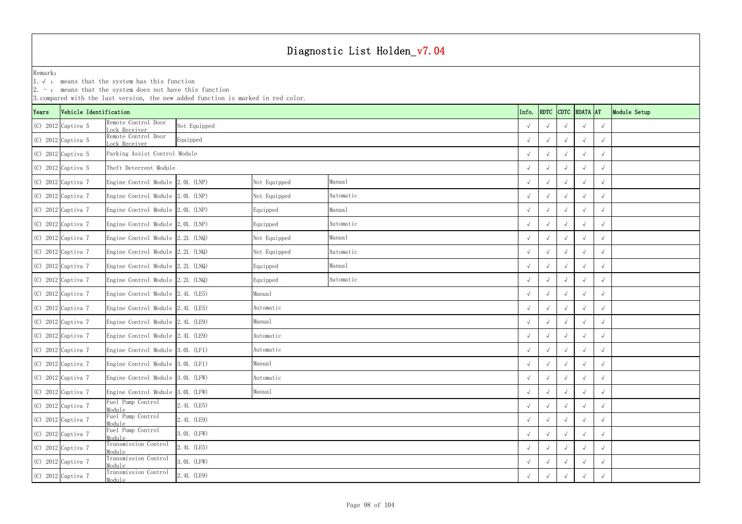# Diagnostic List Holden_v7.04

Remark:

1. √ : means that the system has this function
2. - : means that the system does not have this function
3. compared with the last version, the new added function is marked in red color.

| Years | Vehicle Identification | | | | | Info. | RDTC | CDTC | RDATA | AT | Module Setup |
|---|---|---|---|---|---|---|---|---|---|---|---|
| (C) 2012 | Captiva 5 | Remote Control Door Lock Receiver | Not Equipped | | | √ | √ | √ | √ | √ | |
| (C) 2012 | Captiva 5 | Remote Control Door Lock Receiver | Equipped | | | √ | √ | √ | √ | √ | |
| (C) 2012 | Captiva 5 | Parking Assist Control Module | | | | √ | √ | √ | √ | √ | |
| (C) 2012 | Captiva 5 | Theft Deterrent Module | | | | √ | √ | √ | √ | √ | |
| (C) 2012 | Captiva 7 | Engine Control Module | 2.0L (LNP) | Not Equipped | Manual | √ | √ | √ | √ | √ | |
| (C) 2012 | Captiva 7 | Engine Control Module | 2.0L (LNP) | Not Equipped | Automatic | √ | √ | √ | √ | √ | |
| (C) 2012 | Captiva 7 | Engine Control Module | 2.0L (LNP) | Equipped | Manual | √ | √ | √ | √ | √ | |
| (C) 2012 | Captiva 7 | Engine Control Module | 2.0L (LNP) | Equipped | Automatic | √ | √ | √ | √ | √ | |
| (C) 2012 | Captiva 7 | Engine Control Module | 2.2L (LNQ) | Not Equipped | Manual | √ | √ | √ | √ | √ | |
| (C) 2012 | Captiva 7 | Engine Control Module | 2.2L (LNQ) | Not Equipped | Automatic | √ | √ | √ | √ | √ | |
| (C) 2012 | Captiva 7 | Engine Control Module | 2.2L (LNQ) | Equipped | Manual | √ | √ | √ | √ | √ | |
| (C) 2012 | Captiva 7 | Engine Control Module | 2.2L (LNQ) | Equipped | Automatic | √ | √ | √ | √ | √ | |
| (C) 2012 | Captiva 7 | Engine Control Module | 2.4L (LE5) | Manual | | √ | √ | √ | √ | √ | |
| (C) 2012 | Captiva 7 | Engine Control Module | 2.4L (LE5) | Automatic | | √ | √ | √ | √ | √ | |
| (C) 2012 | Captiva 7 | Engine Control Module | 2.4L (LE9) | Manual | | √ | √ | √ | √ | √ | |
| (C) 2012 | Captiva 7 | Engine Control Module | 2.4L (LE9) | Automatic | | √ | √ | √ | √ | √ | |
| (C) 2012 | Captiva 7 | Engine Control Module | 3.0L (LF1) | Automatic | | √ | √ | √ | √ | √ | |
| (C) 2012 | Captiva 7 | Engine Control Module | 3.0L (LF1) | Manual | | √ | √ | √ | √ | √ | |
| (C) 2012 | Captiva 7 | Engine Control Module | 3.0L (LFW) | Automatic | | √ | √ | √ | √ | √ | |
| (C) 2012 | Captiva 7 | Engine Control Module | 3.0L (LFW) | Manual | | √ | √ | √ | √ | √ | |
| (C) 2012 | Captiva 7 | Fuel Pump Control Module | 2.4L (LE5) | | | √ | √ | √ | √ | √ | |
| (C) 2012 | Captiva 7 | Fuel Pump Control Module | 2.4L (LE9) | | | √ | √ | √ | √ | √ | |
| (C) 2012 | Captiva 7 | Fuel Pump Control Module | 3.0L (LFW) | | | √ | √ | √ | √ | √ | |
| (C) 2012 | Captiva 7 | Transmission Control Module | 2.4L (LE5) | | | √ | √ | √ | √ | √ | |
| (C) 2012 | Captiva 7 | Transmission Control Module | 3.0L (LFW) | | | √ | √ | √ | √ | √ | |
| (C) 2012 | Captiva 7 | Transmission Control Module | 2.4L (LE9) | | | √ | √ | √ | √ | √ | |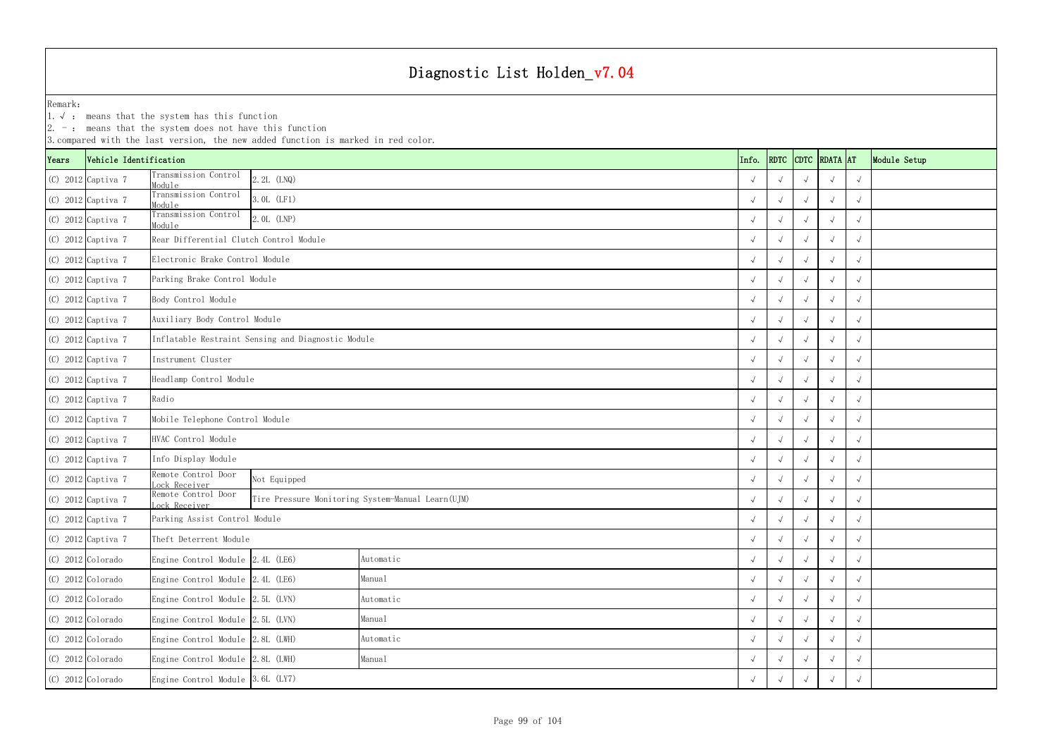# Diagnostic List Holden_v7.04

Remark:
1. √ : means that the system has this function
2. - : means that the system does not have this function
3. compared with the last version, the new added function is marked in red color.

| Years | Vehicle Identification | | | | Info. | RDTC | CDTC | RDATA | AT | Module Setup |
|---|---|---|---|---|---|---|---|---|---|---|
| (C) 2012 | Captiva 7 | Transmission Control Module | 2.2L (LNQ) | | √ | √ | √ | √ | √ | |
| (C) 2012 | Captiva 7 | Transmission Control Module | 3.0L (LF1) | | √ | √ | √ | √ | √ | |
| (C) 2012 | Captiva 7 | Transmission Control Module | 2.0L (LNP) | | √ | √ | √ | √ | √ | |
| (C) 2012 | Captiva 7 | Rear Differential Clutch Control Module | | | √ | √ | √ | √ | √ | |
| (C) 2012 | Captiva 7 | Electronic Brake Control Module | | | √ | √ | √ | √ | √ | |
| (C) 2012 | Captiva 7 | Parking Brake Control Module | | | √ | √ | √ | √ | √ | |
| (C) 2012 | Captiva 7 | Body Control Module | | | √ | √ | √ | √ | √ | |
| (C) 2012 | Captiva 7 | Auxiliary Body Control Module | | | √ | √ | √ | √ | √ | |
| (C) 2012 | Captiva 7 | Inflatable Restraint Sensing and Diagnostic Module | | | √ | √ | √ | √ | √ | |
| (C) 2012 | Captiva 7 | Instrument Cluster | | | √ | √ | √ | √ | √ | |
| (C) 2012 | Captiva 7 | Headlamp Control Module | | | √ | √ | √ | √ | √ | |
| (C) 2012 | Captiva 7 | Radio | | | √ | √ | √ | √ | √ | |
| (C) 2012 | Captiva 7 | Mobile Telephone Control Module | | | √ | √ | √ | √ | √ | |
| (C) 2012 | Captiva 7 | HVAC Control Module | | | √ | √ | √ | √ | √ | |
| (C) 2012 | Captiva 7 | Info Display Module | | | √ | √ | √ | √ | √ | |
| (C) 2012 | Captiva 7 | Remote Control Door Lock Receiver | Not Equipped | | √ | √ | √ | √ | √ | |
| (C) 2012 | Captiva 7 | Remote Control Door Lock Receiver | Tire Pressure Monitoring System-Manual Learn(UJM) | | √ | √ | √ | √ | √ | |
| (C) 2012 | Captiva 7 | Parking Assist Control Module | | | √ | √ | √ | √ | √ | |
| (C) 2012 | Captiva 7 | Theft Deterrent Module | | | √ | √ | √ | √ | √ | |
| (C) 2012 | Colorado | Engine Control Module | 2.4L (LE6) | Automatic | √ | √ | √ | √ | √ | |
| (C) 2012 | Colorado | Engine Control Module | 2.4L (LE6) | Manual | √ | √ | √ | √ | √ | |
| (C) 2012 | Colorado | Engine Control Module | 2.5L (LVN) | Automatic | √ | √ | √ | √ | √ | |
| (C) 2012 | Colorado | Engine Control Module | 2.5L (LVN) | Manual | √ | √ | √ | √ | √ | |
| (C) 2012 | Colorado | Engine Control Module | 2.8L (LWH) | Automatic | √ | √ | √ | √ | √ | |
| (C) 2012 | Colorado | Engine Control Module | 2.8L (LWH) | Manual | √ | √ | √ | √ | √ | |
| (C) 2012 | Colorado | Engine Control Module | 3.6L (LY7) | | √ | √ | √ | √ | √ | |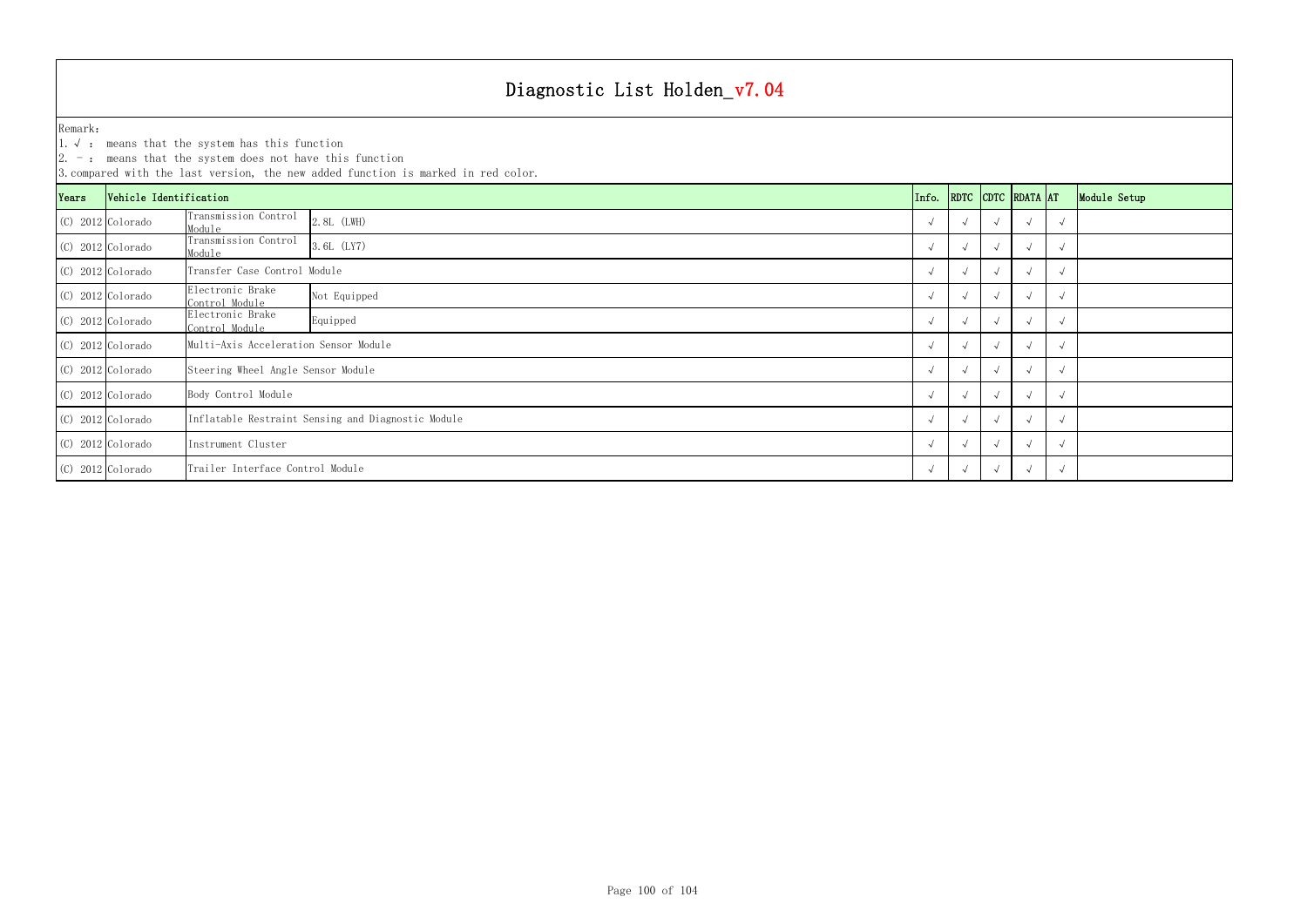# Diagnostic List Holden_v7.04

Remark:
1. √ : means that the system has this function
2. - : means that the system does not have this function
3. compared with the last version, the new added function is marked in red color.

| Years | Vehicle Identification | | | Info. | RDTC | CDTC | RDATA | AT | Module Setup |
|---|---|---|---|---|---|---|---|---|---|
| (C) 2012 | Colorado | Transmission Control Module | 2.8L (LWH) | √ | √ | √ | √ | √ | |
| (C) 2012 | Colorado | Transmission Control Module | 3.6L (LY7) | √ | √ | √ | √ | √ | |
| (C) 2012 | Colorado | Transfer Case Control Module | | √ | √ | √ | √ | √ | |
| (C) 2012 | Colorado | Electronic Brake Control Module | Not Equipped | √ | √ | √ | √ | √ | |
| (C) 2012 | Colorado | Electronic Brake Control Module | Equipped | √ | √ | √ | √ | √ | |
| (C) 2012 | Colorado | Multi-Axis Acceleration Sensor Module | | √ | √ | √ | √ | √ | |
| (C) 2012 | Colorado | Steering Wheel Angle Sensor Module | | √ | √ | √ | √ | √ | |
| (C) 2012 | Colorado | Body Control Module | | √ | √ | √ | √ | √ | |
| (C) 2012 | Colorado | Inflatable Restraint Sensing and Diagnostic Module | | √ | √ | √ | √ | √ | |
| (C) 2012 | Colorado | Instrument Cluster | | √ | √ | √ | √ | √ | |
| (C) 2012 | Colorado | Trailer Interface Control Module | | √ | √ | √ | √ | √ | |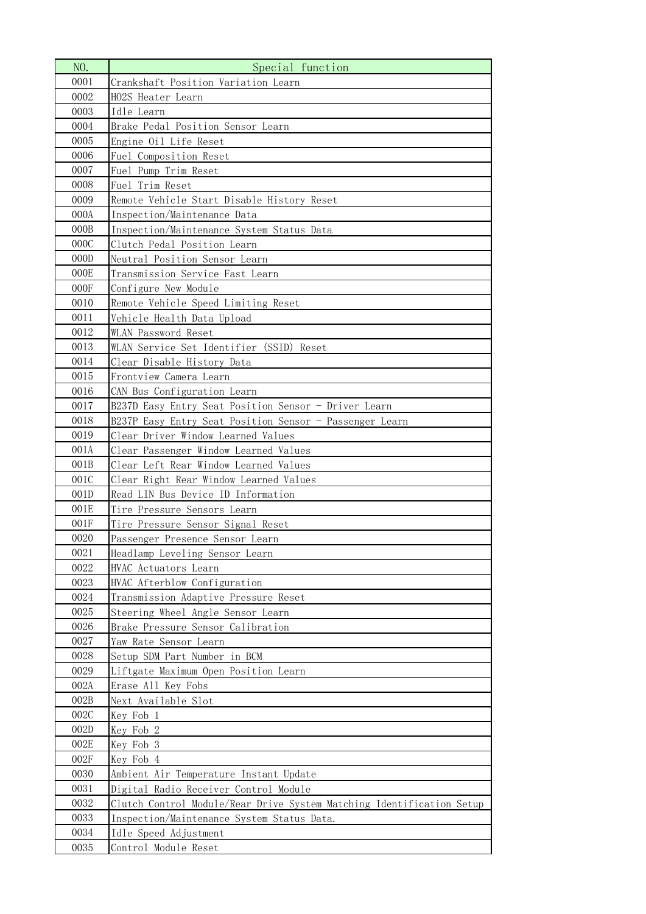| NO. | Special function |
|---|---|
| 0001 | Crankshaft Position Variation Learn |
| 0002 | HO2S Heater Learn |
| 0003 | Idle Learn |
| 0004 | Brake Pedal Position Sensor Learn |
| 0005 | Engine Oil Life Reset |
| 0006 | Fuel Composition Reset |
| 0007 | Fuel Pump Trim Reset |
| 0008 | Fuel Trim Reset |
| 0009 | Remote Vehicle Start Disable History Reset |
| 000A | Inspection/Maintenance Data |
| 000B | Inspection/Maintenance System Status Data |
| 000C | Clutch Pedal Position Learn |
| 000D | Neutral Position Sensor Learn |
| 000E | Transmission Service Fast Learn |
| 000F | Configure New Module |
| 0010 | Remote Vehicle Speed Limiting Reset |
| 0011 | Vehicle Health Data Upload |
| 0012 | WLAN Password Reset |
| 0013 | WLAN Service Set Identifier (SSID) Reset |
| 0014 | Clear Disable History Data |
| 0015 | Frontview Camera Learn |
| 0016 | CAN Bus Configuration Learn |
| 0017 | B237D Easy Entry Seat Position Sensor - Driver Learn |
| 0018 | B237P Easy Entry Seat Position Sensor - Passenger Learn |
| 0019 | Clear Driver Window Learned Values |
| 001A | Clear Passenger Window Learned Values |
| 001B | Clear Left Rear Window Learned Values |
| 001C | Clear Right Rear Window Learned Values |
| 001D | Read LIN Bus Device ID Information |
| 001E | Tire Pressure Sensors Learn |
| 001F | Tire Pressure Sensor Signal Reset |
| 0020 | Passenger Presence Sensor Learn |
| 0021 | Headlamp Leveling Sensor Learn |
| 0022 | HVAC Actuators Learn |
| 0023 | HVAC Afterblow Configuration |
| 0024 | Transmission Adaptive Pressure Reset |
| 0025 | Steering Wheel Angle Sensor Learn |
| 0026 | Brake Pressure Sensor Calibration |
| 0027 | Yaw Rate Sensor Learn |
| 0028 | Setup SDM Part Number in BCM |
| 0029 | Liftgate Maximum Open Position Learn |
| 002A | Erase All Key Fobs |
| 002B | Next Available Slot |
| 002C | Key Fob 1 |
| 002D | Key Fob 2 |
| 002E | Key Fob 3 |
| 002F | Key Fob 4 |
| 0030 | Ambient Air Temperature Instant Update |
| 0031 | Digital Radio Receiver Control Module |
| 0032 | Clutch Control Module/Rear Drive System Matching Identification Setup |
| 0033 | Inspection/Maintenance System Status Data. |
| 0034 | Idle Speed Adjustment |
| 0035 | Control Module Reset |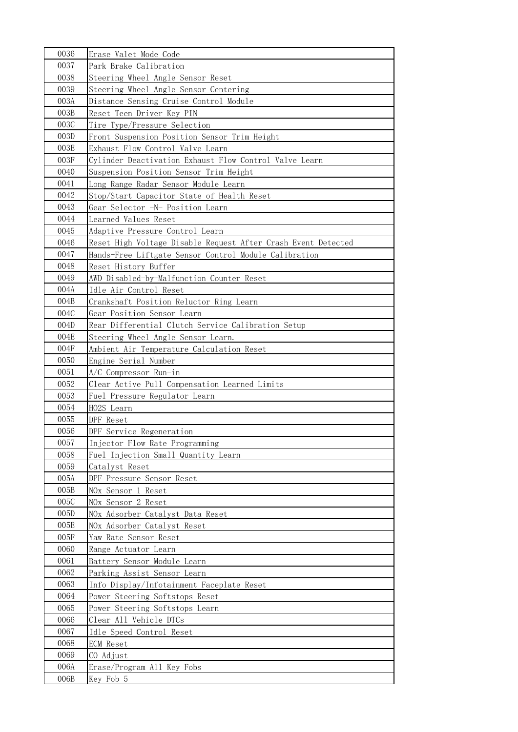| 0036 | Erase Valet Mode Code |
|---|---|
| 0037 | Park Brake Calibration |
| 0038 | Steering Wheel Angle Sensor Reset |
| 0039 | Steering Wheel Angle Sensor Centering |
| 003A | Distance Sensing Cruise Control Module |
| 003B | Reset Teen Driver Key PIN |
| 003C | Tire Type/Pressure Selection |
| 003D | Front Suspension Position Sensor Trim Height |
| 003E | Exhaust Flow Control Valve Learn |
| 003F | Cylinder Deactivation Exhaust Flow Control Valve Learn |
| 0040 | Suspension Position Sensor Trim Height |
| 0041 | Long Range Radar Sensor Module Learn |
| 0042 | Stop/Start Capacitor State of Health Reset |
| 0043 | Gear Selector -N- Position Learn |
| 0044 | Learned Values Reset |
| 0045 | Adaptive Pressure Control Learn |
| 0046 | Reset High Voltage Disable Request After Crash Event Detected |
| 0047 | Hands-Free Liftgate Sensor Control Module Calibration |
| 0048 | Reset History Buffer |
| 0049 | AWD Disabled-by-Malfunction Counter Reset |
| 004A | Idle Air Control Reset |
| 004B | Crankshaft Position Reluctor Ring Learn |
| 004C | Gear Position Sensor Learn |
| 004D | Rear Differential Clutch Service Calibration Setup |
| 004E | Steering Wheel Angle Sensor Learn. |
| 004F | Ambient Air Temperature Calculation Reset |
| 0050 | Engine Serial Number |
| 0051 | A/C Compressor Run-in |
| 0052 | Clear Active Pull Compensation Learned Limits |
| 0053 | Fuel Pressure Regulator Learn |
| 0054 | HO2S Learn |
| 0055 | DPF Reset |
| 0056 | DPF Service Regeneration |
| 0057 | Injector Flow Rate Programming |
| 0058 | Fuel Injection Small Quantity Learn |
| 0059 | Catalyst Reset |
| 005A | DPF Pressure Sensor Reset |
| 005B | NOx Sensor 1 Reset |
| 005C | NOx Sensor 2 Reset |
| 005D | NOx Adsorber Catalyst Data Reset |
| 005E | NOx Adsorber Catalyst Reset |
| 005F | Yaw Rate Sensor Reset |
| 0060 | Range Actuator Learn |
| 0061 | Battery Sensor Module Learn |
| 0062 | Parking Assist Sensor Learn |
| 0063 | Info Display/Infotainment Faceplate Reset |
| 0064 | Power Steering Softstops Reset |
| 0065 | Power Steering Softstops Learn |
| 0066 | Clear All Vehicle DTCs |
| 0067 | Idle Speed Control Reset |
| 0068 | ECM Reset |
| 0069 | CO Adjust |
| 006A | Erase/Program All Key Fobs |
| 006B | Key Fob 5 |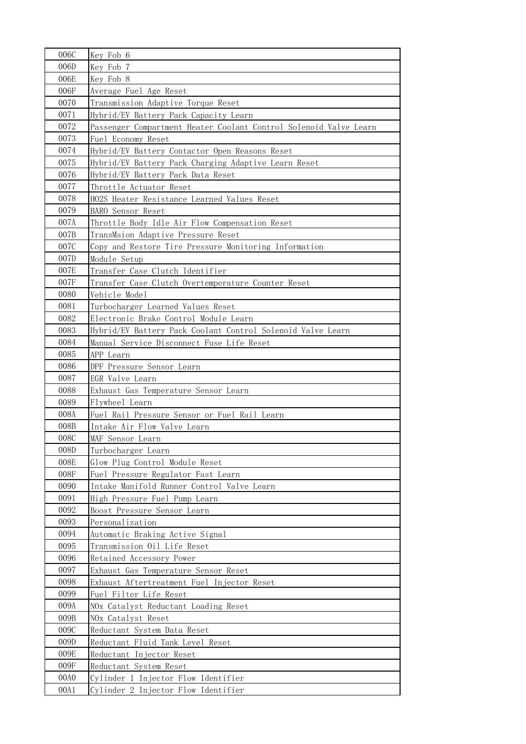| 006C | Key Fob 6 |
|---|---|
| 006D | Key Fob 7 |
| 006E | Key Fob 8 |
| 006F | Average Fuel Age Reset |
| 0070 | Transmission Adaptive Torque Reset |
| 0071 | Hybrid/EV Battery Pack Capacity Learn |
| 0072 | Passenger Compartment Heater Coolant Control Solenoid Valve Learn |
| 0073 | Fuel Economy Reset |
| 0074 | Hybrid/EV Battery Contactor Open Reasons Reset |
| 0075 | Hybrid/EV Battery Pack Charging Adaptive Learn Reset |
| 0076 | Hybrid/EV Battery Pack Data Reset |
| 0077 | Throttle Actuator Reset |
| 0078 | HO2S Heater Resistance Learned Values Reset |
| 0079 | BARO Sensor Reset |
| 007A | Throttle Body Idle Air Flow Compensation Reset |
| 007B | TransMsion Adaptive Pressure Reset |
| 007C | Copy and Restore Tire Pressure Monitoring Information |
| 007D | Module Setup |
| 007E | Transfer Case Clutch Identifier |
| 007F | Transfer Case Clutch Overtemperature Counter Reset |
| 0080 | Vehicle Model |
| 0081 | Turbocharger Learned Values Reset |
| 0082 | Electronic Brake Control Module Learn |
| 0083 | Hybrid/EV Battery Pack Coolant Control Solenoid Valve Learn |
| 0084 | Manual Service Disconnect Fuse Life Reset |
| 0085 | APP Learn |
| 0086 | DPF Pressure Sensor Learn |
| 0087 | EGR Valve Learn |
| 0088 | Exhaust Gas Temperature Sensor Learn |
| 0089 | Flywheel Learn |
| 008A | Fuel Rail Pressure Sensor or Fuel Rail Learn |
| 008B | Intake Air Flow Valve Learn |
| 008C | MAF Sensor Learn |
| 008D | Turbocharger Learn |
| 008E | Glow Plug Control Module Reset |
| 008F | Fuel Pressure Regulator Fast Learn |
| 0090 | Intake Manifold Runner Control Valve Learn |
| 0091 | High Pressure Fuel Pump Learn |
| 0092 | Boost Pressure Sensor Learn |
| 0093 | Personalization |
| 0094 | Automatic Braking Active Signal |
| 0095 | Transmission Oil Life Reset |
| 0096 | Retained Accessory Power |
| 0097 | Exhaust Gas Temperature Sensor Reset |
| 0098 | Exhaust Aftertreatment Fuel Injector Reset |
| 0099 | Fuel Filter Life Reset |
| 009A | NOx Catalyst Reductant Loading Reset |
| 009B | NOx Catalyst Reset |
| 009C | Reductant System Data Reset |
| 009D | Reductant Fluid Tank Level Reset |
| 009E | Reductant Injector Reset |
| 009F | Reductant System Reset |
| 00A0 | Cylinder 1 Injector Flow Identifier |
| 00A1 | Cylinder 2 Injector Flow Identifier |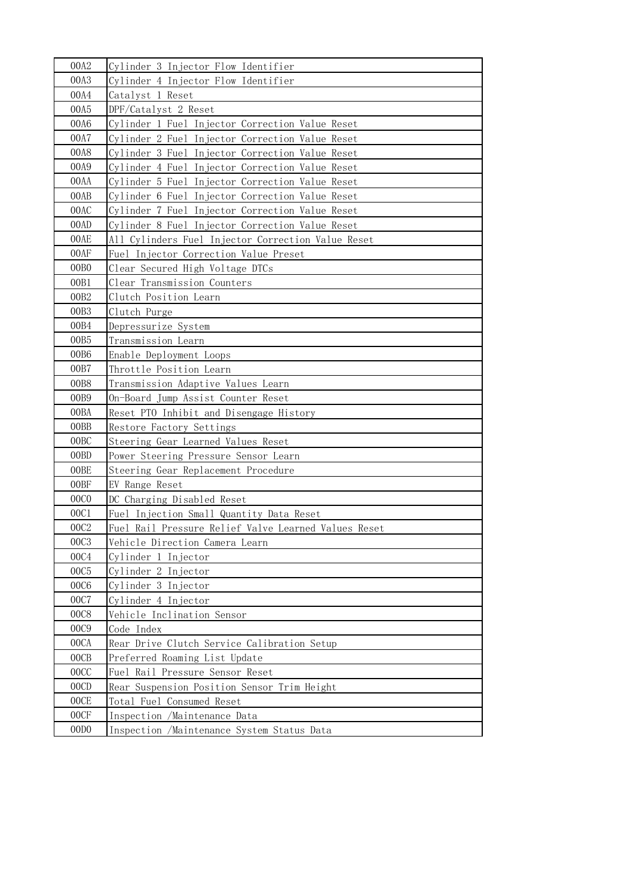| | |
|---|---|
| 00A2 | Cylinder 3 Injector Flow Identifier |
| 00A3 | Cylinder 4 Injector Flow Identifier |
| 00A4 | Catalyst 1 Reset |
| 00A5 | DPF/Catalyst 2 Reset |
| 00A6 | Cylinder 1 Fuel Injector Correction Value Reset |
| 00A7 | Cylinder 2 Fuel Injector Correction Value Reset |
| 00A8 | Cylinder 3 Fuel Injector Correction Value Reset |
| 00A9 | Cylinder 4 Fuel Injector Correction Value Reset |
| 00AA | Cylinder 5 Fuel Injector Correction Value Reset |
| 00AB | Cylinder 6 Fuel Injector Correction Value Reset |
| 00AC | Cylinder 7 Fuel Injector Correction Value Reset |
| 00AD | Cylinder 8 Fuel Injector Correction Value Reset |
| 00AE | All Cylinders Fuel Injector Correction Value Reset |
| 00AF | Fuel Injector Correction Value Preset |
| 00B0 | Clear Secured High Voltage DTCs |
| 00B1 | Clear Transmission Counters |
| 00B2 | Clutch Position Learn |
| 00B3 | Clutch Purge |
| 00B4 | Depressurize System |
| 00B5 | Transmission Learn |
| 00B6 | Enable Deployment Loops |
| 00B7 | Throttle Position Learn |
| 00B8 | Transmission Adaptive Values Learn |
| 00B9 | On-Board Jump Assist Counter Reset |
| 00BA | Reset PTO Inhibit and Disengage History |
| 00BB | Restore Factory Settings |
| 00BC | Steering Gear Learned Values Reset |
| 00BD | Power Steering Pressure Sensor Learn |
| 00BE | Steering Gear Replacement Procedure |
| 00BF | EV Range Reset |
| 00C0 | DC Charging Disabled Reset |
| 00C1 | Fuel Injection Small Quantity Data Reset |
| 00C2 | Fuel Rail Pressure Relief Valve Learned Values Reset |
| 00C3 | Vehicle Direction Camera Learn |
| 00C4 | Cylinder 1 Injector |
| 00C5 | Cylinder 2 Injector |
| 00C6 | Cylinder 3 Injector |
| 00C7 | Cylinder 4 Injector |
| 00C8 | Vehicle Inclination Sensor |
| 00C9 | Code Index |
| 00CA | Rear Drive Clutch Service Calibration Setup |
| 00CB | Preferred Roaming List Update |
| 00CC | Fuel Rail Pressure Sensor Reset |
| 00CD | Rear Suspension Position Sensor Trim Height |
| 00CE | Total Fuel Consumed Reset |
| 00CF | Inspection /Maintenance Data |
| 00D0 | Inspection /Maintenance System Status Data |